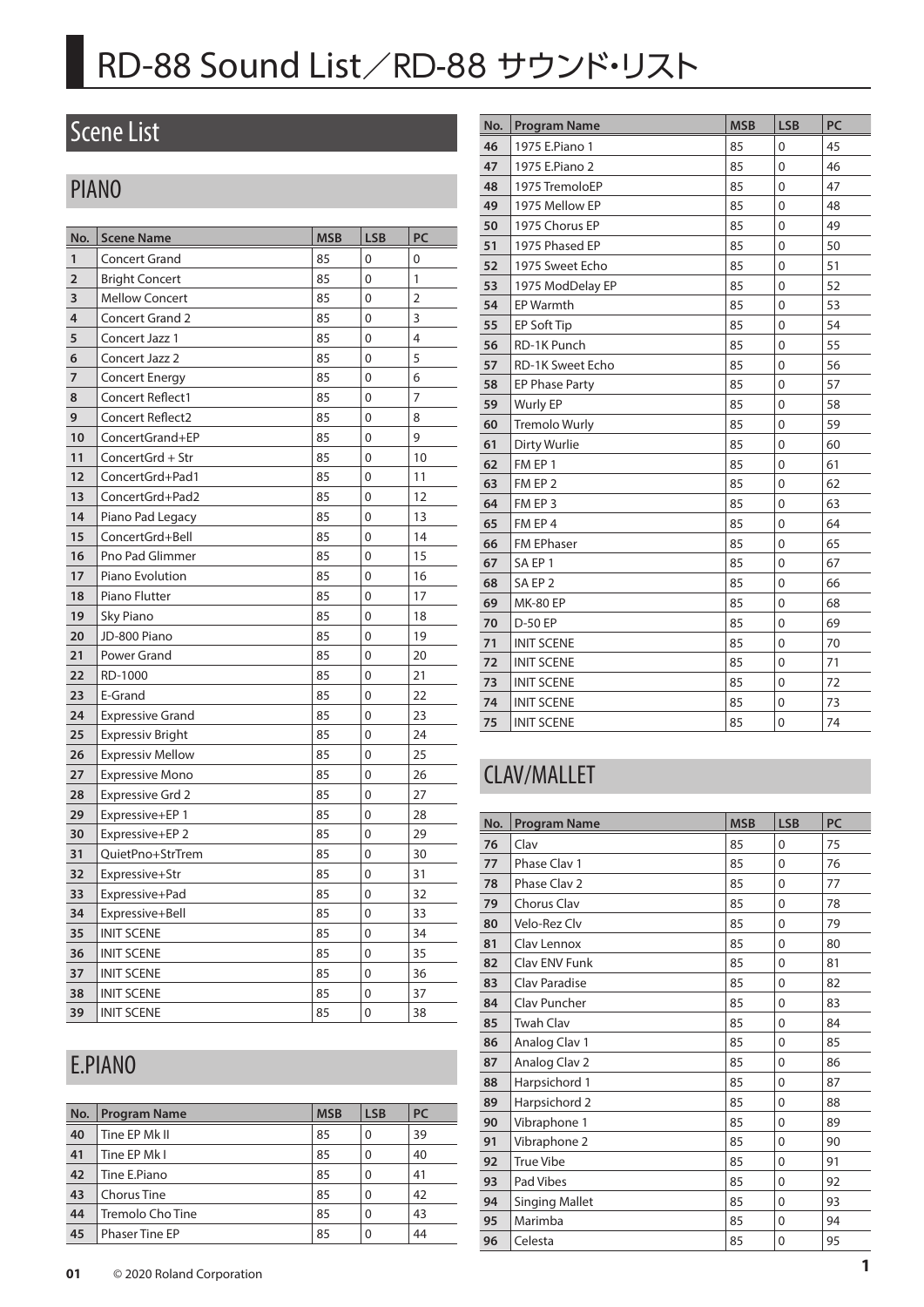# RD-88 Sound List／RD-88 サウンド･リスト

## Scene List

### PIANO

| No. | Scene Name | MSB | LSB | PC |
|---|---|---|---|---|
| 1 | Concert Grand | 85 | 0 | 0 |
| 2 | Bright Concert | 85 | 0 | 1 |
| 3 | Mellow Concert | 85 | 0 | 2 |
| 4 | Concert Grand 2 | 85 | 0 | 3 |
| 5 | Concert Jazz 1 | 85 | 0 | 4 |
| 6 | Concert Jazz 2 | 85 | 0 | 5 |
| 7 | Concert Energy | 85 | 0 | 6 |
| 8 | Concert Reflect1 | 85 | 0 | 7 |
| 9 | Concert Reflect2 | 85 | 0 | 8 |
| 10 | ConcertGrand+EP | 85 | 0 | 9 |
| 11 | ConcertGrd + Str | 85 | 0 | 10 |
| 12 | ConcertGrd+Pad1 | 85 | 0 | 11 |
| 13 | ConcertGrd+Pad2 | 85 | 0 | 12 |
| 14 | Piano Pad Legacy | 85 | 0 | 13 |
| 15 | ConcertGrd+Bell | 85 | 0 | 14 |
| 16 | Pno Pad Glimmer | 85 | 0 | 15 |
| 17 | Piano Evolution | 85 | 0 | 16 |
| 18 | Piano Flutter | 85 | 0 | 17 |
| 19 | Sky Piano | 85 | 0 | 18 |
| 20 | JD-800 Piano | 85 | 0 | 19 |
| 21 | Power Grand | 85 | 0 | 20 |
| 22 | RD-1000 | 85 | 0 | 21 |
| 23 | E-Grand | 85 | 0 | 22 |
| 24 | Expressive Grand | 85 | 0 | 23 |
| 25 | Expressiv Bright | 85 | 0 | 24 |
| 26 | Expressiv Mellow | 85 | 0 | 25 |
| 27 | Expressive Mono | 85 | 0 | 26 |
| 28 | Expressive Grd 2 | 85 | 0 | 27 |
| 29 | Expressive+EP 1 | 85 | 0 | 28 |
| 30 | Expressive+EP 2 | 85 | 0 | 29 |
| 31 | QuietPno+StrTrem | 85 | 0 | 30 |
| 32 | Expressive+Str | 85 | 0 | 31 |
| 33 | Expressive+Pad | 85 | 0 | 32 |
| 34 | Expressive+Bell | 85 | 0 | 33 |
| 35 | INIT SCENE | 85 | 0 | 34 |
| 36 | INIT SCENE | 85 | 0 | 35 |
| 37 | INIT SCENE | 85 | 0 | 36 |
| 38 | INIT SCENE | 85 | 0 | 37 |
| 39 | INIT SCENE | 85 | 0 | 38 |

### E.PIANO

| No. | Program Name | MSB | LSB | PC |
|---|---|---|---|---|
| 40 | Tine EP Mk II | 85 | 0 | 39 |
| 41 | Tine EP Mk I | 85 | 0 | 40 |
| 42 | Tine E.Piano | 85 | 0 | 41 |
| 43 | Chorus Tine | 85 | 0 | 42 |
| 44 | Tremolo Cho Tine | 85 | 0 | 43 |
| 45 | Phaser Tine EP | 85 | 0 | 44 |
| 46 | 1975 E.Piano 1 | 85 | 0 | 45 |
| 47 | 1975 E.Piano 2 | 85 | 0 | 46 |
| 48 | 1975 TremoloEP | 85 | 0 | 47 |
| 49 | 1975 Mellow EP | 85 | 0 | 48 |
| 50 | 1975 Chorus EP | 85 | 0 | 49 |
| 51 | 1975 Phased EP | 85 | 0 | 50 |
| 52 | 1975 Sweet Echo | 85 | 0 | 51 |
| 53 | 1975 ModDelay EP | 85 | 0 | 52 |
| 54 | EP Warmth | 85 | 0 | 53 |
| 55 | EP Soft Tip | 85 | 0 | 54 |
| 56 | RD-1K Punch | 85 | 0 | 55 |
| 57 | RD-1K Sweet Echo | 85 | 0 | 56 |
| 58 | EP Phase Party | 85 | 0 | 57 |
| 59 | Wurly EP | 85 | 0 | 58 |
| 60 | Tremolo Wurly | 85 | 0 | 59 |
| 61 | Dirty Wurlie | 85 | 0 | 60 |
| 62 | FM EP 1 | 85 | 0 | 61 |
| 63 | FM EP 2 | 85 | 0 | 62 |
| 64 | FM EP 3 | 85 | 0 | 63 |
| 65 | FM EP 4 | 85 | 0 | 64 |
| 66 | FM EPhaser | 85 | 0 | 65 |
| 67 | SA EP 1 | 85 | 0 | 67 |
| 68 | SA EP 2 | 85 | 0 | 66 |
| 69 | MK-80 EP | 85 | 0 | 68 |
| 70 | D-50 EP | 85 | 0 | 69 |
| 71 | INIT SCENE | 85 | 0 | 70 |
| 72 | INIT SCENE | 85 | 0 | 71 |
| 73 | INIT SCENE | 85 | 0 | 72 |
| 74 | INIT SCENE | 85 | 0 | 73 |
| 75 | INIT SCENE | 85 | 0 | 74 |

### CLAV/MALLET

| No. | Program Name | MSB | LSB | PC |
|---|---|---|---|---|
| 76 | Clav | 85 | 0 | 75 |
| 77 | Phase Clav 1 | 85 | 0 | 76 |
| 78 | Phase Clav 2 | 85 | 0 | 77 |
| 79 | Chorus Clav | 85 | 0 | 78 |
| 80 | Velo-Rez Clv | 85 | 0 | 79 |
| 81 | Clav Lennox | 85 | 0 | 80 |
| 82 | Clav ENV Funk | 85 | 0 | 81 |
| 83 | Clav Paradise | 85 | 0 | 82 |
| 84 | Clav Puncher | 85 | 0 | 83 |
| 85 | Twah Clav | 85 | 0 | 84 |
| 86 | Analog Clav 1 | 85 | 0 | 85 |
| 87 | Analog Clav 2 | 85 | 0 | 86 |
| 88 | Harpsichord 1 | 85 | 0 | 87 |
| 89 | Harpsichord 2 | 85 | 0 | 88 |
| 90 | Vibraphone 1 | 85 | 0 | 89 |
| 91 | Vibraphone 2 | 85 | 0 | 90 |
| 92 | True Vibe | 85 | 0 | 91 |
| 93 | Pad Vibes | 85 | 0 | 92 |
| 94 | Singing Mallet | 85 | 0 | 93 |
| 95 | Marimba | 85 | 0 | 94 |
| 96 | Celesta | 85 | 0 | 95 |

01 © 2020 Roland Corporation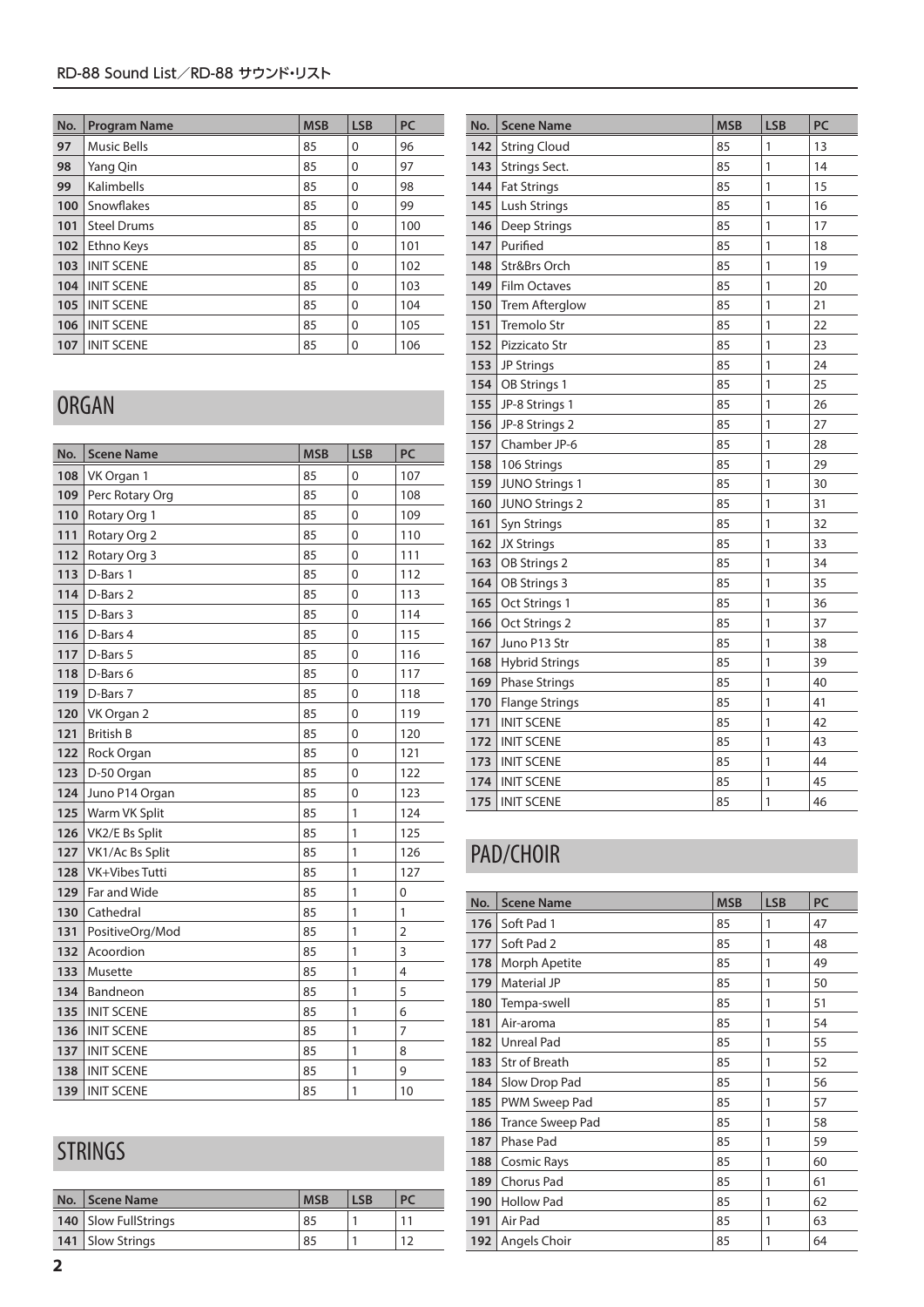| No. | Program Name | MSB | LSB | PC |
|---|---|---|---|---|
| 97 | Music Bells | 85 | 0 | 96 |
| 98 | Yang Qin | 85 | 0 | 97 |
| 99 | Kalimbells | 85 | 0 | 98 |
| 100 | Snowflakes | 85 | 0 | 99 |
| 101 | Steel Drums | 85 | 0 | 100 |
| 102 | Ethno Keys | 85 | 0 | 101 |
| 103 | INIT SCENE | 85 | 0 | 102 |
| 104 | INIT SCENE | 85 | 0 | 103 |
| 105 | INIT SCENE | 85 | 0 | 104 |
| 106 | INIT SCENE | 85 | 0 | 105 |
| 107 | INIT SCENE | 85 | 0 | 106 |

## ORGAN

| No. | Scene Name | MSB | LSB | PC |
|---|---|---|---|---|
| 108 | VK Organ 1 | 85 | 0 | 107 |
| 109 | Perc Rotary Org | 85 | 0 | 108 |
| 110 | Rotary Org 1 | 85 | 0 | 109 |
| 111 | Rotary Org 2 | 85 | 0 | 110 |
| 112 | Rotary Org 3 | 85 | 0 | 111 |
| 113 | D-Bars 1 | 85 | 0 | 112 |
| 114 | D-Bars 2 | 85 | 0 | 113 |
| 115 | D-Bars 3 | 85 | 0 | 114 |
| 116 | D-Bars 4 | 85 | 0 | 115 |
| 117 | D-Bars 5 | 85 | 0 | 116 |
| 118 | D-Bars 6 | 85 | 0 | 117 |
| 119 | D-Bars 7 | 85 | 0 | 118 |
| 120 | VK Organ 2 | 85 | 0 | 119 |
| 121 | British B | 85 | 0 | 120 |
| 122 | Rock Organ | 85 | 0 | 121 |
| 123 | D-50 Organ | 85 | 0 | 122 |
| 124 | Juno P14 Organ | 85 | 0 | 123 |
| 125 | Warm VK Split | 85 | 1 | 124 |
| 126 | VK2/E Bs Split | 85 | 1 | 125 |
| 127 | VK1/Ac Bs Split | 85 | 1 | 126 |
| 128 | VK+Vibes Tutti | 85 | 1 | 127 |
| 129 | Far and Wide | 85 | 1 | 0 |
| 130 | Cathedral | 85 | 1 | 1 |
| 131 | PositiveOrg/Mod | 85 | 1 | 2 |
| 132 | Acoordion | 85 | 1 | 3 |
| 133 | Musette | 85 | 1 | 4 |
| 134 | Bandneon | 85 | 1 | 5 |
| 135 | INIT SCENE | 85 | 1 | 6 |
| 136 | INIT SCENE | 85 | 1 | 7 |
| 137 | INIT SCENE | 85 | 1 | 8 |
| 138 | INIT SCENE | 85 | 1 | 9 |
| 139 | INIT SCENE | 85 | 1 | 10 |

## STRINGS

| No. | Scene Name | MSB | LSB | PC |
|---|---|---|---|---|
| 140 | Slow FullStrings | 85 | 1 | 11 |
| 141 | Slow Strings | 85 | 1 | 12 |
| 142 | String Cloud | 85 | 1 | 13 |
| 143 | Strings Sect. | 85 | 1 | 14 |
| 144 | Fat Strings | 85 | 1 | 15 |
| 145 | Lush Strings | 85 | 1 | 16 |
| 146 | Deep Strings | 85 | 1 | 17 |
| 147 | Purified | 85 | 1 | 18 |
| 148 | Str&Brs Orch | 85 | 1 | 19 |
| 149 | Film Octaves | 85 | 1 | 20 |
| 150 | Trem Afterglow | 85 | 1 | 21 |
| 151 | Tremolo Str | 85 | 1 | 22 |
| 152 | Pizzicato Str | 85 | 1 | 23 |
| 153 | JP Strings | 85 | 1 | 24 |
| 154 | OB Strings 1 | 85 | 1 | 25 |
| 155 | JP-8 Strings 1 | 85 | 1 | 26 |
| 156 | JP-8 Strings 2 | 85 | 1 | 27 |
| 157 | Chamber JP-6 | 85 | 1 | 28 |
| 158 | 106 Strings | 85 | 1 | 29 |
| 159 | JUNO Strings 1 | 85 | 1 | 30 |
| 160 | JUNO Strings 2 | 85 | 1 | 31 |
| 161 | Syn Strings | 85 | 1 | 32 |
| 162 | JX Strings | 85 | 1 | 33 |
| 163 | OB Strings 2 | 85 | 1 | 34 |
| 164 | OB Strings 3 | 85 | 1 | 35 |
| 165 | Oct Strings 1 | 85 | 1 | 36 |
| 166 | Oct Strings 2 | 85 | 1 | 37 |
| 167 | Juno P13 Str | 85 | 1 | 38 |
| 168 | Hybrid Strings | 85 | 1 | 39 |
| 169 | Phase Strings | 85 | 1 | 40 |
| 170 | Flange Strings | 85 | 1 | 41 |
| 171 | INIT SCENE | 85 | 1 | 42 |
| 172 | INIT SCENE | 85 | 1 | 43 |
| 173 | INIT SCENE | 85 | 1 | 44 |
| 174 | INIT SCENE | 85 | 1 | 45 |
| 175 | INIT SCENE | 85 | 1 | 46 |

## PAD/CHOIR

| No. | Scene Name | MSB | LSB | PC |
|---|---|---|---|---|
| 176 | Soft Pad 1 | 85 | 1 | 47 |
| 177 | Soft Pad 2 | 85 | 1 | 48 |
| 178 | Morph Apetite | 85 | 1 | 49 |
| 179 | Material JP | 85 | 1 | 50 |
| 180 | Tempa-swell | 85 | 1 | 51 |
| 181 | Air-aroma | 85 | 1 | 54 |
| 182 | Unreal Pad | 85 | 1 | 55 |
| 183 | Str of Breath | 85 | 1 | 52 |
| 184 | Slow Drop Pad | 85 | 1 | 56 |
| 185 | PWM Sweep Pad | 85 | 1 | 57 |
| 186 | Trance Sweep Pad | 85 | 1 | 58 |
| 187 | Phase Pad | 85 | 1 | 59 |
| 188 | Cosmic Rays | 85 | 1 | 60 |
| 189 | Chorus Pad | 85 | 1 | 61 |
| 190 | Hollow Pad | 85 | 1 | 62 |
| 191 | Air Pad | 85 | 1 | 63 |
| 192 | Angels Choir | 85 | 1 | 64 |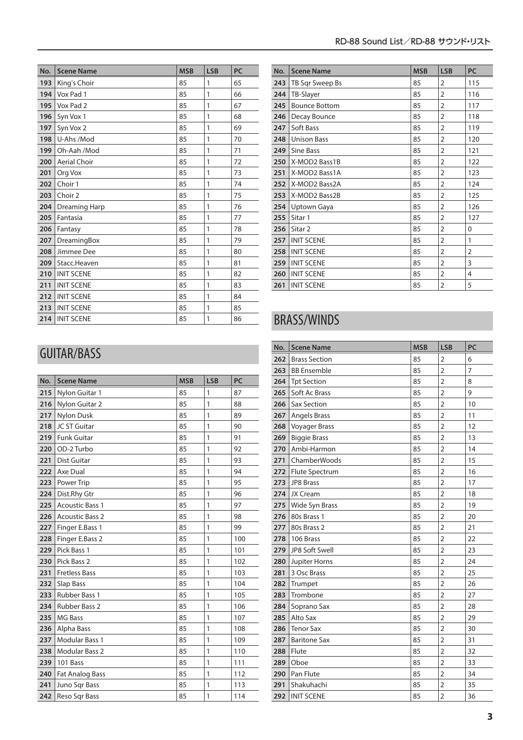| No. | Scene Name | MSB | LSB | PC |
|---|---|---|---|---|
| 193 | King's Choir | 85 | 1 | 65 |
| 194 | Vox Pad 1 | 85 | 1 | 66 |
| 195 | Vox Pad 2 | 85 | 1 | 67 |
| 196 | Syn Vox 1 | 85 | 1 | 68 |
| 197 | Syn Vox 2 | 85 | 1 | 69 |
| 198 | U-Ahs /Mod | 85 | 1 | 70 |
| 199 | Oh-Aah /Mod | 85 | 1 | 71 |
| 200 | Aerial Choir | 85 | 1 | 72 |
| 201 | Org Vox | 85 | 1 | 73 |
| 202 | Choir 1 | 85 | 1 | 74 |
| 203 | Choir 2 | 85 | 1 | 75 |
| 204 | Dreaming Harp | 85 | 1 | 76 |
| 205 | Fantasia | 85 | 1 | 77 |
| 206 | Fantasy | 85 | 1 | 78 |
| 207 | DreamingBox | 85 | 1 | 79 |
| 208 | Jimmee Dee | 85 | 1 | 80 |
| 209 | Stacc.Heaven | 85 | 1 | 81 |
| 210 | INIT SCENE | 85 | 1 | 82 |
| 211 | INIT SCENE | 85 | 1 | 83 |
| 212 | INIT SCENE | 85 | 1 | 84 |
| 213 | INIT SCENE | 85 | 1 | 85 |
| 214 | INIT SCENE | 85 | 1 | 86 |

## GUITAR/BASS

| No. | Scene Name | MSB | LSB | PC |
|---|---|---|---|---|
| 215 | Nylon Guitar 1 | 85 | 1 | 87 |
| 216 | Nylon Guitar 2 | 85 | 1 | 88 |
| 217 | Nylon Dusk | 85 | 1 | 89 |
| 218 | JC ST Guitar | 85 | 1 | 90 |
| 219 | Funk Guitar | 85 | 1 | 91 |
| 220 | OD-2 Turbo | 85 | 1 | 92 |
| 221 | Dist Guitar | 85 | 1 | 93 |
| 222 | Axe Dual | 85 | 1 | 94 |
| 223 | Power Trip | 85 | 1 | 95 |
| 224 | Dist.Rhy Gtr | 85 | 1 | 96 |
| 225 | Acoustic Bass 1 | 85 | 1 | 97 |
| 226 | Acoustic Bass 2 | 85 | 1 | 98 |
| 227 | Finger E.Bass 1 | 85 | 1 | 99 |
| 228 | Finger E.Bass 2 | 85 | 1 | 100 |
| 229 | Pick Bass 1 | 85 | 1 | 101 |
| 230 | Pick Bass 2 | 85 | 1 | 102 |
| 231 | Fretless Bass | 85 | 1 | 103 |
| 232 | Slap Bass | 85 | 1 | 104 |
| 233 | Rubber Bass 1 | 85 | 1 | 105 |
| 234 | Rubber Bass 2 | 85 | 1 | 106 |
| 235 | MG Bass | 85 | 1 | 107 |
| 236 | Alpha Bass | 85 | 1 | 108 |
| 237 | Modular Bass 1 | 85 | 1 | 109 |
| 238 | Modular Bass 2 | 85 | 1 | 110 |
| 239 | 101 Bass | 85 | 1 | 111 |
| 240 | Fat Analog Bass | 85 | 1 | 112 |
| 241 | Juno Sqr Bass | 85 | 1 | 113 |
| 242 | Reso Sqr Bass | 85 | 1 | 114 |
| 243 | TB Sqr Sweep Bs | 85 | 2 | 115 |
| 244 | TB-Slayer | 85 | 2 | 116 |
| 245 | Bounce Bottom | 85 | 2 | 117 |
| 246 | Decay Bounce | 85 | 2 | 118 |
| 247 | Soft Bass | 85 | 2 | 119 |
| 248 | Unison Bass | 85 | 2 | 120 |
| 249 | Sine Bass | 85 | 2 | 121 |
| 250 | X-MOD2 Bass1B | 85 | 2 | 122 |
| 251 | X-MOD2 Bass1A | 85 | 2 | 123 |
| 252 | X-MOD2 Bass2A | 85 | 2 | 124 |
| 253 | X-MOD2 Bass2B | 85 | 2 | 125 |
| 254 | Uptown Gaya | 85 | 2 | 126 |
| 255 | Sitar 1 | 85 | 2 | 127 |
| 256 | Sitar 2 | 85 | 2 | 0 |
| 257 | INIT SCENE | 85 | 2 | 1 |
| 258 | INIT SCENE | 85 | 2 | 2 |
| 259 | INIT SCENE | 85 | 2 | 3 |
| 260 | INIT SCENE | 85 | 2 | 4 |
| 261 | INIT SCENE | 85 | 2 | 5 |

## BRASS/WINDS

| No. | Scene Name | MSB | LSB | PC |
|---|---|---|---|---|
| 262 | Brass Section | 85 | 2 | 6 |
| 263 | BB Ensemble | 85 | 2 | 7 |
| 264 | Tpt Section | 85 | 2 | 8 |
| 265 | Soft Ac Brass | 85 | 2 | 9 |
| 266 | Sax Section | 85 | 2 | 10 |
| 267 | Angels Brass | 85 | 2 | 11 |
| 268 | Voyager Brass | 85 | 2 | 12 |
| 269 | Biggie Brass | 85 | 2 | 13 |
| 270 | Ambi-Harmon | 85 | 2 | 14 |
| 271 | ChamberWoods | 85 | 2 | 15 |
| 272 | Flute Spectrum | 85 | 2 | 16 |
| 273 | JP8 Brass | 85 | 2 | 17 |
| 274 | JX Cream | 85 | 2 | 18 |
| 275 | Wide Syn Brass | 85 | 2 | 19 |
| 276 | 80s Brass 1 | 85 | 2 | 20 |
| 277 | 80s Brass 2 | 85 | 2 | 21 |
| 278 | 106 Brass | 85 | 2 | 22 |
| 279 | JP8 Soft Swell | 85 | 2 | 23 |
| 280 | Jupiter Horns | 85 | 2 | 24 |
| 281 | 3 Osc Brass | 85 | 2 | 25 |
| 282 | Trumpet | 85 | 2 | 26 |
| 283 | Trombone | 85 | 2 | 27 |
| 284 | Soprano Sax | 85 | 2 | 28 |
| 285 | Alto Sax | 85 | 2 | 29 |
| 286 | Tenor Sax | 85 | 2 | 30 |
| 287 | Baritone Sax | 85 | 2 | 31 |
| 288 | Flute | 85 | 2 | 32 |
| 289 | Oboe | 85 | 2 | 33 |
| 290 | Pan Flute | 85 | 2 | 34 |
| 291 | Shakuhachi | 85 | 2 | 35 |
| 292 | INIT SCENE | 85 | 2 | 36 |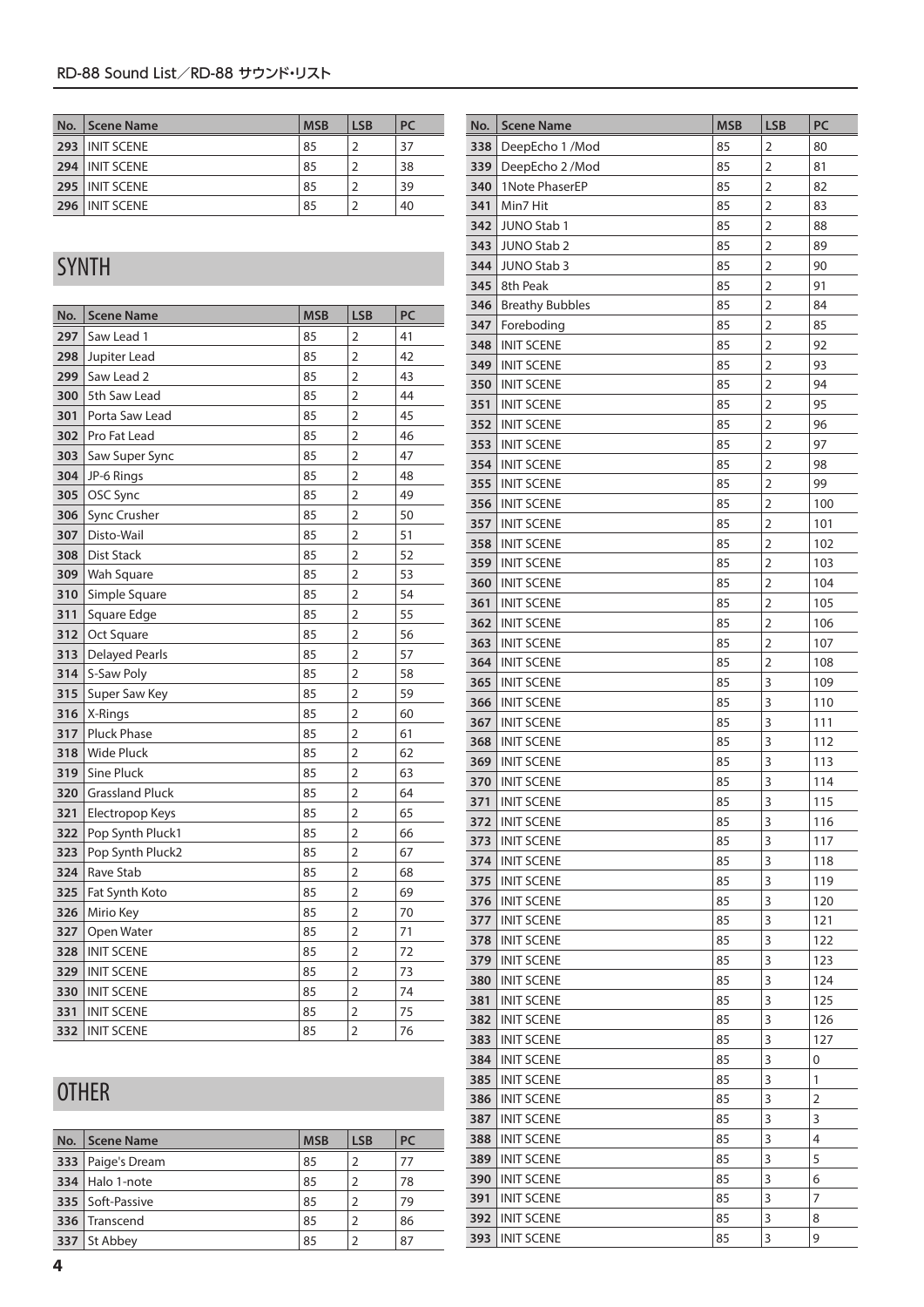| No. | Scene Name | MSB | LSB | PC |
|---|---|---|---|---|
| 293 | INIT SCENE | 85 | 2 | 37 |
| 294 | INIT SCENE | 85 | 2 | 38 |
| 295 | INIT SCENE | 85 | 2 | 39 |
| 296 | INIT SCENE | 85 | 2 | 40 |

## SYNTH

| No. | Scene Name | MSB | LSB | PC |
|---|---|---|---|---|
| 297 | Saw Lead 1 | 85 | 2 | 41 |
| 298 | Jupiter Lead | 85 | 2 | 42 |
| 299 | Saw Lead 2 | 85 | 2 | 43 |
| 300 | 5th Saw Lead | 85 | 2 | 44 |
| 301 | Porta Saw Lead | 85 | 2 | 45 |
| 302 | Pro Fat Lead | 85 | 2 | 46 |
| 303 | Saw Super Sync | 85 | 2 | 47 |
| 304 | JP-6 Rings | 85 | 2 | 48 |
| 305 | OSC Sync | 85 | 2 | 49 |
| 306 | Sync Crusher | 85 | 2 | 50 |
| 307 | Disto-Wail | 85 | 2 | 51 |
| 308 | Dist Stack | 85 | 2 | 52 |
| 309 | Wah Square | 85 | 2 | 53 |
| 310 | Simple Square | 85 | 2 | 54 |
| 311 | Square Edge | 85 | 2 | 55 |
| 312 | Oct Square | 85 | 2 | 56 |
| 313 | Delayed Pearls | 85 | 2 | 57 |
| 314 | S-Saw Poly | 85 | 2 | 58 |
| 315 | Super Saw Key | 85 | 2 | 59 |
| 316 | X-Rings | 85 | 2 | 60 |
| 317 | Pluck Phase | 85 | 2 | 61 |
| 318 | Wide Pluck | 85 | 2 | 62 |
| 319 | Sine Pluck | 85 | 2 | 63 |
| 320 | Grassland Pluck | 85 | 2 | 64 |
| 321 | Electropop Keys | 85 | 2 | 65 |
| 322 | Pop Synth Pluck1 | 85 | 2 | 66 |
| 323 | Pop Synth Pluck2 | 85 | 2 | 67 |
| 324 | Rave Stab | 85 | 2 | 68 |
| 325 | Fat Synth Koto | 85 | 2 | 69 |
| 326 | Mirio Key | 85 | 2 | 70 |
| 327 | Open Water | 85 | 2 | 71 |
| 328 | INIT SCENE | 85 | 2 | 72 |
| 329 | INIT SCENE | 85 | 2 | 73 |
| 330 | INIT SCENE | 85 | 2 | 74 |
| 331 | INIT SCENE | 85 | 2 | 75 |
| 332 | INIT SCENE | 85 | 2 | 76 |

## OTHER

| No. | Scene Name | MSB | LSB | PC |
|---|---|---|---|---|
| 333 | Paige's Dream | 85 | 2 | 77 |
| 334 | Halo 1-note | 85 | 2 | 78 |
| 335 | Soft-Passive | 85 | 2 | 79 |
| 336 | Transcend | 85 | 2 | 86 |
| 337 | St Abbey | 85 | 2 | 87 |
| 338 | DeepEcho 1 /Mod | 85 | 2 | 80 |
| 339 | DeepEcho 2 /Mod | 85 | 2 | 81 |
| 340 | 1Note PhaserEP | 85 | 2 | 82 |
| 341 | Min7 Hit | 85 | 2 | 83 |
| 342 | JUNO Stab 1 | 85 | 2 | 88 |
| 343 | JUNO Stab 2 | 85 | 2 | 89 |
| 344 | JUNO Stab 3 | 85 | 2 | 90 |
| 345 | 8th Peak | 85 | 2 | 91 |
| 346 | Breathy Bubbles | 85 | 2 | 84 |
| 347 | Foreboding | 85 | 2 | 85 |
| 348 | INIT SCENE | 85 | 2 | 92 |
| 349 | INIT SCENE | 85 | 2 | 93 |
| 350 | INIT SCENE | 85 | 2 | 94 |
| 351 | INIT SCENE | 85 | 2 | 95 |
| 352 | INIT SCENE | 85 | 2 | 96 |
| 353 | INIT SCENE | 85 | 2 | 97 |
| 354 | INIT SCENE | 85 | 2 | 98 |
| 355 | INIT SCENE | 85 | 2 | 99 |
| 356 | INIT SCENE | 85 | 2 | 100 |
| 357 | INIT SCENE | 85 | 2 | 101 |
| 358 | INIT SCENE | 85 | 2 | 102 |
| 359 | INIT SCENE | 85 | 2 | 103 |
| 360 | INIT SCENE | 85 | 2 | 104 |
| 361 | INIT SCENE | 85 | 2 | 105 |
| 362 | INIT SCENE | 85 | 2 | 106 |
| 363 | INIT SCENE | 85 | 2 | 107 |
| 364 | INIT SCENE | 85 | 2 | 108 |
| 365 | INIT SCENE | 85 | 3 | 109 |
| 366 | INIT SCENE | 85 | 3 | 110 |
| 367 | INIT SCENE | 85 | 3 | 111 |
| 368 | INIT SCENE | 85 | 3 | 112 |
| 369 | INIT SCENE | 85 | 3 | 113 |
| 370 | INIT SCENE | 85 | 3 | 114 |
| 371 | INIT SCENE | 85 | 3 | 115 |
| 372 | INIT SCENE | 85 | 3 | 116 |
| 373 | INIT SCENE | 85 | 3 | 117 |
| 374 | INIT SCENE | 85 | 3 | 118 |
| 375 | INIT SCENE | 85 | 3 | 119 |
| 376 | INIT SCENE | 85 | 3 | 120 |
| 377 | INIT SCENE | 85 | 3 | 121 |
| 378 | INIT SCENE | 85 | 3 | 122 |
| 379 | INIT SCENE | 85 | 3 | 123 |
| 380 | INIT SCENE | 85 | 3 | 124 |
| 381 | INIT SCENE | 85 | 3 | 125 |
| 382 | INIT SCENE | 85 | 3 | 126 |
| 383 | INIT SCENE | 85 | 3 | 127 |
| 384 | INIT SCENE | 85 | 3 | 0 |
| 385 | INIT SCENE | 85 | 3 | 1 |
| 386 | INIT SCENE | 85 | 3 | 2 |
| 387 | INIT SCENE | 85 | 3 | 3 |
| 388 | INIT SCENE | 85 | 3 | 4 |
| 389 | INIT SCENE | 85 | 3 | 5 |
| 390 | INIT SCENE | 85 | 3 | 6 |
| 391 | INIT SCENE | 85 | 3 | 7 |
| 392 | INIT SCENE | 85 | 3 | 8 |
| 393 | INIT SCENE | 85 | 3 | 9 |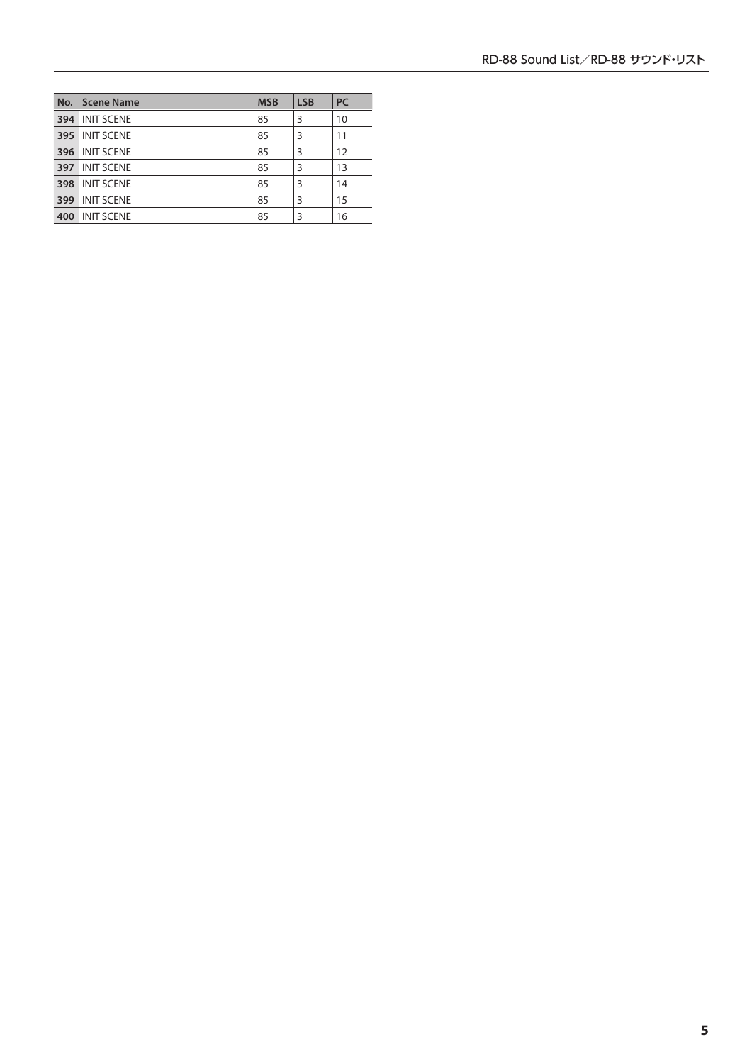| No. | Scene Name | MSB | LSB | PC |
| --- | --- | --- | --- | --- |
| **394** | INIT SCENE | 85 | 3 | 10 |
| **395** | INIT SCENE | 85 | 3 | 11 |
| **396** | INIT SCENE | 85 | 3 | 12 |
| **397** | INIT SCENE | 85 | 3 | 13 |
| **398** | INIT SCENE | 85 | 3 | 14 |
| **399** | INIT SCENE | 85 | 3 | 15 |
| **400** | INIT SCENE | 85 | 3 | 16 |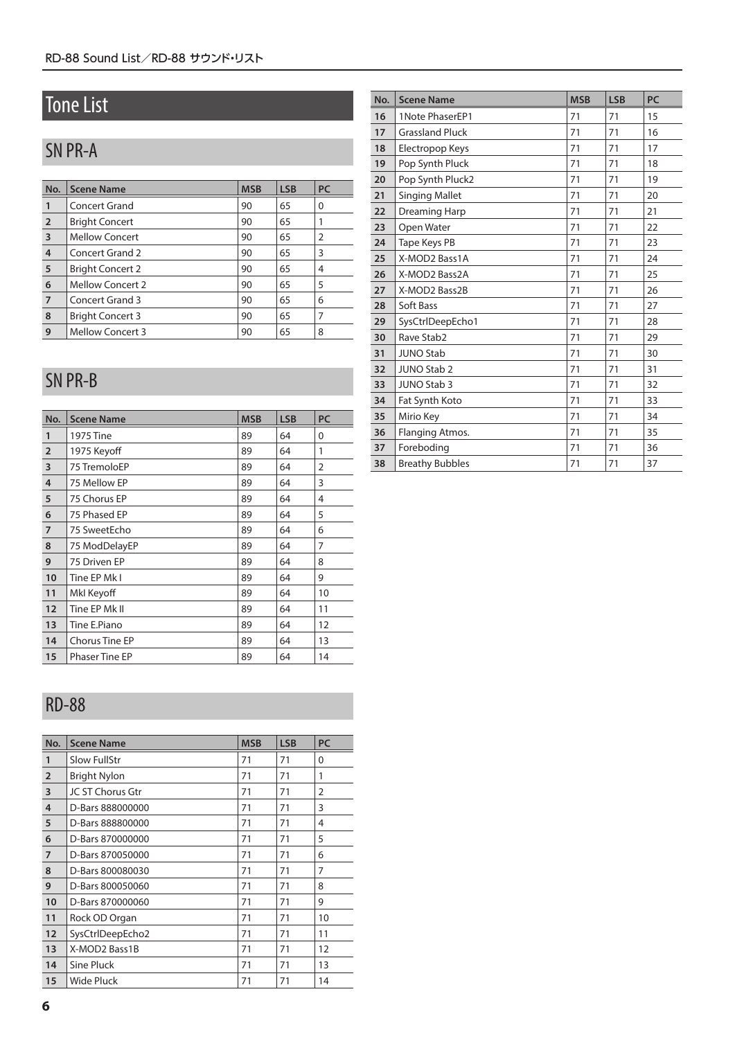# Tone List

## SN PR-A

| No. | Scene Name | MSB | LSB | PC |
|---|---|---|---|---|
| 1 | Concert Grand | 90 | 65 | 0 |
| 2 | Bright Concert | 90 | 65 | 1 |
| 3 | Mellow Concert | 90 | 65 | 2 |
| 4 | Concert Grand 2 | 90 | 65 | 3 |
| 5 | Bright Concert 2 | 90 | 65 | 4 |
| 6 | Mellow Concert 2 | 90 | 65 | 5 |
| 7 | Concert Grand 3 | 90 | 65 | 6 |
| 8 | Bright Concert 3 | 90 | 65 | 7 |
| 9 | Mellow Concert 3 | 90 | 65 | 8 |

## SN PR-B

| No. | Scene Name | MSB | LSB | PC |
|---|---|---|---|---|
| 1 | 1975 Tine | 89 | 64 | 0 |
| 2 | 1975 Keyoff | 89 | 64 | 1 |
| 3 | 75 TremoloEP | 89 | 64 | 2 |
| 4 | 75 Mellow EP | 89 | 64 | 3 |
| 5 | 75 Chorus EP | 89 | 64 | 4 |
| 6 | 75 Phased EP | 89 | 64 | 5 |
| 7 | 75 SweetEcho | 89 | 64 | 6 |
| 8 | 75 ModDelayEP | 89 | 64 | 7 |
| 9 | 75 Driven EP | 89 | 64 | 8 |
| 10 | Tine EP Mk I | 89 | 64 | 9 |
| 11 | MkI Keyoff | 89 | 64 | 10 |
| 12 | Tine EP Mk II | 89 | 64 | 11 |
| 13 | Tine E.Piano | 89 | 64 | 12 |
| 14 | Chorus Tine EP | 89 | 64 | 13 |
| 15 | Phaser Tine EP | 89 | 64 | 14 |

## RD-88

| No. | Scene Name | MSB | LSB | PC |
|---|---|---|---|---|
| 1 | Slow FullStr | 71 | 71 | 0 |
| 2 | Bright Nylon | 71 | 71 | 1 |
| 3 | JC ST Chorus Gtr | 71 | 71 | 2 |
| 4 | D-Bars 888000000 | 71 | 71 | 3 |
| 5 | D-Bars 888800000 | 71 | 71 | 4 |
| 6 | D-Bars 870000000 | 71 | 71 | 5 |
| 7 | D-Bars 870050000 | 71 | 71 | 6 |
| 8 | D-Bars 800080030 | 71 | 71 | 7 |
| 9 | D-Bars 800050060 | 71 | 71 | 8 |
| 10 | D-Bars 870000060 | 71 | 71 | 9 |
| 11 | Rock OD Organ | 71 | 71 | 10 |
| 12 | SysCtrlDeepEcho2 | 71 | 71 | 11 |
| 13 | X-MOD2 Bass1B | 71 | 71 | 12 |
| 14 | Sine Pluck | 71 | 71 | 13 |
| 15 | Wide Pluck | 71 | 71 | 14 |
| 16 | 1Note PhaserEP1 | 71 | 71 | 15 |
| 17 | Grassland Pluck | 71 | 71 | 16 |
| 18 | Electropop Keys | 71 | 71 | 17 |
| 19 | Pop Synth Pluck | 71 | 71 | 18 |
| 20 | Pop Synth Pluck2 | 71 | 71 | 19 |
| 21 | Singing Mallet | 71 | 71 | 20 |
| 22 | Dreaming Harp | 71 | 71 | 21 |
| 23 | Open Water | 71 | 71 | 22 |
| 24 | Tape Keys PB | 71 | 71 | 23 |
| 25 | X-MOD2 Bass1A | 71 | 71 | 24 |
| 26 | X-MOD2 Bass2A | 71 | 71 | 25 |
| 27 | X-MOD2 Bass2B | 71 | 71 | 26 |
| 28 | Soft Bass | 71 | 71 | 27 |
| 29 | SysCtrlDeepEcho1 | 71 | 71 | 28 |
| 30 | Rave Stab2 | 71 | 71 | 29 |
| 31 | JUNO Stab | 71 | 71 | 30 |
| 32 | JUNO Stab 2 | 71 | 71 | 31 |
| 33 | JUNO Stab 3 | 71 | 71 | 32 |
| 34 | Fat Synth Koto | 71 | 71 | 33 |
| 35 | Mirio Key | 71 | 71 | 34 |
| 36 | Flanging Atmos. | 71 | 71 | 35 |
| 37 | Foreboding | 71 | 71 | 36 |
| 38 | Breathy Bubbles | 71 | 71 | 37 |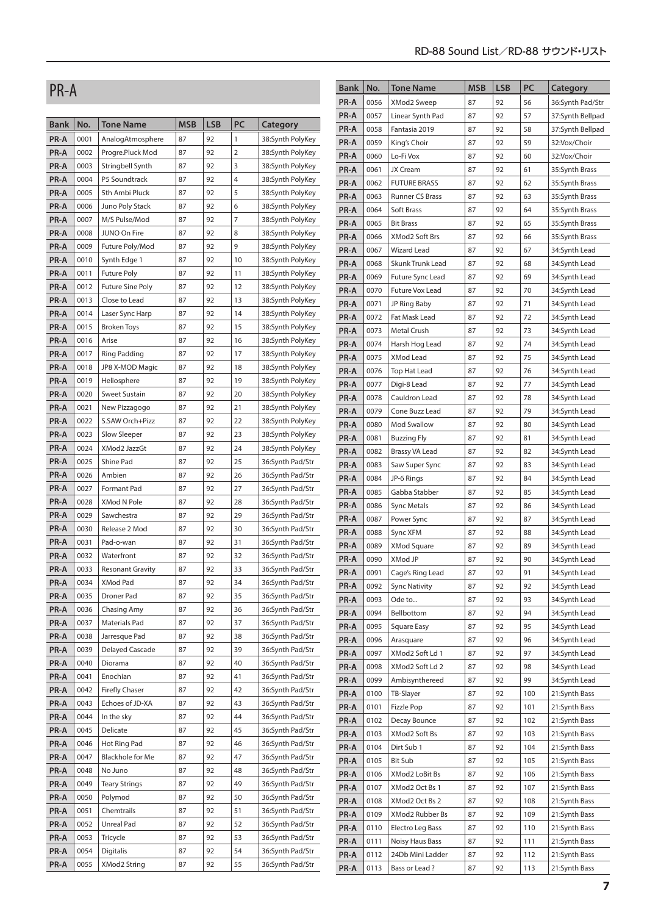# PR-A

| Bank | No. | Tone Name | MSB | LSB | PC | Category |
|---|---|---|---|---|---|---|
| PR-A | 0001 | AnalogAtmosphere | 87 | 92 | 1 | 38:Synth PolyKey |
| PR-A | 0002 | Progre.Pluck Mod | 87 | 92 | 2 | 38:Synth PolyKey |
| PR-A | 0003 | Stringbell Synth | 87 | 92 | 3 | 38:Synth PolyKey |
| PR-A | 0004 | P5 Soundtrack | 87 | 92 | 4 | 38:Synth PolyKey |
| PR-A | 0005 | 5th Ambi Pluck | 87 | 92 | 5 | 38:Synth PolyKey |
| PR-A | 0006 | Juno Poly Stack | 87 | 92 | 6 | 38:Synth PolyKey |
| PR-A | 0007 | M/S Pulse/Mod | 87 | 92 | 7 | 38:Synth PolyKey |
| PR-A | 0008 | JUNO On Fire | 87 | 92 | 8 | 38:Synth PolyKey |
| PR-A | 0009 | Future Poly/Mod | 87 | 92 | 9 | 38:Synth PolyKey |
| PR-A | 0010 | Synth Edge 1 | 87 | 92 | 10 | 38:Synth PolyKey |
| PR-A | 0011 | Future Poly | 87 | 92 | 11 | 38:Synth PolyKey |
| PR-A | 0012 | Future Sine Poly | 87 | 92 | 12 | 38:Synth PolyKey |
| PR-A | 0013 | Close to Lead | 87 | 92 | 13 | 38:Synth PolyKey |
| PR-A | 0014 | Laser Sync Harp | 87 | 92 | 14 | 38:Synth PolyKey |
| PR-A | 0015 | Broken Toys | 87 | 92 | 15 | 38:Synth PolyKey |
| PR-A | 0016 | Arise | 87 | 92 | 16 | 38:Synth PolyKey |
| PR-A | 0017 | Ring Padding | 87 | 92 | 17 | 38:Synth PolyKey |
| PR-A | 0018 | JP8 X-MOD Magic | 87 | 92 | 18 | 38:Synth PolyKey |
| PR-A | 0019 | Heliosphere | 87 | 92 | 19 | 38:Synth PolyKey |
| PR-A | 0020 | Sweet Sustain | 87 | 92 | 20 | 38:Synth PolyKey |
| PR-A | 0021 | New Pizzagogo | 87 | 92 | 21 | 38:Synth PolyKey |
| PR-A | 0022 | S.SAW Orch+Pizz | 87 | 92 | 22 | 38:Synth PolyKey |
| PR-A | 0023 | Slow Sleeper | 87 | 92 | 23 | 38:Synth PolyKey |
| PR-A | 0024 | XMod2 JazzGt | 87 | 92 | 24 | 38:Synth PolyKey |
| PR-A | 0025 | Shine Pad | 87 | 92 | 25 | 36:Synth Pad/Str |
| PR-A | 0026 | Ambien | 87 | 92 | 26 | 36:Synth Pad/Str |
| PR-A | 0027 | Formant Pad | 87 | 92 | 27 | 36:Synth Pad/Str |
| PR-A | 0028 | XMod N Pole | 87 | 92 | 28 | 36:Synth Pad/Str |
| PR-A | 0029 | Sawchestra | 87 | 92 | 29 | 36:Synth Pad/Str |
| PR-A | 0030 | Release 2 Mod | 87 | 92 | 30 | 36:Synth Pad/Str |
| PR-A | 0031 | Pad-o-wan | 87 | 92 | 31 | 36:Synth Pad/Str |
| PR-A | 0032 | Waterfront | 87 | 92 | 32 | 36:Synth Pad/Str |
| PR-A | 0033 | Resonant Gravity | 87 | 92 | 33 | 36:Synth Pad/Str |
| PR-A | 0034 | XMod Pad | 87 | 92 | 34 | 36:Synth Pad/Str |
| PR-A | 0035 | Droner Pad | 87 | 92 | 35 | 36:Synth Pad/Str |
| PR-A | 0036 | Chasing Amy | 87 | 92 | 36 | 36:Synth Pad/Str |
| PR-A | 0037 | Materials Pad | 87 | 92 | 37 | 36:Synth Pad/Str |
| PR-A | 0038 | Jarresque Pad | 87 | 92 | 38 | 36:Synth Pad/Str |
| PR-A | 0039 | Delayed Cascade | 87 | 92 | 39 | 36:Synth Pad/Str |
| PR-A | 0040 | Diorama | 87 | 92 | 40 | 36:Synth Pad/Str |
| PR-A | 0041 | Enochian | 87 | 92 | 41 | 36:Synth Pad/Str |
| PR-A | 0042 | Firefly Chaser | 87 | 92 | 42 | 36:Synth Pad/Str |
| PR-A | 0043 | Echoes of JD-XA | 87 | 92 | 43 | 36:Synth Pad/Str |
| PR-A | 0044 | In the sky | 87 | 92 | 44 | 36:Synth Pad/Str |
| PR-A | 0045 | Delicate | 87 | 92 | 45 | 36:Synth Pad/Str |
| PR-A | 0046 | Hot Ring Pad | 87 | 92 | 46 | 36:Synth Pad/Str |
| PR-A | 0047 | Blackhole for Me | 87 | 92 | 47 | 36:Synth Pad/Str |
| PR-A | 0048 | No Juno | 87 | 92 | 48 | 36:Synth Pad/Str |
| PR-A | 0049 | Teary Strings | 87 | 92 | 49 | 36:Synth Pad/Str |
| PR-A | 0050 | Polymod | 87 | 92 | 50 | 36:Synth Pad/Str |
| PR-A | 0051 | Chemtrails | 87 | 92 | 51 | 36:Synth Pad/Str |
| PR-A | 0052 | Unreal Pad | 87 | 92 | 52 | 36:Synth Pad/Str |
| PR-A | 0053 | Tricycle | 87 | 92 | 53 | 36:Synth Pad/Str |
| PR-A | 0054 | Digitalis | 87 | 92 | 54 | 36:Synth Pad/Str |
| PR-A | 0055 | XMod2 String | 87 | 92 | 55 | 36:Synth Pad/Str |
| PR-A | 0056 | XMod2 Sweep | 87 | 92 | 56 | 36:Synth Pad/Str |
| PR-A | 0057 | Linear Synth Pad | 87 | 92 | 57 | 37:Synth Bellpad |
| PR-A | 0058 | Fantasia 2019 | 87 | 92 | 58 | 37:Synth Bellpad |
| PR-A | 0059 | King's Choir | 87 | 92 | 59 | 32:Vox/Choir |
| PR-A | 0060 | Lo-Fi Vox | 87 | 92 | 60 | 32:Vox/Choir |
| PR-A | 0061 | JX Cream | 87 | 92 | 61 | 35:Synth Brass |
| PR-A | 0062 | FUTURE BRASS | 87 | 92 | 62 | 35:Synth Brass |
| PR-A | 0063 | Runner CS Brass | 87 | 92 | 63 | 35:Synth Brass |
| PR-A | 0064 | Soft Brass | 87 | 92 | 64 | 35:Synth Brass |
| PR-A | 0065 | Bit Brass | 87 | 92 | 65 | 35:Synth Brass |
| PR-A | 0066 | XMod2 Soft Brs | 87 | 92 | 66 | 35:Synth Brass |
| PR-A | 0067 | Wizard Lead | 87 | 92 | 67 | 34:Synth Lead |
| PR-A | 0068 | Skunk Trunk Lead | 87 | 92 | 68 | 34:Synth Lead |
| PR-A | 0069 | Future Sync Lead | 87 | 92 | 69 | 34:Synth Lead |
| PR-A | 0070 | Future Vox Lead | 87 | 92 | 70 | 34:Synth Lead |
| PR-A | 0071 | JP Ring Baby | 87 | 92 | 71 | 34:Synth Lead |
| PR-A | 0072 | Fat Mask Lead | 87 | 92 | 72 | 34:Synth Lead |
| PR-A | 0073 | Metal Crush | 87 | 92 | 73 | 34:Synth Lead |
| PR-A | 0074 | Harsh Hog Lead | 87 | 92 | 74 | 34:Synth Lead |
| PR-A | 0075 | XMod Lead | 87 | 92 | 75 | 34:Synth Lead |
| PR-A | 0076 | Top Hat Lead | 87 | 92 | 76 | 34:Synth Lead |
| PR-A | 0077 | Digi-8 Lead | 87 | 92 | 77 | 34:Synth Lead |
| PR-A | 0078 | Cauldron Lead | 87 | 92 | 78 | 34:Synth Lead |
| PR-A | 0079 | Cone Buzz Lead | 87 | 92 | 79 | 34:Synth Lead |
| PR-A | 0080 | Mod Swallow | 87 | 92 | 80 | 34:Synth Lead |
| PR-A | 0081 | Buzzing Fly | 87 | 92 | 81 | 34:Synth Lead |
| PR-A | 0082 | Brassy VA Lead | 87 | 92 | 82 | 34:Synth Lead |
| PR-A | 0083 | Saw Super Sync | 87 | 92 | 83 | 34:Synth Lead |
| PR-A | 0084 | JP-6 Rings | 87 | 92 | 84 | 34:Synth Lead |
| PR-A | 0085 | Gabba Stabber | 87 | 92 | 85 | 34:Synth Lead |
| PR-A | 0086 | Sync Metals | 87 | 92 | 86 | 34:Synth Lead |
| PR-A | 0087 | Power Sync | 87 | 92 | 87 | 34:Synth Lead |
| PR-A | 0088 | Sync XFM | 87 | 92 | 88 | 34:Synth Lead |
| PR-A | 0089 | XMod Square | 87 | 92 | 89 | 34:Synth Lead |
| PR-A | 0090 | XMod JP | 87 | 92 | 90 | 34:Synth Lead |
| PR-A | 0091 | Cage's Ring Lead | 87 | 92 | 91 | 34:Synth Lead |
| PR-A | 0092 | Sync Nativity | 87 | 92 | 92 | 34:Synth Lead |
| PR-A | 0093 | Ode to... | 87 | 92 | 93 | 34:Synth Lead |
| PR-A | 0094 | Bellbottom | 87 | 92 | 94 | 34:Synth Lead |
| PR-A | 0095 | Square Easy | 87 | 92 | 95 | 34:Synth Lead |
| PR-A | 0096 | Arasquare | 87 | 92 | 96 | 34:Synth Lead |
| PR-A | 0097 | XMod2 Soft Ld 1 | 87 | 92 | 97 | 34:Synth Lead |
| PR-A | 0098 | XMod2 Soft Ld 2 | 87 | 92 | 98 | 34:Synth Lead |
| PR-A | 0099 | Ambisynthereed | 87 | 92 | 99 | 34:Synth Lead |
| PR-A | 0100 | TB-Slayer | 87 | 92 | 100 | 21:Synth Bass |
| PR-A | 0101 | Fizzle Pop | 87 | 92 | 101 | 21:Synth Bass |
| PR-A | 0102 | Decay Bounce | 87 | 92 | 102 | 21:Synth Bass |
| PR-A | 0103 | XMod2 Soft Bs | 87 | 92 | 103 | 21:Synth Bass |
| PR-A | 0104 | Dirt Sub 1 | 87 | 92 | 104 | 21:Synth Bass |
| PR-A | 0105 | Bit Sub | 87 | 92 | 105 | 21:Synth Bass |
| PR-A | 0106 | XMod2 LoBit Bs | 87 | 92 | 106 | 21:Synth Bass |
| PR-A | 0107 | XMod2 Oct Bs 1 | 87 | 92 | 107 | 21:Synth Bass |
| PR-A | 0108 | XMod2 Oct Bs 2 | 87 | 92 | 108 | 21:Synth Bass |
| PR-A | 0109 | XMod2 Rubber Bs | 87 | 92 | 109 | 21:Synth Bass |
| PR-A | 0110 | Electro Leg Bass | 87 | 92 | 110 | 21:Synth Bass |
| PR-A | 0111 | Noisy Haus Bass | 87 | 92 | 111 | 21:Synth Bass |
| PR-A | 0112 | 24Db Mini Ladder | 87 | 92 | 112 | 21:Synth Bass |
| PR-A | 0113 | Bass or Lead ? | 87 | 92 | 113 | 21:Synth Bass |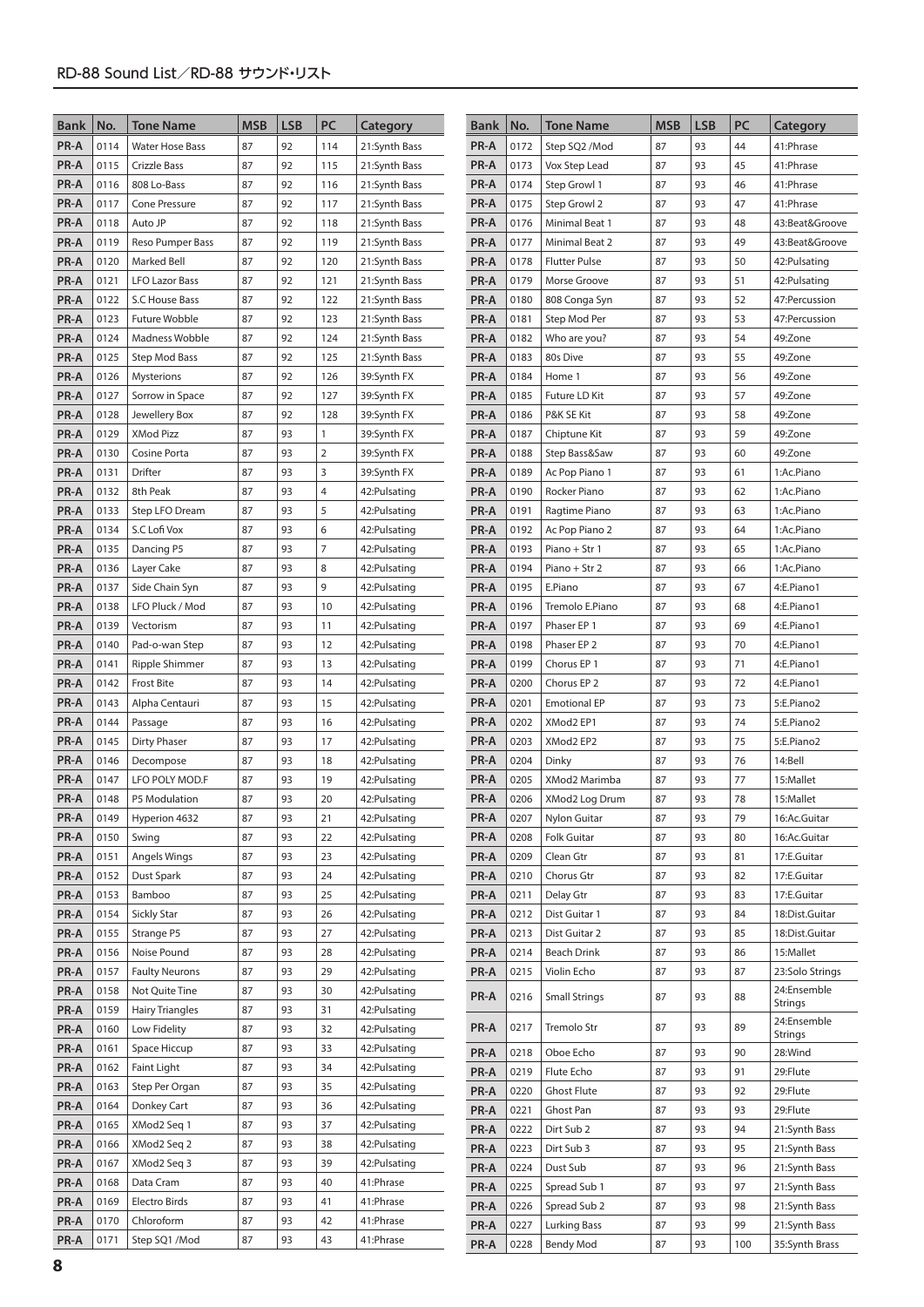| Bank | No. | Tone Name | MSB | LSB | PC | Category |
|---|---|---|---|---|---|---|
| PR-A | 0114 | Water Hose Bass | 87 | 92 | 114 | 21:Synth Bass |
| PR-A | 0115 | Crizzle Bass | 87 | 92 | 115 | 21:Synth Bass |
| PR-A | 0116 | 808 Lo-Bass | 87 | 92 | 116 | 21:Synth Bass |
| PR-A | 0117 | Cone Pressure | 87 | 92 | 117 | 21:Synth Bass |
| PR-A | 0118 | Auto JP | 87 | 92 | 118 | 21:Synth Bass |
| PR-A | 0119 | Reso Pumper Bass | 87 | 92 | 119 | 21:Synth Bass |
| PR-A | 0120 | Marked Bell | 87 | 92 | 120 | 21:Synth Bass |
| PR-A | 0121 | LFO Lazor Bass | 87 | 92 | 121 | 21:Synth Bass |
| PR-A | 0122 | S.C House Bass | 87 | 92 | 122 | 21:Synth Bass |
| PR-A | 0123 | Future Wobble | 87 | 92 | 123 | 21:Synth Bass |
| PR-A | 0124 | Madness Wobble | 87 | 92 | 124 | 21:Synth Bass |
| PR-A | 0125 | Step Mod Bass | 87 | 92 | 125 | 21:Synth Bass |
| PR-A | 0126 | Mysterions | 87 | 92 | 126 | 39:Synth FX |
| PR-A | 0127 | Sorrow in Space | 87 | 92 | 127 | 39:Synth FX |
| PR-A | 0128 | Jewellery Box | 87 | 92 | 128 | 39:Synth FX |
| PR-A | 0129 | XMod Pizz | 87 | 93 | 1 | 39:Synth FX |
| PR-A | 0130 | Cosine Porta | 87 | 93 | 2 | 39:Synth FX |
| PR-A | 0131 | Drifter | 87 | 93 | 3 | 39:Synth FX |
| PR-A | 0132 | 8th Peak | 87 | 93 | 4 | 42:Pulsating |
| PR-A | 0133 | Step LFO Dream | 87 | 93 | 5 | 42:Pulsating |
| PR-A | 0134 | S.C Lofi Vox | 87 | 93 | 6 | 42:Pulsating |
| PR-A | 0135 | Dancing P5 | 87 | 93 | 7 | 42:Pulsating |
| PR-A | 0136 | Layer Cake | 87 | 93 | 8 | 42:Pulsating |
| PR-A | 0137 | Side Chain Syn | 87 | 93 | 9 | 42:Pulsating |
| PR-A | 0138 | LFO Pluck / Mod | 87 | 93 | 10 | 42:Pulsating |
| PR-A | 0139 | Vectorism | 87 | 93 | 11 | 42:Pulsating |
| PR-A | 0140 | Pad-o-wan Step | 87 | 93 | 12 | 42:Pulsating |
| PR-A | 0141 | Ripple Shimmer | 87 | 93 | 13 | 42:Pulsating |
| PR-A | 0142 | Frost Bite | 87 | 93 | 14 | 42:Pulsating |
| PR-A | 0143 | Alpha Centauri | 87 | 93 | 15 | 42:Pulsating |
| PR-A | 0144 | Passage | 87 | 93 | 16 | 42:Pulsating |
| PR-A | 0145 | Dirty Phaser | 87 | 93 | 17 | 42:Pulsating |
| PR-A | 0146 | Decompose | 87 | 93 | 18 | 42:Pulsating |
| PR-A | 0147 | LFO POLY MOD.F | 87 | 93 | 19 | 42:Pulsating |
| PR-A | 0148 | P5 Modulation | 87 | 93 | 20 | 42:Pulsating |
| PR-A | 0149 | Hyperion 4632 | 87 | 93 | 21 | 42:Pulsating |
| PR-A | 0150 | Swing | 87 | 93 | 22 | 42:Pulsating |
| PR-A | 0151 | Angels Wings | 87 | 93 | 23 | 42:Pulsating |
| PR-A | 0152 | Dust Spark | 87 | 93 | 24 | 42:Pulsating |
| PR-A | 0153 | Bamboo | 87 | 93 | 25 | 42:Pulsating |
| PR-A | 0154 | Sickly Star | 87 | 93 | 26 | 42:Pulsating |
| PR-A | 0155 | Strange P5 | 87 | 93 | 27 | 42:Pulsating |
| PR-A | 0156 | Noise Pound | 87 | 93 | 28 | 42:Pulsating |
| PR-A | 0157 | Faulty Neurons | 87 | 93 | 29 | 42:Pulsating |
| PR-A | 0158 | Not Quite Tine | 87 | 93 | 30 | 42:Pulsating |
| PR-A | 0159 | Hairy Triangles | 87 | 93 | 31 | 42:Pulsating |
| PR-A | 0160 | Low Fidelity | 87 | 93 | 32 | 42:Pulsating |
| PR-A | 0161 | Space Hiccup | 87 | 93 | 33 | 42:Pulsating |
| PR-A | 0162 | Faint Light | 87 | 93 | 34 | 42:Pulsating |
| PR-A | 0163 | Step Per Organ | 87 | 93 | 35 | 42:Pulsating |
| PR-A | 0164 | Donkey Cart | 87 | 93 | 36 | 42:Pulsating |
| PR-A | 0165 | XMod2 Seq 1 | 87 | 93 | 37 | 42:Pulsating |
| PR-A | 0166 | XMod2 Seq 2 | 87 | 93 | 38 | 42:Pulsating |
| PR-A | 0167 | XMod2 Seq 3 | 87 | 93 | 39 | 42:Pulsating |
| PR-A | 0168 | Data Cram | 87 | 93 | 40 | 41:Phrase |
| PR-A | 0169 | Electro Birds | 87 | 93 | 41 | 41:Phrase |
| PR-A | 0170 | Chloroform | 87 | 93 | 42 | 41:Phrase |
| PR-A | 0171 | Step SQ1 /Mod | 87 | 93 | 43 | 41:Phrase |
| PR-A | 0172 | Step SQ2 /Mod | 87 | 93 | 44 | 41:Phrase |
| PR-A | 0173 | Vox Step Lead | 87 | 93 | 45 | 41:Phrase |
| PR-A | 0174 | Step Growl 1 | 87 | 93 | 46 | 41:Phrase |
| PR-A | 0175 | Step Growl 2 | 87 | 93 | 47 | 41:Phrase |
| PR-A | 0176 | Minimal Beat 1 | 87 | 93 | 48 | 43:Beat&Groove |
| PR-A | 0177 | Minimal Beat 2 | 87 | 93 | 49 | 43:Beat&Groove |
| PR-A | 0178 | Flutter Pulse | 87 | 93 | 50 | 42:Pulsating |
| PR-A | 0179 | Morse Groove | 87 | 93 | 51 | 42:Pulsating |
| PR-A | 0180 | 808 Conga Syn | 87 | 93 | 52 | 47:Percussion |
| PR-A | 0181 | Step Mod Per | 87 | 93 | 53 | 47:Percussion |
| PR-A | 0182 | Who are you? | 87 | 93 | 54 | 49:Zone |
| PR-A | 0183 | 80s Dive | 87 | 93 | 55 | 49:Zone |
| PR-A | 0184 | Home 1 | 87 | 93 | 56 | 49:Zone |
| PR-A | 0185 | Future LD Kit | 87 | 93 | 57 | 49:Zone |
| PR-A | 0186 | P&K SE Kit | 87 | 93 | 58 | 49:Zone |
| PR-A | 0187 | Chiptune Kit | 87 | 93 | 59 | 49:Zone |
| PR-A | 0188 | Step Bass&Saw | 87 | 93 | 60 | 49:Zone |
| PR-A | 0189 | Ac Pop Piano 1 | 87 | 93 | 61 | 1:Ac.Piano |
| PR-A | 0190 | Rocker Piano | 87 | 93 | 62 | 1:Ac.Piano |
| PR-A | 0191 | Ragtime Piano | 87 | 93 | 63 | 1:Ac.Piano |
| PR-A | 0192 | Ac Pop Piano 2 | 87 | 93 | 64 | 1:Ac.Piano |
| PR-A | 0193 | Piano + Str 1 | 87 | 93 | 65 | 1:Ac.Piano |
| PR-A | 0194 | Piano + Str 2 | 87 | 93 | 66 | 1:Ac.Piano |
| PR-A | 0195 | E.Piano | 87 | 93 | 67 | 4:E.Piano1 |
| PR-A | 0196 | Tremolo E.Piano | 87 | 93 | 68 | 4:E.Piano1 |
| PR-A | 0197 | Phaser EP 1 | 87 | 93 | 69 | 4:E.Piano1 |
| PR-A | 0198 | Phaser EP 2 | 87 | 93 | 70 | 4:E.Piano1 |
| PR-A | 0199 | Chorus EP 1 | 87 | 93 | 71 | 4:E.Piano1 |
| PR-A | 0200 | Chorus EP 2 | 87 | 93 | 72 | 4:E.Piano1 |
| PR-A | 0201 | Emotional EP | 87 | 93 | 73 | 5:E.Piano2 |
| PR-A | 0202 | XMod2 EP1 | 87 | 93 | 74 | 5:E.Piano2 |
| PR-A | 0203 | XMod2 EP2 | 87 | 93 | 75 | 5:E.Piano2 |
| PR-A | 0204 | Dinky | 87 | 93 | 76 | 14:Bell |
| PR-A | 0205 | XMod2 Marimba | 87 | 93 | 77 | 15:Mallet |
| PR-A | 0206 | XMod2 Log Drum | 87 | 93 | 78 | 15:Mallet |
| PR-A | 0207 | Nylon Guitar | 87 | 93 | 79 | 16:Ac.Guitar |
| PR-A | 0208 | Folk Guitar | 87 | 93 | 80 | 16:Ac.Guitar |
| PR-A | 0209 | Clean Gtr | 87 | 93 | 81 | 17:E.Guitar |
| PR-A | 0210 | Chorus Gtr | 87 | 93 | 82 | 17:E.Guitar |
| PR-A | 0211 | Delay Gtr | 87 | 93 | 83 | 17:E.Guitar |
| PR-A | 0212 | Dist Guitar 1 | 87 | 93 | 84 | 18:Dist.Guitar |
| PR-A | 0213 | Dist Guitar 2 | 87 | 93 | 85 | 18:Dist.Guitar |
| PR-A | 0214 | Beach Drink | 87 | 93 | 86 | 15:Mallet |
| PR-A | 0215 | Violin Echo | 87 | 93 | 87 | 23:Solo Strings |
| PR-A | 0216 | Small Strings | 87 | 93 | 88 | 24:Ensemble Strings |
| PR-A | 0217 | Tremolo Str | 87 | 93 | 89 | 24:Ensemble Strings |
| PR-A | 0218 | Oboe Echo | 87 | 93 | 90 | 28:Wind |
| PR-A | 0219 | Flute Echo | 87 | 93 | 91 | 29:Flute |
| PR-A | 0220 | Ghost Flute | 87 | 93 | 92 | 29:Flute |
| PR-A | 0221 | Ghost Pan | 87 | 93 | 93 | 29:Flute |
| PR-A | 0222 | Dirt Sub 2 | 87 | 93 | 94 | 21:Synth Bass |
| PR-A | 0223 | Dirt Sub 3 | 87 | 93 | 95 | 21:Synth Bass |
| PR-A | 0224 | Dust Sub | 87 | 93 | 96 | 21:Synth Bass |
| PR-A | 0225 | Spread Sub 1 | 87 | 93 | 97 | 21:Synth Bass |
| PR-A | 0226 | Spread Sub 2 | 87 | 93 | 98 | 21:Synth Bass |
| PR-A | 0227 | Lurking Bass | 87 | 93 | 99 | 21:Synth Bass |
| PR-A | 0228 | Bendy Mod | 87 | 93 | 100 | 35:Synth Brass |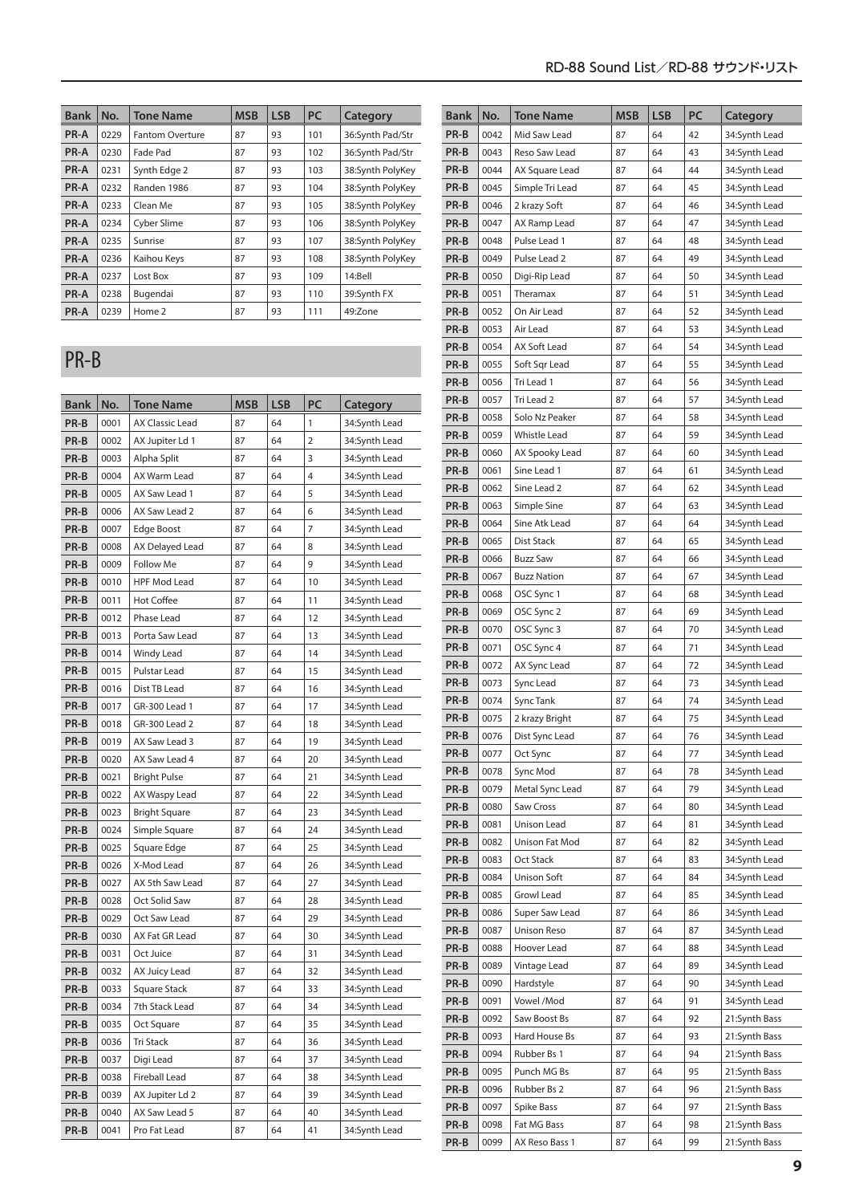| Bank | No. | Tone Name | MSB | LSB | PC | Category |
|---|---|---|---|---|---|---|
| PR-A | 0229 | Fantom Overture | 87 | 93 | 101 | 36:Synth Pad/Str |
| PR-A | 0230 | Fade Pad | 87 | 93 | 102 | 36:Synth Pad/Str |
| PR-A | 0231 | Synth Edge 2 | 87 | 93 | 103 | 38:Synth PolyKey |
| PR-A | 0232 | Randen 1986 | 87 | 93 | 104 | 38:Synth PolyKey |
| PR-A | 0233 | Clean Me | 87 | 93 | 105 | 38:Synth PolyKey |
| PR-A | 0234 | Cyber Slime | 87 | 93 | 106 | 38:Synth PolyKey |
| PR-A | 0235 | Sunrise | 87 | 93 | 107 | 38:Synth PolyKey |
| PR-A | 0236 | Kaihou Keys | 87 | 93 | 108 | 38:Synth PolyKey |
| PR-A | 0237 | Lost Box | 87 | 93 | 109 | 14:Bell |
| PR-A | 0238 | Bugendai | 87 | 93 | 110 | 39:Synth FX |
| PR-A | 0239 | Home 2 | 87 | 93 | 111 | 49:Zone |

## PR-B

| Bank | No. | Tone Name | MSB | LSB | PC | Category |
|---|---|---|---|---|---|---|
| PR-B | 0001 | AX Classic Lead | 87 | 64 | 1 | 34:Synth Lead |
| PR-B | 0002 | AX Jupiter Ld 1 | 87 | 64 | 2 | 34:Synth Lead |
| PR-B | 0003 | Alpha Split | 87 | 64 | 3 | 34:Synth Lead |
| PR-B | 0004 | AX Warm Lead | 87 | 64 | 4 | 34:Synth Lead |
| PR-B | 0005 | AX Saw Lead 1 | 87 | 64 | 5 | 34:Synth Lead |
| PR-B | 0006 | AX Saw Lead 2 | 87 | 64 | 6 | 34:Synth Lead |
| PR-B | 0007 | Edge Boost | 87 | 64 | 7 | 34:Synth Lead |
| PR-B | 0008 | AX Delayed Lead | 87 | 64 | 8 | 34:Synth Lead |
| PR-B | 0009 | Follow Me | 87 | 64 | 9 | 34:Synth Lead |
| PR-B | 0010 | HPF Mod Lead | 87 | 64 | 10 | 34:Synth Lead |
| PR-B | 0011 | Hot Coffee | 87 | 64 | 11 | 34:Synth Lead |
| PR-B | 0012 | Phase Lead | 87 | 64 | 12 | 34:Synth Lead |
| PR-B | 0013 | Porta Saw Lead | 87 | 64 | 13 | 34:Synth Lead |
| PR-B | 0014 | Windy Lead | 87 | 64 | 14 | 34:Synth Lead |
| PR-B | 0015 | Pulstar Lead | 87 | 64 | 15 | 34:Synth Lead |
| PR-B | 0016 | Dist TB Lead | 87 | 64 | 16 | 34:Synth Lead |
| PR-B | 0017 | GR-300 Lead 1 | 87 | 64 | 17 | 34:Synth Lead |
| PR-B | 0018 | GR-300 Lead 2 | 87 | 64 | 18 | 34:Synth Lead |
| PR-B | 0019 | AX Saw Lead 3 | 87 | 64 | 19 | 34:Synth Lead |
| PR-B | 0020 | AX Saw Lead 4 | 87 | 64 | 20 | 34:Synth Lead |
| PR-B | 0021 | Bright Pulse | 87 | 64 | 21 | 34:Synth Lead |
| PR-B | 0022 | AX Waspy Lead | 87 | 64 | 22 | 34:Synth Lead |
| PR-B | 0023 | Bright Square | 87 | 64 | 23 | 34:Synth Lead |
| PR-B | 0024 | Simple Square | 87 | 64 | 24 | 34:Synth Lead |
| PR-B | 0025 | Square Edge | 87 | 64 | 25 | 34:Synth Lead |
| PR-B | 0026 | X-Mod Lead | 87 | 64 | 26 | 34:Synth Lead |
| PR-B | 0027 | AX 5th Saw Lead | 87 | 64 | 27 | 34:Synth Lead |
| PR-B | 0028 | Oct Solid Saw | 87 | 64 | 28 | 34:Synth Lead |
| PR-B | 0029 | Oct Saw Lead | 87 | 64 | 29 | 34:Synth Lead |
| PR-B | 0030 | AX Fat GR Lead | 87 | 64 | 30 | 34:Synth Lead |
| PR-B | 0031 | Oct Juice | 87 | 64 | 31 | 34:Synth Lead |
| PR-B | 0032 | AX Juicy Lead | 87 | 64 | 32 | 34:Synth Lead |
| PR-B | 0033 | Square Stack | 87 | 64 | 33 | 34:Synth Lead |
| PR-B | 0034 | 7th Stack Lead | 87 | 64 | 34 | 34:Synth Lead |
| PR-B | 0035 | Oct Square | 87 | 64 | 35 | 34:Synth Lead |
| PR-B | 0036 | Tri Stack | 87 | 64 | 36 | 34:Synth Lead |
| PR-B | 0037 | Digi Lead | 87 | 64 | 37 | 34:Synth Lead |
| PR-B | 0038 | Fireball Lead | 87 | 64 | 38 | 34:Synth Lead |
| PR-B | 0039 | AX Jupiter Ld 2 | 87 | 64 | 39 | 34:Synth Lead |
| PR-B | 0040 | AX Saw Lead 5 | 87 | 64 | 40 | 34:Synth Lead |
| PR-B | 0041 | Pro Fat Lead | 87 | 64 | 41 | 34:Synth Lead |
| PR-B | 0042 | Mid Saw Lead | 87 | 64 | 42 | 34:Synth Lead |
| PR-B | 0043 | Reso Saw Lead | 87 | 64 | 43 | 34:Synth Lead |
| PR-B | 0044 | AX Square Lead | 87 | 64 | 44 | 34:Synth Lead |
| PR-B | 0045 | Simple Tri Lead | 87 | 64 | 45 | 34:Synth Lead |
| PR-B | 0046 | 2 krazy Soft | 87 | 64 | 46 | 34:Synth Lead |
| PR-B | 0047 | AX Ramp Lead | 87 | 64 | 47 | 34:Synth Lead |
| PR-B | 0048 | Pulse Lead 1 | 87 | 64 | 48 | 34:Synth Lead |
| PR-B | 0049 | Pulse Lead 2 | 87 | 64 | 49 | 34:Synth Lead |
| PR-B | 0050 | Digi-Rip Lead | 87 | 64 | 50 | 34:Synth Lead |
| PR-B | 0051 | Theramax | 87 | 64 | 51 | 34:Synth Lead |
| PR-B | 0052 | On Air Lead | 87 | 64 | 52 | 34:Synth Lead |
| PR-B | 0053 | Air Lead | 87 | 64 | 53 | 34:Synth Lead |
| PR-B | 0054 | AX Soft Lead | 87 | 64 | 54 | 34:Synth Lead |
| PR-B | 0055 | Soft Sqr Lead | 87 | 64 | 55 | 34:Synth Lead |
| PR-B | 0056 | Tri Lead 1 | 87 | 64 | 56 | 34:Synth Lead |
| PR-B | 0057 | Tri Lead 2 | 87 | 64 | 57 | 34:Synth Lead |
| PR-B | 0058 | Solo Nz Peaker | 87 | 64 | 58 | 34:Synth Lead |
| PR-B | 0059 | Whistle Lead | 87 | 64 | 59 | 34:Synth Lead |
| PR-B | 0060 | AX Spooky Lead | 87 | 64 | 60 | 34:Synth Lead |
| PR-B | 0061 | Sine Lead 1 | 87 | 64 | 61 | 34:Synth Lead |
| PR-B | 0062 | Sine Lead 2 | 87 | 64 | 62 | 34:Synth Lead |
| PR-B | 0063 | Simple Sine | 87 | 64 | 63 | 34:Synth Lead |
| PR-B | 0064 | Sine Atk Lead | 87 | 64 | 64 | 34:Synth Lead |
| PR-B | 0065 | Dist Stack | 87 | 64 | 65 | 34:Synth Lead |
| PR-B | 0066 | Buzz Saw | 87 | 64 | 66 | 34:Synth Lead |
| PR-B | 0067 | Buzz Nation | 87 | 64 | 67 | 34:Synth Lead |
| PR-B | 0068 | OSC Sync 1 | 87 | 64 | 68 | 34:Synth Lead |
| PR-B | 0069 | OSC Sync 2 | 87 | 64 | 69 | 34:Synth Lead |
| PR-B | 0070 | OSC Sync 3 | 87 | 64 | 70 | 34:Synth Lead |
| PR-B | 0071 | OSC Sync 4 | 87 | 64 | 71 | 34:Synth Lead |
| PR-B | 0072 | AX Sync Lead | 87 | 64 | 72 | 34:Synth Lead |
| PR-B | 0073 | Sync Lead | 87 | 64 | 73 | 34:Synth Lead |
| PR-B | 0074 | Sync Tank | 87 | 64 | 74 | 34:Synth Lead |
| PR-B | 0075 | 2 krazy Bright | 87 | 64 | 75 | 34:Synth Lead |
| PR-B | 0076 | Dist Sync Lead | 87 | 64 | 76 | 34:Synth Lead |
| PR-B | 0077 | Oct Sync | 87 | 64 | 77 | 34:Synth Lead |
| PR-B | 0078 | Sync Mod | 87 | 64 | 78 | 34:Synth Lead |
| PR-B | 0079 | Metal Sync Lead | 87 | 64 | 79 | 34:Synth Lead |
| PR-B | 0080 | Saw Cross | 87 | 64 | 80 | 34:Synth Lead |
| PR-B | 0081 | Unison Lead | 87 | 64 | 81 | 34:Synth Lead |
| PR-B | 0082 | Unison Fat Mod | 87 | 64 | 82 | 34:Synth Lead |
| PR-B | 0083 | Oct Stack | 87 | 64 | 83 | 34:Synth Lead |
| PR-B | 0084 | Unison Soft | 87 | 64 | 84 | 34:Synth Lead |
| PR-B | 0085 | Growl Lead | 87 | 64 | 85 | 34:Synth Lead |
| PR-B | 0086 | Super Saw Lead | 87 | 64 | 86 | 34:Synth Lead |
| PR-B | 0087 | Unison Reso | 87 | 64 | 87 | 34:Synth Lead |
| PR-B | 0088 | Hoover Lead | 87 | 64 | 88 | 34:Synth Lead |
| PR-B | 0089 | Vintage Lead | 87 | 64 | 89 | 34:Synth Lead |
| PR-B | 0090 | Hardstyle | 87 | 64 | 90 | 34:Synth Lead |
| PR-B | 0091 | Vowel /Mod | 87 | 64 | 91 | 34:Synth Lead |
| PR-B | 0092 | Saw Boost Bs | 87 | 64 | 92 | 21:Synth Bass |
| PR-B | 0093 | Hard House Bs | 87 | 64 | 93 | 21:Synth Bass |
| PR-B | 0094 | Rubber Bs 1 | 87 | 64 | 94 | 21:Synth Bass |
| PR-B | 0095 | Punch MG Bs | 87 | 64 | 95 | 21:Synth Bass |
| PR-B | 0096 | Rubber Bs 2 | 87 | 64 | 96 | 21:Synth Bass |
| PR-B | 0097 | Spike Bass | 87 | 64 | 97 | 21:Synth Bass |
| PR-B | 0098 | Fat MG Bass | 87 | 64 | 98 | 21:Synth Bass |
| PR-B | 0099 | AX Reso Bass 1 | 87 | 64 | 99 | 21:Synth Bass |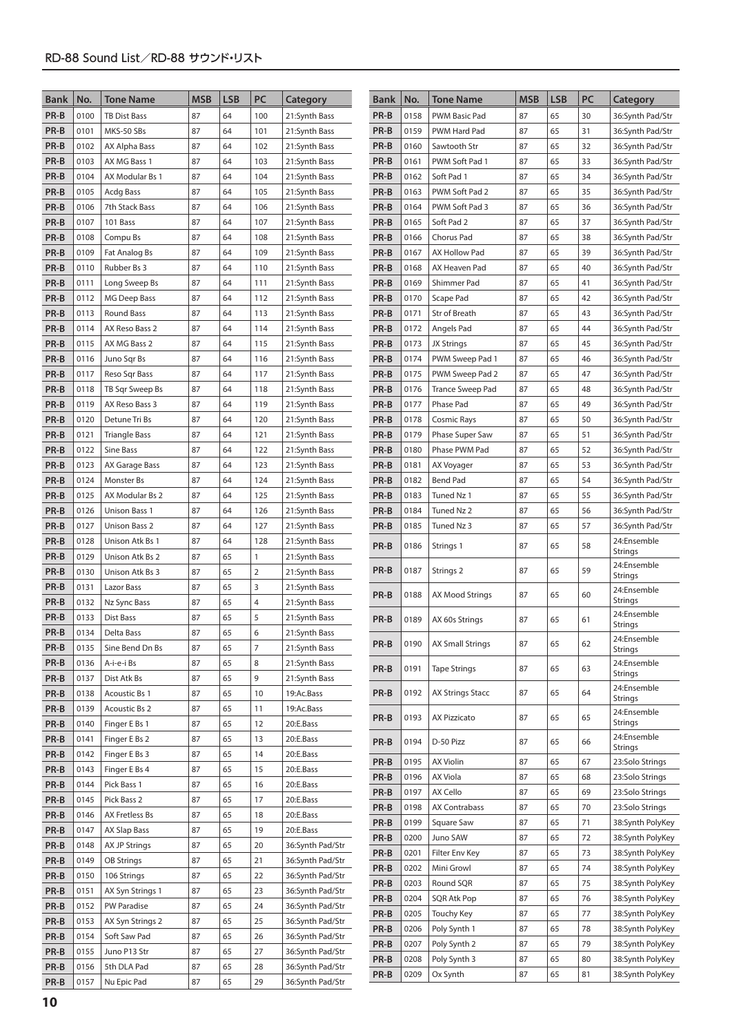| Bank | No. | Tone Name | MSB | LSB | PC | Category |
|---|---|---|---|---|---|---|
| PR-B | 0100 | TB Dist Bass | 87 | 64 | 100 | 21:Synth Bass |
| PR-B | 0101 | MKS-50 SBs | 87 | 64 | 101 | 21:Synth Bass |
| PR-B | 0102 | AX Alpha Bass | 87 | 64 | 102 | 21:Synth Bass |
| PR-B | 0103 | AX MG Bass 1 | 87 | 64 | 103 | 21:Synth Bass |
| PR-B | 0104 | AX Modular Bs 1 | 87 | 64 | 104 | 21:Synth Bass |
| PR-B | 0105 | Acdg Bass | 87 | 64 | 105 | 21:Synth Bass |
| PR-B | 0106 | 7th Stack Bass | 87 | 64 | 106 | 21:Synth Bass |
| PR-B | 0107 | 101 Bass | 87 | 64 | 107 | 21:Synth Bass |
| PR-B | 0108 | Compu Bs | 87 | 64 | 108 | 21:Synth Bass |
| PR-B | 0109 | Fat Analog Bs | 87 | 64 | 109 | 21:Synth Bass |
| PR-B | 0110 | Rubber Bs 3 | 87 | 64 | 110 | 21:Synth Bass |
| PR-B | 0111 | Long Sweep Bs | 87 | 64 | 111 | 21:Synth Bass |
| PR-B | 0112 | MG Deep Bass | 87 | 64 | 112 | 21:Synth Bass |
| PR-B | 0113 | Round Bass | 87 | 64 | 113 | 21:Synth Bass |
| PR-B | 0114 | AX Reso Bass 2 | 87 | 64 | 114 | 21:Synth Bass |
| PR-B | 0115 | AX MG Bass 2 | 87 | 64 | 115 | 21:Synth Bass |
| PR-B | 0116 | Juno Sqr Bs | 87 | 64 | 116 | 21:Synth Bass |
| PR-B | 0117 | Reso Sqr Bass | 87 | 64 | 117 | 21:Synth Bass |
| PR-B | 0118 | TB Sqr Sweep Bs | 87 | 64 | 118 | 21:Synth Bass |
| PR-B | 0119 | AX Reso Bass 3 | 87 | 64 | 119 | 21:Synth Bass |
| PR-B | 0120 | Detune Tri Bs | 87 | 64 | 120 | 21:Synth Bass |
| PR-B | 0121 | Triangle Bass | 87 | 64 | 121 | 21:Synth Bass |
| PR-B | 0122 | Sine Bass | 87 | 64 | 122 | 21:Synth Bass |
| PR-B | 0123 | AX Garage Bass | 87 | 64 | 123 | 21:Synth Bass |
| PR-B | 0124 | Monster Bs | 87 | 64 | 124 | 21:Synth Bass |
| PR-B | 0125 | AX Modular Bs 2 | 87 | 64 | 125 | 21:Synth Bass |
| PR-B | 0126 | Unison Bass 1 | 87 | 64 | 126 | 21:Synth Bass |
| PR-B | 0127 | Unison Bass 2 | 87 | 64 | 127 | 21:Synth Bass |
| PR-B | 0128 | Unison Atk Bs 1 | 87 | 64 | 128 | 21:Synth Bass |
| PR-B | 0129 | Unison Atk Bs 2 | 87 | 65 | 1 | 21:Synth Bass |
| PR-B | 0130 | Unison Atk Bs 3 | 87 | 65 | 2 | 21:Synth Bass |
| PR-B | 0131 | Lazor Bass | 87 | 65 | 3 | 21:Synth Bass |
| PR-B | 0132 | Nz Sync Bass | 87 | 65 | 4 | 21:Synth Bass |
| PR-B | 0133 | Dist Bass | 87 | 65 | 5 | 21:Synth Bass |
| PR-B | 0134 | Delta Bass | 87 | 65 | 6 | 21:Synth Bass |
| PR-B | 0135 | Sine Bend Dn Bs | 87 | 65 | 7 | 21:Synth Bass |
| PR-B | 0136 | A-i-e-i Bs | 87 | 65 | 8 | 21:Synth Bass |
| PR-B | 0137 | Dist Atk Bs | 87 | 65 | 9 | 21:Synth Bass |
| PR-B | 0138 | Acoustic Bs 1 | 87 | 65 | 10 | 19:Ac.Bass |
| PR-B | 0139 | Acoustic Bs 2 | 87 | 65 | 11 | 19:Ac.Bass |
| PR-B | 0140 | Finger E Bs 1 | 87 | 65 | 12 | 20:E.Bass |
| PR-B | 0141 | Finger E Bs 2 | 87 | 65 | 13 | 20:E.Bass |
| PR-B | 0142 | Finger E Bs 3 | 87 | 65 | 14 | 20:E.Bass |
| PR-B | 0143 | Finger E Bs 4 | 87 | 65 | 15 | 20:E.Bass |
| PR-B | 0144 | Pick Bass 1 | 87 | 65 | 16 | 20:E.Bass |
| PR-B | 0145 | Pick Bass 2 | 87 | 65 | 17 | 20:E.Bass |
| PR-B | 0146 | AX Fretless Bs | 87 | 65 | 18 | 20:E.Bass |
| PR-B | 0147 | AX Slap Bass | 87 | 65 | 19 | 20:E.Bass |
| PR-B | 0148 | AX JP Strings | 87 | 65 | 20 | 36:Synth Pad/Str |
| PR-B | 0149 | OB Strings | 87 | 65 | 21 | 36:Synth Pad/Str |
| PR-B | 0150 | 106 Strings | 87 | 65 | 22 | 36:Synth Pad/Str |
| PR-B | 0151 | AX Syn Strings 1 | 87 | 65 | 23 | 36:Synth Pad/Str |
| PR-B | 0152 | PW Paradise | 87 | 65 | 24 | 36:Synth Pad/Str |
| PR-B | 0153 | AX Syn Strings 2 | 87 | 65 | 25 | 36:Synth Pad/Str |
| PR-B | 0154 | Soft Saw Pad | 87 | 65 | 26 | 36:Synth Pad/Str |
| PR-B | 0155 | Juno P13 Str | 87 | 65 | 27 | 36:Synth Pad/Str |
| PR-B | 0156 | 5th DLA Pad | 87 | 65 | 28 | 36:Synth Pad/Str |
| PR-B | 0157 | Nu Epic Pad | 87 | 65 | 29 | 36:Synth Pad/Str |
| PR-B | 0158 | PWM Basic Pad | 87 | 65 | 30 | 36:Synth Pad/Str |
| PR-B | 0159 | PWM Hard Pad | 87 | 65 | 31 | 36:Synth Pad/Str |
| PR-B | 0160 | Sawtooth Str | 87 | 65 | 32 | 36:Synth Pad/Str |
| PR-B | 0161 | PWM Soft Pad 1 | 87 | 65 | 33 | 36:Synth Pad/Str |
| PR-B | 0162 | Soft Pad 1 | 87 | 65 | 34 | 36:Synth Pad/Str |
| PR-B | 0163 | PWM Soft Pad 2 | 87 | 65 | 35 | 36:Synth Pad/Str |
| PR-B | 0164 | PWM Soft Pad 3 | 87 | 65 | 36 | 36:Synth Pad/Str |
| PR-B | 0165 | Soft Pad 2 | 87 | 65 | 37 | 36:Synth Pad/Str |
| PR-B | 0166 | Chorus Pad | 87 | 65 | 38 | 36:Synth Pad/Str |
| PR-B | 0167 | AX Hollow Pad | 87 | 65 | 39 | 36:Synth Pad/Str |
| PR-B | 0168 | AX Heaven Pad | 87 | 65 | 40 | 36:Synth Pad/Str |
| PR-B | 0169 | Shimmer Pad | 87 | 65 | 41 | 36:Synth Pad/Str |
| PR-B | 0170 | Scape Pad | 87 | 65 | 42 | 36:Synth Pad/Str |
| PR-B | 0171 | Str of Breath | 87 | 65 | 43 | 36:Synth Pad/Str |
| PR-B | 0172 | Angels Pad | 87 | 65 | 44 | 36:Synth Pad/Str |
| PR-B | 0173 | JX Strings | 87 | 65 | 45 | 36:Synth Pad/Str |
| PR-B | 0174 | PWM Sweep Pad 1 | 87 | 65 | 46 | 36:Synth Pad/Str |
| PR-B | 0175 | PWM Sweep Pad 2 | 87 | 65 | 47 | 36:Synth Pad/Str |
| PR-B | 0176 | Trance Sweep Pad | 87 | 65 | 48 | 36:Synth Pad/Str |
| PR-B | 0177 | Phase Pad | 87 | 65 | 49 | 36:Synth Pad/Str |
| PR-B | 0178 | Cosmic Rays | 87 | 65 | 50 | 36:Synth Pad/Str |
| PR-B | 0179 | Phase Super Saw | 87 | 65 | 51 | 36:Synth Pad/Str |
| PR-B | 0180 | Phase PWM Pad | 87 | 65 | 52 | 36:Synth Pad/Str |
| PR-B | 0181 | AX Voyager | 87 | 65 | 53 | 36:Synth Pad/Str |
| PR-B | 0182 | Bend Pad | 87 | 65 | 54 | 36:Synth Pad/Str |
| PR-B | 0183 | Tuned Nz 1 | 87 | 65 | 55 | 36:Synth Pad/Str |
| PR-B | 0184 | Tuned Nz 2 | 87 | 65 | 56 | 36:Synth Pad/Str |
| PR-B | 0185 | Tuned Nz 3 | 87 | 65 | 57 | 36:Synth Pad/Str |
| PR-B | 0186 | Strings 1 | 87 | 65 | 58 | 24:Ensemble Strings |
| PR-B | 0187 | Strings 2 | 87 | 65 | 59 | 24:Ensemble Strings |
| PR-B | 0188 | AX Mood Strings | 87 | 65 | 60 | 24:Ensemble Strings |
| PR-B | 0189 | AX 60s Strings | 87 | 65 | 61 | 24:Ensemble Strings |
| PR-B | 0190 | AX Small Strings | 87 | 65 | 62 | 24:Ensemble Strings |
| PR-B | 0191 | Tape Strings | 87 | 65 | 63 | 24:Ensemble Strings |
| PR-B | 0192 | AX Strings Stacc | 87 | 65 | 64 | 24:Ensemble Strings |
| PR-B | 0193 | AX Pizzicato | 87 | 65 | 65 | 24:Ensemble Strings |
| PR-B | 0194 | D-50 Pizz | 87 | 65 | 66 | 24:Ensemble Strings |
| PR-B | 0195 | AX Violin | 87 | 65 | 67 | 23:Solo Strings |
| PR-B | 0196 | AX Viola | 87 | 65 | 68 | 23:Solo Strings |
| PR-B | 0197 | AX Cello | 87 | 65 | 69 | 23:Solo Strings |
| PR-B | 0198 | AX Contrabass | 87 | 65 | 70 | 23:Solo Strings |
| PR-B | 0199 | Square Saw | 87 | 65 | 71 | 38:Synth PolyKey |
| PR-B | 0200 | Juno SAW | 87 | 65 | 72 | 38:Synth PolyKey |
| PR-B | 0201 | Filter Env Key | 87 | 65 | 73 | 38:Synth PolyKey |
| PR-B | 0202 | Mini Growl | 87 | 65 | 74 | 38:Synth PolyKey |
| PR-B | 0203 | Round SQR | 87 | 65 | 75 | 38:Synth PolyKey |
| PR-B | 0204 | SQR Atk Pop | 87 | 65 | 76 | 38:Synth PolyKey |
| PR-B | 0205 | Touchy Key | 87 | 65 | 77 | 38:Synth PolyKey |
| PR-B | 0206 | Poly Synth 1 | 87 | 65 | 78 | 38:Synth PolyKey |
| PR-B | 0207 | Poly Synth 2 | 87 | 65 | 79 | 38:Synth PolyKey |
| PR-B | 0208 | Poly Synth 3 | 87 | 65 | 80 | 38:Synth PolyKey |
| PR-B | 0209 | Ox Synth | 87 | 65 | 81 | 38:Synth PolyKey |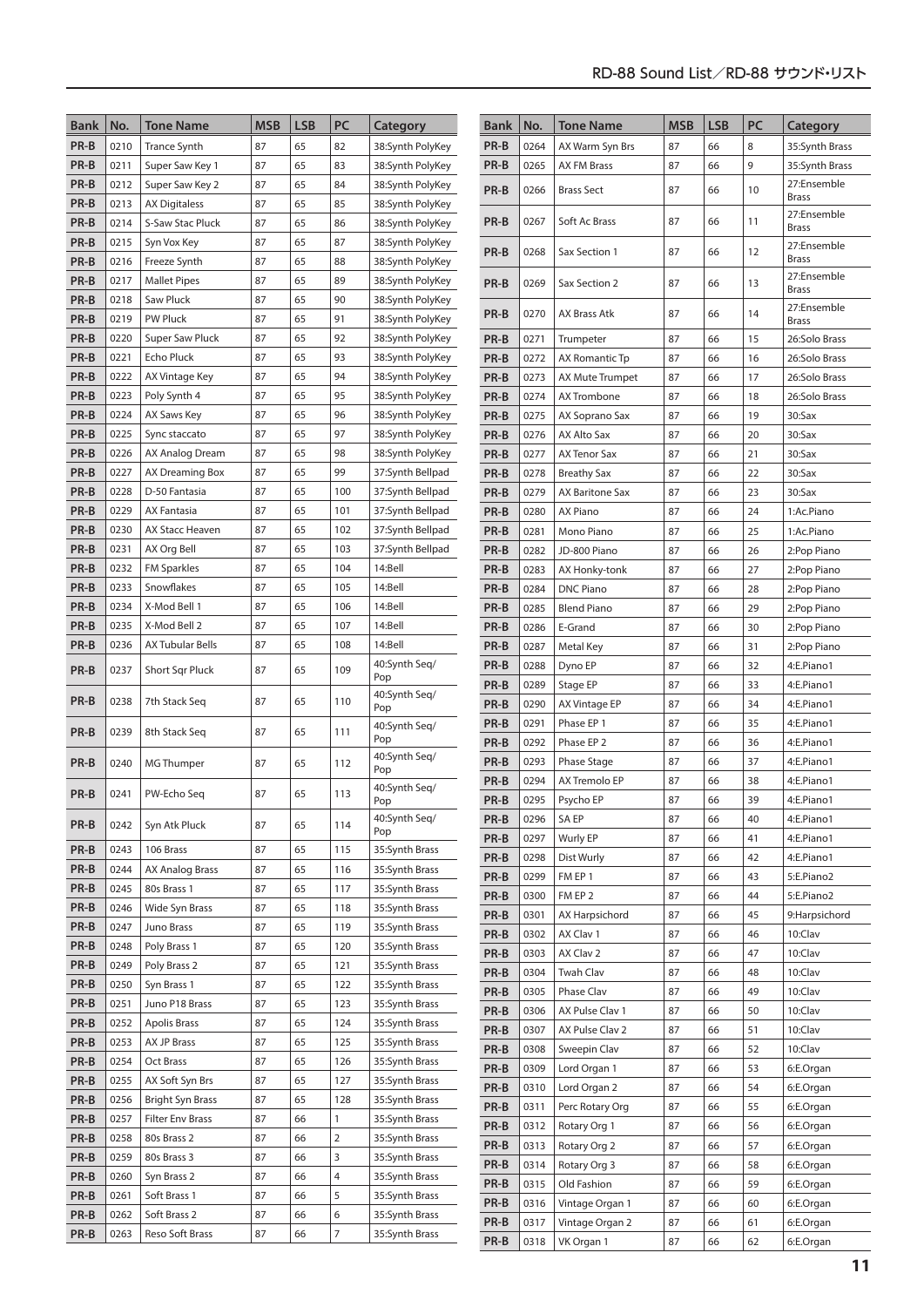| Bank | No. | Tone Name | MSB | LSB | PC | Category |
|---|---|---|---|---|---|---|
| PR-B | 0210 | Trance Synth | 87 | 65 | 82 | 38:Synth PolyKey |
| PR-B | 0211 | Super Saw Key 1 | 87 | 65 | 83 | 38:Synth PolyKey |
| PR-B | 0212 | Super Saw Key 2 | 87 | 65 | 84 | 38:Synth PolyKey |
| PR-B | 0213 | AX Digitaless | 87 | 65 | 85 | 38:Synth PolyKey |
| PR-B | 0214 | S-Saw Stac Pluck | 87 | 65 | 86 | 38:Synth PolyKey |
| PR-B | 0215 | Syn Vox Key | 87 | 65 | 87 | 38:Synth PolyKey |
| PR-B | 0216 | Freeze Synth | 87 | 65 | 88 | 38:Synth PolyKey |
| PR-B | 0217 | Mallet Pipes | 87 | 65 | 89 | 38:Synth PolyKey |
| PR-B | 0218 | Saw Pluck | 87 | 65 | 90 | 38:Synth PolyKey |
| PR-B | 0219 | PW Pluck | 87 | 65 | 91 | 38:Synth PolyKey |
| PR-B | 0220 | Super Saw Pluck | 87 | 65 | 92 | 38:Synth PolyKey |
| PR-B | 0221 | Echo Pluck | 87 | 65 | 93 | 38:Synth PolyKey |
| PR-B | 0222 | AX Vintage Key | 87 | 65 | 94 | 38:Synth PolyKey |
| PR-B | 0223 | Poly Synth 4 | 87 | 65 | 95 | 38:Synth PolyKey |
| PR-B | 0224 | AX Saws Key | 87 | 65 | 96 | 38:Synth PolyKey |
| PR-B | 0225 | Sync staccato | 87 | 65 | 97 | 38:Synth PolyKey |
| PR-B | 0226 | AX Analog Dream | 87 | 65 | 98 | 38:Synth PolyKey |
| PR-B | 0227 | AX Dreaming Box | 87 | 65 | 99 | 37:Synth Bellpad |
| PR-B | 0228 | D-50 Fantasia | 87 | 65 | 100 | 37:Synth Bellpad |
| PR-B | 0229 | AX Fantasia | 87 | 65 | 101 | 37:Synth Bellpad |
| PR-B | 0230 | AX Stacc Heaven | 87 | 65 | 102 | 37:Synth Bellpad |
| PR-B | 0231 | AX Org Bell | 87 | 65 | 103 | 37:Synth Bellpad |
| PR-B | 0232 | FM Sparkles | 87 | 65 | 104 | 14:Bell |
| PR-B | 0233 | Snowflakes | 87 | 65 | 105 | 14:Bell |
| PR-B | 0234 | X-Mod Bell 1 | 87 | 65 | 106 | 14:Bell |
| PR-B | 0235 | X-Mod Bell 2 | 87 | 65 | 107 | 14:Bell |
| PR-B | 0236 | AX Tubular Bells | 87 | 65 | 108 | 14:Bell |
| PR-B | 0237 | Short Sqr Pluck | 87 | 65 | 109 | 40:Synth Seq/Pop |
| PR-B | 0238 | 7th Stack Seq | 87 | 65 | 110 | 40:Synth Seq/Pop |
| PR-B | 0239 | 8th Stack Seq | 87 | 65 | 111 | 40:Synth Seq/Pop |
| PR-B | 0240 | MG Thumper | 87 | 65 | 112 | 40:Synth Seq/Pop |
| PR-B | 0241 | PW-Echo Seq | 87 | 65 | 113 | 40:Synth Seq/Pop |
| PR-B | 0242 | Syn Atk Pluck | 87 | 65 | 114 | 40:Synth Seq/Pop |
| PR-B | 0243 | 106 Brass | 87 | 65 | 115 | 35:Synth Brass |
| PR-B | 0244 | AX Analog Brass | 87 | 65 | 116 | 35:Synth Brass |
| PR-B | 0245 | 80s Brass 1 | 87 | 65 | 117 | 35:Synth Brass |
| PR-B | 0246 | Wide Syn Brass | 87 | 65 | 118 | 35:Synth Brass |
| PR-B | 0247 | Juno Brass | 87 | 65 | 119 | 35:Synth Brass |
| PR-B | 0248 | Poly Brass 1 | 87 | 65 | 120 | 35:Synth Brass |
| PR-B | 0249 | Poly Brass 2 | 87 | 65 | 121 | 35:Synth Brass |
| PR-B | 0250 | Syn Brass 1 | 87 | 65 | 122 | 35:Synth Brass |
| PR-B | 0251 | Juno P18 Brass | 87 | 65 | 123 | 35:Synth Brass |
| PR-B | 0252 | Apolis Brass | 87 | 65 | 124 | 35:Synth Brass |
| PR-B | 0253 | AX JP Brass | 87 | 65 | 125 | 35:Synth Brass |
| PR-B | 0254 | Oct Brass | 87 | 65 | 126 | 35:Synth Brass |
| PR-B | 0255 | AX Soft Syn Brs | 87 | 65 | 127 | 35:Synth Brass |
| PR-B | 0256 | Bright Syn Brass | 87 | 65 | 128 | 35:Synth Brass |
| PR-B | 0257 | Filter Env Brass | 87 | 66 | 1 | 35:Synth Brass |
| PR-B | 0258 | 80s Brass 2 | 87 | 66 | 2 | 35:Synth Brass |
| PR-B | 0259 | 80s Brass 3 | 87 | 66 | 3 | 35:Synth Brass |
| PR-B | 0260 | Syn Brass 2 | 87 | 66 | 4 | 35:Synth Brass |
| PR-B | 0261 | Soft Brass 1 | 87 | 66 | 5 | 35:Synth Brass |
| PR-B | 0262 | Soft Brass 2 | 87 | 66 | 6 | 35:Synth Brass |
| PR-B | 0263 | Reso Soft Brass | 87 | 66 | 7 | 35:Synth Brass |
| PR-B | 0264 | AX Warm Syn Brs | 87 | 66 | 8 | 35:Synth Brass |
| PR-B | 0265 | AX FM Brass | 87 | 66 | 9 | 35:Synth Brass |
| PR-B | 0266 | Brass Sect | 87 | 66 | 10 | 27:Ensemble Brass |
| PR-B | 0267 | Soft Ac Brass | 87 | 66 | 11 | 27:Ensemble Brass |
| PR-B | 0268 | Sax Section 1 | 87 | 66 | 12 | 27:Ensemble Brass |
| PR-B | 0269 | Sax Section 2 | 87 | 66 | 13 | 27:Ensemble Brass |
| PR-B | 0270 | AX Brass Atk | 87 | 66 | 14 | 27:Ensemble Brass |
| PR-B | 0271 | Trumpeter | 87 | 66 | 15 | 26:Solo Brass |
| PR-B | 0272 | AX Romantic Tp | 87 | 66 | 16 | 26:Solo Brass |
| PR-B | 0273 | AX Mute Trumpet | 87 | 66 | 17 | 26:Solo Brass |
| PR-B | 0274 | AX Trombone | 87 | 66 | 18 | 26:Solo Brass |
| PR-B | 0275 | AX Soprano Sax | 87 | 66 | 19 | 30:Sax |
| PR-B | 0276 | AX Alto Sax | 87 | 66 | 20 | 30:Sax |
| PR-B | 0277 | AX Tenor Sax | 87 | 66 | 21 | 30:Sax |
| PR-B | 0278 | Breathy Sax | 87 | 66 | 22 | 30:Sax |
| PR-B | 0279 | AX Baritone Sax | 87 | 66 | 23 | 30:Sax |
| PR-B | 0280 | AX Piano | 87 | 66 | 24 | 1:Ac.Piano |
| PR-B | 0281 | Mono Piano | 87 | 66 | 25 | 1:Ac.Piano |
| PR-B | 0282 | JD-800 Piano | 87 | 66 | 26 | 2:Pop Piano |
| PR-B | 0283 | AX Honky-tonk | 87 | 66 | 27 | 2:Pop Piano |
| PR-B | 0284 | DNC Piano | 87 | 66 | 28 | 2:Pop Piano |
| PR-B | 0285 | Blend Piano | 87 | 66 | 29 | 2:Pop Piano |
| PR-B | 0286 | E-Grand | 87 | 66 | 30 | 2:Pop Piano |
| PR-B | 0287 | Metal Key | 87 | 66 | 31 | 2:Pop Piano |
| PR-B | 0288 | Dyno EP | 87 | 66 | 32 | 4:E.Piano1 |
| PR-B | 0289 | Stage EP | 87 | 66 | 33 | 4:E.Piano1 |
| PR-B | 0290 | AX Vintage EP | 87 | 66 | 34 | 4:E.Piano1 |
| PR-B | 0291 | Phase EP 1 | 87 | 66 | 35 | 4:E.Piano1 |
| PR-B | 0292 | Phase EP 2 | 87 | 66 | 36 | 4:E.Piano1 |
| PR-B | 0293 | Phase Stage | 87 | 66 | 37 | 4:E.Piano1 |
| PR-B | 0294 | AX Tremolo EP | 87 | 66 | 38 | 4:E.Piano1 |
| PR-B | 0295 | Psycho EP | 87 | 66 | 39 | 4:E.Piano1 |
| PR-B | 0296 | SA EP | 87 | 66 | 40 | 4:E.Piano1 |
| PR-B | 0297 | Wurly EP | 87 | 66 | 41 | 4:E.Piano1 |
| PR-B | 0298 | Dist Wurly | 87 | 66 | 42 | 4:E.Piano1 |
| PR-B | 0299 | FM EP 1 | 87 | 66 | 43 | 5:E.Piano2 |
| PR-B | 0300 | FM EP 2 | 87 | 66 | 44 | 5:E.Piano2 |
| PR-B | 0301 | AX Harpsichord | 87 | 66 | 45 | 9:Harpsichord |
| PR-B | 0302 | AX Clav 1 | 87 | 66 | 46 | 10:Clav |
| PR-B | 0303 | AX Clav 2 | 87 | 66 | 47 | 10:Clav |
| PR-B | 0304 | Twah Clav | 87 | 66 | 48 | 10:Clav |
| PR-B | 0305 | Phase Clav | 87 | 66 | 49 | 10:Clav |
| PR-B | 0306 | AX Pulse Clav 1 | 87 | 66 | 50 | 10:Clav |
| PR-B | 0307 | AX Pulse Clav 2 | 87 | 66 | 51 | 10:Clav |
| PR-B | 0308 | Sweepin Clav | 87 | 66 | 52 | 10:Clav |
| PR-B | 0309 | Lord Organ 1 | 87 | 66 | 53 | 6:E.Organ |
| PR-B | 0310 | Lord Organ 2 | 87 | 66 | 54 | 6:E.Organ |
| PR-B | 0311 | Perc Rotary Org | 87 | 66 | 55 | 6:E.Organ |
| PR-B | 0312 | Rotary Org 1 | 87 | 66 | 56 | 6:E.Organ |
| PR-B | 0313 | Rotary Org 2 | 87 | 66 | 57 | 6:E.Organ |
| PR-B | 0314 | Rotary Org 3 | 87 | 66 | 58 | 6:E.Organ |
| PR-B | 0315 | Old Fashion | 87 | 66 | 59 | 6:E.Organ |
| PR-B | 0316 | Vintage Organ 1 | 87 | 66 | 60 | 6:E.Organ |
| PR-B | 0317 | Vintage Organ 2 | 87 | 66 | 61 | 6:E.Organ |
| PR-B | 0318 | VK Organ 1 | 87 | 66 | 62 | 6:E.Organ |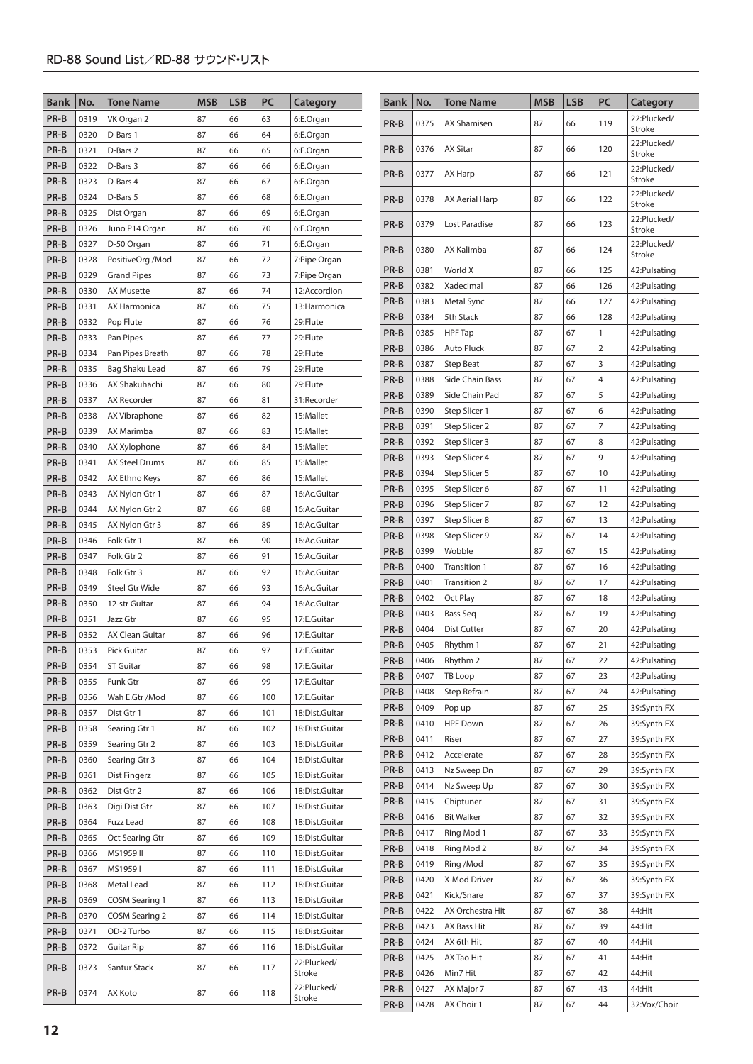| Bank | No. | Tone Name | MSB | LSB | PC | Category |
|---|---|---|---|---|---|---|
| PR-B | 0319 | VK Organ 2 | 87 | 66 | 63 | 6:E.Organ |
| PR-B | 0320 | D-Bars 1 | 87 | 66 | 64 | 6:E.Organ |
| PR-B | 0321 | D-Bars 2 | 87 | 66 | 65 | 6:E.Organ |
| PR-B | 0322 | D-Bars 3 | 87 | 66 | 66 | 6:E.Organ |
| PR-B | 0323 | D-Bars 4 | 87 | 66 | 67 | 6:E.Organ |
| PR-B | 0324 | D-Bars 5 | 87 | 66 | 68 | 6:E.Organ |
| PR-B | 0325 | Dist Organ | 87 | 66 | 69 | 6:E.Organ |
| PR-B | 0326 | Juno P14 Organ | 87 | 66 | 70 | 6:E.Organ |
| PR-B | 0327 | D-50 Organ | 87 | 66 | 71 | 6:E.Organ |
| PR-B | 0328 | PositiveOrg /Mod | 87 | 66 | 72 | 7:Pipe Organ |
| PR-B | 0329 | Grand Pipes | 87 | 66 | 73 | 7:Pipe Organ |
| PR-B | 0330 | AX Musette | 87 | 66 | 74 | 12:Accordion |
| PR-B | 0331 | AX Harmonica | 87 | 66 | 75 | 13:Harmonica |
| PR-B | 0332 | Pop Flute | 87 | 66 | 76 | 29:Flute |
| PR-B | 0333 | Pan Pipes | 87 | 66 | 77 | 29:Flute |
| PR-B | 0334 | Pan Pipes Breath | 87 | 66 | 78 | 29:Flute |
| PR-B | 0335 | Bag Shaku Lead | 87 | 66 | 79 | 29:Flute |
| PR-B | 0336 | AX Shakuhachi | 87 | 66 | 80 | 29:Flute |
| PR-B | 0337 | AX Recorder | 87 | 66 | 81 | 31:Recorder |
| PR-B | 0338 | AX Vibraphone | 87 | 66 | 82 | 15:Mallet |
| PR-B | 0339 | AX Marimba | 87 | 66 | 83 | 15:Mallet |
| PR-B | 0340 | AX Xylophone | 87 | 66 | 84 | 15:Mallet |
| PR-B | 0341 | AX Steel Drums | 87 | 66 | 85 | 15:Mallet |
| PR-B | 0342 | AX Ethno Keys | 87 | 66 | 86 | 15:Mallet |
| PR-B | 0343 | AX Nylon Gtr 1 | 87 | 66 | 87 | 16:Ac.Guitar |
| PR-B | 0344 | AX Nylon Gtr 2 | 87 | 66 | 88 | 16:Ac.Guitar |
| PR-B | 0345 | AX Nylon Gtr 3 | 87 | 66 | 89 | 16:Ac.Guitar |
| PR-B | 0346 | Folk Gtr 1 | 87 | 66 | 90 | 16:Ac.Guitar |
| PR-B | 0347 | Folk Gtr 2 | 87 | 66 | 91 | 16:Ac.Guitar |
| PR-B | 0348 | Folk Gtr 3 | 87 | 66 | 92 | 16:Ac.Guitar |
| PR-B | 0349 | Steel Gtr Wide | 87 | 66 | 93 | 16:Ac.Guitar |
| PR-B | 0350 | 12-str Guitar | 87 | 66 | 94 | 16:Ac.Guitar |
| PR-B | 0351 | Jazz Gtr | 87 | 66 | 95 | 17:E.Guitar |
| PR-B | 0352 | AX Clean Guitar | 87 | 66 | 96 | 17:E.Guitar |
| PR-B | 0353 | Pick Guitar | 87 | 66 | 97 | 17:E.Guitar |
| PR-B | 0354 | ST Guitar | 87 | 66 | 98 | 17:E.Guitar |
| PR-B | 0355 | Funk Gtr | 87 | 66 | 99 | 17:E.Guitar |
| PR-B | 0356 | Wah E.Gtr /Mod | 87 | 66 | 100 | 17:E.Guitar |
| PR-B | 0357 | Dist Gtr 1 | 87 | 66 | 101 | 18:Dist.Guitar |
| PR-B | 0358 | Searing Gtr 1 | 87 | 66 | 102 | 18:Dist.Guitar |
| PR-B | 0359 | Searing Gtr 2 | 87 | 66 | 103 | 18:Dist.Guitar |
| PR-B | 0360 | Searing Gtr 3 | 87 | 66 | 104 | 18:Dist.Guitar |
| PR-B | 0361 | Dist Fingerz | 87 | 66 | 105 | 18:Dist.Guitar |
| PR-B | 0362 | Dist Gtr 2 | 87 | 66 | 106 | 18:Dist.Guitar |
| PR-B | 0363 | Digi Dist Gtr | 87 | 66 | 107 | 18:Dist.Guitar |
| PR-B | 0364 | Fuzz Lead | 87 | 66 | 108 | 18:Dist.Guitar |
| PR-B | 0365 | Oct Searing Gtr | 87 | 66 | 109 | 18:Dist.Guitar |
| PR-B | 0366 | MS1959 II | 87 | 66 | 110 | 18:Dist.Guitar |
| PR-B | 0367 | MS1959 I | 87 | 66 | 111 | 18:Dist.Guitar |
| PR-B | 0368 | Metal Lead | 87 | 66 | 112 | 18:Dist.Guitar |
| PR-B | 0369 | COSM Searing 1 | 87 | 66 | 113 | 18:Dist.Guitar |
| PR-B | 0370 | COSM Searing 2 | 87 | 66 | 114 | 18:Dist.Guitar |
| PR-B | 0371 | OD-2 Turbo | 87 | 66 | 115 | 18:Dist.Guitar |
| PR-B | 0372 | Guitar Rip | 87 | 66 | 116 | 18:Dist.Guitar |
| PR-B | 0373 | Santur Stack | 87 | 66 | 117 | 22:Plucked/Stroke |
| PR-B | 0374 | AX Koto | 87 | 66 | 118 | 22:Plucked/Stroke |
| PR-B | 0375 | AX Shamisen | 87 | 66 | 119 | 22:Plucked/Stroke |
| PR-B | 0376 | AX Sitar | 87 | 66 | 120 | 22:Plucked/Stroke |
| PR-B | 0377 | AX Harp | 87 | 66 | 121 | 22:Plucked/Stroke |
| PR-B | 0378 | AX Aerial Harp | 87 | 66 | 122 | 22:Plucked/Stroke |
| PR-B | 0379 | Lost Paradise | 87 | 66 | 123 | 22:Plucked/Stroke |
| PR-B | 0380 | AX Kalimba | 87 | 66 | 124 | 22:Plucked/Stroke |
| PR-B | 0381 | World X | 87 | 66 | 125 | 42:Pulsating |
| PR-B | 0382 | Xadecimal | 87 | 66 | 126 | 42:Pulsating |
| PR-B | 0383 | Metal Sync | 87 | 66 | 127 | 42:Pulsating |
| PR-B | 0384 | 5th Stack | 87 | 66 | 128 | 42:Pulsating |
| PR-B | 0385 | HPF Tap | 87 | 67 | 1 | 42:Pulsating |
| PR-B | 0386 | Auto Pluck | 87 | 67 | 2 | 42:Pulsating |
| PR-B | 0387 | Step Beat | 87 | 67 | 3 | 42:Pulsating |
| PR-B | 0388 | Side Chain Bass | 87 | 67 | 4 | 42:Pulsating |
| PR-B | 0389 | Side Chain Pad | 87 | 67 | 5 | 42:Pulsating |
| PR-B | 0390 | Step Slicer 1 | 87 | 67 | 6 | 42:Pulsating |
| PR-B | 0391 | Step Slicer 2 | 87 | 67 | 7 | 42:Pulsating |
| PR-B | 0392 | Step Slicer 3 | 87 | 67 | 8 | 42:Pulsating |
| PR-B | 0393 | Step Slicer 4 | 87 | 67 | 9 | 42:Pulsating |
| PR-B | 0394 | Step Slicer 5 | 87 | 67 | 10 | 42:Pulsating |
| PR-B | 0395 | Step Slicer 6 | 87 | 67 | 11 | 42:Pulsating |
| PR-B | 0396 | Step Slicer 7 | 87 | 67 | 12 | 42:Pulsating |
| PR-B | 0397 | Step Slicer 8 | 87 | 67 | 13 | 42:Pulsating |
| PR-B | 0398 | Step Slicer 9 | 87 | 67 | 14 | 42:Pulsating |
| PR-B | 0399 | Wobble | 87 | 67 | 15 | 42:Pulsating |
| PR-B | 0400 | Transition 1 | 87 | 67 | 16 | 42:Pulsating |
| PR-B | 0401 | Transition 2 | 87 | 67 | 17 | 42:Pulsating |
| PR-B | 0402 | Oct Play | 87 | 67 | 18 | 42:Pulsating |
| PR-B | 0403 | Bass Seq | 87 | 67 | 19 | 42:Pulsating |
| PR-B | 0404 | Dist Cutter | 87 | 67 | 20 | 42:Pulsating |
| PR-B | 0405 | Rhythm 1 | 87 | 67 | 21 | 42:Pulsating |
| PR-B | 0406 | Rhythm 2 | 87 | 67 | 22 | 42:Pulsating |
| PR-B | 0407 | TB Loop | 87 | 67 | 23 | 42:Pulsating |
| PR-B | 0408 | Step Refrain | 87 | 67 | 24 | 42:Pulsating |
| PR-B | 0409 | Pop up | 87 | 67 | 25 | 39:Synth FX |
| PR-B | 0410 | HPF Down | 87 | 67 | 26 | 39:Synth FX |
| PR-B | 0411 | Riser | 87 | 67 | 27 | 39:Synth FX |
| PR-B | 0412 | Accelerate | 87 | 67 | 28 | 39:Synth FX |
| PR-B | 0413 | Nz Sweep Dn | 87 | 67 | 29 | 39:Synth FX |
| PR-B | 0414 | Nz Sweep Up | 87 | 67 | 30 | 39:Synth FX |
| PR-B | 0415 | Chiptuner | 87 | 67 | 31 | 39:Synth FX |
| PR-B | 0416 | Bit Walker | 87 | 67 | 32 | 39:Synth FX |
| PR-B | 0417 | Ring Mod 1 | 87 | 67 | 33 | 39:Synth FX |
| PR-B | 0418 | Ring Mod 2 | 87 | 67 | 34 | 39:Synth FX |
| PR-B | 0419 | Ring /Mod | 87 | 67 | 35 | 39:Synth FX |
| PR-B | 0420 | X-Mod Driver | 87 | 67 | 36 | 39:Synth FX |
| PR-B | 0421 | Kick/Snare | 87 | 67 | 37 | 39:Synth FX |
| PR-B | 0422 | AX Orchestra Hit | 87 | 67 | 38 | 44:Hit |
| PR-B | 0423 | AX Bass Hit | 87 | 67 | 39 | 44:Hit |
| PR-B | 0424 | AX 6th Hit | 87 | 67 | 40 | 44:Hit |
| PR-B | 0425 | AX Tao Hit | 87 | 67 | 41 | 44:Hit |
| PR-B | 0426 | Min7 Hit | 87 | 67 | 42 | 44:Hit |
| PR-B | 0427 | AX Major 7 | 87 | 67 | 43 | 44:Hit |
| PR-B | 0428 | AX Choir 1 | 87 | 67 | 44 | 32:Vox/Choir |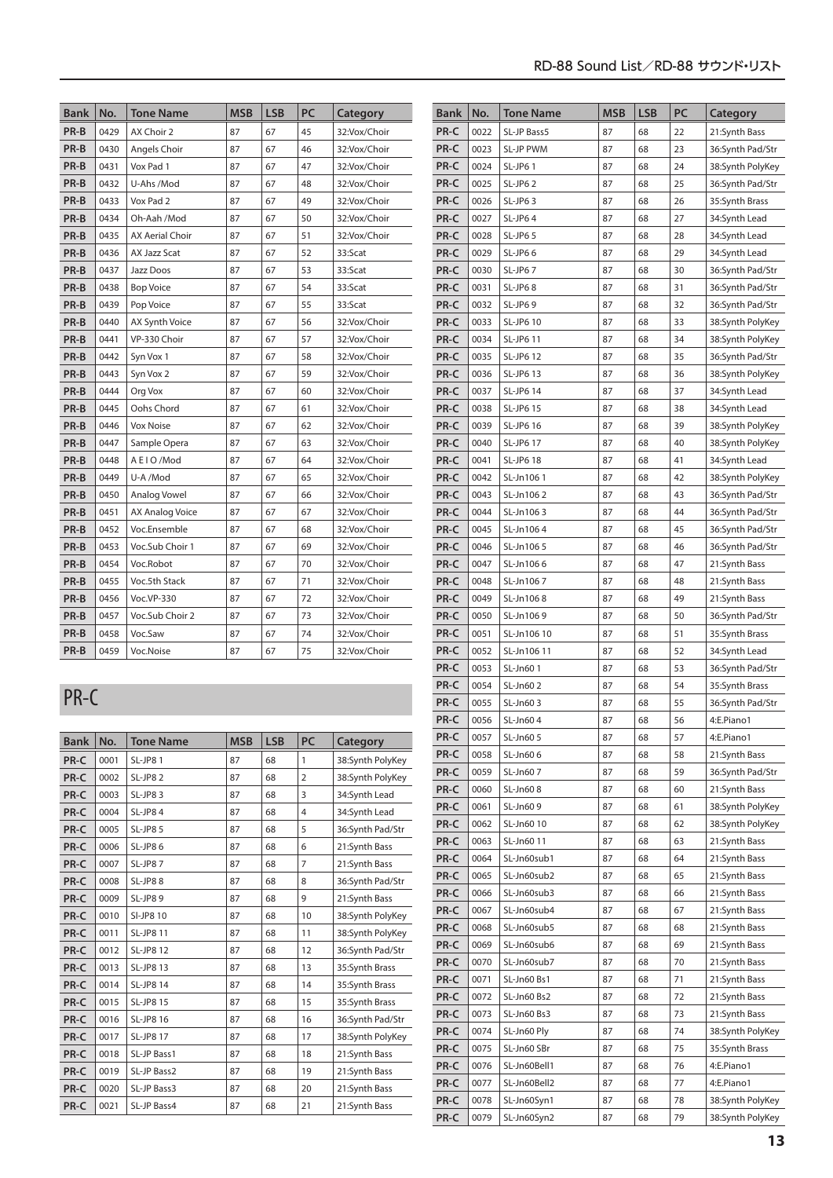| Bank | No. | Tone Name | MSB | LSB | PC | Category |
|---|---|---|---|---|---|---|
| PR-B | 0429 | AX Choir 2 | 87 | 67 | 45 | 32:Vox/Choir |
| PR-B | 0430 | Angels Choir | 87 | 67 | 46 | 32:Vox/Choir |
| PR-B | 0431 | Vox Pad 1 | 87 | 67 | 47 | 32:Vox/Choir |
| PR-B | 0432 | U-Ahs /Mod | 87 | 67 | 48 | 32:Vox/Choir |
| PR-B | 0433 | Vox Pad 2 | 87 | 67 | 49 | 32:Vox/Choir |
| PR-B | 0434 | Oh-Aah /Mod | 87 | 67 | 50 | 32:Vox/Choir |
| PR-B | 0435 | AX Aerial Choir | 87 | 67 | 51 | 32:Vox/Choir |
| PR-B | 0436 | AX Jazz Scat | 87 | 67 | 52 | 33:Scat |
| PR-B | 0437 | Jazz Doos | 87 | 67 | 53 | 33:Scat |
| PR-B | 0438 | Bop Voice | 87 | 67 | 54 | 33:Scat |
| PR-B | 0439 | Pop Voice | 87 | 67 | 55 | 33:Scat |
| PR-B | 0440 | AX Synth Voice | 87 | 67 | 56 | 32:Vox/Choir |
| PR-B | 0441 | VP-330 Choir | 87 | 67 | 57 | 32:Vox/Choir |
| PR-B | 0442 | Syn Vox 1 | 87 | 67 | 58 | 32:Vox/Choir |
| PR-B | 0443 | Syn Vox 2 | 87 | 67 | 59 | 32:Vox/Choir |
| PR-B | 0444 | Org Vox | 87 | 67 | 60 | 32:Vox/Choir |
| PR-B | 0445 | Oohs Chord | 87 | 67 | 61 | 32:Vox/Choir |
| PR-B | 0446 | Vox Noise | 87 | 67 | 62 | 32:Vox/Choir |
| PR-B | 0447 | Sample Opera | 87 | 67 | 63 | 32:Vox/Choir |
| PR-B | 0448 | A E I O /Mod | 87 | 67 | 64 | 32:Vox/Choir |
| PR-B | 0449 | U-A /Mod | 87 | 67 | 65 | 32:Vox/Choir |
| PR-B | 0450 | Analog Vowel | 87 | 67 | 66 | 32:Vox/Choir |
| PR-B | 0451 | AX Analog Voice | 87 | 67 | 67 | 32:Vox/Choir |
| PR-B | 0452 | Voc.Ensemble | 87 | 67 | 68 | 32:Vox/Choir |
| PR-B | 0453 | Voc.Sub Choir 1 | 87 | 67 | 69 | 32:Vox/Choir |
| PR-B | 0454 | Voc.Robot | 87 | 67 | 70 | 32:Vox/Choir |
| PR-B | 0455 | Voc.5th Stack | 87 | 67 | 71 | 32:Vox/Choir |
| PR-B | 0456 | Voc.VP-330 | 87 | 67 | 72 | 32:Vox/Choir |
| PR-B | 0457 | Voc.Sub Choir 2 | 87 | 67 | 73 | 32:Vox/Choir |
| PR-B | 0458 | Voc.Saw | 87 | 67 | 74 | 32:Vox/Choir |
| PR-B | 0459 | Voc.Noise | 87 | 67 | 75 | 32:Vox/Choir |

## PR-C

| Bank | No. | Tone Name | MSB | LSB | PC | Category |
|---|---|---|---|---|---|---|
| PR-C | 0001 | SL-JP8 1 | 87 | 68 | 1 | 38:Synth PolyKey |
| PR-C | 0002 | SL-JP8 2 | 87 | 68 | 2 | 38:Synth PolyKey |
| PR-C | 0003 | SL-JP8 3 | 87 | 68 | 3 | 34:Synth Lead |
| PR-C | 0004 | SL-JP8 4 | 87 | 68 | 4 | 34:Synth Lead |
| PR-C | 0005 | SL-JP8 5 | 87 | 68 | 5 | 36:Synth Pad/Str |
| PR-C | 0006 | SL-JP8 6 | 87 | 68 | 6 | 21:Synth Bass |
| PR-C | 0007 | SL-JP8 7 | 87 | 68 | 7 | 21:Synth Bass |
| PR-C | 0008 | SL-JP8 8 | 87 | 68 | 8 | 36:Synth Pad/Str |
| PR-C | 0009 | SL-JP8 9 | 87 | 68 | 9 | 21:Synth Bass |
| PR-C | 0010 | Sl-JP8 10 | 87 | 68 | 10 | 38:Synth PolyKey |
| PR-C | 0011 | SL-JP8 11 | 87 | 68 | 11 | 38:Synth PolyKey |
| PR-C | 0012 | SL-JP8 12 | 87 | 68 | 12 | 36:Synth Pad/Str |
| PR-C | 0013 | SL-JP8 13 | 87 | 68 | 13 | 35:Synth Brass |
| PR-C | 0014 | SL-JP8 14 | 87 | 68 | 14 | 35:Synth Brass |
| PR-C | 0015 | SL-JP8 15 | 87 | 68 | 15 | 35:Synth Brass |
| PR-C | 0016 | SL-JP8 16 | 87 | 68 | 16 | 36:Synth Pad/Str |
| PR-C | 0017 | SL-JP8 17 | 87 | 68 | 17 | 38:Synth PolyKey |
| PR-C | 0018 | SL-JP Bass1 | 87 | 68 | 18 | 21:Synth Bass |
| PR-C | 0019 | SL-JP Bass2 | 87 | 68 | 19 | 21:Synth Bass |
| PR-C | 0020 | SL-JP Bass3 | 87 | 68 | 20 | 21:Synth Bass |
| PR-C | 0021 | SL-JP Bass4 | 87 | 68 | 21 | 21:Synth Bass |
| PR-C | 0022 | SL-JP Bass5 | 87 | 68 | 22 | 21:Synth Bass |
| PR-C | 0023 | SL-JP PWM | 87 | 68 | 23 | 36:Synth Pad/Str |
| PR-C | 0024 | SL-JP6 1 | 87 | 68 | 24 | 38:Synth PolyKey |
| PR-C | 0025 | SL-JP6 2 | 87 | 68 | 25 | 36:Synth Pad/Str |
| PR-C | 0026 | SL-JP6 3 | 87 | 68 | 26 | 35:Synth Brass |
| PR-C | 0027 | SL-JP6 4 | 87 | 68 | 27 | 34:Synth Lead |
| PR-C | 0028 | SL-JP6 5 | 87 | 68 | 28 | 34:Synth Lead |
| PR-C | 0029 | SL-JP6 6 | 87 | 68 | 29 | 34:Synth Lead |
| PR-C | 0030 | SL-JP6 7 | 87 | 68 | 30 | 36:Synth Pad/Str |
| PR-C | 0031 | SL-JP6 8 | 87 | 68 | 31 | 36:Synth Pad/Str |
| PR-C | 0032 | SL-JP6 9 | 87 | 68 | 32 | 36:Synth Pad/Str |
| PR-C | 0033 | SL-JP6 10 | 87 | 68 | 33 | 38:Synth PolyKey |
| PR-C | 0034 | SL-JP6 11 | 87 | 68 | 34 | 38:Synth PolyKey |
| PR-C | 0035 | SL-JP6 12 | 87 | 68 | 35 | 36:Synth Pad/Str |
| PR-C | 0036 | SL-JP6 13 | 87 | 68 | 36 | 38:Synth PolyKey |
| PR-C | 0037 | SL-JP6 14 | 87 | 68 | 37 | 34:Synth Lead |
| PR-C | 0038 | SL-JP6 15 | 87 | 68 | 38 | 34:Synth Lead |
| PR-C | 0039 | SL-JP6 16 | 87 | 68 | 39 | 38:Synth PolyKey |
| PR-C | 0040 | SL-JP6 17 | 87 | 68 | 40 | 38:Synth PolyKey |
| PR-C | 0041 | SL-JP6 18 | 87 | 68 | 41 | 34:Synth Lead |
| PR-C | 0042 | SL-Jn106 1 | 87 | 68 | 42 | 38:Synth PolyKey |
| PR-C | 0043 | SL-Jn106 2 | 87 | 68 | 43 | 36:Synth Pad/Str |
| PR-C | 0044 | SL-Jn106 3 | 87 | 68 | 44 | 36:Synth Pad/Str |
| PR-C | 0045 | SL-Jn106 4 | 87 | 68 | 45 | 36:Synth Pad/Str |
| PR-C | 0046 | SL-Jn106 5 | 87 | 68 | 46 | 36:Synth Pad/Str |
| PR-C | 0047 | SL-Jn106 6 | 87 | 68 | 47 | 21:Synth Bass |
| PR-C | 0048 | SL-Jn106 7 | 87 | 68 | 48 | 21:Synth Bass |
| PR-C | 0049 | SL-Jn106 8 | 87 | 68 | 49 | 21:Synth Bass |
| PR-C | 0050 | SL-Jn106 9 | 87 | 68 | 50 | 36:Synth Pad/Str |
| PR-C | 0051 | SL-Jn106 10 | 87 | 68 | 51 | 35:Synth Brass |
| PR-C | 0052 | SL-Jn106 11 | 87 | 68 | 52 | 34:Synth Lead |
| PR-C | 0053 | SL-Jn60 1 | 87 | 68 | 53 | 36:Synth Pad/Str |
| PR-C | 0054 | SL-Jn60 2 | 87 | 68 | 54 | 35:Synth Brass |
| PR-C | 0055 | SL-Jn60 3 | 87 | 68 | 55 | 36:Synth Pad/Str |
| PR-C | 0056 | SL-Jn60 4 | 87 | 68 | 56 | 4:E.Piano1 |
| PR-C | 0057 | SL-Jn60 5 | 87 | 68 | 57 | 4:E.Piano1 |
| PR-C | 0058 | SL-Jn60 6 | 87 | 68 | 58 | 21:Synth Bass |
| PR-C | 0059 | SL-Jn60 7 | 87 | 68 | 59 | 36:Synth Pad/Str |
| PR-C | 0060 | SL-Jn60 8 | 87 | 68 | 60 | 21:Synth Bass |
| PR-C | 0061 | SL-Jn60 9 | 87 | 68 | 61 | 38:Synth PolyKey |
| PR-C | 0062 | SL-Jn60 10 | 87 | 68 | 62 | 38:Synth PolyKey |
| PR-C | 0063 | SL-Jn60 11 | 87 | 68 | 63 | 21:Synth Bass |
| PR-C | 0064 | SL-Jn60sub1 | 87 | 68 | 64 | 21:Synth Bass |
| PR-C | 0065 | SL-Jn60sub2 | 87 | 68 | 65 | 21:Synth Bass |
| PR-C | 0066 | SL-Jn60sub3 | 87 | 68 | 66 | 21:Synth Bass |
| PR-C | 0067 | SL-Jn60sub4 | 87 | 68 | 67 | 21:Synth Bass |
| PR-C | 0068 | SL-Jn60sub5 | 87 | 68 | 68 | 21:Synth Bass |
| PR-C | 0069 | SL-Jn60sub6 | 87 | 68 | 69 | 21:Synth Bass |
| PR-C | 0070 | SL-Jn60sub7 | 87 | 68 | 70 | 21:Synth Bass |
| PR-C | 0071 | SL-Jn60 Bs1 | 87 | 68 | 71 | 21:Synth Bass |
| PR-C | 0072 | SL-Jn60 Bs2 | 87 | 68 | 72 | 21:Synth Bass |
| PR-C | 0073 | SL-Jn60 Bs3 | 87 | 68 | 73 | 21:Synth Bass |
| PR-C | 0074 | SL-Jn60 Ply | 87 | 68 | 74 | 38:Synth PolyKey |
| PR-C | 0075 | SL-Jn60 SBr | 87 | 68 | 75 | 35:Synth Brass |
| PR-C | 0076 | SL-Jn60Bell1 | 87 | 68 | 76 | 4:E.Piano1 |
| PR-C | 0077 | SL-Jn60Bell2 | 87 | 68 | 77 | 4:E.Piano1 |
| PR-C | 0078 | SL-Jn60Syn1 | 87 | 68 | 78 | 38:Synth PolyKey |
| PR-C | 0079 | SL-Jn60Syn2 | 87 | 68 | 79 | 38:Synth PolyKey |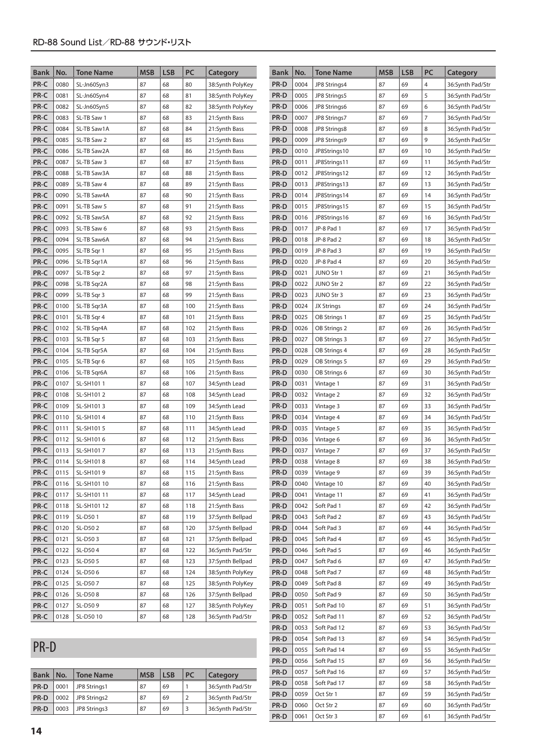| Bank | No. | Tone Name | MSB | LSB | PC | Category |
|---|---|---|---|---|---|---|
| PR-C | 0080 | SL-Jn60Syn3 | 87 | 68 | 80 | 38:Synth PolyKey |
| PR-C | 0081 | SL-Jn60Syn4 | 87 | 68 | 81 | 38:Synth PolyKey |
| PR-C | 0082 | SL-Jn60Syn5 | 87 | 68 | 82 | 38:Synth PolyKey |
| PR-C | 0083 | SL-TB Saw 1 | 87 | 68 | 83 | 21:Synth Bass |
| PR-C | 0084 | SL-TB Saw1A | 87 | 68 | 84 | 21:Synth Bass |
| PR-C | 0085 | SL-TB Saw 2 | 87 | 68 | 85 | 21:Synth Bass |
| PR-C | 0086 | SL-TB Saw2A | 87 | 68 | 86 | 21:Synth Bass |
| PR-C | 0087 | SL-TB Saw 3 | 87 | 68 | 87 | 21:Synth Bass |
| PR-C | 0088 | SL-TB Saw3A | 87 | 68 | 88 | 21:Synth Bass |
| PR-C | 0089 | SL-TB Saw 4 | 87 | 68 | 89 | 21:Synth Bass |
| PR-C | 0090 | SL-TB Saw4A | 87 | 68 | 90 | 21:Synth Bass |
| PR-C | 0091 | SL-TB Saw 5 | 87 | 68 | 91 | 21:Synth Bass |
| PR-C | 0092 | SL-TB Saw5A | 87 | 68 | 92 | 21:Synth Bass |
| PR-C | 0093 | SL-TB Saw 6 | 87 | 68 | 93 | 21:Synth Bass |
| PR-C | 0094 | SL-TB Saw6A | 87 | 68 | 94 | 21:Synth Bass |
| PR-C | 0095 | SL-TB Sqr 1 | 87 | 68 | 95 | 21:Synth Bass |
| PR-C | 0096 | SL-TB Sqr1A | 87 | 68 | 96 | 21:Synth Bass |
| PR-C | 0097 | SL-TB Sqr 2 | 87 | 68 | 97 | 21:Synth Bass |
| PR-C | 0098 | SL-TB Sqr2A | 87 | 68 | 98 | 21:Synth Bass |
| PR-C | 0099 | SL-TB Sqr 3 | 87 | 68 | 99 | 21:Synth Bass |
| PR-C | 0100 | SL-TB Sqr3A | 87 | 68 | 100 | 21:Synth Bass |
| PR-C | 0101 | SL-TB Sqr 4 | 87 | 68 | 101 | 21:Synth Bass |
| PR-C | 0102 | SL-TB Sqr4A | 87 | 68 | 102 | 21:Synth Bass |
| PR-C | 0103 | SL-TB Sqr 5 | 87 | 68 | 103 | 21:Synth Bass |
| PR-C | 0104 | SL-TB Sqr5A | 87 | 68 | 104 | 21:Synth Bass |
| PR-C | 0105 | SL-TB Sqr 6 | 87 | 68 | 105 | 21:Synth Bass |
| PR-C | 0106 | SL-TB Sqr6A | 87 | 68 | 106 | 21:Synth Bass |
| PR-C | 0107 | SL-SH101 1 | 87 | 68 | 107 | 34:Synth Lead |
| PR-C | 0108 | SL-SH101 2 | 87 | 68 | 108 | 34:Synth Lead |
| PR-C | 0109 | SL-SH101 3 | 87 | 68 | 109 | 34:Synth Lead |
| PR-C | 0110 | SL-SH101 4 | 87 | 68 | 110 | 21:Synth Bass |
| PR-C | 0111 | SL-SH101 5 | 87 | 68 | 111 | 34:Synth Lead |
| PR-C | 0112 | SL-SH101 6 | 87 | 68 | 112 | 21:Synth Bass |
| PR-C | 0113 | SL-SH101 7 | 87 | 68 | 113 | 21:Synth Bass |
| PR-C | 0114 | SL-SH101 8 | 87 | 68 | 114 | 34:Synth Lead |
| PR-C | 0115 | SL-SH101 9 | 87 | 68 | 115 | 21:Synth Bass |
| PR-C | 0116 | SL-SH101 10 | 87 | 68 | 116 | 21:Synth Bass |
| PR-C | 0117 | SL-SH101 11 | 87 | 68 | 117 | 34:Synth Lead |
| PR-C | 0118 | SL-SH101 12 | 87 | 68 | 118 | 21:Synth Bass |
| PR-C | 0119 | SL-D50 1 | 87 | 68 | 119 | 37:Synth Bellpad |
| PR-C | 0120 | SL-D50 2 | 87 | 68 | 120 | 37:Synth Bellpad |
| PR-C | 0121 | SL-D50 3 | 87 | 68 | 121 | 37:Synth Bellpad |
| PR-C | 0122 | SL-D50 4 | 87 | 68 | 122 | 36:Synth Pad/Str |
| PR-C | 0123 | SL-D50 5 | 87 | 68 | 123 | 37:Synth Bellpad |
| PR-C | 0124 | SL-D50 6 | 87 | 68 | 124 | 38:Synth PolyKey |
| PR-C | 0125 | SL-D50 7 | 87 | 68 | 125 | 38:Synth PolyKey |
| PR-C | 0126 | SL-D50 8 | 87 | 68 | 126 | 37:Synth Bellpad |
| PR-C | 0127 | SL-D50 9 | 87 | 68 | 127 | 38:Synth PolyKey |
| PR-C | 0128 | SL-D50 10 | 87 | 68 | 128 | 36:Synth Pad/Str |

## PR-D

| Bank | No. | Tone Name | MSB | LSB | PC | Category |
|---|---|---|---|---|---|---|
| PR-D | 0001 | JP8 Strings1 | 87 | 69 | 1 | 36:Synth Pad/Str |
| PR-D | 0002 | JP8 Strings2 | 87 | 69 | 2 | 36:Synth Pad/Str |
| PR-D | 0003 | JP8 Strings3 | 87 | 69 | 3 | 36:Synth Pad/Str |
| PR-D | 0004 | JP8 Strings4 | 87 | 69 | 4 | 36:Synth Pad/Str |
| PR-D | 0005 | JP8 Strings5 | 87 | 69 | 5 | 36:Synth Pad/Str |
| PR-D | 0006 | JP8 Strings6 | 87 | 69 | 6 | 36:Synth Pad/Str |
| PR-D | 0007 | JP8 Strings7 | 87 | 69 | 7 | 36:Synth Pad/Str |
| PR-D | 0008 | JP8 Strings8 | 87 | 69 | 8 | 36:Synth Pad/Str |
| PR-D | 0009 | JP8 Strings9 | 87 | 69 | 9 | 36:Synth Pad/Str |
| PR-D | 0010 | JP8Strings10 | 87 | 69 | 10 | 36:Synth Pad/Str |
| PR-D | 0011 | JP8Strings11 | 87 | 69 | 11 | 36:Synth Pad/Str |
| PR-D | 0012 | JP8Strings12 | 87 | 69 | 12 | 36:Synth Pad/Str |
| PR-D | 0013 | JP8Strings13 | 87 | 69 | 13 | 36:Synth Pad/Str |
| PR-D | 0014 | JP8Strings14 | 87 | 69 | 14 | 36:Synth Pad/Str |
| PR-D | 0015 | JP8Strings15 | 87 | 69 | 15 | 36:Synth Pad/Str |
| PR-D | 0016 | JP8Strings16 | 87 | 69 | 16 | 36:Synth Pad/Str |
| PR-D | 0017 | JP-8 Pad 1 | 87 | 69 | 17 | 36:Synth Pad/Str |
| PR-D | 0018 | JP-8 Pad 2 | 87 | 69 | 18 | 36:Synth Pad/Str |
| PR-D | 0019 | JP-8 Pad 3 | 87 | 69 | 19 | 36:Synth Pad/Str |
| PR-D | 0020 | JP-8 Pad 4 | 87 | 69 | 20 | 36:Synth Pad/Str |
| PR-D | 0021 | JUNO Str 1 | 87 | 69 | 21 | 36:Synth Pad/Str |
| PR-D | 0022 | JUNO Str 2 | 87 | 69 | 22 | 36:Synth Pad/Str |
| PR-D | 0023 | JUNO Str 3 | 87 | 69 | 23 | 36:Synth Pad/Str |
| PR-D | 0024 | JX Strings | 87 | 69 | 24 | 36:Synth Pad/Str |
| PR-D | 0025 | OB Strings 1 | 87 | 69 | 25 | 36:Synth Pad/Str |
| PR-D | 0026 | OB Strings 2 | 87 | 69 | 26 | 36:Synth Pad/Str |
| PR-D | 0027 | OB Strings 3 | 87 | 69 | 27 | 36:Synth Pad/Str |
| PR-D | 0028 | OB Strings 4 | 87 | 69 | 28 | 36:Synth Pad/Str |
| PR-D | 0029 | OB Strings 5 | 87 | 69 | 29 | 36:Synth Pad/Str |
| PR-D | 0030 | OB Strings 6 | 87 | 69 | 30 | 36:Synth Pad/Str |
| PR-D | 0031 | Vintage 1 | 87 | 69 | 31 | 36:Synth Pad/Str |
| PR-D | 0032 | Vintage 2 | 87 | 69 | 32 | 36:Synth Pad/Str |
| PR-D | 0033 | Vintage 3 | 87 | 69 | 33 | 36:Synth Pad/Str |
| PR-D | 0034 | Vintage 4 | 87 | 69 | 34 | 36:Synth Pad/Str |
| PR-D | 0035 | Vintage 5 | 87 | 69 | 35 | 36:Synth Pad/Str |
| PR-D | 0036 | Vintage 6 | 87 | 69 | 36 | 36:Synth Pad/Str |
| PR-D | 0037 | Vintage 7 | 87 | 69 | 37 | 36:Synth Pad/Str |
| PR-D | 0038 | Vintage 8 | 87 | 69 | 38 | 36:Synth Pad/Str |
| PR-D | 0039 | Vintage 9 | 87 | 69 | 39 | 36:Synth Pad/Str |
| PR-D | 0040 | Vintage 10 | 87 | 69 | 40 | 36:Synth Pad/Str |
| PR-D | 0041 | Vintage 11 | 87 | 69 | 41 | 36:Synth Pad/Str |
| PR-D | 0042 | Soft Pad 1 | 87 | 69 | 42 | 36:Synth Pad/Str |
| PR-D | 0043 | Soft Pad 2 | 87 | 69 | 43 | 36:Synth Pad/Str |
| PR-D | 0044 | Soft Pad 3 | 87 | 69 | 44 | 36:Synth Pad/Str |
| PR-D | 0045 | Soft Pad 4 | 87 | 69 | 45 | 36:Synth Pad/Str |
| PR-D | 0046 | Soft Pad 5 | 87 | 69 | 46 | 36:Synth Pad/Str |
| PR-D | 0047 | Soft Pad 6 | 87 | 69 | 47 | 36:Synth Pad/Str |
| PR-D | 0048 | Soft Pad 7 | 87 | 69 | 48 | 36:Synth Pad/Str |
| PR-D | 0049 | Soft Pad 8 | 87 | 69 | 49 | 36:Synth Pad/Str |
| PR-D | 0050 | Soft Pad 9 | 87 | 69 | 50 | 36:Synth Pad/Str |
| PR-D | 0051 | Soft Pad 10 | 87 | 69 | 51 | 36:Synth Pad/Str |
| PR-D | 0052 | Soft Pad 11 | 87 | 69 | 52 | 36:Synth Pad/Str |
| PR-D | 0053 | Soft Pad 12 | 87 | 69 | 53 | 36:Synth Pad/Str |
| PR-D | 0054 | Soft Pad 13 | 87 | 69 | 54 | 36:Synth Pad/Str |
| PR-D | 0055 | Soft Pad 14 | 87 | 69 | 55 | 36:Synth Pad/Str |
| PR-D | 0056 | Soft Pad 15 | 87 | 69 | 56 | 36:Synth Pad/Str |
| PR-D | 0057 | Soft Pad 16 | 87 | 69 | 57 | 36:Synth Pad/Str |
| PR-D | 0058 | Soft Pad 17 | 87 | 69 | 58 | 36:Synth Pad/Str |
| PR-D | 0059 | Oct Str 1 | 87 | 69 | 59 | 36:Synth Pad/Str |
| PR-D | 0060 | Oct Str 2 | 87 | 69 | 60 | 36:Synth Pad/Str |
| PR-D | 0061 | Oct Str 3 | 87 | 69 | 61 | 36:Synth Pad/Str |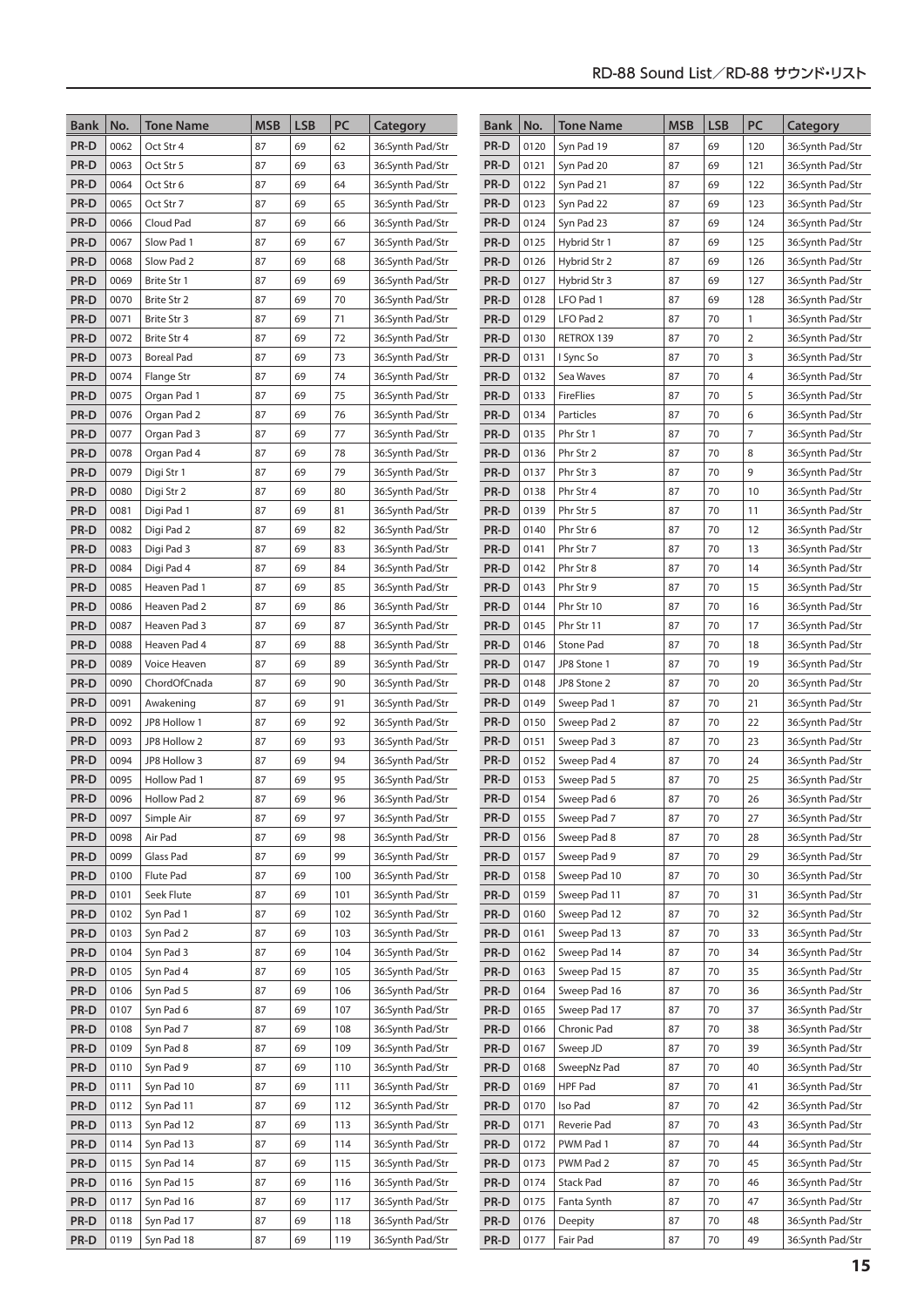| Bank | No. | Tone Name | MSB | LSB | PC | Category |
|---|---|---|---|---|---|---|
| PR-D | 0062 | Oct Str 4 | 87 | 69 | 62 | 36:Synth Pad/Str |
| PR-D | 0063 | Oct Str 5 | 87 | 69 | 63 | 36:Synth Pad/Str |
| PR-D | 0064 | Oct Str 6 | 87 | 69 | 64 | 36:Synth Pad/Str |
| PR-D | 0065 | Oct Str 7 | 87 | 69 | 65 | 36:Synth Pad/Str |
| PR-D | 0066 | Cloud Pad | 87 | 69 | 66 | 36:Synth Pad/Str |
| PR-D | 0067 | Slow Pad 1 | 87 | 69 | 67 | 36:Synth Pad/Str |
| PR-D | 0068 | Slow Pad 2 | 87 | 69 | 68 | 36:Synth Pad/Str |
| PR-D | 0069 | Brite Str 1 | 87 | 69 | 69 | 36:Synth Pad/Str |
| PR-D | 0070 | Brite Str 2 | 87 | 69 | 70 | 36:Synth Pad/Str |
| PR-D | 0071 | Brite Str 3 | 87 | 69 | 71 | 36:Synth Pad/Str |
| PR-D | 0072 | Brite Str 4 | 87 | 69 | 72 | 36:Synth Pad/Str |
| PR-D | 0073 | Boreal Pad | 87 | 69 | 73 | 36:Synth Pad/Str |
| PR-D | 0074 | Flange Str | 87 | 69 | 74 | 36:Synth Pad/Str |
| PR-D | 0075 | Organ Pad 1 | 87 | 69 | 75 | 36:Synth Pad/Str |
| PR-D | 0076 | Organ Pad 2 | 87 | 69 | 76 | 36:Synth Pad/Str |
| PR-D | 0077 | Organ Pad 3 | 87 | 69 | 77 | 36:Synth Pad/Str |
| PR-D | 0078 | Organ Pad 4 | 87 | 69 | 78 | 36:Synth Pad/Str |
| PR-D | 0079 | Digi Str 1 | 87 | 69 | 79 | 36:Synth Pad/Str |
| PR-D | 0080 | Digi Str 2 | 87 | 69 | 80 | 36:Synth Pad/Str |
| PR-D | 0081 | Digi Pad 1 | 87 | 69 | 81 | 36:Synth Pad/Str |
| PR-D | 0082 | Digi Pad 2 | 87 | 69 | 82 | 36:Synth Pad/Str |
| PR-D | 0083 | Digi Pad 3 | 87 | 69 | 83 | 36:Synth Pad/Str |
| PR-D | 0084 | Digi Pad 4 | 87 | 69 | 84 | 36:Synth Pad/Str |
| PR-D | 0085 | Heaven Pad 1 | 87 | 69 | 85 | 36:Synth Pad/Str |
| PR-D | 0086 | Heaven Pad 2 | 87 | 69 | 86 | 36:Synth Pad/Str |
| PR-D | 0087 | Heaven Pad 3 | 87 | 69 | 87 | 36:Synth Pad/Str |
| PR-D | 0088 | Heaven Pad 4 | 87 | 69 | 88 | 36:Synth Pad/Str |
| PR-D | 0089 | Voice Heaven | 87 | 69 | 89 | 36:Synth Pad/Str |
| PR-D | 0090 | ChordOfCnada | 87 | 69 | 90 | 36:Synth Pad/Str |
| PR-D | 0091 | Awakening | 87 | 69 | 91 | 36:Synth Pad/Str |
| PR-D | 0092 | JP8 Hollow 1 | 87 | 69 | 92 | 36:Synth Pad/Str |
| PR-D | 0093 | JP8 Hollow 2 | 87 | 69 | 93 | 36:Synth Pad/Str |
| PR-D | 0094 | JP8 Hollow 3 | 87 | 69 | 94 | 36:Synth Pad/Str |
| PR-D | 0095 | Hollow Pad 1 | 87 | 69 | 95 | 36:Synth Pad/Str |
| PR-D | 0096 | Hollow Pad 2 | 87 | 69 | 96 | 36:Synth Pad/Str |
| PR-D | 0097 | Simple Air | 87 | 69 | 97 | 36:Synth Pad/Str |
| PR-D | 0098 | Air Pad | 87 | 69 | 98 | 36:Synth Pad/Str |
| PR-D | 0099 | Glass Pad | 87 | 69 | 99 | 36:Synth Pad/Str |
| PR-D | 0100 | Flute Pad | 87 | 69 | 100 | 36:Synth Pad/Str |
| PR-D | 0101 | Seek Flute | 87 | 69 | 101 | 36:Synth Pad/Str |
| PR-D | 0102 | Syn Pad 1 | 87 | 69 | 102 | 36:Synth Pad/Str |
| PR-D | 0103 | Syn Pad 2 | 87 | 69 | 103 | 36:Synth Pad/Str |
| PR-D | 0104 | Syn Pad 3 | 87 | 69 | 104 | 36:Synth Pad/Str |
| PR-D | 0105 | Syn Pad 4 | 87 | 69 | 105 | 36:Synth Pad/Str |
| PR-D | 0106 | Syn Pad 5 | 87 | 69 | 106 | 36:Synth Pad/Str |
| PR-D | 0107 | Syn Pad 6 | 87 | 69 | 107 | 36:Synth Pad/Str |
| PR-D | 0108 | Syn Pad 7 | 87 | 69 | 108 | 36:Synth Pad/Str |
| PR-D | 0109 | Syn Pad 8 | 87 | 69 | 109 | 36:Synth Pad/Str |
| PR-D | 0110 | Syn Pad 9 | 87 | 69 | 110 | 36:Synth Pad/Str |
| PR-D | 0111 | Syn Pad 10 | 87 | 69 | 111 | 36:Synth Pad/Str |
| PR-D | 0112 | Syn Pad 11 | 87 | 69 | 112 | 36:Synth Pad/Str |
| PR-D | 0113 | Syn Pad 12 | 87 | 69 | 113 | 36:Synth Pad/Str |
| PR-D | 0114 | Syn Pad 13 | 87 | 69 | 114 | 36:Synth Pad/Str |
| PR-D | 0115 | Syn Pad 14 | 87 | 69 | 115 | 36:Synth Pad/Str |
| PR-D | 0116 | Syn Pad 15 | 87 | 69 | 116 | 36:Synth Pad/Str |
| PR-D | 0117 | Syn Pad 16 | 87 | 69 | 117 | 36:Synth Pad/Str |
| PR-D | 0118 | Syn Pad 17 | 87 | 69 | 118 | 36:Synth Pad/Str |
| PR-D | 0119 | Syn Pad 18 | 87 | 69 | 119 | 36:Synth Pad/Str |
| PR-D | 0120 | Syn Pad 19 | 87 | 69 | 120 | 36:Synth Pad/Str |
| PR-D | 0121 | Syn Pad 20 | 87 | 69 | 121 | 36:Synth Pad/Str |
| PR-D | 0122 | Syn Pad 21 | 87 | 69 | 122 | 36:Synth Pad/Str |
| PR-D | 0123 | Syn Pad 22 | 87 | 69 | 123 | 36:Synth Pad/Str |
| PR-D | 0124 | Syn Pad 23 | 87 | 69 | 124 | 36:Synth Pad/Str |
| PR-D | 0125 | Hybrid Str 1 | 87 | 69 | 125 | 36:Synth Pad/Str |
| PR-D | 0126 | Hybrid Str 2 | 87 | 69 | 126 | 36:Synth Pad/Str |
| PR-D | 0127 | Hybrid Str 3 | 87 | 69 | 127 | 36:Synth Pad/Str |
| PR-D | 0128 | LFO Pad 1 | 87 | 69 | 128 | 36:Synth Pad/Str |
| PR-D | 0129 | LFO Pad 2 | 87 | 70 | 1 | 36:Synth Pad/Str |
| PR-D | 0130 | RETROX 139 | 87 | 70 | 2 | 36:Synth Pad/Str |
| PR-D | 0131 | I Sync So | 87 | 70 | 3 | 36:Synth Pad/Str |
| PR-D | 0132 | Sea Waves | 87 | 70 | 4 | 36:Synth Pad/Str |
| PR-D | 0133 | FireFlies | 87 | 70 | 5 | 36:Synth Pad/Str |
| PR-D | 0134 | Particles | 87 | 70 | 6 | 36:Synth Pad/Str |
| PR-D | 0135 | Phr Str 1 | 87 | 70 | 7 | 36:Synth Pad/Str |
| PR-D | 0136 | Phr Str 2 | 87 | 70 | 8 | 36:Synth Pad/Str |
| PR-D | 0137 | Phr Str 3 | 87 | 70 | 9 | 36:Synth Pad/Str |
| PR-D | 0138 | Phr Str 4 | 87 | 70 | 10 | 36:Synth Pad/Str |
| PR-D | 0139 | Phr Str 5 | 87 | 70 | 11 | 36:Synth Pad/Str |
| PR-D | 0140 | Phr Str 6 | 87 | 70 | 12 | 36:Synth Pad/Str |
| PR-D | 0141 | Phr Str 7 | 87 | 70 | 13 | 36:Synth Pad/Str |
| PR-D | 0142 | Phr Str 8 | 87 | 70 | 14 | 36:Synth Pad/Str |
| PR-D | 0143 | Phr Str 9 | 87 | 70 | 15 | 36:Synth Pad/Str |
| PR-D | 0144 | Phr Str 10 | 87 | 70 | 16 | 36:Synth Pad/Str |
| PR-D | 0145 | Phr Str 11 | 87 | 70 | 17 | 36:Synth Pad/Str |
| PR-D | 0146 | Stone Pad | 87 | 70 | 18 | 36:Synth Pad/Str |
| PR-D | 0147 | JP8 Stone 1 | 87 | 70 | 19 | 36:Synth Pad/Str |
| PR-D | 0148 | JP8 Stone 2 | 87 | 70 | 20 | 36:Synth Pad/Str |
| PR-D | 0149 | Sweep Pad 1 | 87 | 70 | 21 | 36:Synth Pad/Str |
| PR-D | 0150 | Sweep Pad 2 | 87 | 70 | 22 | 36:Synth Pad/Str |
| PR-D | 0151 | Sweep Pad 3 | 87 | 70 | 23 | 36:Synth Pad/Str |
| PR-D | 0152 | Sweep Pad 4 | 87 | 70 | 24 | 36:Synth Pad/Str |
| PR-D | 0153 | Sweep Pad 5 | 87 | 70 | 25 | 36:Synth Pad/Str |
| PR-D | 0154 | Sweep Pad 6 | 87 | 70 | 26 | 36:Synth Pad/Str |
| PR-D | 0155 | Sweep Pad 7 | 87 | 70 | 27 | 36:Synth Pad/Str |
| PR-D | 0156 | Sweep Pad 8 | 87 | 70 | 28 | 36:Synth Pad/Str |
| PR-D | 0157 | Sweep Pad 9 | 87 | 70 | 29 | 36:Synth Pad/Str |
| PR-D | 0158 | Sweep Pad 10 | 87 | 70 | 30 | 36:Synth Pad/Str |
| PR-D | 0159 | Sweep Pad 11 | 87 | 70 | 31 | 36:Synth Pad/Str |
| PR-D | 0160 | Sweep Pad 12 | 87 | 70 | 32 | 36:Synth Pad/Str |
| PR-D | 0161 | Sweep Pad 13 | 87 | 70 | 33 | 36:Synth Pad/Str |
| PR-D | 0162 | Sweep Pad 14 | 87 | 70 | 34 | 36:Synth Pad/Str |
| PR-D | 0163 | Sweep Pad 15 | 87 | 70 | 35 | 36:Synth Pad/Str |
| PR-D | 0164 | Sweep Pad 16 | 87 | 70 | 36 | 36:Synth Pad/Str |
| PR-D | 0165 | Sweep Pad 17 | 87 | 70 | 37 | 36:Synth Pad/Str |
| PR-D | 0166 | Chronic Pad | 87 | 70 | 38 | 36:Synth Pad/Str |
| PR-D | 0167 | Sweep JD | 87 | 70 | 39 | 36:Synth Pad/Str |
| PR-D | 0168 | SweepNz Pad | 87 | 70 | 40 | 36:Synth Pad/Str |
| PR-D | 0169 | HPF Pad | 87 | 70 | 41 | 36:Synth Pad/Str |
| PR-D | 0170 | Iso Pad | 87 | 70 | 42 | 36:Synth Pad/Str |
| PR-D | 0171 | Reverie Pad | 87 | 70 | 43 | 36:Synth Pad/Str |
| PR-D | 0172 | PWM Pad 1 | 87 | 70 | 44 | 36:Synth Pad/Str |
| PR-D | 0173 | PWM Pad 2 | 87 | 70 | 45 | 36:Synth Pad/Str |
| PR-D | 0174 | Stack Pad | 87 | 70 | 46 | 36:Synth Pad/Str |
| PR-D | 0175 | Fanta Synth | 87 | 70 | 47 | 36:Synth Pad/Str |
| PR-D | 0176 | Deepity | 87 | 70 | 48 | 36:Synth Pad/Str |
| PR-D | 0177 | Fair Pad | 87 | 70 | 49 | 36:Synth Pad/Str |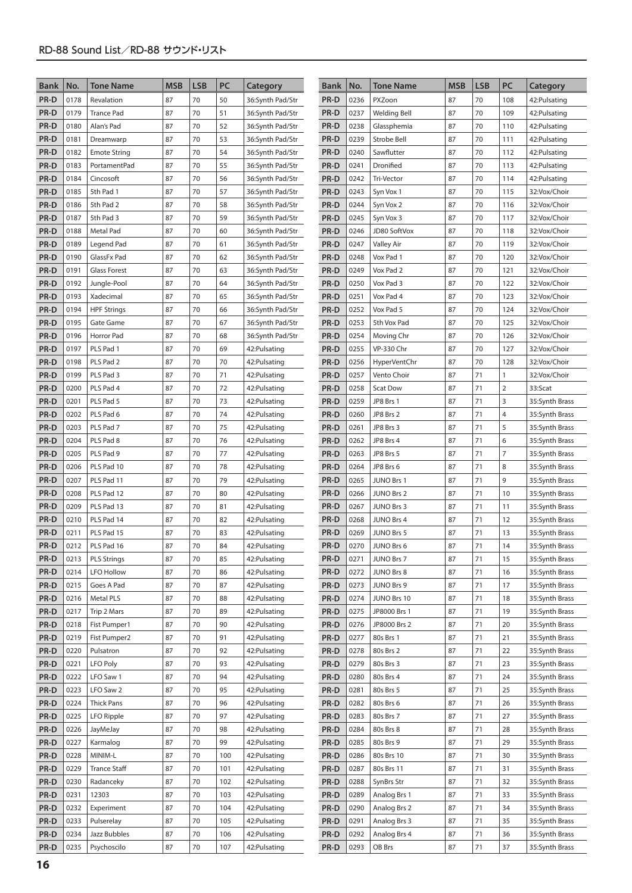| Bank | No. | Tone Name | MSB | LSB | PC | Category |
|---|---|---|---|---|---|---|
| PR-D | 0178 | Revalation | 87 | 70 | 50 | 36:Synth Pad/Str |
| PR-D | 0179 | Trance Pad | 87 | 70 | 51 | 36:Synth Pad/Str |
| PR-D | 0180 | Alan's Pad | 87 | 70 | 52 | 36:Synth Pad/Str |
| PR-D | 0181 | Dreamwarp | 87 | 70 | 53 | 36:Synth Pad/Str |
| PR-D | 0182 | Emote String | 87 | 70 | 54 | 36:Synth Pad/Str |
| PR-D | 0183 | PortamentPad | 87 | 70 | 55 | 36:Synth Pad/Str |
| PR-D | 0184 | Cincosoft | 87 | 70 | 56 | 36:Synth Pad/Str |
| PR-D | 0185 | 5th Pad 1 | 87 | 70 | 57 | 36:Synth Pad/Str |
| PR-D | 0186 | 5th Pad 2 | 87 | 70 | 58 | 36:Synth Pad/Str |
| PR-D | 0187 | 5th Pad 3 | 87 | 70 | 59 | 36:Synth Pad/Str |
| PR-D | 0188 | Metal Pad | 87 | 70 | 60 | 36:Synth Pad/Str |
| PR-D | 0189 | Legend Pad | 87 | 70 | 61 | 36:Synth Pad/Str |
| PR-D | 0190 | GlassFx Pad | 87 | 70 | 62 | 36:Synth Pad/Str |
| PR-D | 0191 | Glass Forest | 87 | 70 | 63 | 36:Synth Pad/Str |
| PR-D | 0192 | Jungle-Pool | 87 | 70 | 64 | 36:Synth Pad/Str |
| PR-D | 0193 | Xadecimal | 87 | 70 | 65 | 36:Synth Pad/Str |
| PR-D | 0194 | HPF Strings | 87 | 70 | 66 | 36:Synth Pad/Str |
| PR-D | 0195 | Gate Game | 87 | 70 | 67 | 36:Synth Pad/Str |
| PR-D | 0196 | Horror Pad | 87 | 70 | 68 | 36:Synth Pad/Str |
| PR-D | 0197 | PLS Pad 1 | 87 | 70 | 69 | 42:Pulsating |
| PR-D | 0198 | PLS Pad 2 | 87 | 70 | 70 | 42:Pulsating |
| PR-D | 0199 | PLS Pad 3 | 87 | 70 | 71 | 42:Pulsating |
| PR-D | 0200 | PLS Pad 4 | 87 | 70 | 72 | 42:Pulsating |
| PR-D | 0201 | PLS Pad 5 | 87 | 70 | 73 | 42:Pulsating |
| PR-D | 0202 | PLS Pad 6 | 87 | 70 | 74 | 42:Pulsating |
| PR-D | 0203 | PLS Pad 7 | 87 | 70 | 75 | 42:Pulsating |
| PR-D | 0204 | PLS Pad 8 | 87 | 70 | 76 | 42:Pulsating |
| PR-D | 0205 | PLS Pad 9 | 87 | 70 | 77 | 42:Pulsating |
| PR-D | 0206 | PLS Pad 10 | 87 | 70 | 78 | 42:Pulsating |
| PR-D | 0207 | PLS Pad 11 | 87 | 70 | 79 | 42:Pulsating |
| PR-D | 0208 | PLS Pad 12 | 87 | 70 | 80 | 42:Pulsating |
| PR-D | 0209 | PLS Pad 13 | 87 | 70 | 81 | 42:Pulsating |
| PR-D | 0210 | PLS Pad 14 | 87 | 70 | 82 | 42:Pulsating |
| PR-D | 0211 | PLS Pad 15 | 87 | 70 | 83 | 42:Pulsating |
| PR-D | 0212 | PLS Pad 16 | 87 | 70 | 84 | 42:Pulsating |
| PR-D | 0213 | PLS Strings | 87 | 70 | 85 | 42:Pulsating |
| PR-D | 0214 | LFO Hollow | 87 | 70 | 86 | 42:Pulsating |
| PR-D | 0215 | Goes A Pad | 87 | 70 | 87 | 42:Pulsating |
| PR-D | 0216 | Metal PLS | 87 | 70 | 88 | 42:Pulsating |
| PR-D | 0217 | Trip 2 Mars | 87 | 70 | 89 | 42:Pulsating |
| PR-D | 0218 | Fist Pumper1 | 87 | 70 | 90 | 42:Pulsating |
| PR-D | 0219 | Fist Pumper2 | 87 | 70 | 91 | 42:Pulsating |
| PR-D | 0220 | Pulsatron | 87 | 70 | 92 | 42:Pulsating |
| PR-D | 0221 | LFO Poly | 87 | 70 | 93 | 42:Pulsating |
| PR-D | 0222 | LFO Saw 1 | 87 | 70 | 94 | 42:Pulsating |
| PR-D | 0223 | LFO Saw 2 | 87 | 70 | 95 | 42:Pulsating |
| PR-D | 0224 | Thick Pans | 87 | 70 | 96 | 42:Pulsating |
| PR-D | 0225 | LFO Ripple | 87 | 70 | 97 | 42:Pulsating |
| PR-D | 0226 | JayMeJay | 87 | 70 | 98 | 42:Pulsating |
| PR-D | 0227 | Karmalog | 87 | 70 | 99 | 42:Pulsating |
| PR-D | 0228 | MINIM-L | 87 | 70 | 100 | 42:Pulsating |
| PR-D | 0229 | Trance Staff | 87 | 70 | 101 | 42:Pulsating |
| PR-D | 0230 | Radanceky | 87 | 70 | 102 | 42:Pulsating |
| PR-D | 0231 | 12303 | 87 | 70 | 103 | 42:Pulsating |
| PR-D | 0232 | Experiment | 87 | 70 | 104 | 42:Pulsating |
| PR-D | 0233 | Pulserelay | 87 | 70 | 105 | 42:Pulsating |
| PR-D | 0234 | Jazz Bubbles | 87 | 70 | 106 | 42:Pulsating |
| PR-D | 0235 | Psychoscilo | 87 | 70 | 107 | 42:Pulsating |
| PR-D | 0236 | PXZoon | 87 | 70 | 108 | 42:Pulsating |
| PR-D | 0237 | Welding Bell | 87 | 70 | 109 | 42:Pulsating |
| PR-D | 0238 | Glassphemia | 87 | 70 | 110 | 42:Pulsating |
| PR-D | 0239 | Strobe Bell | 87 | 70 | 111 | 42:Pulsating |
| PR-D | 0240 | Sawflutter | 87 | 70 | 112 | 42:Pulsating |
| PR-D | 0241 | Dronified | 87 | 70 | 113 | 42:Pulsating |
| PR-D | 0242 | Tri-Vector | 87 | 70 | 114 | 42:Pulsating |
| PR-D | 0243 | Syn Vox 1 | 87 | 70 | 115 | 32:Vox/Choir |
| PR-D | 0244 | Syn Vox 2 | 87 | 70 | 116 | 32:Vox/Choir |
| PR-D | 0245 | Syn Vox 3 | 87 | 70 | 117 | 32:Vox/Choir |
| PR-D | 0246 | JD80 SoftVox | 87 | 70 | 118 | 32:Vox/Choir |
| PR-D | 0247 | Valley Air | 87 | 70 | 119 | 32:Vox/Choir |
| PR-D | 0248 | Vox Pad 1 | 87 | 70 | 120 | 32:Vox/Choir |
| PR-D | 0249 | Vox Pad 2 | 87 | 70 | 121 | 32:Vox/Choir |
| PR-D | 0250 | Vox Pad 3 | 87 | 70 | 122 | 32:Vox/Choir |
| PR-D | 0251 | Vox Pad 4 | 87 | 70 | 123 | 32:Vox/Choir |
| PR-D | 0252 | Vox Pad 5 | 87 | 70 | 124 | 32:Vox/Choir |
| PR-D | 0253 | 5th Vox Pad | 87 | 70 | 125 | 32:Vox/Choir |
| PR-D | 0254 | Moving Chr | 87 | 70 | 126 | 32:Vox/Choir |
| PR-D | 0255 | VP-330 Chr | 87 | 70 | 127 | 32:Vox/Choir |
| PR-D | 0256 | HyperVentChr | 87 | 70 | 128 | 32:Vox/Choir |
| PR-D | 0257 | Vento Choir | 87 | 71 | 1 | 32:Vox/Choir |
| PR-D | 0258 | Scat Dow | 87 | 71 | 2 | 33:Scat |
| PR-D | 0259 | JP8 Brs 1 | 87 | 71 | 3 | 35:Synth Brass |
| PR-D | 0260 | JP8 Brs 2 | 87 | 71 | 4 | 35:Synth Brass |
| PR-D | 0261 | JP8 Brs 3 | 87 | 71 | 5 | 35:Synth Brass |
| PR-D | 0262 | JP8 Brs 4 | 87 | 71 | 6 | 35:Synth Brass |
| PR-D | 0263 | JP8 Brs 5 | 87 | 71 | 7 | 35:Synth Brass |
| PR-D | 0264 | JP8 Brs 6 | 87 | 71 | 8 | 35:Synth Brass |
| PR-D | 0265 | JUNO Brs 1 | 87 | 71 | 9 | 35:Synth Brass |
| PR-D | 0266 | JUNO Brs 2 | 87 | 71 | 10 | 35:Synth Brass |
| PR-D | 0267 | JUNO Brs 3 | 87 | 71 | 11 | 35:Synth Brass |
| PR-D | 0268 | JUNO Brs 4 | 87 | 71 | 12 | 35:Synth Brass |
| PR-D | 0269 | JUNO Brs 5 | 87 | 71 | 13 | 35:Synth Brass |
| PR-D | 0270 | JUNO Brs 6 | 87 | 71 | 14 | 35:Synth Brass |
| PR-D | 0271 | JUNO Brs 7 | 87 | 71 | 15 | 35:Synth Brass |
| PR-D | 0272 | JUNO Brs 8 | 87 | 71 | 16 | 35:Synth Brass |
| PR-D | 0273 | JUNO Brs 9 | 87 | 71 | 17 | 35:Synth Brass |
| PR-D | 0274 | JUNO Brs 10 | 87 | 71 | 18 | 35:Synth Brass |
| PR-D | 0275 | JP8000 Brs 1 | 87 | 71 | 19 | 35:Synth Brass |
| PR-D | 0276 | JP8000 Brs 2 | 87 | 71 | 20 | 35:Synth Brass |
| PR-D | 0277 | 80s Brs 1 | 87 | 71 | 21 | 35:Synth Brass |
| PR-D | 0278 | 80s Brs 2 | 87 | 71 | 22 | 35:Synth Brass |
| PR-D | 0279 | 80s Brs 3 | 87 | 71 | 23 | 35:Synth Brass |
| PR-D | 0280 | 80s Brs 4 | 87 | 71 | 24 | 35:Synth Brass |
| PR-D | 0281 | 80s Brs 5 | 87 | 71 | 25 | 35:Synth Brass |
| PR-D | 0282 | 80s Brs 6 | 87 | 71 | 26 | 35:Synth Brass |
| PR-D | 0283 | 80s Brs 7 | 87 | 71 | 27 | 35:Synth Brass |
| PR-D | 0284 | 80s Brs 8 | 87 | 71 | 28 | 35:Synth Brass |
| PR-D | 0285 | 80s Brs 9 | 87 | 71 | 29 | 35:Synth Brass |
| PR-D | 0286 | 80s Brs 10 | 87 | 71 | 30 | 35:Synth Brass |
| PR-D | 0287 | 80s Brs 11 | 87 | 71 | 31 | 35:Synth Brass |
| PR-D | 0288 | SynBrs Str | 87 | 71 | 32 | 35:Synth Brass |
| PR-D | 0289 | Analog Brs 1 | 87 | 71 | 33 | 35:Synth Brass |
| PR-D | 0290 | Analog Brs 2 | 87 | 71 | 34 | 35:Synth Brass |
| PR-D | 0291 | Analog Brs 3 | 87 | 71 | 35 | 35:Synth Brass |
| PR-D | 0292 | Analog Brs 4 | 87 | 71 | 36 | 35:Synth Brass |
| PR-D | 0293 | OB Brs | 87 | 71 | 37 | 35:Synth Brass |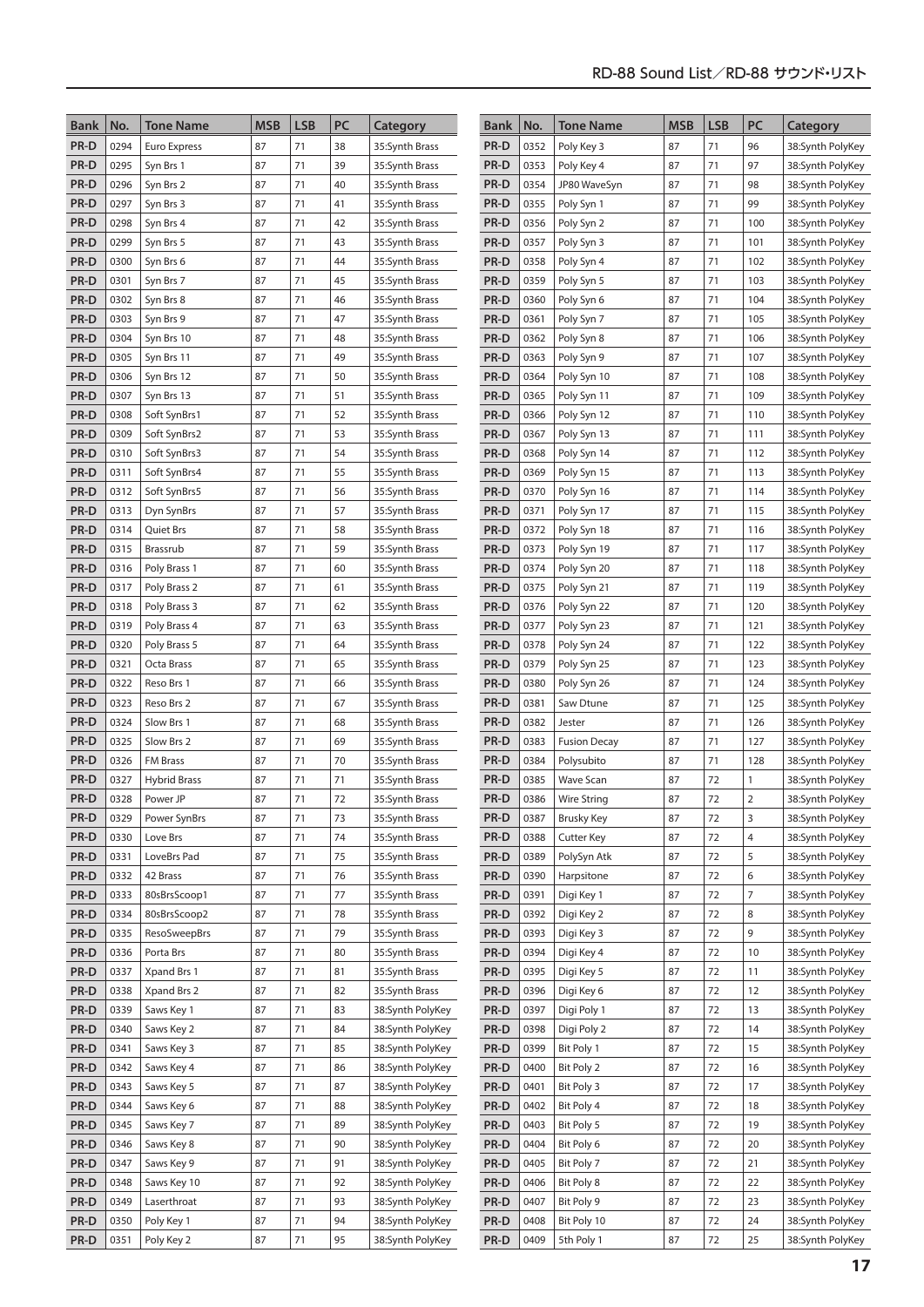| Bank | No. | Tone Name | MSB | LSB | PC | Category |
|---|---|---|---|---|---|---|
| PR-D | 0294 | Euro Express | 87 | 71 | 38 | 35:Synth Brass |
| PR-D | 0295 | Syn Brs 1 | 87 | 71 | 39 | 35:Synth Brass |
| PR-D | 0296 | Syn Brs 2 | 87 | 71 | 40 | 35:Synth Brass |
| PR-D | 0297 | Syn Brs 3 | 87 | 71 | 41 | 35:Synth Brass |
| PR-D | 0298 | Syn Brs 4 | 87 | 71 | 42 | 35:Synth Brass |
| PR-D | 0299 | Syn Brs 5 | 87 | 71 | 43 | 35:Synth Brass |
| PR-D | 0300 | Syn Brs 6 | 87 | 71 | 44 | 35:Synth Brass |
| PR-D | 0301 | Syn Brs 7 | 87 | 71 | 45 | 35:Synth Brass |
| PR-D | 0302 | Syn Brs 8 | 87 | 71 | 46 | 35:Synth Brass |
| PR-D | 0303 | Syn Brs 9 | 87 | 71 | 47 | 35:Synth Brass |
| PR-D | 0304 | Syn Brs 10 | 87 | 71 | 48 | 35:Synth Brass |
| PR-D | 0305 | Syn Brs 11 | 87 | 71 | 49 | 35:Synth Brass |
| PR-D | 0306 | Syn Brs 12 | 87 | 71 | 50 | 35:Synth Brass |
| PR-D | 0307 | Syn Brs 13 | 87 | 71 | 51 | 35:Synth Brass |
| PR-D | 0308 | Soft SynBrs1 | 87 | 71 | 52 | 35:Synth Brass |
| PR-D | 0309 | Soft SynBrs2 | 87 | 71 | 53 | 35:Synth Brass |
| PR-D | 0310 | Soft SynBrs3 | 87 | 71 | 54 | 35:Synth Brass |
| PR-D | 0311 | Soft SynBrs4 | 87 | 71 | 55 | 35:Synth Brass |
| PR-D | 0312 | Soft SynBrs5 | 87 | 71 | 56 | 35:Synth Brass |
| PR-D | 0313 | Dyn SynBrs | 87 | 71 | 57 | 35:Synth Brass |
| PR-D | 0314 | Quiet Brs | 87 | 71 | 58 | 35:Synth Brass |
| PR-D | 0315 | Brassrub | 87 | 71 | 59 | 35:Synth Brass |
| PR-D | 0316 | Poly Brass 1 | 87 | 71 | 60 | 35:Synth Brass |
| PR-D | 0317 | Poly Brass 2 | 87 | 71 | 61 | 35:Synth Brass |
| PR-D | 0318 | Poly Brass 3 | 87 | 71 | 62 | 35:Synth Brass |
| PR-D | 0319 | Poly Brass 4 | 87 | 71 | 63 | 35:Synth Brass |
| PR-D | 0320 | Poly Brass 5 | 87 | 71 | 64 | 35:Synth Brass |
| PR-D | 0321 | Octa Brass | 87 | 71 | 65 | 35:Synth Brass |
| PR-D | 0322 | Reso Brs 1 | 87 | 71 | 66 | 35:Synth Brass |
| PR-D | 0323 | Reso Brs 2 | 87 | 71 | 67 | 35:Synth Brass |
| PR-D | 0324 | Slow Brs 1 | 87 | 71 | 68 | 35:Synth Brass |
| PR-D | 0325 | Slow Brs 2 | 87 | 71 | 69 | 35:Synth Brass |
| PR-D | 0326 | FM Brass | 87 | 71 | 70 | 35:Synth Brass |
| PR-D | 0327 | Hybrid Brass | 87 | 71 | 71 | 35:Synth Brass |
| PR-D | 0328 | Power JP | 87 | 71 | 72 | 35:Synth Brass |
| PR-D | 0329 | Power SynBrs | 87 | 71 | 73 | 35:Synth Brass |
| PR-D | 0330 | Love Brs | 87 | 71 | 74 | 35:Synth Brass |
| PR-D | 0331 | LoveBrs Pad | 87 | 71 | 75 | 35:Synth Brass |
| PR-D | 0332 | 42 Brass | 87 | 71 | 76 | 35:Synth Brass |
| PR-D | 0333 | 80sBrsScoop1 | 87 | 71 | 77 | 35:Synth Brass |
| PR-D | 0334 | 80sBrsScoop2 | 87 | 71 | 78 | 35:Synth Brass |
| PR-D | 0335 | ResoSweepBrs | 87 | 71 | 79 | 35:Synth Brass |
| PR-D | 0336 | Porta Brs | 87 | 71 | 80 | 35:Synth Brass |
| PR-D | 0337 | Xpand Brs 1 | 87 | 71 | 81 | 35:Synth Brass |
| PR-D | 0338 | Xpand Brs 2 | 87 | 71 | 82 | 35:Synth Brass |
| PR-D | 0339 | Saws Key 1 | 87 | 71 | 83 | 38:Synth PolyKey |
| PR-D | 0340 | Saws Key 2 | 87 | 71 | 84 | 38:Synth PolyKey |
| PR-D | 0341 | Saws Key 3 | 87 | 71 | 85 | 38:Synth PolyKey |
| PR-D | 0342 | Saws Key 4 | 87 | 71 | 86 | 38:Synth PolyKey |
| PR-D | 0343 | Saws Key 5 | 87 | 71 | 87 | 38:Synth PolyKey |
| PR-D | 0344 | Saws Key 6 | 87 | 71 | 88 | 38:Synth PolyKey |
| PR-D | 0345 | Saws Key 7 | 87 | 71 | 89 | 38:Synth PolyKey |
| PR-D | 0346 | Saws Key 8 | 87 | 71 | 90 | 38:Synth PolyKey |
| PR-D | 0347 | Saws Key 9 | 87 | 71 | 91 | 38:Synth PolyKey |
| PR-D | 0348 | Saws Key 10 | 87 | 71 | 92 | 38:Synth PolyKey |
| PR-D | 0349 | Laserthroat | 87 | 71 | 93 | 38:Synth PolyKey |
| PR-D | 0350 | Poly Key 1 | 87 | 71 | 94 | 38:Synth PolyKey |
| PR-D | 0351 | Poly Key 2 | 87 | 71 | 95 | 38:Synth PolyKey |
| PR-D | 0352 | Poly Key 3 | 87 | 71 | 96 | 38:Synth PolyKey |
| PR-D | 0353 | Poly Key 4 | 87 | 71 | 97 | 38:Synth PolyKey |
| PR-D | 0354 | JP80 WaveSyn | 87 | 71 | 98 | 38:Synth PolyKey |
| PR-D | 0355 | Poly Syn 1 | 87 | 71 | 99 | 38:Synth PolyKey |
| PR-D | 0356 | Poly Syn 2 | 87 | 71 | 100 | 38:Synth PolyKey |
| PR-D | 0357 | Poly Syn 3 | 87 | 71 | 101 | 38:Synth PolyKey |
| PR-D | 0358 | Poly Syn 4 | 87 | 71 | 102 | 38:Synth PolyKey |
| PR-D | 0359 | Poly Syn 5 | 87 | 71 | 103 | 38:Synth PolyKey |
| PR-D | 0360 | Poly Syn 6 | 87 | 71 | 104 | 38:Synth PolyKey |
| PR-D | 0361 | Poly Syn 7 | 87 | 71 | 105 | 38:Synth PolyKey |
| PR-D | 0362 | Poly Syn 8 | 87 | 71 | 106 | 38:Synth PolyKey |
| PR-D | 0363 | Poly Syn 9 | 87 | 71 | 107 | 38:Synth PolyKey |
| PR-D | 0364 | Poly Syn 10 | 87 | 71 | 108 | 38:Synth PolyKey |
| PR-D | 0365 | Poly Syn 11 | 87 | 71 | 109 | 38:Synth PolyKey |
| PR-D | 0366 | Poly Syn 12 | 87 | 71 | 110 | 38:Synth PolyKey |
| PR-D | 0367 | Poly Syn 13 | 87 | 71 | 111 | 38:Synth PolyKey |
| PR-D | 0368 | Poly Syn 14 | 87 | 71 | 112 | 38:Synth PolyKey |
| PR-D | 0369 | Poly Syn 15 | 87 | 71 | 113 | 38:Synth PolyKey |
| PR-D | 0370 | Poly Syn 16 | 87 | 71 | 114 | 38:Synth PolyKey |
| PR-D | 0371 | Poly Syn 17 | 87 | 71 | 115 | 38:Synth PolyKey |
| PR-D | 0372 | Poly Syn 18 | 87 | 71 | 116 | 38:Synth PolyKey |
| PR-D | 0373 | Poly Syn 19 | 87 | 71 | 117 | 38:Synth PolyKey |
| PR-D | 0374 | Poly Syn 20 | 87 | 71 | 118 | 38:Synth PolyKey |
| PR-D | 0375 | Poly Syn 21 | 87 | 71 | 119 | 38:Synth PolyKey |
| PR-D | 0376 | Poly Syn 22 | 87 | 71 | 120 | 38:Synth PolyKey |
| PR-D | 0377 | Poly Syn 23 | 87 | 71 | 121 | 38:Synth PolyKey |
| PR-D | 0378 | Poly Syn 24 | 87 | 71 | 122 | 38:Synth PolyKey |
| PR-D | 0379 | Poly Syn 25 | 87 | 71 | 123 | 38:Synth PolyKey |
| PR-D | 0380 | Poly Syn 26 | 87 | 71 | 124 | 38:Synth PolyKey |
| PR-D | 0381 | Saw Dtune | 87 | 71 | 125 | 38:Synth PolyKey |
| PR-D | 0382 | Jester | 87 | 71 | 126 | 38:Synth PolyKey |
| PR-D | 0383 | Fusion Decay | 87 | 71 | 127 | 38:Synth PolyKey |
| PR-D | 0384 | Polysubito | 87 | 71 | 128 | 38:Synth PolyKey |
| PR-D | 0385 | Wave Scan | 87 | 72 | 1 | 38:Synth PolyKey |
| PR-D | 0386 | Wire String | 87 | 72 | 2 | 38:Synth PolyKey |
| PR-D | 0387 | Brusky Key | 87 | 72 | 3 | 38:Synth PolyKey |
| PR-D | 0388 | Cutter Key | 87 | 72 | 4 | 38:Synth PolyKey |
| PR-D | 0389 | PolySyn Atk | 87 | 72 | 5 | 38:Synth PolyKey |
| PR-D | 0390 | Harpsitone | 87 | 72 | 6 | 38:Synth PolyKey |
| PR-D | 0391 | Digi Key 1 | 87 | 72 | 7 | 38:Synth PolyKey |
| PR-D | 0392 | Digi Key 2 | 87 | 72 | 8 | 38:Synth PolyKey |
| PR-D | 0393 | Digi Key 3 | 87 | 72 | 9 | 38:Synth PolyKey |
| PR-D | 0394 | Digi Key 4 | 87 | 72 | 10 | 38:Synth PolyKey |
| PR-D | 0395 | Digi Key 5 | 87 | 72 | 11 | 38:Synth PolyKey |
| PR-D | 0396 | Digi Key 6 | 87 | 72 | 12 | 38:Synth PolyKey |
| PR-D | 0397 | Digi Poly 1 | 87 | 72 | 13 | 38:Synth PolyKey |
| PR-D | 0398 | Digi Poly 2 | 87 | 72 | 14 | 38:Synth PolyKey |
| PR-D | 0399 | Bit Poly 1 | 87 | 72 | 15 | 38:Synth PolyKey |
| PR-D | 0400 | Bit Poly 2 | 87 | 72 | 16 | 38:Synth PolyKey |
| PR-D | 0401 | Bit Poly 3 | 87 | 72 | 17 | 38:Synth PolyKey |
| PR-D | 0402 | Bit Poly 4 | 87 | 72 | 18 | 38:Synth PolyKey |
| PR-D | 0403 | Bit Poly 5 | 87 | 72 | 19 | 38:Synth PolyKey |
| PR-D | 0404 | Bit Poly 6 | 87 | 72 | 20 | 38:Synth PolyKey |
| PR-D | 0405 | Bit Poly 7 | 87 | 72 | 21 | 38:Synth PolyKey |
| PR-D | 0406 | Bit Poly 8 | 87 | 72 | 22 | 38:Synth PolyKey |
| PR-D | 0407 | Bit Poly 9 | 87 | 72 | 23 | 38:Synth PolyKey |
| PR-D | 0408 | Bit Poly 10 | 87 | 72 | 24 | 38:Synth PolyKey |
| PR-D | 0409 | 5th Poly 1 | 87 | 72 | 25 | 38:Synth PolyKey |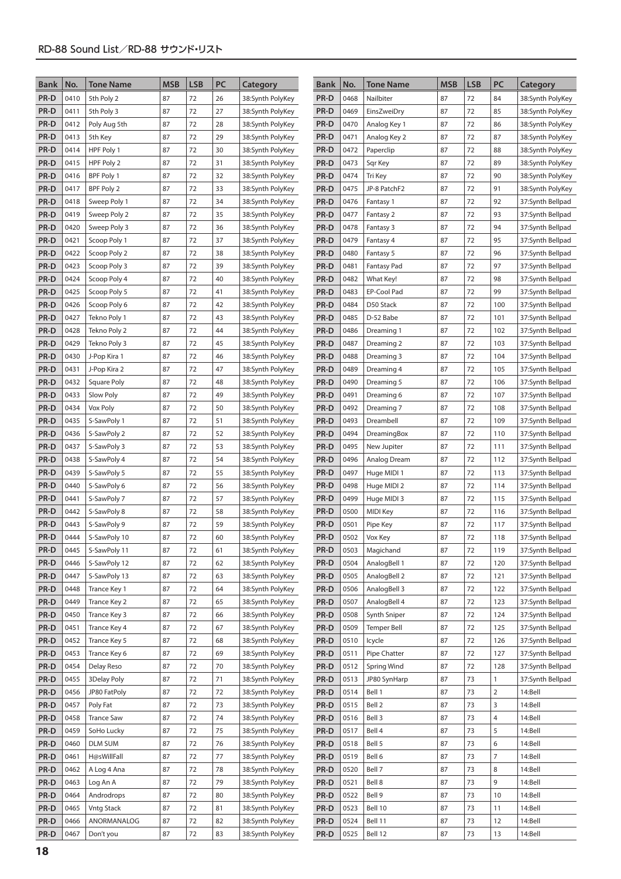| Bank | No. | Tone Name | MSB | LSB | PC | Category |
|---|---|---|---|---|---|---|
| PR-D | 0410 | 5th Poly 2 | 87 | 72 | 26 | 38:Synth PolyKey |
| PR-D | 0411 | 5th Poly 3 | 87 | 72 | 27 | 38:Synth PolyKey |
| PR-D | 0412 | Poly Aug 5th | 87 | 72 | 28 | 38:Synth PolyKey |
| PR-D | 0413 | 5th Key | 87 | 72 | 29 | 38:Synth PolyKey |
| PR-D | 0414 | HPF Poly 1 | 87 | 72 | 30 | 38:Synth PolyKey |
| PR-D | 0415 | HPF Poly 2 | 87 | 72 | 31 | 38:Synth PolyKey |
| PR-D | 0416 | BPF Poly 1 | 87 | 72 | 32 | 38:Synth PolyKey |
| PR-D | 0417 | BPF Poly 2 | 87 | 72 | 33 | 38:Synth PolyKey |
| PR-D | 0418 | Sweep Poly 1 | 87 | 72 | 34 | 38:Synth PolyKey |
| PR-D | 0419 | Sweep Poly 2 | 87 | 72 | 35 | 38:Synth PolyKey |
| PR-D | 0420 | Sweep Poly 3 | 87 | 72 | 36 | 38:Synth PolyKey |
| PR-D | 0421 | Scoop Poly 1 | 87 | 72 | 37 | 38:Synth PolyKey |
| PR-D | 0422 | Scoop Poly 2 | 87 | 72 | 38 | 38:Synth PolyKey |
| PR-D | 0423 | Scoop Poly 3 | 87 | 72 | 39 | 38:Synth PolyKey |
| PR-D | 0424 | Scoop Poly 4 | 87 | 72 | 40 | 38:Synth PolyKey |
| PR-D | 0425 | Scoop Poly 5 | 87 | 72 | 41 | 38:Synth PolyKey |
| PR-D | 0426 | Scoop Poly 6 | 87 | 72 | 42 | 38:Synth PolyKey |
| PR-D | 0427 | Tekno Poly 1 | 87 | 72 | 43 | 38:Synth PolyKey |
| PR-D | 0428 | Tekno Poly 2 | 87 | 72 | 44 | 38:Synth PolyKey |
| PR-D | 0429 | Tekno Poly 3 | 87 | 72 | 45 | 38:Synth PolyKey |
| PR-D | 0430 | J-Pop Kira 1 | 87 | 72 | 46 | 38:Synth PolyKey |
| PR-D | 0431 | J-Pop Kira 2 | 87 | 72 | 47 | 38:Synth PolyKey |
| PR-D | 0432 | Square Poly | 87 | 72 | 48 | 38:Synth PolyKey |
| PR-D | 0433 | Slow Poly | 87 | 72 | 49 | 38:Synth PolyKey |
| PR-D | 0434 | Vox Poly | 87 | 72 | 50 | 38:Synth PolyKey |
| PR-D | 0435 | S-SawPoly 1 | 87 | 72 | 51 | 38:Synth PolyKey |
| PR-D | 0436 | S-SawPoly 2 | 87 | 72 | 52 | 38:Synth PolyKey |
| PR-D | 0437 | S-SawPoly 3 | 87 | 72 | 53 | 38:Synth PolyKey |
| PR-D | 0438 | S-SawPoly 4 | 87 | 72 | 54 | 38:Synth PolyKey |
| PR-D | 0439 | S-SawPoly 5 | 87 | 72 | 55 | 38:Synth PolyKey |
| PR-D | 0440 | S-SawPoly 6 | 87 | 72 | 56 | 38:Synth PolyKey |
| PR-D | 0441 | S-SawPoly 7 | 87 | 72 | 57 | 38:Synth PolyKey |
| PR-D | 0442 | S-SawPoly 8 | 87 | 72 | 58 | 38:Synth PolyKey |
| PR-D | 0443 | S-SawPoly 9 | 87 | 72 | 59 | 38:Synth PolyKey |
| PR-D | 0444 | S-SawPoly 10 | 87 | 72 | 60 | 38:Synth PolyKey |
| PR-D | 0445 | S-SawPoly 11 | 87 | 72 | 61 | 38:Synth PolyKey |
| PR-D | 0446 | S-SawPoly 12 | 87 | 72 | 62 | 38:Synth PolyKey |
| PR-D | 0447 | S-SawPoly 13 | 87 | 72 | 63 | 38:Synth PolyKey |
| PR-D | 0448 | Trance Key 1 | 87 | 72 | 64 | 38:Synth PolyKey |
| PR-D | 0449 | Trance Key 2 | 87 | 72 | 65 | 38:Synth PolyKey |
| PR-D | 0450 | Trance Key 3 | 87 | 72 | 66 | 38:Synth PolyKey |
| PR-D | 0451 | Trance Key 4 | 87 | 72 | 67 | 38:Synth PolyKey |
| PR-D | 0452 | Trance Key 5 | 87 | 72 | 68 | 38:Synth PolyKey |
| PR-D | 0453 | Trance Key 6 | 87 | 72 | 69 | 38:Synth PolyKey |
| PR-D | 0454 | Delay Reso | 87 | 72 | 70 | 38:Synth PolyKey |
| PR-D | 0455 | 3Delay Poly | 87 | 72 | 71 | 38:Synth PolyKey |
| PR-D | 0456 | JP80 FatPoly | 87 | 72 | 72 | 38:Synth PolyKey |
| PR-D | 0457 | Poly Fat | 87 | 72 | 73 | 38:Synth PolyKey |
| PR-D | 0458 | Trance Saw | 87 | 72 | 74 | 38:Synth PolyKey |
| PR-D | 0459 | SoHo Lucky | 87 | 72 | 75 | 38:Synth PolyKey |
| PR-D | 0460 | DLM SUM | 87 | 72 | 76 | 38:Synth PolyKey |
| PR-D | 0461 | H@sWillFall | 87 | 72 | 77 | 38:Synth PolyKey |
| PR-D | 0462 | A Log 4 Ana | 87 | 72 | 78 | 38:Synth PolyKey |
| PR-D | 0463 | Log An A | 87 | 72 | 79 | 38:Synth PolyKey |
| PR-D | 0464 | Androdrops | 87 | 72 | 80 | 38:Synth PolyKey |
| PR-D | 0465 | Vntg Stack | 87 | 72 | 81 | 38:Synth PolyKey |
| PR-D | 0466 | ANORMANALOG | 87 | 72 | 82 | 38:Synth PolyKey |
| PR-D | 0467 | Don't you | 87 | 72 | 83 | 38:Synth PolyKey |
| PR-D | 0468 | Nailbiter | 87 | 72 | 84 | 38:Synth PolyKey |
| PR-D | 0469 | EinsZweiDry | 87 | 72 | 85 | 38:Synth PolyKey |
| PR-D | 0470 | Analog Key 1 | 87 | 72 | 86 | 38:Synth PolyKey |
| PR-D | 0471 | Analog Key 2 | 87 | 72 | 87 | 38:Synth PolyKey |
| PR-D | 0472 | Paperclip | 87 | 72 | 88 | 38:Synth PolyKey |
| PR-D | 0473 | Sqr Key | 87 | 72 | 89 | 38:Synth PolyKey |
| PR-D | 0474 | Tri Key | 87 | 72 | 90 | 38:Synth PolyKey |
| PR-D | 0475 | JP-8 PatchF2 | 87 | 72 | 91 | 38:Synth PolyKey |
| PR-D | 0476 | Fantasy 1 | 87 | 72 | 92 | 37:Synth Bellpad |
| PR-D | 0477 | Fantasy 2 | 87 | 72 | 93 | 37:Synth Bellpad |
| PR-D | 0478 | Fantasy 3 | 87 | 72 | 94 | 37:Synth Bellpad |
| PR-D | 0479 | Fantasy 4 | 87 | 72 | 95 | 37:Synth Bellpad |
| PR-D | 0480 | Fantasy 5 | 87 | 72 | 96 | 37:Synth Bellpad |
| PR-D | 0481 | Fantasy Pad | 87 | 72 | 97 | 37:Synth Bellpad |
| PR-D | 0482 | What Key! | 87 | 72 | 98 | 37:Synth Bellpad |
| PR-D | 0483 | EP-Cool Pad | 87 | 72 | 99 | 37:Synth Bellpad |
| PR-D | 0484 | D50 Stack | 87 | 72 | 100 | 37:Synth Bellpad |
| PR-D | 0485 | D-52 Babe | 87 | 72 | 101 | 37:Synth Bellpad |
| PR-D | 0486 | Dreaming 1 | 87 | 72 | 102 | 37:Synth Bellpad |
| PR-D | 0487 | Dreaming 2 | 87 | 72 | 103 | 37:Synth Bellpad |
| PR-D | 0488 | Dreaming 3 | 87 | 72 | 104 | 37:Synth Bellpad |
| PR-D | 0489 | Dreaming 4 | 87 | 72 | 105 | 37:Synth Bellpad |
| PR-D | 0490 | Dreaming 5 | 87 | 72 | 106 | 37:Synth Bellpad |
| PR-D | 0491 | Dreaming 6 | 87 | 72 | 107 | 37:Synth Bellpad |
| PR-D | 0492 | Dreaming 7 | 87 | 72 | 108 | 37:Synth Bellpad |
| PR-D | 0493 | Dreambell | 87 | 72 | 109 | 37:Synth Bellpad |
| PR-D | 0494 | DreamingBox | 87 | 72 | 110 | 37:Synth Bellpad |
| PR-D | 0495 | New Jupiter | 87 | 72 | 111 | 37:Synth Bellpad |
| PR-D | 0496 | Analog Dream | 87 | 72 | 112 | 37:Synth Bellpad |
| PR-D | 0497 | Huge MIDI 1 | 87 | 72 | 113 | 37:Synth Bellpad |
| PR-D | 0498 | Huge MIDI 2 | 87 | 72 | 114 | 37:Synth Bellpad |
| PR-D | 0499 | Huge MIDI 3 | 87 | 72 | 115 | 37:Synth Bellpad |
| PR-D | 0500 | MIDI Key | 87 | 72 | 116 | 37:Synth Bellpad |
| PR-D | 0501 | Pipe Key | 87 | 72 | 117 | 37:Synth Bellpad |
| PR-D | 0502 | Vox Key | 87 | 72 | 118 | 37:Synth Bellpad |
| PR-D | 0503 | Magichand | 87 | 72 | 119 | 37:Synth Bellpad |
| PR-D | 0504 | AnalogBell 1 | 87 | 72 | 120 | 37:Synth Bellpad |
| PR-D | 0505 | AnalogBell 2 | 87 | 72 | 121 | 37:Synth Bellpad |
| PR-D | 0506 | AnalogBell 3 | 87 | 72 | 122 | 37:Synth Bellpad |
| PR-D | 0507 | AnalogBell 4 | 87 | 72 | 123 | 37:Synth Bellpad |
| PR-D | 0508 | Synth Sniper | 87 | 72 | 124 | 37:Synth Bellpad |
| PR-D | 0509 | Temper Bell | 87 | 72 | 125 | 37:Synth Bellpad |
| PR-D | 0510 | Icycle | 87 | 72 | 126 | 37:Synth Bellpad |
| PR-D | 0511 | Pipe Chatter | 87 | 72 | 127 | 37:Synth Bellpad |
| PR-D | 0512 | Spring Wind | 87 | 72 | 128 | 37:Synth Bellpad |
| PR-D | 0513 | JP80 SynHarp | 87 | 73 | 1 | 37:Synth Bellpad |
| PR-D | 0514 | Bell 1 | 87 | 73 | 2 | 14:Bell |
| PR-D | 0515 | Bell 2 | 87 | 73 | 3 | 14:Bell |
| PR-D | 0516 | Bell 3 | 87 | 73 | 4 | 14:Bell |
| PR-D | 0517 | Bell 4 | 87 | 73 | 5 | 14:Bell |
| PR-D | 0518 | Bell 5 | 87 | 73 | 6 | 14:Bell |
| PR-D | 0519 | Bell 6 | 87 | 73 | 7 | 14:Bell |
| PR-D | 0520 | Bell 7 | 87 | 73 | 8 | 14:Bell |
| PR-D | 0521 | Bell 8 | 87 | 73 | 9 | 14:Bell |
| PR-D | 0522 | Bell 9 | 87 | 73 | 10 | 14:Bell |
| PR-D | 0523 | Bell 10 | 87 | 73 | 11 | 14:Bell |
| PR-D | 0524 | Bell 11 | 87 | 73 | 12 | 14:Bell |
| PR-D | 0525 | Bell 12 | 87 | 73 | 13 | 14:Bell |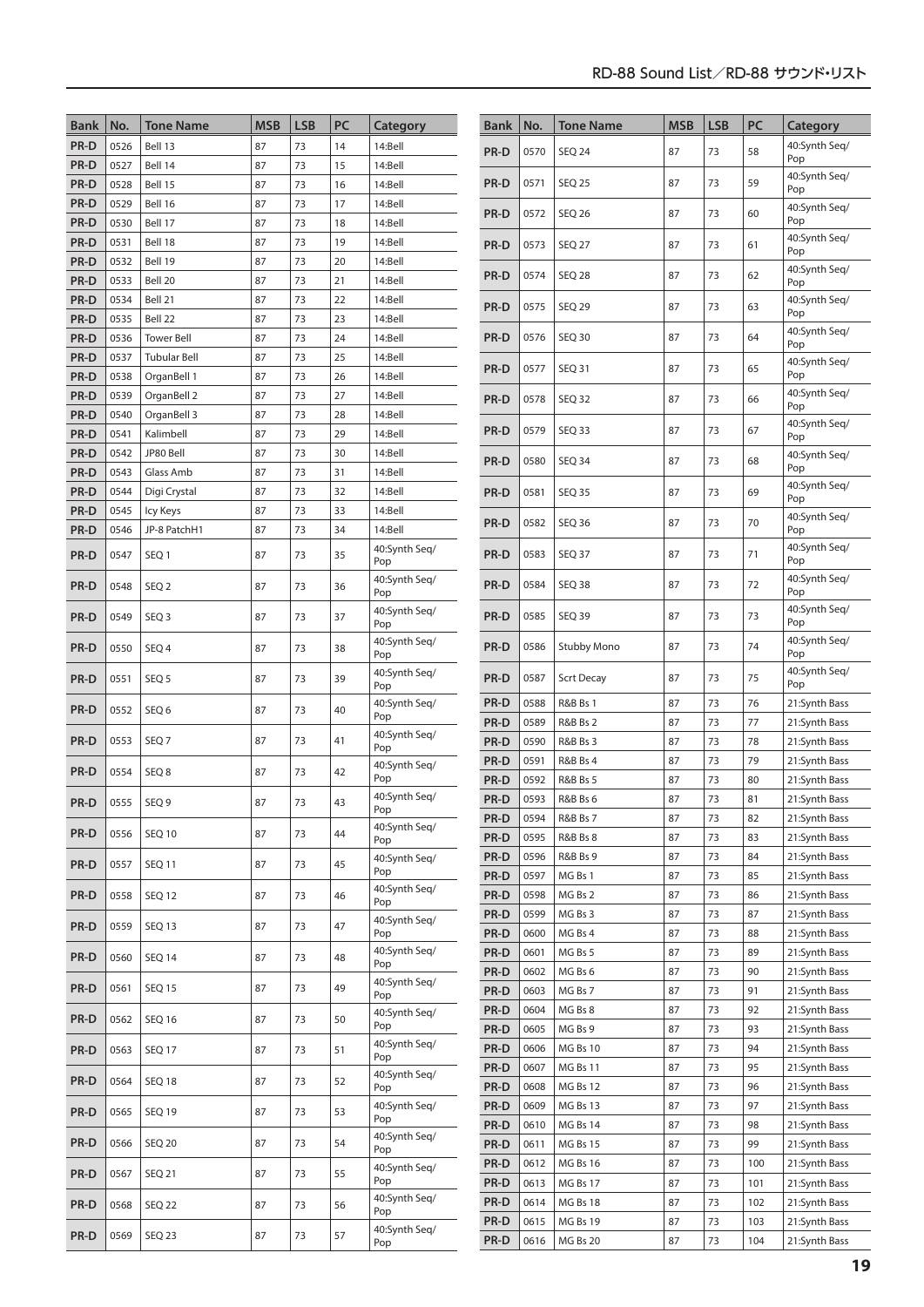| Bank | No. | Tone Name | MSB | LSB | PC | Category |
|---|---|---|---|---|---|---|
| PR-D | 0526 | Bell 13 | 87 | 73 | 14 | 14:Bell |
| PR-D | 0527 | Bell 14 | 87 | 73 | 15 | 14:Bell |
| PR-D | 0528 | Bell 15 | 87 | 73 | 16 | 14:Bell |
| PR-D | 0529 | Bell 16 | 87 | 73 | 17 | 14:Bell |
| PR-D | 0530 | Bell 17 | 87 | 73 | 18 | 14:Bell |
| PR-D | 0531 | Bell 18 | 87 | 73 | 19 | 14:Bell |
| PR-D | 0532 | Bell 19 | 87 | 73 | 20 | 14:Bell |
| PR-D | 0533 | Bell 20 | 87 | 73 | 21 | 14:Bell |
| PR-D | 0534 | Bell 21 | 87 | 73 | 22 | 14:Bell |
| PR-D | 0535 | Bell 22 | 87 | 73 | 23 | 14:Bell |
| PR-D | 0536 | Tower Bell | 87 | 73 | 24 | 14:Bell |
| PR-D | 0537 | Tubular Bell | 87 | 73 | 25 | 14:Bell |
| PR-D | 0538 | OrganBell 1 | 87 | 73 | 26 | 14:Bell |
| PR-D | 0539 | OrganBell 2 | 87 | 73 | 27 | 14:Bell |
| PR-D | 0540 | OrganBell 3 | 87 | 73 | 28 | 14:Bell |
| PR-D | 0541 | Kalimbell | 87 | 73 | 29 | 14:Bell |
| PR-D | 0542 | JP80 Bell | 87 | 73 | 30 | 14:Bell |
| PR-D | 0543 | Glass Amb | 87 | 73 | 31 | 14:Bell |
| PR-D | 0544 | Digi Crystal | 87 | 73 | 32 | 14:Bell |
| PR-D | 0545 | Icy Keys | 87 | 73 | 33 | 14:Bell |
| PR-D | 0546 | JP-8 PatchH1 | 87 | 73 | 34 | 14:Bell |
| PR-D | 0547 | SEQ 1 | 87 | 73 | 35 | 40:Synth Seq/Pop |
| PR-D | 0548 | SEQ 2 | 87 | 73 | 36 | 40:Synth Seq/Pop |
| PR-D | 0549 | SEQ 3 | 87 | 73 | 37 | 40:Synth Seq/Pop |
| PR-D | 0550 | SEQ 4 | 87 | 73 | 38 | 40:Synth Seq/Pop |
| PR-D | 0551 | SEQ 5 | 87 | 73 | 39 | 40:Synth Seq/Pop |
| PR-D | 0552 | SEQ 6 | 87 | 73 | 40 | 40:Synth Seq/Pop |
| PR-D | 0553 | SEQ 7 | 87 | 73 | 41 | 40:Synth Seq/Pop |
| PR-D | 0554 | SEQ 8 | 87 | 73 | 42 | 40:Synth Seq/Pop |
| PR-D | 0555 | SEQ 9 | 87 | 73 | 43 | 40:Synth Seq/Pop |
| PR-D | 0556 | SEQ 10 | 87 | 73 | 44 | 40:Synth Seq/Pop |
| PR-D | 0557 | SEQ 11 | 87 | 73 | 45 | 40:Synth Seq/Pop |
| PR-D | 0558 | SEQ 12 | 87 | 73 | 46 | 40:Synth Seq/Pop |
| PR-D | 0559 | SEQ 13 | 87 | 73 | 47 | 40:Synth Seq/Pop |
| PR-D | 0560 | SEQ 14 | 87 | 73 | 48 | 40:Synth Seq/Pop |
| PR-D | 0561 | SEQ 15 | 87 | 73 | 49 | 40:Synth Seq/Pop |
| PR-D | 0562 | SEQ 16 | 87 | 73 | 50 | 40:Synth Seq/Pop |
| PR-D | 0563 | SEQ 17 | 87 | 73 | 51 | 40:Synth Seq/Pop |
| PR-D | 0564 | SEQ 18 | 87 | 73 | 52 | 40:Synth Seq/Pop |
| PR-D | 0565 | SEQ 19 | 87 | 73 | 53 | 40:Synth Seq/Pop |
| PR-D | 0566 | SEQ 20 | 87 | 73 | 54 | 40:Synth Seq/Pop |
| PR-D | 0567 | SEQ 21 | 87 | 73 | 55 | 40:Synth Seq/Pop |
| PR-D | 0568 | SEQ 22 | 87 | 73 | 56 | 40:Synth Seq/Pop |
| PR-D | 0569 | SEQ 23 | 87 | 73 | 57 | 40:Synth Seq/Pop |
| PR-D | 0570 | SEQ 24 | 87 | 73 | 58 | 40:Synth Seq/Pop |
| PR-D | 0571 | SEQ 25 | 87 | 73 | 59 | 40:Synth Seq/Pop |
| PR-D | 0572 | SEQ 26 | 87 | 73 | 60 | 40:Synth Seq/Pop |
| PR-D | 0573 | SEQ 27 | 87 | 73 | 61 | 40:Synth Seq/Pop |
| PR-D | 0574 | SEQ 28 | 87 | 73 | 62 | 40:Synth Seq/Pop |
| PR-D | 0575 | SEQ 29 | 87 | 73 | 63 | 40:Synth Seq/Pop |
| PR-D | 0576 | SEQ 30 | 87 | 73 | 64 | 40:Synth Seq/Pop |
| PR-D | 0577 | SEQ 31 | 87 | 73 | 65 | 40:Synth Seq/Pop |
| PR-D | 0578 | SEQ 32 | 87 | 73 | 66 | 40:Synth Seq/Pop |
| PR-D | 0579 | SEQ 33 | 87 | 73 | 67 | 40:Synth Seq/Pop |
| PR-D | 0580 | SEQ 34 | 87 | 73 | 68 | 40:Synth Seq/Pop |
| PR-D | 0581 | SEQ 35 | 87 | 73 | 69 | 40:Synth Seq/Pop |
| PR-D | 0582 | SEQ 36 | 87 | 73 | 70 | 40:Synth Seq/Pop |
| PR-D | 0583 | SEQ 37 | 87 | 73 | 71 | 40:Synth Seq/Pop |
| PR-D | 0584 | SEQ 38 | 87 | 73 | 72 | 40:Synth Seq/Pop |
| PR-D | 0585 | SEQ 39 | 87 | 73 | 73 | 40:Synth Seq/Pop |
| PR-D | 0586 | Stubby Mono | 87 | 73 | 74 | 40:Synth Seq/Pop |
| PR-D | 0587 | Scrt Decay | 87 | 73 | 75 | 40:Synth Seq/Pop |
| PR-D | 0588 | R&B Bs 1 | 87 | 73 | 76 | 21:Synth Bass |
| PR-D | 0589 | R&B Bs 2 | 87 | 73 | 77 | 21:Synth Bass |
| PR-D | 0590 | R&B Bs 3 | 87 | 73 | 78 | 21:Synth Bass |
| PR-D | 0591 | R&B Bs 4 | 87 | 73 | 79 | 21:Synth Bass |
| PR-D | 0592 | R&B Bs 5 | 87 | 73 | 80 | 21:Synth Bass |
| PR-D | 0593 | R&B Bs 6 | 87 | 73 | 81 | 21:Synth Bass |
| PR-D | 0594 | R&B Bs 7 | 87 | 73 | 82 | 21:Synth Bass |
| PR-D | 0595 | R&B Bs 8 | 87 | 73 | 83 | 21:Synth Bass |
| PR-D | 0596 | R&B Bs 9 | 87 | 73 | 84 | 21:Synth Bass |
| PR-D | 0597 | MG Bs 1 | 87 | 73 | 85 | 21:Synth Bass |
| PR-D | 0598 | MG Bs 2 | 87 | 73 | 86 | 21:Synth Bass |
| PR-D | 0599 | MG Bs 3 | 87 | 73 | 87 | 21:Synth Bass |
| PR-D | 0600 | MG Bs 4 | 87 | 73 | 88 | 21:Synth Bass |
| PR-D | 0601 | MG Bs 5 | 87 | 73 | 89 | 21:Synth Bass |
| PR-D | 0602 | MG Bs 6 | 87 | 73 | 90 | 21:Synth Bass |
| PR-D | 0603 | MG Bs 7 | 87 | 73 | 91 | 21:Synth Bass |
| PR-D | 0604 | MG Bs 8 | 87 | 73 | 92 | 21:Synth Bass |
| PR-D | 0605 | MG Bs 9 | 87 | 73 | 93 | 21:Synth Bass |
| PR-D | 0606 | MG Bs 10 | 87 | 73 | 94 | 21:Synth Bass |
| PR-D | 0607 | MG Bs 11 | 87 | 73 | 95 | 21:Synth Bass |
| PR-D | 0608 | MG Bs 12 | 87 | 73 | 96 | 21:Synth Bass |
| PR-D | 0609 | MG Bs 13 | 87 | 73 | 97 | 21:Synth Bass |
| PR-D | 0610 | MG Bs 14 | 87 | 73 | 98 | 21:Synth Bass |
| PR-D | 0611 | MG Bs 15 | 87 | 73 | 99 | 21:Synth Bass |
| PR-D | 0612 | MG Bs 16 | 87 | 73 | 100 | 21:Synth Bass |
| PR-D | 0613 | MG Bs 17 | 87 | 73 | 101 | 21:Synth Bass |
| PR-D | 0614 | MG Bs 18 | 87 | 73 | 102 | 21:Synth Bass |
| PR-D | 0615 | MG Bs 19 | 87 | 73 | 103 | 21:Synth Bass |
| PR-D | 0616 | MG Bs 20 | 87 | 73 | 104 | 21:Synth Bass |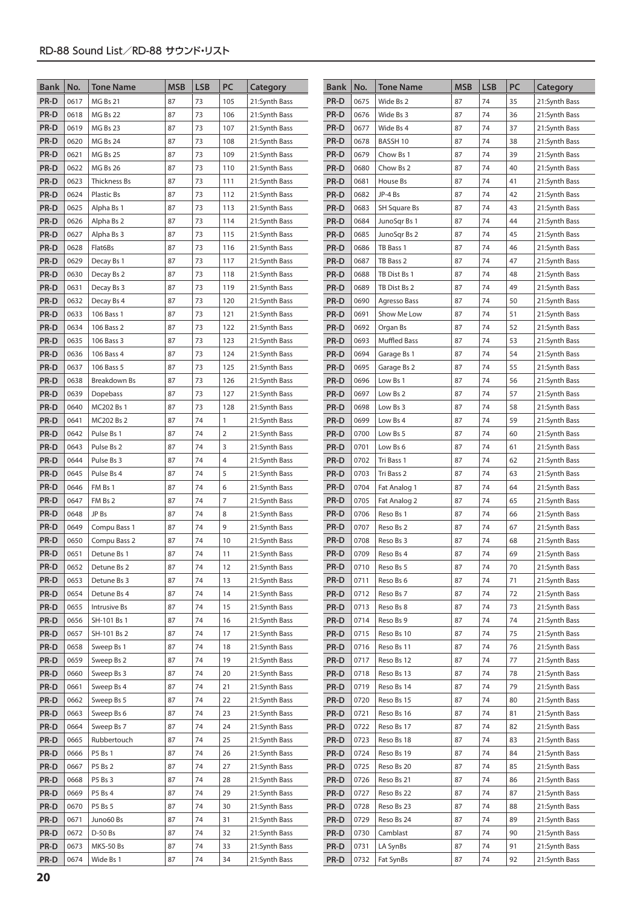| Bank | No. | Tone Name | MSB | LSB | PC | Category |
|---|---|---|---|---|---|---|
| PR-D | 0617 | MG Bs 21 | 87 | 73 | 105 | 21:Synth Bass |
| PR-D | 0618 | MG Bs 22 | 87 | 73 | 106 | 21:Synth Bass |
| PR-D | 0619 | MG Bs 23 | 87 | 73 | 107 | 21:Synth Bass |
| PR-D | 0620 | MG Bs 24 | 87 | 73 | 108 | 21:Synth Bass |
| PR-D | 0621 | MG Bs 25 | 87 | 73 | 109 | 21:Synth Bass |
| PR-D | 0622 | MG Bs 26 | 87 | 73 | 110 | 21:Synth Bass |
| PR-D | 0623 | Thickness Bs | 87 | 73 | 111 | 21:Synth Bass |
| PR-D | 0624 | Plastic Bs | 87 | 73 | 112 | 21:Synth Bass |
| PR-D | 0625 | Alpha Bs 1 | 87 | 73 | 113 | 21:Synth Bass |
| PR-D | 0626 | Alpha Bs 2 | 87 | 73 | 114 | 21:Synth Bass |
| PR-D | 0627 | Alpha Bs 3 | 87 | 73 | 115 | 21:Synth Bass |
| PR-D | 0628 | Flat6Bs | 87 | 73 | 116 | 21:Synth Bass |
| PR-D | 0629 | Decay Bs 1 | 87 | 73 | 117 | 21:Synth Bass |
| PR-D | 0630 | Decay Bs 2 | 87 | 73 | 118 | 21:Synth Bass |
| PR-D | 0631 | Decay Bs 3 | 87 | 73 | 119 | 21:Synth Bass |
| PR-D | 0632 | Decay Bs 4 | 87 | 73 | 120 | 21:Synth Bass |
| PR-D | 0633 | 106 Bass 1 | 87 | 73 | 121 | 21:Synth Bass |
| PR-D | 0634 | 106 Bass 2 | 87 | 73 | 122 | 21:Synth Bass |
| PR-D | 0635 | 106 Bass 3 | 87 | 73 | 123 | 21:Synth Bass |
| PR-D | 0636 | 106 Bass 4 | 87 | 73 | 124 | 21:Synth Bass |
| PR-D | 0637 | 106 Bass 5 | 87 | 73 | 125 | 21:Synth Bass |
| PR-D | 0638 | Breakdown Bs | 87 | 73 | 126 | 21:Synth Bass |
| PR-D | 0639 | Dopebass | 87 | 73 | 127 | 21:Synth Bass |
| PR-D | 0640 | MC202 Bs 1 | 87 | 73 | 128 | 21:Synth Bass |
| PR-D | 0641 | MC202 Bs 2 | 87 | 74 | 1 | 21:Synth Bass |
| PR-D | 0642 | Pulse Bs 1 | 87 | 74 | 2 | 21:Synth Bass |
| PR-D | 0643 | Pulse Bs 2 | 87 | 74 | 3 | 21:Synth Bass |
| PR-D | 0644 | Pulse Bs 3 | 87 | 74 | 4 | 21:Synth Bass |
| PR-D | 0645 | Pulse Bs 4 | 87 | 74 | 5 | 21:Synth Bass |
| PR-D | 0646 | FM Bs 1 | 87 | 74 | 6 | 21:Synth Bass |
| PR-D | 0647 | FM Bs 2 | 87 | 74 | 7 | 21:Synth Bass |
| PR-D | 0648 | JP Bs | 87 | 74 | 8 | 21:Synth Bass |
| PR-D | 0649 | Compu Bass 1 | 87 | 74 | 9 | 21:Synth Bass |
| PR-D | 0650 | Compu Bass 2 | 87 | 74 | 10 | 21:Synth Bass |
| PR-D | 0651 | Detune Bs 1 | 87 | 74 | 11 | 21:Synth Bass |
| PR-D | 0652 | Detune Bs 2 | 87 | 74 | 12 | 21:Synth Bass |
| PR-D | 0653 | Detune Bs 3 | 87 | 74 | 13 | 21:Synth Bass |
| PR-D | 0654 | Detune Bs 4 | 87 | 74 | 14 | 21:Synth Bass |
| PR-D | 0655 | Intrusive Bs | 87 | 74 | 15 | 21:Synth Bass |
| PR-D | 0656 | SH-101 Bs 1 | 87 | 74 | 16 | 21:Synth Bass |
| PR-D | 0657 | SH-101 Bs 2 | 87 | 74 | 17 | 21:Synth Bass |
| PR-D | 0658 | Sweep Bs 1 | 87 | 74 | 18 | 21:Synth Bass |
| PR-D | 0659 | Sweep Bs 2 | 87 | 74 | 19 | 21:Synth Bass |
| PR-D | 0660 | Sweep Bs 3 | 87 | 74 | 20 | 21:Synth Bass |
| PR-D | 0661 | Sweep Bs 4 | 87 | 74 | 21 | 21:Synth Bass |
| PR-D | 0662 | Sweep Bs 5 | 87 | 74 | 22 | 21:Synth Bass |
| PR-D | 0663 | Sweep Bs 6 | 87 | 74 | 23 | 21:Synth Bass |
| PR-D | 0664 | Sweep Bs 7 | 87 | 74 | 24 | 21:Synth Bass |
| PR-D | 0665 | Rubbertouch | 87 | 74 | 25 | 21:Synth Bass |
| PR-D | 0666 | P5 Bs 1 | 87 | 74 | 26 | 21:Synth Bass |
| PR-D | 0667 | P5 Bs 2 | 87 | 74 | 27 | 21:Synth Bass |
| PR-D | 0668 | P5 Bs 3 | 87 | 74 | 28 | 21:Synth Bass |
| PR-D | 0669 | P5 Bs 4 | 87 | 74 | 29 | 21:Synth Bass |
| PR-D | 0670 | P5 Bs 5 | 87 | 74 | 30 | 21:Synth Bass |
| PR-D | 0671 | Juno60 Bs | 87 | 74 | 31 | 21:Synth Bass |
| PR-D | 0672 | D-50 Bs | 87 | 74 | 32 | 21:Synth Bass |
| PR-D | 0673 | MKS-50 Bs | 87 | 74 | 33 | 21:Synth Bass |
| PR-D | 0674 | Wide Bs 1 | 87 | 74 | 34 | 21:Synth Bass |
| PR-D | 0675 | Wide Bs 2 | 87 | 74 | 35 | 21:Synth Bass |
| PR-D | 0676 | Wide Bs 3 | 87 | 74 | 36 | 21:Synth Bass |
| PR-D | 0677 | Wide Bs 4 | 87 | 74 | 37 | 21:Synth Bass |
| PR-D | 0678 | BASSH 10 | 87 | 74 | 38 | 21:Synth Bass |
| PR-D | 0679 | Chow Bs 1 | 87 | 74 | 39 | 21:Synth Bass |
| PR-D | 0680 | Chow Bs 2 | 87 | 74 | 40 | 21:Synth Bass |
| PR-D | 0681 | House Bs | 87 | 74 | 41 | 21:Synth Bass |
| PR-D | 0682 | JP-4 Bs | 87 | 74 | 42 | 21:Synth Bass |
| PR-D | 0683 | SH Square Bs | 87 | 74 | 43 | 21:Synth Bass |
| PR-D | 0684 | JunoSqr Bs 1 | 87 | 74 | 44 | 21:Synth Bass |
| PR-D | 0685 | JunoSqr Bs 2 | 87 | 74 | 45 | 21:Synth Bass |
| PR-D | 0686 | TB Bass 1 | 87 | 74 | 46 | 21:Synth Bass |
| PR-D | 0687 | TB Bass 2 | 87 | 74 | 47 | 21:Synth Bass |
| PR-D | 0688 | TB Dist Bs 1 | 87 | 74 | 48 | 21:Synth Bass |
| PR-D | 0689 | TB Dist Bs 2 | 87 | 74 | 49 | 21:Synth Bass |
| PR-D | 0690 | Agresso Bass | 87 | 74 | 50 | 21:Synth Bass |
| PR-D | 0691 | Show Me Low | 87 | 74 | 51 | 21:Synth Bass |
| PR-D | 0692 | Organ Bs | 87 | 74 | 52 | 21:Synth Bass |
| PR-D | 0693 | Muffled Bass | 87 | 74 | 53 | 21:Synth Bass |
| PR-D | 0694 | Garage Bs 1 | 87 | 74 | 54 | 21:Synth Bass |
| PR-D | 0695 | Garage Bs 2 | 87 | 74 | 55 | 21:Synth Bass |
| PR-D | 0696 | Low Bs 1 | 87 | 74 | 56 | 21:Synth Bass |
| PR-D | 0697 | Low Bs 2 | 87 | 74 | 57 | 21:Synth Bass |
| PR-D | 0698 | Low Bs 3 | 87 | 74 | 58 | 21:Synth Bass |
| PR-D | 0699 | Low Bs 4 | 87 | 74 | 59 | 21:Synth Bass |
| PR-D | 0700 | Low Bs 5 | 87 | 74 | 60 | 21:Synth Bass |
| PR-D | 0701 | Low Bs 6 | 87 | 74 | 61 | 21:Synth Bass |
| PR-D | 0702 | Tri Bass 1 | 87 | 74 | 62 | 21:Synth Bass |
| PR-D | 0703 | Tri Bass 2 | 87 | 74 | 63 | 21:Synth Bass |
| PR-D | 0704 | Fat Analog 1 | 87 | 74 | 64 | 21:Synth Bass |
| PR-D | 0705 | Fat Analog 2 | 87 | 74 | 65 | 21:Synth Bass |
| PR-D | 0706 | Reso Bs 1 | 87 | 74 | 66 | 21:Synth Bass |
| PR-D | 0707 | Reso Bs 2 | 87 | 74 | 67 | 21:Synth Bass |
| PR-D | 0708 | Reso Bs 3 | 87 | 74 | 68 | 21:Synth Bass |
| PR-D | 0709 | Reso Bs 4 | 87 | 74 | 69 | 21:Synth Bass |
| PR-D | 0710 | Reso Bs 5 | 87 | 74 | 70 | 21:Synth Bass |
| PR-D | 0711 | Reso Bs 6 | 87 | 74 | 71 | 21:Synth Bass |
| PR-D | 0712 | Reso Bs 7 | 87 | 74 | 72 | 21:Synth Bass |
| PR-D | 0713 | Reso Bs 8 | 87 | 74 | 73 | 21:Synth Bass |
| PR-D | 0714 | Reso Bs 9 | 87 | 74 | 74 | 21:Synth Bass |
| PR-D | 0715 | Reso Bs 10 | 87 | 74 | 75 | 21:Synth Bass |
| PR-D | 0716 | Reso Bs 11 | 87 | 74 | 76 | 21:Synth Bass |
| PR-D | 0717 | Reso Bs 12 | 87 | 74 | 77 | 21:Synth Bass |
| PR-D | 0718 | Reso Bs 13 | 87 | 74 | 78 | 21:Synth Bass |
| PR-D | 0719 | Reso Bs 14 | 87 | 74 | 79 | 21:Synth Bass |
| PR-D | 0720 | Reso Bs 15 | 87 | 74 | 80 | 21:Synth Bass |
| PR-D | 0721 | Reso Bs 16 | 87 | 74 | 81 | 21:Synth Bass |
| PR-D | 0722 | Reso Bs 17 | 87 | 74 | 82 | 21:Synth Bass |
| PR-D | 0723 | Reso Bs 18 | 87 | 74 | 83 | 21:Synth Bass |
| PR-D | 0724 | Reso Bs 19 | 87 | 74 | 84 | 21:Synth Bass |
| PR-D | 0725 | Reso Bs 20 | 87 | 74 | 85 | 21:Synth Bass |
| PR-D | 0726 | Reso Bs 21 | 87 | 74 | 86 | 21:Synth Bass |
| PR-D | 0727 | Reso Bs 22 | 87 | 74 | 87 | 21:Synth Bass |
| PR-D | 0728 | Reso Bs 23 | 87 | 74 | 88 | 21:Synth Bass |
| PR-D | 0729 | Reso Bs 24 | 87 | 74 | 89 | 21:Synth Bass |
| PR-D | 0730 | Camblast | 87 | 74 | 90 | 21:Synth Bass |
| PR-D | 0731 | LA SynBs | 87 | 74 | 91 | 21:Synth Bass |
| PR-D | 0732 | Fat SynBs | 87 | 74 | 92 | 21:Synth Bass |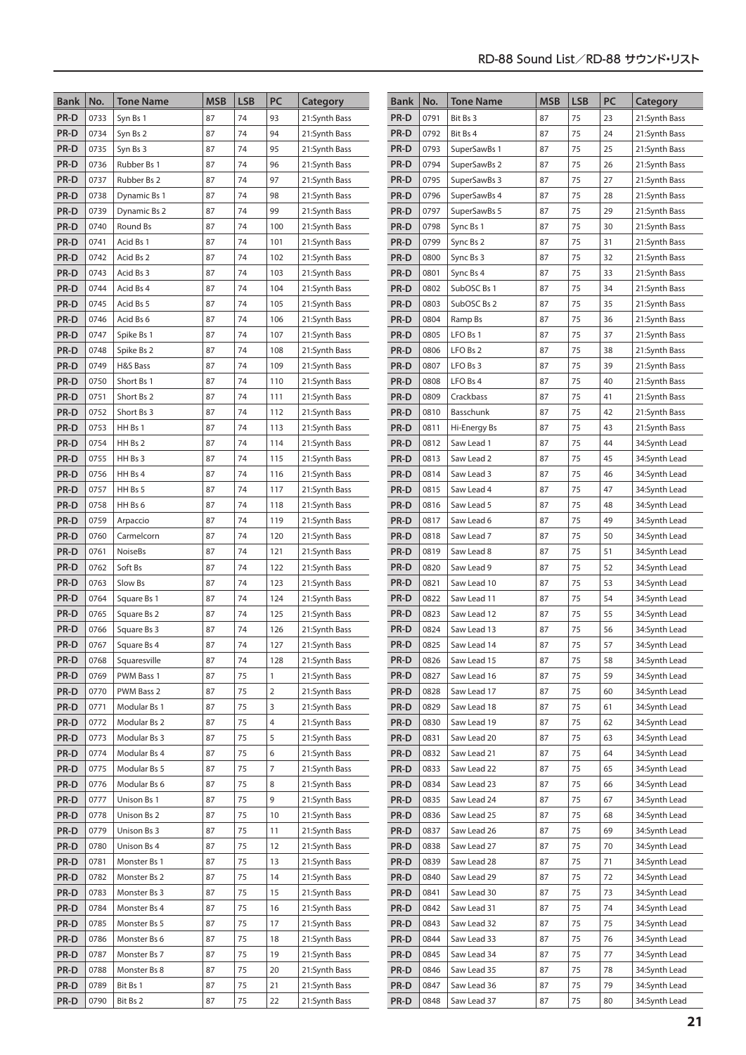| Bank | No. | Tone Name | MSB | LSB | PC | Category |
|---|---|---|---|---|---|---|
| PR-D | 0733 | Syn Bs 1 | 87 | 74 | 93 | 21:Synth Bass |
| PR-D | 0734 | Syn Bs 2 | 87 | 74 | 94 | 21:Synth Bass |
| PR-D | 0735 | Syn Bs 3 | 87 | 74 | 95 | 21:Synth Bass |
| PR-D | 0736 | Rubber Bs 1 | 87 | 74 | 96 | 21:Synth Bass |
| PR-D | 0737 | Rubber Bs 2 | 87 | 74 | 97 | 21:Synth Bass |
| PR-D | 0738 | Dynamic Bs 1 | 87 | 74 | 98 | 21:Synth Bass |
| PR-D | 0739 | Dynamic Bs 2 | 87 | 74 | 99 | 21:Synth Bass |
| PR-D | 0740 | Round Bs | 87 | 74 | 100 | 21:Synth Bass |
| PR-D | 0741 | Acid Bs 1 | 87 | 74 | 101 | 21:Synth Bass |
| PR-D | 0742 | Acid Bs 2 | 87 | 74 | 102 | 21:Synth Bass |
| PR-D | 0743 | Acid Bs 3 | 87 | 74 | 103 | 21:Synth Bass |
| PR-D | 0744 | Acid Bs 4 | 87 | 74 | 104 | 21:Synth Bass |
| PR-D | 0745 | Acid Bs 5 | 87 | 74 | 105 | 21:Synth Bass |
| PR-D | 0746 | Acid Bs 6 | 87 | 74 | 106 | 21:Synth Bass |
| PR-D | 0747 | Spike Bs 1 | 87 | 74 | 107 | 21:Synth Bass |
| PR-D | 0748 | Spike Bs 2 | 87 | 74 | 108 | 21:Synth Bass |
| PR-D | 0749 | H&S Bass | 87 | 74 | 109 | 21:Synth Bass |
| PR-D | 0750 | Short Bs 1 | 87 | 74 | 110 | 21:Synth Bass |
| PR-D | 0751 | Short Bs 2 | 87 | 74 | 111 | 21:Synth Bass |
| PR-D | 0752 | Short Bs 3 | 87 | 74 | 112 | 21:Synth Bass |
| PR-D | 0753 | HH Bs 1 | 87 | 74 | 113 | 21:Synth Bass |
| PR-D | 0754 | HH Bs 2 | 87 | 74 | 114 | 21:Synth Bass |
| PR-D | 0755 | HH Bs 3 | 87 | 74 | 115 | 21:Synth Bass |
| PR-D | 0756 | HH Bs 4 | 87 | 74 | 116 | 21:Synth Bass |
| PR-D | 0757 | HH Bs 5 | 87 | 74 | 117 | 21:Synth Bass |
| PR-D | 0758 | HH Bs 6 | 87 | 74 | 118 | 21:Synth Bass |
| PR-D | 0759 | Arpaccio | 87 | 74 | 119 | 21:Synth Bass |
| PR-D | 0760 | Carmelcorn | 87 | 74 | 120 | 21:Synth Bass |
| PR-D | 0761 | NoiseBs | 87 | 74 | 121 | 21:Synth Bass |
| PR-D | 0762 | Soft Bs | 87 | 74 | 122 | 21:Synth Bass |
| PR-D | 0763 | Slow Bs | 87 | 74 | 123 | 21:Synth Bass |
| PR-D | 0764 | Square Bs 1 | 87 | 74 | 124 | 21:Synth Bass |
| PR-D | 0765 | Square Bs 2 | 87 | 74 | 125 | 21:Synth Bass |
| PR-D | 0766 | Square Bs 3 | 87 | 74 | 126 | 21:Synth Bass |
| PR-D | 0767 | Square Bs 4 | 87 | 74 | 127 | 21:Synth Bass |
| PR-D | 0768 | Squaresville | 87 | 74 | 128 | 21:Synth Bass |
| PR-D | 0769 | PWM Bass 1 | 87 | 75 | 1 | 21:Synth Bass |
| PR-D | 0770 | PWM Bass 2 | 87 | 75 | 2 | 21:Synth Bass |
| PR-D | 0771 | Modular Bs 1 | 87 | 75 | 3 | 21:Synth Bass |
| PR-D | 0772 | Modular Bs 2 | 87 | 75 | 4 | 21:Synth Bass |
| PR-D | 0773 | Modular Bs 3 | 87 | 75 | 5 | 21:Synth Bass |
| PR-D | 0774 | Modular Bs 4 | 87 | 75 | 6 | 21:Synth Bass |
| PR-D | 0775 | Modular Bs 5 | 87 | 75 | 7 | 21:Synth Bass |
| PR-D | 0776 | Modular Bs 6 | 87 | 75 | 8 | 21:Synth Bass |
| PR-D | 0777 | Unison Bs 1 | 87 | 75 | 9 | 21:Synth Bass |
| PR-D | 0778 | Unison Bs 2 | 87 | 75 | 10 | 21:Synth Bass |
| PR-D | 0779 | Unison Bs 3 | 87 | 75 | 11 | 21:Synth Bass |
| PR-D | 0780 | Unison Bs 4 | 87 | 75 | 12 | 21:Synth Bass |
| PR-D | 0781 | Monster Bs 1 | 87 | 75 | 13 | 21:Synth Bass |
| PR-D | 0782 | Monster Bs 2 | 87 | 75 | 14 | 21:Synth Bass |
| PR-D | 0783 | Monster Bs 3 | 87 | 75 | 15 | 21:Synth Bass |
| PR-D | 0784 | Monster Bs 4 | 87 | 75 | 16 | 21:Synth Bass |
| PR-D | 0785 | Monster Bs 5 | 87 | 75 | 17 | 21:Synth Bass |
| PR-D | 0786 | Monster Bs 6 | 87 | 75 | 18 | 21:Synth Bass |
| PR-D | 0787 | Monster Bs 7 | 87 | 75 | 19 | 21:Synth Bass |
| PR-D | 0788 | Monster Bs 8 | 87 | 75 | 20 | 21:Synth Bass |
| PR-D | 0789 | Bit Bs 1 | 87 | 75 | 21 | 21:Synth Bass |
| PR-D | 0790 | Bit Bs 2 | 87 | 75 | 22 | 21:Synth Bass |
| PR-D | 0791 | Bit Bs 3 | 87 | 75 | 23 | 21:Synth Bass |
| PR-D | 0792 | Bit Bs 4 | 87 | 75 | 24 | 21:Synth Bass |
| PR-D | 0793 | SuperSawBs 1 | 87 | 75 | 25 | 21:Synth Bass |
| PR-D | 0794 | SuperSawBs 2 | 87 | 75 | 26 | 21:Synth Bass |
| PR-D | 0795 | SuperSawBs 3 | 87 | 75 | 27 | 21:Synth Bass |
| PR-D | 0796 | SuperSawBs 4 | 87 | 75 | 28 | 21:Synth Bass |
| PR-D | 0797 | SuperSawBs 5 | 87 | 75 | 29 | 21:Synth Bass |
| PR-D | 0798 | Sync Bs 1 | 87 | 75 | 30 | 21:Synth Bass |
| PR-D | 0799 | Sync Bs 2 | 87 | 75 | 31 | 21:Synth Bass |
| PR-D | 0800 | Sync Bs 3 | 87 | 75 | 32 | 21:Synth Bass |
| PR-D | 0801 | Sync Bs 4 | 87 | 75 | 33 | 21:Synth Bass |
| PR-D | 0802 | SubOSC Bs 1 | 87 | 75 | 34 | 21:Synth Bass |
| PR-D | 0803 | SubOSC Bs 2 | 87 | 75 | 35 | 21:Synth Bass |
| PR-D | 0804 | Ramp Bs | 87 | 75 | 36 | 21:Synth Bass |
| PR-D | 0805 | LFO Bs 1 | 87 | 75 | 37 | 21:Synth Bass |
| PR-D | 0806 | LFO Bs 2 | 87 | 75 | 38 | 21:Synth Bass |
| PR-D | 0807 | LFO Bs 3 | 87 | 75 | 39 | 21:Synth Bass |
| PR-D | 0808 | LFO Bs 4 | 87 | 75 | 40 | 21:Synth Bass |
| PR-D | 0809 | Crackbass | 87 | 75 | 41 | 21:Synth Bass |
| PR-D | 0810 | Basschunk | 87 | 75 | 42 | 21:Synth Bass |
| PR-D | 0811 | Hi-Energy Bs | 87 | 75 | 43 | 21:Synth Bass |
| PR-D | 0812 | Saw Lead 1 | 87 | 75 | 44 | 34:Synth Lead |
| PR-D | 0813 | Saw Lead 2 | 87 | 75 | 45 | 34:Synth Lead |
| PR-D | 0814 | Saw Lead 3 | 87 | 75 | 46 | 34:Synth Lead |
| PR-D | 0815 | Saw Lead 4 | 87 | 75 | 47 | 34:Synth Lead |
| PR-D | 0816 | Saw Lead 5 | 87 | 75 | 48 | 34:Synth Lead |
| PR-D | 0817 | Saw Lead 6 | 87 | 75 | 49 | 34:Synth Lead |
| PR-D | 0818 | Saw Lead 7 | 87 | 75 | 50 | 34:Synth Lead |
| PR-D | 0819 | Saw Lead 8 | 87 | 75 | 51 | 34:Synth Lead |
| PR-D | 0820 | Saw Lead 9 | 87 | 75 | 52 | 34:Synth Lead |
| PR-D | 0821 | Saw Lead 10 | 87 | 75 | 53 | 34:Synth Lead |
| PR-D | 0822 | Saw Lead 11 | 87 | 75 | 54 | 34:Synth Lead |
| PR-D | 0823 | Saw Lead 12 | 87 | 75 | 55 | 34:Synth Lead |
| PR-D | 0824 | Saw Lead 13 | 87 | 75 | 56 | 34:Synth Lead |
| PR-D | 0825 | Saw Lead 14 | 87 | 75 | 57 | 34:Synth Lead |
| PR-D | 0826 | Saw Lead 15 | 87 | 75 | 58 | 34:Synth Lead |
| PR-D | 0827 | Saw Lead 16 | 87 | 75 | 59 | 34:Synth Lead |
| PR-D | 0828 | Saw Lead 17 | 87 | 75 | 60 | 34:Synth Lead |
| PR-D | 0829 | Saw Lead 18 | 87 | 75 | 61 | 34:Synth Lead |
| PR-D | 0830 | Saw Lead 19 | 87 | 75 | 62 | 34:Synth Lead |
| PR-D | 0831 | Saw Lead 20 | 87 | 75 | 63 | 34:Synth Lead |
| PR-D | 0832 | Saw Lead 21 | 87 | 75 | 64 | 34:Synth Lead |
| PR-D | 0833 | Saw Lead 22 | 87 | 75 | 65 | 34:Synth Lead |
| PR-D | 0834 | Saw Lead 23 | 87 | 75 | 66 | 34:Synth Lead |
| PR-D | 0835 | Saw Lead 24 | 87 | 75 | 67 | 34:Synth Lead |
| PR-D | 0836 | Saw Lead 25 | 87 | 75 | 68 | 34:Synth Lead |
| PR-D | 0837 | Saw Lead 26 | 87 | 75 | 69 | 34:Synth Lead |
| PR-D | 0838 | Saw Lead 27 | 87 | 75 | 70 | 34:Synth Lead |
| PR-D | 0839 | Saw Lead 28 | 87 | 75 | 71 | 34:Synth Lead |
| PR-D | 0840 | Saw Lead 29 | 87 | 75 | 72 | 34:Synth Lead |
| PR-D | 0841 | Saw Lead 30 | 87 | 75 | 73 | 34:Synth Lead |
| PR-D | 0842 | Saw Lead 31 | 87 | 75 | 74 | 34:Synth Lead |
| PR-D | 0843 | Saw Lead 32 | 87 | 75 | 75 | 34:Synth Lead |
| PR-D | 0844 | Saw Lead 33 | 87 | 75 | 76 | 34:Synth Lead |
| PR-D | 0845 | Saw Lead 34 | 87 | 75 | 77 | 34:Synth Lead |
| PR-D | 0846 | Saw Lead 35 | 87 | 75 | 78 | 34:Synth Lead |
| PR-D | 0847 | Saw Lead 36 | 87 | 75 | 79 | 34:Synth Lead |
| PR-D | 0848 | Saw Lead 37 | 87 | 75 | 80 | 34:Synth Lead |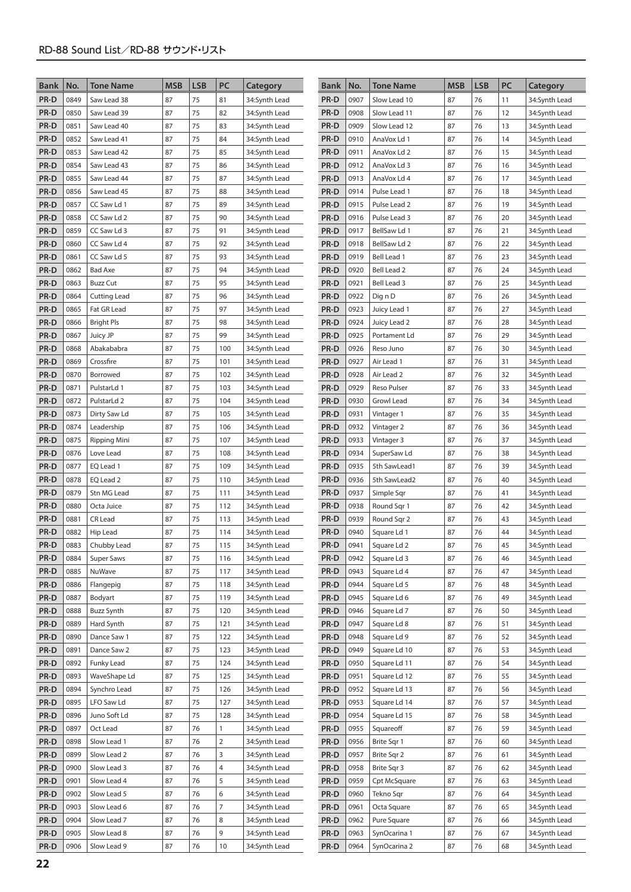## RD-88 Sound List／RD-88 サウンド・リスト

| Bank | No. | Tone Name | MSB | LSB | PC | Category |
|---|---|---|---|---|---|---|
| PR-D | 0849 | Saw Lead 38 | 87 | 75 | 81 | 34:Synth Lead |
| PR-D | 0850 | Saw Lead 39 | 87 | 75 | 82 | 34:Synth Lead |
| PR-D | 0851 | Saw Lead 40 | 87 | 75 | 83 | 34:Synth Lead |
| PR-D | 0852 | Saw Lead 41 | 87 | 75 | 84 | 34:Synth Lead |
| PR-D | 0853 | Saw Lead 42 | 87 | 75 | 85 | 34:Synth Lead |
| PR-D | 0854 | Saw Lead 43 | 87 | 75 | 86 | 34:Synth Lead |
| PR-D | 0855 | Saw Lead 44 | 87 | 75 | 87 | 34:Synth Lead |
| PR-D | 0856 | Saw Lead 45 | 87 | 75 | 88 | 34:Synth Lead |
| PR-D | 0857 | CC Saw Ld 1 | 87 | 75 | 89 | 34:Synth Lead |
| PR-D | 0858 | CC Saw Ld 2 | 87 | 75 | 90 | 34:Synth Lead |
| PR-D | 0859 | CC Saw Ld 3 | 87 | 75 | 91 | 34:Synth Lead |
| PR-D | 0860 | CC Saw Ld 4 | 87 | 75 | 92 | 34:Synth Lead |
| PR-D | 0861 | CC Saw Ld 5 | 87 | 75 | 93 | 34:Synth Lead |
| PR-D | 0862 | Bad Axe | 87 | 75 | 94 | 34:Synth Lead |
| PR-D | 0863 | Buzz Cut | 87 | 75 | 95 | 34:Synth Lead |
| PR-D | 0864 | Cutting Lead | 87 | 75 | 96 | 34:Synth Lead |
| PR-D | 0865 | Fat GR Lead | 87 | 75 | 97 | 34:Synth Lead |
| PR-D | 0866 | Bright Pls | 87 | 75 | 98 | 34:Synth Lead |
| PR-D | 0867 | Juicy JP | 87 | 75 | 99 | 34:Synth Lead |
| PR-D | 0868 | Abakababra | 87 | 75 | 100 | 34:Synth Lead |
| PR-D | 0869 | Crossfire | 87 | 75 | 101 | 34:Synth Lead |
| PR-D | 0870 | Borrowed | 87 | 75 | 102 | 34:Synth Lead |
| PR-D | 0871 | PulstarLd 1 | 87 | 75 | 103 | 34:Synth Lead |
| PR-D | 0872 | PulstarLd 2 | 87 | 75 | 104 | 34:Synth Lead |
| PR-D | 0873 | Dirty Saw Ld | 87 | 75 | 105 | 34:Synth Lead |
| PR-D | 0874 | Leadership | 87 | 75 | 106 | 34:Synth Lead |
| PR-D | 0875 | Ripping Mini | 87 | 75 | 107 | 34:Synth Lead |
| PR-D | 0876 | Love Lead | 87 | 75 | 108 | 34:Synth Lead |
| PR-D | 0877 | EQ Lead 1 | 87 | 75 | 109 | 34:Synth Lead |
| PR-D | 0878 | EQ Lead 2 | 87 | 75 | 110 | 34:Synth Lead |
| PR-D | 0879 | Stn MG Lead | 87 | 75 | 111 | 34:Synth Lead |
| PR-D | 0880 | Octa Juice | 87 | 75 | 112 | 34:Synth Lead |
| PR-D | 0881 | CR Lead | 87 | 75 | 113 | 34:Synth Lead |
| PR-D | 0882 | Hip Lead | 87 | 75 | 114 | 34:Synth Lead |
| PR-D | 0883 | Chubby Lead | 87 | 75 | 115 | 34:Synth Lead |
| PR-D | 0884 | Super Saws | 87 | 75 | 116 | 34:Synth Lead |
| PR-D | 0885 | NuWave | 87 | 75 | 117 | 34:Synth Lead |
| PR-D | 0886 | Flangepig | 87 | 75 | 118 | 34:Synth Lead |
| PR-D | 0887 | Bodyart | 87 | 75 | 119 | 34:Synth Lead |
| PR-D | 0888 | Buzz Synth | 87 | 75 | 120 | 34:Synth Lead |
| PR-D | 0889 | Hard Synth | 87 | 75 | 121 | 34:Synth Lead |
| PR-D | 0890 | Dance Saw 1 | 87 | 75 | 122 | 34:Synth Lead |
| PR-D | 0891 | Dance Saw 2 | 87 | 75 | 123 | 34:Synth Lead |
| PR-D | 0892 | Funky Lead | 87 | 75 | 124 | 34:Synth Lead |
| PR-D | 0893 | WaveShape Ld | 87 | 75 | 125 | 34:Synth Lead |
| PR-D | 0894 | Synchro Lead | 87 | 75 | 126 | 34:Synth Lead |
| PR-D | 0895 | LFO Saw Ld | 87 | 75 | 127 | 34:Synth Lead |
| PR-D | 0896 | Juno Soft Ld | 87 | 75 | 128 | 34:Synth Lead |
| PR-D | 0897 | Oct Lead | 87 | 76 | 1 | 34:Synth Lead |
| PR-D | 0898 | Slow Lead 1 | 87 | 76 | 2 | 34:Synth Lead |
| PR-D | 0899 | Slow Lead 2 | 87 | 76 | 3 | 34:Synth Lead |
| PR-D | 0900 | Slow Lead 3 | 87 | 76 | 4 | 34:Synth Lead |
| PR-D | 0901 | Slow Lead 4 | 87 | 76 | 5 | 34:Synth Lead |
| PR-D | 0902 | Slow Lead 5 | 87 | 76 | 6 | 34:Synth Lead |
| PR-D | 0903 | Slow Lead 6 | 87 | 76 | 7 | 34:Synth Lead |
| PR-D | 0904 | Slow Lead 7 | 87 | 76 | 8 | 34:Synth Lead |
| PR-D | 0905 | Slow Lead 8 | 87 | 76 | 9 | 34:Synth Lead |
| PR-D | 0906 | Slow Lead 9 | 87 | 76 | 10 | 34:Synth Lead |
| PR-D | 0907 | Slow Lead 10 | 87 | 76 | 11 | 34:Synth Lead |
| PR-D | 0908 | Slow Lead 11 | 87 | 76 | 12 | 34:Synth Lead |
| PR-D | 0909 | Slow Lead 12 | 87 | 76 | 13 | 34:Synth Lead |
| PR-D | 0910 | AnaVox Ld 1 | 87 | 76 | 14 | 34:Synth Lead |
| PR-D | 0911 | AnaVox Ld 2 | 87 | 76 | 15 | 34:Synth Lead |
| PR-D | 0912 | AnaVox Ld 3 | 87 | 76 | 16 | 34:Synth Lead |
| PR-D | 0913 | AnaVox Ld 4 | 87 | 76 | 17 | 34:Synth Lead |
| PR-D | 0914 | Pulse Lead 1 | 87 | 76 | 18 | 34:Synth Lead |
| PR-D | 0915 | Pulse Lead 2 | 87 | 76 | 19 | 34:Synth Lead |
| PR-D | 0916 | Pulse Lead 3 | 87 | 76 | 20 | 34:Synth Lead |
| PR-D | 0917 | BellSaw Ld 1 | 87 | 76 | 21 | 34:Synth Lead |
| PR-D | 0918 | BellSaw Ld 2 | 87 | 76 | 22 | 34:Synth Lead |
| PR-D | 0919 | Bell Lead 1 | 87 | 76 | 23 | 34:Synth Lead |
| PR-D | 0920 | Bell Lead 2 | 87 | 76 | 24 | 34:Synth Lead |
| PR-D | 0921 | Bell Lead 3 | 87 | 76 | 25 | 34:Synth Lead |
| PR-D | 0922 | Dig n D | 87 | 76 | 26 | 34:Synth Lead |
| PR-D | 0923 | Juicy Lead 1 | 87 | 76 | 27 | 34:Synth Lead |
| PR-D | 0924 | Juicy Lead 2 | 87 | 76 | 28 | 34:Synth Lead |
| PR-D | 0925 | Portament Ld | 87 | 76 | 29 | 34:Synth Lead |
| PR-D | 0926 | Reso Juno | 87 | 76 | 30 | 34:Synth Lead |
| PR-D | 0927 | Air Lead 1 | 87 | 76 | 31 | 34:Synth Lead |
| PR-D | 0928 | Air Lead 2 | 87 | 76 | 32 | 34:Synth Lead |
| PR-D | 0929 | Reso Pulser | 87 | 76 | 33 | 34:Synth Lead |
| PR-D | 0930 | Growl Lead | 87 | 76 | 34 | 34:Synth Lead |
| PR-D | 0931 | Vintager 1 | 87 | 76 | 35 | 34:Synth Lead |
| PR-D | 0932 | Vintager 2 | 87 | 76 | 36 | 34:Synth Lead |
| PR-D | 0933 | Vintager 3 | 87 | 76 | 37 | 34:Synth Lead |
| PR-D | 0934 | SuperSaw Ld | 87 | 76 | 38 | 34:Synth Lead |
| PR-D | 0935 | 5th SawLead1 | 87 | 76 | 39 | 34:Synth Lead |
| PR-D | 0936 | 5th SawLead2 | 87 | 76 | 40 | 34:Synth Lead |
| PR-D | 0937 | Simple Sqr | 87 | 76 | 41 | 34:Synth Lead |
| PR-D | 0938 | Round Sqr 1 | 87 | 76 | 42 | 34:Synth Lead |
| PR-D | 0939 | Round Sqr 2 | 87 | 76 | 43 | 34:Synth Lead |
| PR-D | 0940 | Square Ld 1 | 87 | 76 | 44 | 34:Synth Lead |
| PR-D | 0941 | Square Ld 2 | 87 | 76 | 45 | 34:Synth Lead |
| PR-D | 0942 | Square Ld 3 | 87 | 76 | 46 | 34:Synth Lead |
| PR-D | 0943 | Square Ld 4 | 87 | 76 | 47 | 34:Synth Lead |
| PR-D | 0944 | Square Ld 5 | 87 | 76 | 48 | 34:Synth Lead |
| PR-D | 0945 | Square Ld 6 | 87 | 76 | 49 | 34:Synth Lead |
| PR-D | 0946 | Square Ld 7 | 87 | 76 | 50 | 34:Synth Lead |
| PR-D | 0947 | Square Ld 8 | 87 | 76 | 51 | 34:Synth Lead |
| PR-D | 0948 | Square Ld 9 | 87 | 76 | 52 | 34:Synth Lead |
| PR-D | 0949 | Square Ld 10 | 87 | 76 | 53 | 34:Synth Lead |
| PR-D | 0950 | Square Ld 11 | 87 | 76 | 54 | 34:Synth Lead |
| PR-D | 0951 | Square Ld 12 | 87 | 76 | 55 | 34:Synth Lead |
| PR-D | 0952 | Square Ld 13 | 87 | 76 | 56 | 34:Synth Lead |
| PR-D | 0953 | Square Ld 14 | 87 | 76 | 57 | 34:Synth Lead |
| PR-D | 0954 | Square Ld 15 | 87 | 76 | 58 | 34:Synth Lead |
| PR-D | 0955 | Squareoff | 87 | 76 | 59 | 34:Synth Lead |
| PR-D | 0956 | Brite Sqr 1 | 87 | 76 | 60 | 34:Synth Lead |
| PR-D | 0957 | Brite Sqr 2 | 87 | 76 | 61 | 34:Synth Lead |
| PR-D | 0958 | Brite Sqr 3 | 87 | 76 | 62 | 34:Synth Lead |
| PR-D | 0959 | Cpt McSquare | 87 | 76 | 63 | 34:Synth Lead |
| PR-D | 0960 | Tekno Sqr | 87 | 76 | 64 | 34:Synth Lead |
| PR-D | 0961 | Octa Square | 87 | 76 | 65 | 34:Synth Lead |
| PR-D | 0962 | Pure Square | 87 | 76 | 66 | 34:Synth Lead |
| PR-D | 0963 | SynOcarina 1 | 87 | 76 | 67 | 34:Synth Lead |
| PR-D | 0964 | SynOcarina 2 | 87 | 76 | 68 | 34:Synth Lead |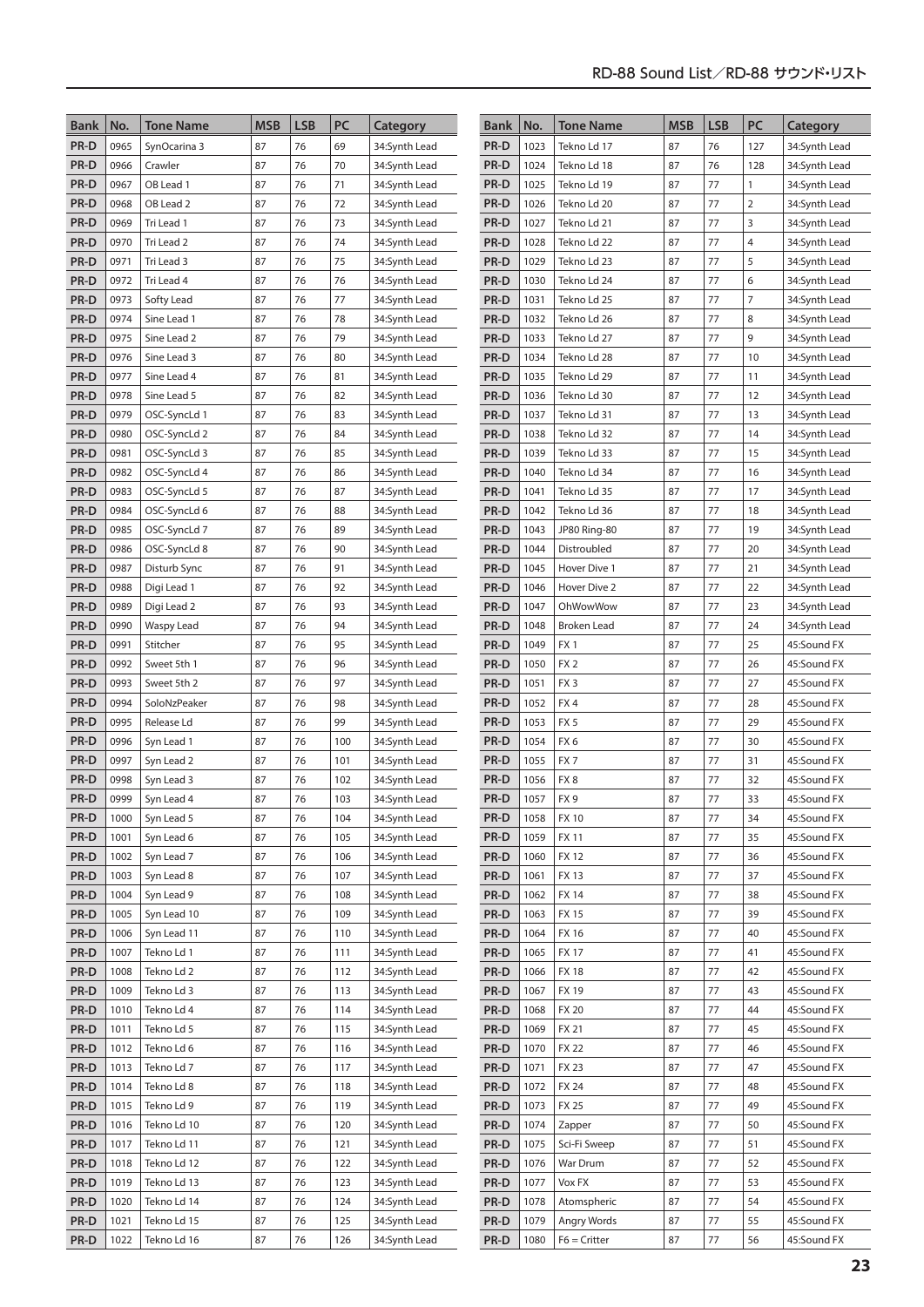| Bank | No. | Tone Name | MSB | LSB | PC | Category |
|---|---|---|---|---|---|---|
| PR-D | 0965 | SynOcarina 3 | 87 | 76 | 69 | 34:Synth Lead |
| PR-D | 0966 | Crawler | 87 | 76 | 70 | 34:Synth Lead |
| PR-D | 0967 | OB Lead 1 | 87 | 76 | 71 | 34:Synth Lead |
| PR-D | 0968 | OB Lead 2 | 87 | 76 | 72 | 34:Synth Lead |
| PR-D | 0969 | Tri Lead 1 | 87 | 76 | 73 | 34:Synth Lead |
| PR-D | 0970 | Tri Lead 2 | 87 | 76 | 74 | 34:Synth Lead |
| PR-D | 0971 | Tri Lead 3 | 87 | 76 | 75 | 34:Synth Lead |
| PR-D | 0972 | Tri Lead 4 | 87 | 76 | 76 | 34:Synth Lead |
| PR-D | 0973 | Softy Lead | 87 | 76 | 77 | 34:Synth Lead |
| PR-D | 0974 | Sine Lead 1 | 87 | 76 | 78 | 34:Synth Lead |
| PR-D | 0975 | Sine Lead 2 | 87 | 76 | 79 | 34:Synth Lead |
| PR-D | 0976 | Sine Lead 3 | 87 | 76 | 80 | 34:Synth Lead |
| PR-D | 0977 | Sine Lead 4 | 87 | 76 | 81 | 34:Synth Lead |
| PR-D | 0978 | Sine Lead 5 | 87 | 76 | 82 | 34:Synth Lead |
| PR-D | 0979 | OSC-SyncLd 1 | 87 | 76 | 83 | 34:Synth Lead |
| PR-D | 0980 | OSC-SyncLd 2 | 87 | 76 | 84 | 34:Synth Lead |
| PR-D | 0981 | OSC-SyncLd 3 | 87 | 76 | 85 | 34:Synth Lead |
| PR-D | 0982 | OSC-SyncLd 4 | 87 | 76 | 86 | 34:Synth Lead |
| PR-D | 0983 | OSC-SyncLd 5 | 87 | 76 | 87 | 34:Synth Lead |
| PR-D | 0984 | OSC-SyncLd 6 | 87 | 76 | 88 | 34:Synth Lead |
| PR-D | 0985 | OSC-SyncLd 7 | 87 | 76 | 89 | 34:Synth Lead |
| PR-D | 0986 | OSC-SyncLd 8 | 87 | 76 | 90 | 34:Synth Lead |
| PR-D | 0987 | Disturb Sync | 87 | 76 | 91 | 34:Synth Lead |
| PR-D | 0988 | Digi Lead 1 | 87 | 76 | 92 | 34:Synth Lead |
| PR-D | 0989 | Digi Lead 2 | 87 | 76 | 93 | 34:Synth Lead |
| PR-D | 0990 | Waspy Lead | 87 | 76 | 94 | 34:Synth Lead |
| PR-D | 0991 | Stitcher | 87 | 76 | 95 | 34:Synth Lead |
| PR-D | 0992 | Sweet 5th 1 | 87 | 76 | 96 | 34:Synth Lead |
| PR-D | 0993 | Sweet 5th 2 | 87 | 76 | 97 | 34:Synth Lead |
| PR-D | 0994 | SoloNzPeaker | 87 | 76 | 98 | 34:Synth Lead |
| PR-D | 0995 | Release Ld | 87 | 76 | 99 | 34:Synth Lead |
| PR-D | 0996 | Syn Lead 1 | 87 | 76 | 100 | 34:Synth Lead |
| PR-D | 0997 | Syn Lead 2 | 87 | 76 | 101 | 34:Synth Lead |
| PR-D | 0998 | Syn Lead 3 | 87 | 76 | 102 | 34:Synth Lead |
| PR-D | 0999 | Syn Lead 4 | 87 | 76 | 103 | 34:Synth Lead |
| PR-D | 1000 | Syn Lead 5 | 87 | 76 | 104 | 34:Synth Lead |
| PR-D | 1001 | Syn Lead 6 | 87 | 76 | 105 | 34:Synth Lead |
| PR-D | 1002 | Syn Lead 7 | 87 | 76 | 106 | 34:Synth Lead |
| PR-D | 1003 | Syn Lead 8 | 87 | 76 | 107 | 34:Synth Lead |
| PR-D | 1004 | Syn Lead 9 | 87 | 76 | 108 | 34:Synth Lead |
| PR-D | 1005 | Syn Lead 10 | 87 | 76 | 109 | 34:Synth Lead |
| PR-D | 1006 | Syn Lead 11 | 87 | 76 | 110 | 34:Synth Lead |
| PR-D | 1007 | Tekno Ld 1 | 87 | 76 | 111 | 34:Synth Lead |
| PR-D | 1008 | Tekno Ld 2 | 87 | 76 | 112 | 34:Synth Lead |
| PR-D | 1009 | Tekno Ld 3 | 87 | 76 | 113 | 34:Synth Lead |
| PR-D | 1010 | Tekno Ld 4 | 87 | 76 | 114 | 34:Synth Lead |
| PR-D | 1011 | Tekno Ld 5 | 87 | 76 | 115 | 34:Synth Lead |
| PR-D | 1012 | Tekno Ld 6 | 87 | 76 | 116 | 34:Synth Lead |
| PR-D | 1013 | Tekno Ld 7 | 87 | 76 | 117 | 34:Synth Lead |
| PR-D | 1014 | Tekno Ld 8 | 87 | 76 | 118 | 34:Synth Lead |
| PR-D | 1015 | Tekno Ld 9 | 87 | 76 | 119 | 34:Synth Lead |
| PR-D | 1016 | Tekno Ld 10 | 87 | 76 | 120 | 34:Synth Lead |
| PR-D | 1017 | Tekno Ld 11 | 87 | 76 | 121 | 34:Synth Lead |
| PR-D | 1018 | Tekno Ld 12 | 87 | 76 | 122 | 34:Synth Lead |
| PR-D | 1019 | Tekno Ld 13 | 87 | 76 | 123 | 34:Synth Lead |
| PR-D | 1020 | Tekno Ld 14 | 87 | 76 | 124 | 34:Synth Lead |
| PR-D | 1021 | Tekno Ld 15 | 87 | 76 | 125 | 34:Synth Lead |
| PR-D | 1022 | Tekno Ld 16 | 87 | 76 | 126 | 34:Synth Lead |
| PR-D | 1023 | Tekno Ld 17 | 87 | 76 | 127 | 34:Synth Lead |
| PR-D | 1024 | Tekno Ld 18 | 87 | 76 | 128 | 34:Synth Lead |
| PR-D | 1025 | Tekno Ld 19 | 87 | 77 | 1 | 34:Synth Lead |
| PR-D | 1026 | Tekno Ld 20 | 87 | 77 | 2 | 34:Synth Lead |
| PR-D | 1027 | Tekno Ld 21 | 87 | 77 | 3 | 34:Synth Lead |
| PR-D | 1028 | Tekno Ld 22 | 87 | 77 | 4 | 34:Synth Lead |
| PR-D | 1029 | Tekno Ld 23 | 87 | 77 | 5 | 34:Synth Lead |
| PR-D | 1030 | Tekno Ld 24 | 87 | 77 | 6 | 34:Synth Lead |
| PR-D | 1031 | Tekno Ld 25 | 87 | 77 | 7 | 34:Synth Lead |
| PR-D | 1032 | Tekno Ld 26 | 87 | 77 | 8 | 34:Synth Lead |
| PR-D | 1033 | Tekno Ld 27 | 87 | 77 | 9 | 34:Synth Lead |
| PR-D | 1034 | Tekno Ld 28 | 87 | 77 | 10 | 34:Synth Lead |
| PR-D | 1035 | Tekno Ld 29 | 87 | 77 | 11 | 34:Synth Lead |
| PR-D | 1036 | Tekno Ld 30 | 87 | 77 | 12 | 34:Synth Lead |
| PR-D | 1037 | Tekno Ld 31 | 87 | 77 | 13 | 34:Synth Lead |
| PR-D | 1038 | Tekno Ld 32 | 87 | 77 | 14 | 34:Synth Lead |
| PR-D | 1039 | Tekno Ld 33 | 87 | 77 | 15 | 34:Synth Lead |
| PR-D | 1040 | Tekno Ld 34 | 87 | 77 | 16 | 34:Synth Lead |
| PR-D | 1041 | Tekno Ld 35 | 87 | 77 | 17 | 34:Synth Lead |
| PR-D | 1042 | Tekno Ld 36 | 87 | 77 | 18 | 34:Synth Lead |
| PR-D | 1043 | JP80 Ring-80 | 87 | 77 | 19 | 34:Synth Lead |
| PR-D | 1044 | Distroubled | 87 | 77 | 20 | 34:Synth Lead |
| PR-D | 1045 | Hover Dive 1 | 87 | 77 | 21 | 34:Synth Lead |
| PR-D | 1046 | Hover Dive 2 | 87 | 77 | 22 | 34:Synth Lead |
| PR-D | 1047 | OhWowWow | 87 | 77 | 23 | 34:Synth Lead |
| PR-D | 1048 | Broken Lead | 87 | 77 | 24 | 34:Synth Lead |
| PR-D | 1049 | FX 1 | 87 | 77 | 25 | 45:Sound FX |
| PR-D | 1050 | FX 2 | 87 | 77 | 26 | 45:Sound FX |
| PR-D | 1051 | FX 3 | 87 | 77 | 27 | 45:Sound FX |
| PR-D | 1052 | FX 4 | 87 | 77 | 28 | 45:Sound FX |
| PR-D | 1053 | FX 5 | 87 | 77 | 29 | 45:Sound FX |
| PR-D | 1054 | FX 6 | 87 | 77 | 30 | 45:Sound FX |
| PR-D | 1055 | FX 7 | 87 | 77 | 31 | 45:Sound FX |
| PR-D | 1056 | FX 8 | 87 | 77 | 32 | 45:Sound FX |
| PR-D | 1057 | FX 9 | 87 | 77 | 33 | 45:Sound FX |
| PR-D | 1058 | FX 10 | 87 | 77 | 34 | 45:Sound FX |
| PR-D | 1059 | FX 11 | 87 | 77 | 35 | 45:Sound FX |
| PR-D | 1060 | FX 12 | 87 | 77 | 36 | 45:Sound FX |
| PR-D | 1061 | FX 13 | 87 | 77 | 37 | 45:Sound FX |
| PR-D | 1062 | FX 14 | 87 | 77 | 38 | 45:Sound FX |
| PR-D | 1063 | FX 15 | 87 | 77 | 39 | 45:Sound FX |
| PR-D | 1064 | FX 16 | 87 | 77 | 40 | 45:Sound FX |
| PR-D | 1065 | FX 17 | 87 | 77 | 41 | 45:Sound FX |
| PR-D | 1066 | FX 18 | 87 | 77 | 42 | 45:Sound FX |
| PR-D | 1067 | FX 19 | 87 | 77 | 43 | 45:Sound FX |
| PR-D | 1068 | FX 20 | 87 | 77 | 44 | 45:Sound FX |
| PR-D | 1069 | FX 21 | 87 | 77 | 45 | 45:Sound FX |
| PR-D | 1070 | FX 22 | 87 | 77 | 46 | 45:Sound FX |
| PR-D | 1071 | FX 23 | 87 | 77 | 47 | 45:Sound FX |
| PR-D | 1072 | FX 24 | 87 | 77 | 48 | 45:Sound FX |
| PR-D | 1073 | FX 25 | 87 | 77 | 49 | 45:Sound FX |
| PR-D | 1074 | Zapper | 87 | 77 | 50 | 45:Sound FX |
| PR-D | 1075 | Sci-Fi Sweep | 87 | 77 | 51 | 45:Sound FX |
| PR-D | 1076 | War Drum | 87 | 77 | 52 | 45:Sound FX |
| PR-D | 1077 | Vox FX | 87 | 77 | 53 | 45:Sound FX |
| PR-D | 1078 | Atomspheric | 87 | 77 | 54 | 45:Sound FX |
| PR-D | 1079 | Angry Words | 87 | 77 | 55 | 45:Sound FX |
| PR-D | 1080 | F6 = Critter | 87 | 77 | 56 | 45:Sound FX |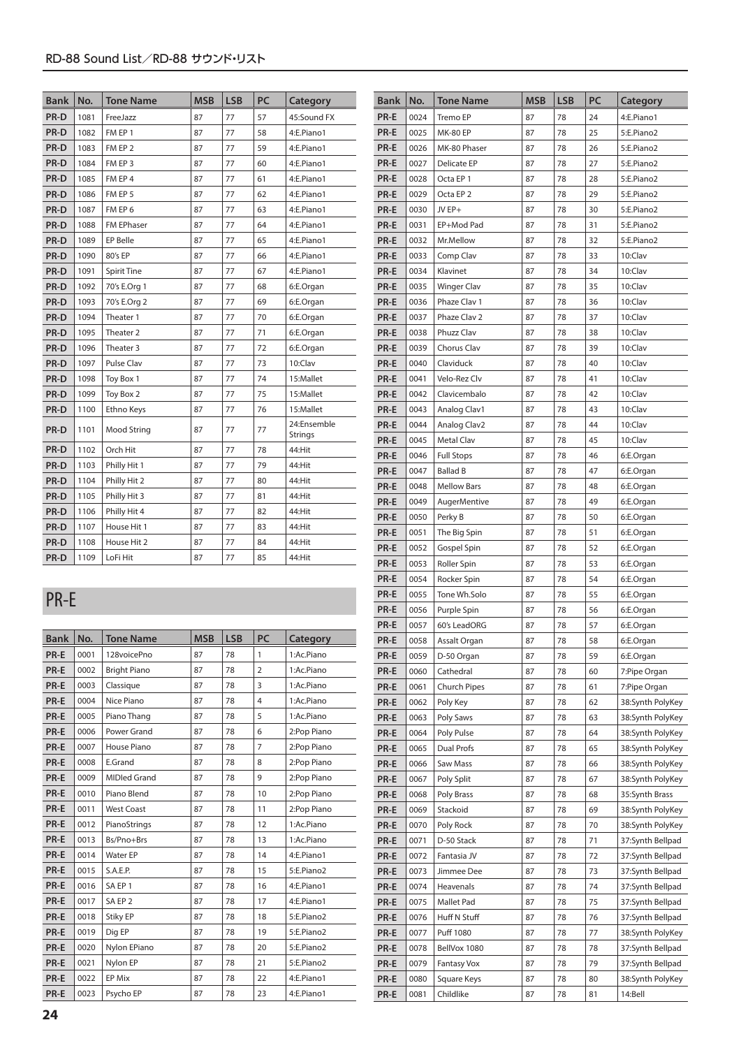| Bank | No. | Tone Name | MSB | LSB | PC | Category |
|---|---|---|---|---|---|---|
| PR-D | 1081 | FreeJazz | 87 | 77 | 57 | 45:Sound FX |
| PR-D | 1082 | FM EP 1 | 87 | 77 | 58 | 4:E.Piano1 |
| PR-D | 1083 | FM EP 2 | 87 | 77 | 59 | 4:E.Piano1 |
| PR-D | 1084 | FM EP 3 | 87 | 77 | 60 | 4:E.Piano1 |
| PR-D | 1085 | FM EP 4 | 87 | 77 | 61 | 4:E.Piano1 |
| PR-D | 1086 | FM EP 5 | 87 | 77 | 62 | 4:E.Piano1 |
| PR-D | 1087 | FM EP 6 | 87 | 77 | 63 | 4:E.Piano1 |
| PR-D | 1088 | FM EPhaser | 87 | 77 | 64 | 4:E.Piano1 |
| PR-D | 1089 | EP Belle | 87 | 77 | 65 | 4:E.Piano1 |
| PR-D | 1090 | 80's EP | 87 | 77 | 66 | 4:E.Piano1 |
| PR-D | 1091 | Spirit Tine | 87 | 77 | 67 | 4:E.Piano1 |
| PR-D | 1092 | 70's E.Org 1 | 87 | 77 | 68 | 6:E.Organ |
| PR-D | 1093 | 70's E.Org 2 | 87 | 77 | 69 | 6:E.Organ |
| PR-D | 1094 | Theater 1 | 87 | 77 | 70 | 6:E.Organ |
| PR-D | 1095 | Theater 2 | 87 | 77 | 71 | 6:E.Organ |
| PR-D | 1096 | Theater 3 | 87 | 77 | 72 | 6:E.Organ |
| PR-D | 1097 | Pulse Clav | 87 | 77 | 73 | 10:Clav |
| PR-D | 1098 | Toy Box 1 | 87 | 77 | 74 | 15:Mallet |
| PR-D | 1099 | Toy Box 2 | 87 | 77 | 75 | 15:Mallet |
| PR-D | 1100 | Ethno Keys | 87 | 77 | 76 | 15:Mallet |
| PR-D | 1101 | Mood String | 87 | 77 | 77 | 24:Ensemble Strings |
| PR-D | 1102 | Orch Hit | 87 | 77 | 78 | 44:Hit |
| PR-D | 1103 | Philly Hit 1 | 87 | 77 | 79 | 44:Hit |
| PR-D | 1104 | Philly Hit 2 | 87 | 77 | 80 | 44:Hit |
| PR-D | 1105 | Philly Hit 3 | 87 | 77 | 81 | 44:Hit |
| PR-D | 1106 | Philly Hit 4 | 87 | 77 | 82 | 44:Hit |
| PR-D | 1107 | House Hit 1 | 87 | 77 | 83 | 44:Hit |
| PR-D | 1108 | House Hit 2 | 87 | 77 | 84 | 44:Hit |
| PR-D | 1109 | LoFi Hit | 87 | 77 | 85 | 44:Hit |

## PR-E

| Bank | No. | Tone Name | MSB | LSB | PC | Category |
|---|---|---|---|---|---|---|
| PR-E | 0001 | 128voicePno | 87 | 78 | 1 | 1:Ac.Piano |
| PR-E | 0002 | Bright Piano | 87 | 78 | 2 | 1:Ac.Piano |
| PR-E | 0003 | Classique | 87 | 78 | 3 | 1:Ac.Piano |
| PR-E | 0004 | Nice Piano | 87 | 78 | 4 | 1:Ac.Piano |
| PR-E | 0005 | Piano Thang | 87 | 78 | 5 | 1:Ac.Piano |
| PR-E | 0006 | Power Grand | 87 | 78 | 6 | 2:Pop Piano |
| PR-E | 0007 | House Piano | 87 | 78 | 7 | 2:Pop Piano |
| PR-E | 0008 | E.Grand | 87 | 78 | 8 | 2:Pop Piano |
| PR-E | 0009 | MIDIed Grand | 87 | 78 | 9 | 2:Pop Piano |
| PR-E | 0010 | Piano Blend | 87 | 78 | 10 | 2:Pop Piano |
| PR-E | 0011 | West Coast | 87 | 78 | 11 | 2:Pop Piano |
| PR-E | 0012 | PianoStrings | 87 | 78 | 12 | 1:Ac.Piano |
| PR-E | 0013 | Bs/Pno+Brs | 87 | 78 | 13 | 1:Ac.Piano |
| PR-E | 0014 | Water EP | 87 | 78 | 14 | 4:E.Piano1 |
| PR-E | 0015 | S.A.E.P. | 87 | 78 | 15 | 5:E.Piano2 |
| PR-E | 0016 | SA EP 1 | 87 | 78 | 16 | 4:E.Piano1 |
| PR-E | 0017 | SA EP 2 | 87 | 78 | 17 | 4:E.Piano1 |
| PR-E | 0018 | Stiky EP | 87 | 78 | 18 | 5:E.Piano2 |
| PR-E | 0019 | Dig EP | 87 | 78 | 19 | 5:E.Piano2 |
| PR-E | 0020 | Nylon EPiano | 87 | 78 | 20 | 5:E.Piano2 |
| PR-E | 0021 | Nylon EP | 87 | 78 | 21 | 5:E.Piano2 |
| PR-E | 0022 | EP Mix | 87 | 78 | 22 | 4:E.Piano1 |
| PR-E | 0023 | Psycho EP | 87 | 78 | 23 | 4:E.Piano1 |
| PR-E | 0024 | Tremo EP | 87 | 78 | 24 | 4:E.Piano1 |
| PR-E | 0025 | MK-80 EP | 87 | 78 | 25 | 5:E.Piano2 |
| PR-E | 0026 | MK-80 Phaser | 87 | 78 | 26 | 5:E.Piano2 |
| PR-E | 0027 | Delicate EP | 87 | 78 | 27 | 5:E.Piano2 |
| PR-E | 0028 | Octa EP 1 | 87 | 78 | 28 | 5:E.Piano2 |
| PR-E | 0029 | Octa EP 2 | 87 | 78 | 29 | 5:E.Piano2 |
| PR-E | 0030 | JV EP+ | 87 | 78 | 30 | 5:E.Piano2 |
| PR-E | 0031 | EP+Mod Pad | 87 | 78 | 31 | 5:E.Piano2 |
| PR-E | 0032 | Mr.Mellow | 87 | 78 | 32 | 5:E.Piano2 |
| PR-E | 0033 | Comp Clav | 87 | 78 | 33 | 10:Clav |
| PR-E | 0034 | Klavinet | 87 | 78 | 34 | 10:Clav |
| PR-E | 0035 | Winger Clav | 87 | 78 | 35 | 10:Clav |
| PR-E | 0036 | Phaze Clav 1 | 87 | 78 | 36 | 10:Clav |
| PR-E | 0037 | Phaze Clav 2 | 87 | 78 | 37 | 10:Clav |
| PR-E | 0038 | Phuzz Clav | 87 | 78 | 38 | 10:Clav |
| PR-E | 0039 | Chorus Clav | 87 | 78 | 39 | 10:Clav |
| PR-E | 0040 | Claviduck | 87 | 78 | 40 | 10:Clav |
| PR-E | 0041 | Velo-Rez Clv | 87 | 78 | 41 | 10:Clav |
| PR-E | 0042 | Clavicembalo | 87 | 78 | 42 | 10:Clav |
| PR-E | 0043 | Analog Clav1 | 87 | 78 | 43 | 10:Clav |
| PR-E | 0044 | Analog Clav2 | 87 | 78 | 44 | 10:Clav |
| PR-E | 0045 | Metal Clav | 87 | 78 | 45 | 10:Clav |
| PR-E | 0046 | Full Stops | 87 | 78 | 46 | 6:E.Organ |
| PR-E | 0047 | Ballad B | 87 | 78 | 47 | 6:E.Organ |
| PR-E | 0048 | Mellow Bars | 87 | 78 | 48 | 6:E.Organ |
| PR-E | 0049 | AugerMentive | 87 | 78 | 49 | 6:E.Organ |
| PR-E | 0050 | Perky B | 87 | 78 | 50 | 6:E.Organ |
| PR-E | 0051 | The Big Spin | 87 | 78 | 51 | 6:E.Organ |
| PR-E | 0052 | Gospel Spin | 87 | 78 | 52 | 6:E.Organ |
| PR-E | 0053 | Roller Spin | 87 | 78 | 53 | 6:E.Organ |
| PR-E | 0054 | Rocker Spin | 87 | 78 | 54 | 6:E.Organ |
| PR-E | 0055 | Tone Wh.Solo | 87 | 78 | 55 | 6:E.Organ |
| PR-E | 0056 | Purple Spin | 87 | 78 | 56 | 6:E.Organ |
| PR-E | 0057 | 60's LeadORG | 87 | 78 | 57 | 6:E.Organ |
| PR-E | 0058 | Assalt Organ | 87 | 78 | 58 | 6:E.Organ |
| PR-E | 0059 | D-50 Organ | 87 | 78 | 59 | 6:E.Organ |
| PR-E | 0060 | Cathedral | 87 | 78 | 60 | 7:Pipe Organ |
| PR-E | 0061 | Church Pipes | 87 | 78 | 61 | 7:Pipe Organ |
| PR-E | 0062 | Poly Key | 87 | 78 | 62 | 38:Synth PolyKey |
| PR-E | 0063 | Poly Saws | 87 | 78 | 63 | 38:Synth PolyKey |
| PR-E | 0064 | Poly Pulse | 87 | 78 | 64 | 38:Synth PolyKey |
| PR-E | 0065 | Dual Profs | 87 | 78 | 65 | 38:Synth PolyKey |
| PR-E | 0066 | Saw Mass | 87 | 78 | 66 | 38:Synth PolyKey |
| PR-E | 0067 | Poly Split | 87 | 78 | 67 | 38:Synth PolyKey |
| PR-E | 0068 | Poly Brass | 87 | 78 | 68 | 35:Synth Brass |
| PR-E | 0069 | Stackoid | 87 | 78 | 69 | 38:Synth PolyKey |
| PR-E | 0070 | Poly Rock | 87 | 78 | 70 | 38:Synth PolyKey |
| PR-E | 0071 | D-50 Stack | 87 | 78 | 71 | 37:Synth Bellpad |
| PR-E | 0072 | Fantasia JV | 87 | 78 | 72 | 37:Synth Bellpad |
| PR-E | 0073 | Jimmee Dee | 87 | 78 | 73 | 37:Synth Bellpad |
| PR-E | 0074 | Heavenals | 87 | 78 | 74 | 37:Synth Bellpad |
| PR-E | 0075 | Mallet Pad | 87 | 78 | 75 | 37:Synth Bellpad |
| PR-E | 0076 | Huff N Stuff | 87 | 78 | 76 | 37:Synth Bellpad |
| PR-E | 0077 | Puff 1080 | 87 | 78 | 77 | 38:Synth PolyKey |
| PR-E | 0078 | BellVox 1080 | 87 | 78 | 78 | 37:Synth Bellpad |
| PR-E | 0079 | Fantasy Vox | 87 | 78 | 79 | 37:Synth Bellpad |
| PR-E | 0080 | Square Keys | 87 | 78 | 80 | 38:Synth PolyKey |
| PR-E | 0081 | Childlike | 87 | 78 | 81 | 14:Bell |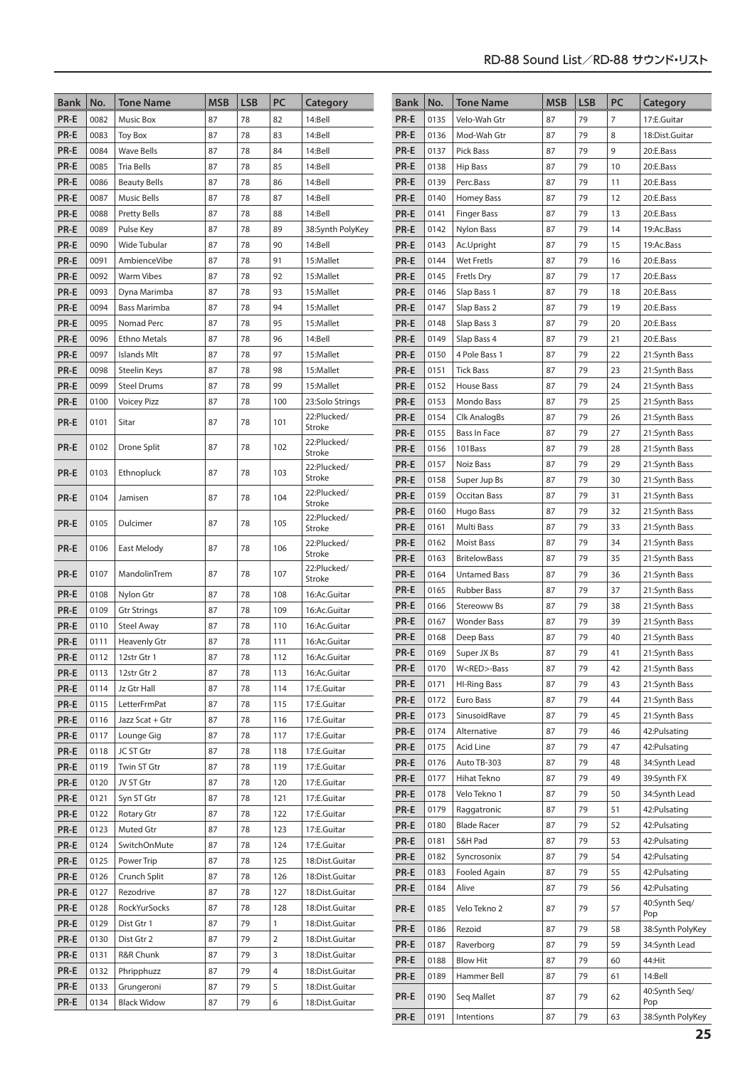| Bank | No. | Tone Name | MSB | LSB | PC | Category |
|---|---|---|---|---|---|---|
| PR-E | 0082 | Music Box | 87 | 78 | 82 | 14:Bell |
| PR-E | 0083 | Toy Box | 87 | 78 | 83 | 14:Bell |
| PR-E | 0084 | Wave Bells | 87 | 78 | 84 | 14:Bell |
| PR-E | 0085 | Tria Bells | 87 | 78 | 85 | 14:Bell |
| PR-E | 0086 | Beauty Bells | 87 | 78 | 86 | 14:Bell |
| PR-E | 0087 | Music Bells | 87 | 78 | 87 | 14:Bell |
| PR-E | 0088 | Pretty Bells | 87 | 78 | 88 | 14:Bell |
| PR-E | 0089 | Pulse Key | 87 | 78 | 89 | 38:Synth PolyKey |
| PR-E | 0090 | Wide Tubular | 87 | 78 | 90 | 14:Bell |
| PR-E | 0091 | AmbienceVibe | 87 | 78 | 91 | 15:Mallet |
| PR-E | 0092 | Warm Vibes | 87 | 78 | 92 | 15:Mallet |
| PR-E | 0093 | Dyna Marimba | 87 | 78 | 93 | 15:Mallet |
| PR-E | 0094 | Bass Marimba | 87 | 78 | 94 | 15:Mallet |
| PR-E | 0095 | Nomad Perc | 87 | 78 | 95 | 15:Mallet |
| PR-E | 0096 | Ethno Metals | 87 | 78 | 96 | 14:Bell |
| PR-E | 0097 | Islands Mlt | 87 | 78 | 97 | 15:Mallet |
| PR-E | 0098 | Steelin Keys | 87 | 78 | 98 | 15:Mallet |
| PR-E | 0099 | Steel Drums | 87 | 78 | 99 | 15:Mallet |
| PR-E | 0100 | Voicey Pizz | 87 | 78 | 100 | 23:Solo Strings |
| PR-E | 0101 | Sitar | 87 | 78 | 101 | 22:Plucked/Stroke |
| PR-E | 0102 | Drone Split | 87 | 78 | 102 | 22:Plucked/Stroke |
| PR-E | 0103 | Ethnopluck | 87 | 78 | 103 | 22:Plucked/Stroke |
| PR-E | 0104 | Jamisen | 87 | 78 | 104 | 22:Plucked/Stroke |
| PR-E | 0105 | Dulcimer | 87 | 78 | 105 | 22:Plucked/Stroke |
| PR-E | 0106 | East Melody | 87 | 78 | 106 | 22:Plucked/Stroke |
| PR-E | 0107 | MandolinTrem | 87 | 78 | 107 | 22:Plucked/Stroke |
| PR-E | 0108 | Nylon Gtr | 87 | 78 | 108 | 16:Ac.Guitar |
| PR-E | 0109 | Gtr Strings | 87 | 78 | 109 | 16:Ac.Guitar |
| PR-E | 0110 | Steel Away | 87 | 78 | 110 | 16:Ac.Guitar |
| PR-E | 0111 | Heavenly Gtr | 87 | 78 | 111 | 16:Ac.Guitar |
| PR-E | 0112 | 12str Gtr 1 | 87 | 78 | 112 | 16:Ac.Guitar |
| PR-E | 0113 | 12str Gtr 2 | 87 | 78 | 113 | 16:Ac.Guitar |
| PR-E | 0114 | Jz Gtr Hall | 87 | 78 | 114 | 17:E.Guitar |
| PR-E | 0115 | LetterFrmPat | 87 | 78 | 115 | 17:E.Guitar |
| PR-E | 0116 | Jazz Scat + Gtr | 87 | 78 | 116 | 17:E.Guitar |
| PR-E | 0117 | Lounge Gig | 87 | 78 | 117 | 17:E.Guitar |
| PR-E | 0118 | JC ST Gtr | 87 | 78 | 118 | 17:E.Guitar |
| PR-E | 0119 | Twin ST Gtr | 87 | 78 | 119 | 17:E.Guitar |
| PR-E | 0120 | JV ST Gtr | 87 | 78 | 120 | 17:E.Guitar |
| PR-E | 0121 | Syn ST Gtr | 87 | 78 | 121 | 17:E.Guitar |
| PR-E | 0122 | Rotary Gtr | 87 | 78 | 122 | 17:E.Guitar |
| PR-E | 0123 | Muted Gtr | 87 | 78 | 123 | 17:E.Guitar |
| PR-E | 0124 | SwitchOnMute | 87 | 78 | 124 | 17:E.Guitar |
| PR-E | 0125 | Power Trip | 87 | 78 | 125 | 18:Dist.Guitar |
| PR-E | 0126 | Crunch Split | 87 | 78 | 126 | 18:Dist.Guitar |
| PR-E | 0127 | Rezodrive | 87 | 78 | 127 | 18:Dist.Guitar |
| PR-E | 0128 | RockYurSocks | 87 | 78 | 128 | 18:Dist.Guitar |
| PR-E | 0129 | Dist Gtr 1 | 87 | 79 | 1 | 18:Dist.Guitar |
| PR-E | 0130 | Dist Gtr 2 | 87 | 79 | 2 | 18:Dist.Guitar |
| PR-E | 0131 | R&R Chunk | 87 | 79 | 3 | 18:Dist.Guitar |
| PR-E | 0132 | Phripphuzz | 87 | 79 | 4 | 18:Dist.Guitar |
| PR-E | 0133 | Grungeroni | 87 | 79 | 5 | 18:Dist.Guitar |
| PR-E | 0134 | Black Widow | 87 | 79 | 6 | 18:Dist.Guitar |
| PR-E | 0135 | Velo-Wah Gtr | 87 | 79 | 7 | 17:E.Guitar |
| PR-E | 0136 | Mod-Wah Gtr | 87 | 79 | 8 | 18:Dist.Guitar |
| PR-E | 0137 | Pick Bass | 87 | 79 | 9 | 20:E.Bass |
| PR-E | 0138 | Hip Bass | 87 | 79 | 10 | 20:E.Bass |
| PR-E | 0139 | Perc.Bass | 87 | 79 | 11 | 20:E.Bass |
| PR-E | 0140 | Homey Bass | 87 | 79 | 12 | 20:E.Bass |
| PR-E | 0141 | Finger Bass | 87 | 79 | 13 | 20:E.Bass |
| PR-E | 0142 | Nylon Bass | 87 | 79 | 14 | 19:Ac.Bass |
| PR-E | 0143 | Ac.Upright | 87 | 79 | 15 | 19:Ac.Bass |
| PR-E | 0144 | Wet Fretls | 87 | 79 | 16 | 20:E.Bass |
| PR-E | 0145 | Fretls Dry | 87 | 79 | 17 | 20:E.Bass |
| PR-E | 0146 | Slap Bass 1 | 87 | 79 | 18 | 20:E.Bass |
| PR-E | 0147 | Slap Bass 2 | 87 | 79 | 19 | 20:E.Bass |
| PR-E | 0148 | Slap Bass 3 | 87 | 79 | 20 | 20:E.Bass |
| PR-E | 0149 | Slap Bass 4 | 87 | 79 | 21 | 20:E.Bass |
| PR-E | 0150 | 4 Pole Bass 1 | 87 | 79 | 22 | 21:Synth Bass |
| PR-E | 0151 | Tick Bass | 87 | 79 | 23 | 21:Synth Bass |
| PR-E | 0152 | House Bass | 87 | 79 | 24 | 21:Synth Bass |
| PR-E | 0153 | Mondo Bass | 87 | 79 | 25 | 21:Synth Bass |
| PR-E | 0154 | Clk AnalogBs | 87 | 79 | 26 | 21:Synth Bass |
| PR-E | 0155 | Bass In Face | 87 | 79 | 27 | 21:Synth Bass |
| PR-E | 0156 | 101Bass | 87 | 79 | 28 | 21:Synth Bass |
| PR-E | 0157 | Noiz Bass | 87 | 79 | 29 | 21:Synth Bass |
| PR-E | 0158 | Super Jup Bs | 87 | 79 | 30 | 21:Synth Bass |
| PR-E | 0159 | Occitan Bass | 87 | 79 | 31 | 21:Synth Bass |
| PR-E | 0160 | Hugo Bass | 87 | 79 | 32 | 21:Synth Bass |
| PR-E | 0161 | Multi Bass | 87 | 79 | 33 | 21:Synth Bass |
| PR-E | 0162 | Moist Bass | 87 | 79 | 34 | 21:Synth Bass |
| PR-E | 0163 | BritelowBass | 87 | 79 | 35 | 21:Synth Bass |
| PR-E | 0164 | Untamed Bass | 87 | 79 | 36 | 21:Synth Bass |
| PR-E | 0165 | Rubber Bass | 87 | 79 | 37 | 21:Synth Bass |
| PR-E | 0166 | Stereoww Bs | 87 | 79 | 38 | 21:Synth Bass |
| PR-E | 0167 | Wonder Bass | 87 | 79 | 39 | 21:Synth Bass |
| PR-E | 0168 | Deep Bass | 87 | 79 | 40 | 21:Synth Bass |
| PR-E | 0169 | Super JX Bs | 87 | 79 | 41 | 21:Synth Bass |
| PR-E | 0170 | W<RED>-Bass | 87 | 79 | 42 | 21:Synth Bass |
| PR-E | 0171 | HI-Ring Bass | 87 | 79 | 43 | 21:Synth Bass |
| PR-E | 0172 | Euro Bass | 87 | 79 | 44 | 21:Synth Bass |
| PR-E | 0173 | SinusoidRave | 87 | 79 | 45 | 21:Synth Bass |
| PR-E | 0174 | Alternative | 87 | 79 | 46 | 42:Pulsating |
| PR-E | 0175 | Acid Line | 87 | 79 | 47 | 42:Pulsating |
| PR-E | 0176 | Auto TB-303 | 87 | 79 | 48 | 34:Synth Lead |
| PR-E | 0177 | Hihat Tekno | 87 | 79 | 49 | 39:Synth FX |
| PR-E | 0178 | Velo Tekno 1 | 87 | 79 | 50 | 34:Synth Lead |
| PR-E | 0179 | Raggatronic | 87 | 79 | 51 | 42:Pulsating |
| PR-E | 0180 | Blade Racer | 87 | 79 | 52 | 42:Pulsating |
| PR-E | 0181 | S&H Pad | 87 | 79 | 53 | 42:Pulsating |
| PR-E | 0182 | Syncrosonix | 87 | 79 | 54 | 42:Pulsating |
| PR-E | 0183 | Fooled Again | 87 | 79 | 55 | 42:Pulsating |
| PR-E | 0184 | Alive | 87 | 79 | 56 | 42:Pulsating |
| PR-E | 0185 | Velo Tekno 2 | 87 | 79 | 57 | 40:Synth Seq/Pop |
| PR-E | 0186 | Rezoid | 87 | 79 | 58 | 38:Synth PolyKey |
| PR-E | 0187 | Raverborg | 87 | 79 | 59 | 34:Synth Lead |
| PR-E | 0188 | Blow Hit | 87 | 79 | 60 | 44:Hit |
| PR-E | 0189 | Hammer Bell | 87 | 79 | 61 | 14:Bell |
| PR-E | 0190 | Seq Mallet | 87 | 79 | 62 | 40:Synth Seq/Pop |
| PR-E | 0191 | Intentions | 87 | 79 | 63 | 38:Synth PolyKey |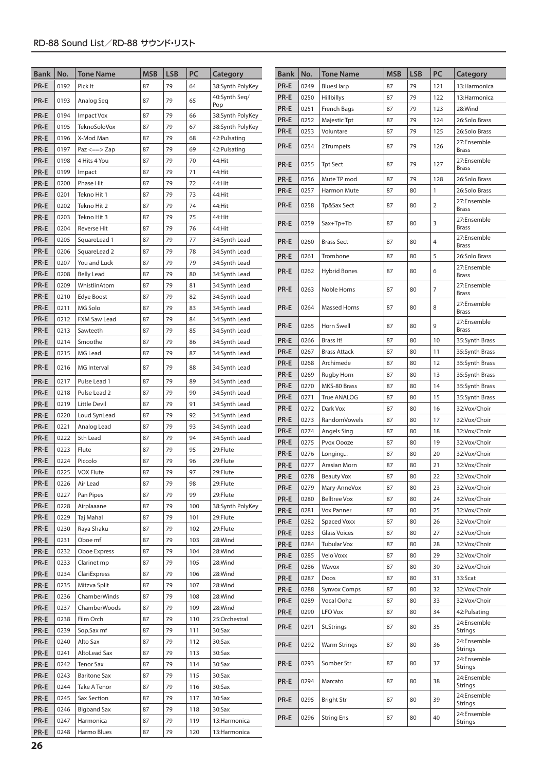| Bank | No. | Tone Name | MSB | LSB | PC | Category |
|---|---|---|---|---|---|---|
| PR-E | 0192 | Pick It | 87 | 79 | 64 | 38:Synth PolyKey |
| PR-E | 0193 | Analog Seq | 87 | 79 | 65 | 40:Synth Seq/Pop |
| PR-E | 0194 | Impact Vox | 87 | 79 | 66 | 38:Synth PolyKey |
| PR-E | 0195 | TeknoSoloVox | 87 | 79 | 67 | 38:Synth PolyKey |
| PR-E | 0196 | X-Mod Man | 87 | 79 | 68 | 42:Pulsating |
| PR-E | 0197 | Paz <==> Zap | 87 | 79 | 69 | 42:Pulsating |
| PR-E | 0198 | 4 Hits 4 You | 87 | 79 | 70 | 44:Hit |
| PR-E | 0199 | Impact | 87 | 79 | 71 | 44:Hit |
| PR-E | 0200 | Phase Hit | 87 | 79 | 72 | 44:Hit |
| PR-E | 0201 | Tekno Hit 1 | 87 | 79 | 73 | 44:Hit |
| PR-E | 0202 | Tekno Hit 2 | 87 | 79 | 74 | 44:Hit |
| PR-E | 0203 | Tekno Hit 3 | 87 | 79 | 75 | 44:Hit |
| PR-E | 0204 | Reverse Hit | 87 | 79 | 76 | 44:Hit |
| PR-E | 0205 | SquareLead 1 | 87 | 79 | 77 | 34:Synth Lead |
| PR-E | 0206 | SquareLead 2 | 87 | 79 | 78 | 34:Synth Lead |
| PR-E | 0207 | You and Luck | 87 | 79 | 79 | 34:Synth Lead |
| PR-E | 0208 | Belly Lead | 87 | 79 | 80 | 34:Synth Lead |
| PR-E | 0209 | WhistlinAtom | 87 | 79 | 81 | 34:Synth Lead |
| PR-E | 0210 | Edye Boost | 87 | 79 | 82 | 34:Synth Lead |
| PR-E | 0211 | MG Solo | 87 | 79 | 83 | 34:Synth Lead |
| PR-E | 0212 | FXM Saw Lead | 87 | 79 | 84 | 34:Synth Lead |
| PR-E | 0213 | Sawteeth | 87 | 79 | 85 | 34:Synth Lead |
| PR-E | 0214 | Smoothe | 87 | 79 | 86 | 34:Synth Lead |
| PR-E | 0215 | MG Lead | 87 | 79 | 87 | 34:Synth Lead |
| PR-E | 0216 | MG Interval | 87 | 79 | 88 | 34:Synth Lead |
| PR-E | 0217 | Pulse Lead 1 | 87 | 79 | 89 | 34:Synth Lead |
| PR-E | 0218 | Pulse Lead 2 | 87 | 79 | 90 | 34:Synth Lead |
| PR-E | 0219 | Little Devil | 87 | 79 | 91 | 34:Synth Lead |
| PR-E | 0220 | Loud SynLead | 87 | 79 | 92 | 34:Synth Lead |
| PR-E | 0221 | Analog Lead | 87 | 79 | 93 | 34:Synth Lead |
| PR-E | 0222 | 5th Lead | 87 | 79 | 94 | 34:Synth Lead |
| PR-E | 0223 | Flute | 87 | 79 | 95 | 29:Flute |
| PR-E | 0224 | Piccolo | 87 | 79 | 96 | 29:Flute |
| PR-E | 0225 | VOX Flute | 87 | 79 | 97 | 29:Flute |
| PR-E | 0226 | Air Lead | 87 | 79 | 98 | 29:Flute |
| PR-E | 0227 | Pan Pipes | 87 | 79 | 99 | 29:Flute |
| PR-E | 0228 | Airplaaane | 87 | 79 | 100 | 38:Synth PolyKey |
| PR-E | 0229 | Taj Mahal | 87 | 79 | 101 | 29:Flute |
| PR-E | 0230 | Raya Shaku | 87 | 79 | 102 | 29:Flute |
| PR-E | 0231 | Oboe mf | 87 | 79 | 103 | 28:Wind |
| PR-E | 0232 | Oboe Express | 87 | 79 | 104 | 28:Wind |
| PR-E | 0233 | Clarinet mp | 87 | 79 | 105 | 28:Wind |
| PR-E | 0234 | ClariExpress | 87 | 79 | 106 | 28:Wind |
| PR-E | 0235 | Mitzva Split | 87 | 79 | 107 | 28:Wind |
| PR-E | 0236 | ChamberWinds | 87 | 79 | 108 | 28:Wind |
| PR-E | 0237 | ChamberWoods | 87 | 79 | 109 | 28:Wind |
| PR-E | 0238 | Film Orch | 87 | 79 | 110 | 25:Orchestral |
| PR-E | 0239 | Sop.Sax mf | 87 | 79 | 111 | 30:Sax |
| PR-E | 0240 | Alto Sax | 87 | 79 | 112 | 30:Sax |
| PR-E | 0241 | AltoLead Sax | 87 | 79 | 113 | 30:Sax |
| PR-E | 0242 | Tenor Sax | 87 | 79 | 114 | 30:Sax |
| PR-E | 0243 | Baritone Sax | 87 | 79 | 115 | 30:Sax |
| PR-E | 0244 | Take A Tenor | 87 | 79 | 116 | 30:Sax |
| PR-E | 0245 | Sax Section | 87 | 79 | 117 | 30:Sax |
| PR-E | 0246 | Bigband Sax | 87 | 79 | 118 | 30:Sax |
| PR-E | 0247 | Harmonica | 87 | 79 | 119 | 13:Harmonica |
| PR-E | 0248 | Harmo Blues | 87 | 79 | 120 | 13:Harmonica |
| PR-E | 0249 | BluesHarp | 87 | 79 | 121 | 13:Harmonica |
| PR-E | 0250 | Hillbillys | 87 | 79 | 122 | 13:Harmonica |
| PR-E | 0251 | French Bags | 87 | 79 | 123 | 28:Wind |
| PR-E | 0252 | Majestic Tpt | 87 | 79 | 124 | 26:Solo Brass |
| PR-E | 0253 | Voluntare | 87 | 79 | 125 | 26:Solo Brass |
| PR-E | 0254 | 2Trumpets | 87 | 79 | 126 | 27:Ensemble Brass |
| PR-E | 0255 | Tpt Sect | 87 | 79 | 127 | 27:Ensemble Brass |
| PR-E | 0256 | Mute TP mod | 87 | 79 | 128 | 26:Solo Brass |
| PR-E | 0257 | Harmon Mute | 87 | 80 | 1 | 26:Solo Brass |
| PR-E | 0258 | Tp&Sax Sect | 87 | 80 | 2 | 27:Ensemble Brass |
| PR-E | 0259 | Sax+Tp+Tb | 87 | 80 | 3 | 27:Ensemble Brass |
| PR-E | 0260 | Brass Sect | 87 | 80 | 4 | 27:Ensemble Brass |
| PR-E | 0261 | Trombone | 87 | 80 | 5 | 26:Solo Brass |
| PR-E | 0262 | Hybrid Bones | 87 | 80 | 6 | 27:Ensemble Brass |
| PR-E | 0263 | Noble Horns | 87 | 80 | 7 | 27:Ensemble Brass |
| PR-E | 0264 | Massed Horns | 87 | 80 | 8 | 27:Ensemble Brass |
| PR-E | 0265 | Horn Swell | 87 | 80 | 9 | 27:Ensemble Brass |
| PR-E | 0266 | Brass It! | 87 | 80 | 10 | 35:Synth Brass |
| PR-E | 0267 | Brass Attack | 87 | 80 | 11 | 35:Synth Brass |
| PR-E | 0268 | Archimede | 87 | 80 | 12 | 35:Synth Brass |
| PR-E | 0269 | Rugby Horn | 87 | 80 | 13 | 35:Synth Brass |
| PR-E | 0270 | MKS-80 Brass | 87 | 80 | 14 | 35:Synth Brass |
| PR-E | 0271 | True ANALOG | 87 | 80 | 15 | 35:Synth Brass |
| PR-E | 0272 | Dark Vox | 87 | 80 | 16 | 32:Vox/Choir |
| PR-E | 0273 | RandomVowels | 87 | 80 | 17 | 32:Vox/Choir |
| PR-E | 0274 | Angels Sing | 87 | 80 | 18 | 32:Vox/Choir |
| PR-E | 0275 | Pvox Oooze | 87 | 80 | 19 | 32:Vox/Choir |
| PR-E | 0276 | Longing... | 87 | 80 | 20 | 32:Vox/Choir |
| PR-E | 0277 | Arasian Morn | 87 | 80 | 21 | 32:Vox/Choir |
| PR-E | 0278 | Beauty Vox | 87 | 80 | 22 | 32:Vox/Choir |
| PR-E | 0279 | Mary-AnneVox | 87 | 80 | 23 | 32:Vox/Choir |
| PR-E | 0280 | Belltree Vox | 87 | 80 | 24 | 32:Vox/Choir |
| PR-E | 0281 | Vox Panner | 87 | 80 | 25 | 32:Vox/Choir |
| PR-E | 0282 | Spaced Voxx | 87 | 80 | 26 | 32:Vox/Choir |
| PR-E | 0283 | Glass Voices | 87 | 80 | 27 | 32:Vox/Choir |
| PR-E | 0284 | Tubular Vox | 87 | 80 | 28 | 32:Vox/Choir |
| PR-E | 0285 | Velo Voxx | 87 | 80 | 29 | 32:Vox/Choir |
| PR-E | 0286 | Wavox | 87 | 80 | 30 | 32:Vox/Choir |
| PR-E | 0287 | Doos | 87 | 80 | 31 | 33:Scat |
| PR-E | 0288 | Synvox Comps | 87 | 80 | 32 | 32:Vox/Choir |
| PR-E | 0289 | Vocal Oohz | 87 | 80 | 33 | 32:Vox/Choir |
| PR-E | 0290 | LFO Vox | 87 | 80 | 34 | 42:Pulsating |
| PR-E | 0291 | St.Strings | 87 | 80 | 35 | 24:Ensemble Strings |
| PR-E | 0292 | Warm Strings | 87 | 80 | 36 | 24:Ensemble Strings |
| PR-E | 0293 | Somber Str | 87 | 80 | 37 | 24:Ensemble Strings |
| PR-E | 0294 | Marcato | 87 | 80 | 38 | 24:Ensemble Strings |
| PR-E | 0295 | Bright Str | 87 | 80 | 39 | 24:Ensemble Strings |
| PR-E | 0296 | String Ens | 87 | 80 | 40 | 24:Ensemble Strings |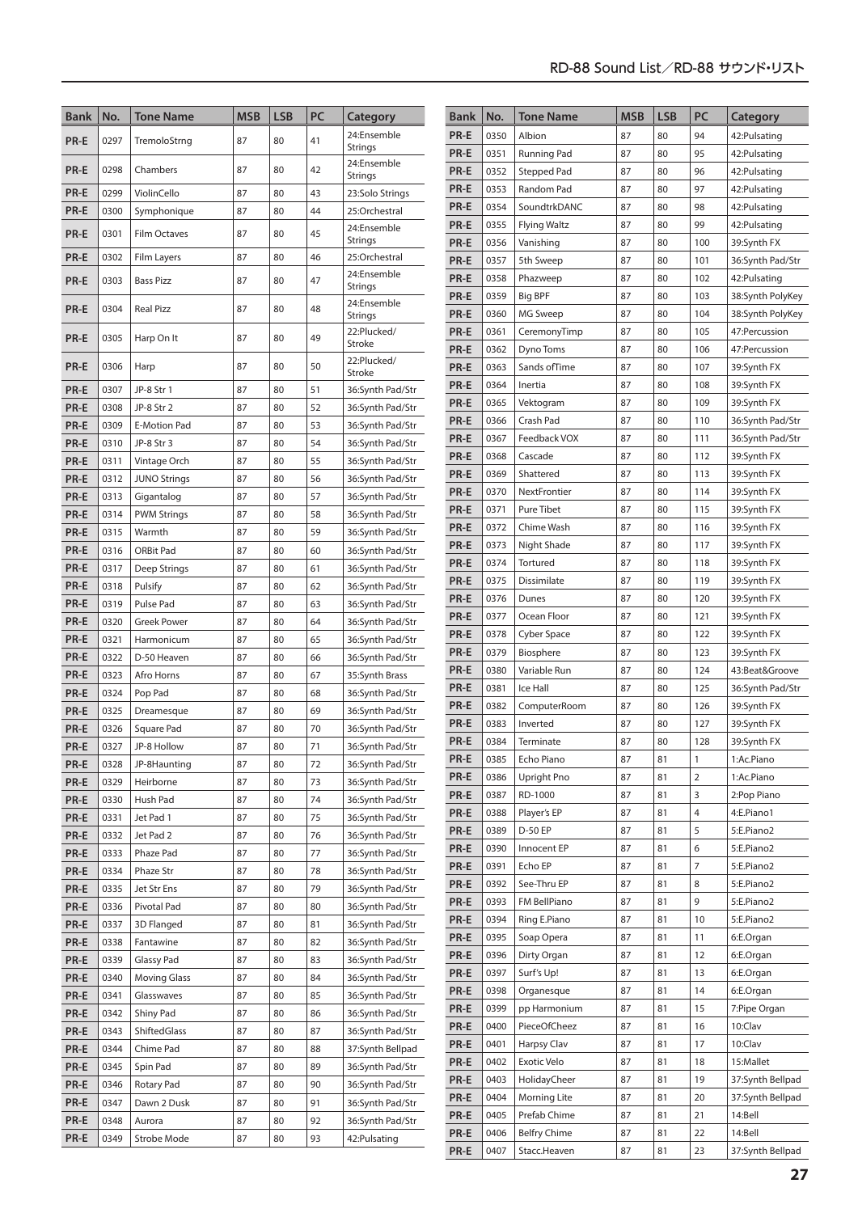| Bank | No. | Tone Name | MSB | LSB | PC | Category |
|---|---|---|---|---|---|---|
| PR-E | 0297 | TremoloStrng | 87 | 80 | 41 | 24:Ensemble Strings |
| PR-E | 0298 | Chambers | 87 | 80 | 42 | 24:Ensemble Strings |
| PR-E | 0299 | ViolinCello | 87 | 80 | 43 | 23:Solo Strings |
| PR-E | 0300 | Symphonique | 87 | 80 | 44 | 25:Orchestral |
| PR-E | 0301 | Film Octaves | 87 | 80 | 45 | 24:Ensemble Strings |
| PR-E | 0302 | Film Layers | 87 | 80 | 46 | 25:Orchestral |
| PR-E | 0303 | Bass Pizz | 87 | 80 | 47 | 24:Ensemble Strings |
| PR-E | 0304 | Real Pizz | 87 | 80 | 48 | 24:Ensemble Strings |
| PR-E | 0305 | Harp On It | 87 | 80 | 49 | 22:Plucked/Stroke |
| PR-E | 0306 | Harp | 87 | 80 | 50 | 22:Plucked/Stroke |
| PR-E | 0307 | JP-8 Str 1 | 87 | 80 | 51 | 36:Synth Pad/Str |
| PR-E | 0308 | JP-8 Str 2 | 87 | 80 | 52 | 36:Synth Pad/Str |
| PR-E | 0309 | E-Motion Pad | 87 | 80 | 53 | 36:Synth Pad/Str |
| PR-E | 0310 | JP-8 Str 3 | 87 | 80 | 54 | 36:Synth Pad/Str |
| PR-E | 0311 | Vintage Orch | 87 | 80 | 55 | 36:Synth Pad/Str |
| PR-E | 0312 | JUNO Strings | 87 | 80 | 56 | 36:Synth Pad/Str |
| PR-E | 0313 | Gigantalog | 87 | 80 | 57 | 36:Synth Pad/Str |
| PR-E | 0314 | PWM Strings | 87 | 80 | 58 | 36:Synth Pad/Str |
| PR-E | 0315 | Warmth | 87 | 80 | 59 | 36:Synth Pad/Str |
| PR-E | 0316 | ORBit Pad | 87 | 80 | 60 | 36:Synth Pad/Str |
| PR-E | 0317 | Deep Strings | 87 | 80 | 61 | 36:Synth Pad/Str |
| PR-E | 0318 | Pulsify | 87 | 80 | 62 | 36:Synth Pad/Str |
| PR-E | 0319 | Pulse Pad | 87 | 80 | 63 | 36:Synth Pad/Str |
| PR-E | 0320 | Greek Power | 87 | 80 | 64 | 36:Synth Pad/Str |
| PR-E | 0321 | Harmonicum | 87 | 80 | 65 | 36:Synth Pad/Str |
| PR-E | 0322 | D-50 Heaven | 87 | 80 | 66 | 36:Synth Pad/Str |
| PR-E | 0323 | Afro Horns | 87 | 80 | 67 | 35:Synth Brass |
| PR-E | 0324 | Pop Pad | 87 | 80 | 68 | 36:Synth Pad/Str |
| PR-E | 0325 | Dreamesque | 87 | 80 | 69 | 36:Synth Pad/Str |
| PR-E | 0326 | Square Pad | 87 | 80 | 70 | 36:Synth Pad/Str |
| PR-E | 0327 | JP-8 Hollow | 87 | 80 | 71 | 36:Synth Pad/Str |
| PR-E | 0328 | JP-8Haunting | 87 | 80 | 72 | 36:Synth Pad/Str |
| PR-E | 0329 | Heirborne | 87 | 80 | 73 | 36:Synth Pad/Str |
| PR-E | 0330 | Hush Pad | 87 | 80 | 74 | 36:Synth Pad/Str |
| PR-E | 0331 | Jet Pad 1 | 87 | 80 | 75 | 36:Synth Pad/Str |
| PR-E | 0332 | Jet Pad 2 | 87 | 80 | 76 | 36:Synth Pad/Str |
| PR-E | 0333 | Phaze Pad | 87 | 80 | 77 | 36:Synth Pad/Str |
| PR-E | 0334 | Phaze Str | 87 | 80 | 78 | 36:Synth Pad/Str |
| PR-E | 0335 | Jet Str Ens | 87 | 80 | 79 | 36:Synth Pad/Str |
| PR-E | 0336 | Pivotal Pad | 87 | 80 | 80 | 36:Synth Pad/Str |
| PR-E | 0337 | 3D Flanged | 87 | 80 | 81 | 36:Synth Pad/Str |
| PR-E | 0338 | Fantawine | 87 | 80 | 82 | 36:Synth Pad/Str |
| PR-E | 0339 | Glassy Pad | 87 | 80 | 83 | 36:Synth Pad/Str |
| PR-E | 0340 | Moving Glass | 87 | 80 | 84 | 36:Synth Pad/Str |
| PR-E | 0341 | Glasswaves | 87 | 80 | 85 | 36:Synth Pad/Str |
| PR-E | 0342 | Shiny Pad | 87 | 80 | 86 | 36:Synth Pad/Str |
| PR-E | 0343 | ShiftedGlass | 87 | 80 | 87 | 36:Synth Pad/Str |
| PR-E | 0344 | Chime Pad | 87 | 80 | 88 | 37:Synth Bellpad |
| PR-E | 0345 | Spin Pad | 87 | 80 | 89 | 36:Synth Pad/Str |
| PR-E | 0346 | Rotary Pad | 87 | 80 | 90 | 36:Synth Pad/Str |
| PR-E | 0347 | Dawn 2 Dusk | 87 | 80 | 91 | 36:Synth Pad/Str |
| PR-E | 0348 | Aurora | 87 | 80 | 92 | 36:Synth Pad/Str |
| PR-E | 0349 | Strobe Mode | 87 | 80 | 93 | 42:Pulsating |
| PR-E | 0350 | Albion | 87 | 80 | 94 | 42:Pulsating |
| PR-E | 0351 | Running Pad | 87 | 80 | 95 | 42:Pulsating |
| PR-E | 0352 | Stepped Pad | 87 | 80 | 96 | 42:Pulsating |
| PR-E | 0353 | Random Pad | 87 | 80 | 97 | 42:Pulsating |
| PR-E | 0354 | SoundtrkDANC | 87 | 80 | 98 | 42:Pulsating |
| PR-E | 0355 | Flying Waltz | 87 | 80 | 99 | 42:Pulsating |
| PR-E | 0356 | Vanishing | 87 | 80 | 100 | 39:Synth FX |
| PR-E | 0357 | 5th Sweep | 87 | 80 | 101 | 36:Synth Pad/Str |
| PR-E | 0358 | Phazweep | 87 | 80 | 102 | 42:Pulsating |
| PR-E | 0359 | Big BPF | 87 | 80 | 103 | 38:Synth PolyKey |
| PR-E | 0360 | MG Sweep | 87 | 80 | 104 | 38:Synth PolyKey |
| PR-E | 0361 | CeremonyTimp | 87 | 80 | 105 | 47:Percussion |
| PR-E | 0362 | Dyno Toms | 87 | 80 | 106 | 47:Percussion |
| PR-E | 0363 | Sands ofTime | 87 | 80 | 107 | 39:Synth FX |
| PR-E | 0364 | Inertia | 87 | 80 | 108 | 39:Synth FX |
| PR-E | 0365 | Vektogram | 87 | 80 | 109 | 39:Synth FX |
| PR-E | 0366 | Crash Pad | 87 | 80 | 110 | 36:Synth Pad/Str |
| PR-E | 0367 | Feedback VOX | 87 | 80 | 111 | 36:Synth Pad/Str |
| PR-E | 0368 | Cascade | 87 | 80 | 112 | 39:Synth FX |
| PR-E | 0369 | Shattered | 87 | 80 | 113 | 39:Synth FX |
| PR-E | 0370 | NextFrontier | 87 | 80 | 114 | 39:Synth FX |
| PR-E | 0371 | Pure Tibet | 87 | 80 | 115 | 39:Synth FX |
| PR-E | 0372 | Chime Wash | 87 | 80 | 116 | 39:Synth FX |
| PR-E | 0373 | Night Shade | 87 | 80 | 117 | 39:Synth FX |
| PR-E | 0374 | Tortured | 87 | 80 | 118 | 39:Synth FX |
| PR-E | 0375 | Dissimilate | 87 | 80 | 119 | 39:Synth FX |
| PR-E | 0376 | Dunes | 87 | 80 | 120 | 39:Synth FX |
| PR-E | 0377 | Ocean Floor | 87 | 80 | 121 | 39:Synth FX |
| PR-E | 0378 | Cyber Space | 87 | 80 | 122 | 39:Synth FX |
| PR-E | 0379 | Biosphere | 87 | 80 | 123 | 39:Synth FX |
| PR-E | 0380 | Variable Run | 87 | 80 | 124 | 43:Beat&Groove |
| PR-E | 0381 | Ice Hall | 87 | 80 | 125 | 36:Synth Pad/Str |
| PR-E | 0382 | ComputerRoom | 87 | 80 | 126 | 39:Synth FX |
| PR-E | 0383 | Inverted | 87 | 80 | 127 | 39:Synth FX |
| PR-E | 0384 | Terminate | 87 | 80 | 128 | 39:Synth FX |
| PR-E | 0385 | Echo Piano | 87 | 81 | 1 | 1:Ac.Piano |
| PR-E | 0386 | Upright Pno | 87 | 81 | 2 | 1:Ac.Piano |
| PR-E | 0387 | RD-1000 | 87 | 81 | 3 | 2:Pop Piano |
| PR-E | 0388 | Player's EP | 87 | 81 | 4 | 4:E.Piano1 |
| PR-E | 0389 | D-50 EP | 87 | 81 | 5 | 5:E.Piano2 |
| PR-E | 0390 | Innocent EP | 87 | 81 | 6 | 5:E.Piano2 |
| PR-E | 0391 | Echo EP | 87 | 81 | 7 | 5:E.Piano2 |
| PR-E | 0392 | See-Thru EP | 87 | 81 | 8 | 5:E.Piano2 |
| PR-E | 0393 | FM BellPiano | 87 | 81 | 9 | 5:E.Piano2 |
| PR-E | 0394 | Ring E.Piano | 87 | 81 | 10 | 5:E.Piano2 |
| PR-E | 0395 | Soap Opera | 87 | 81 | 11 | 6:E.Organ |
| PR-E | 0396 | Dirty Organ | 87 | 81 | 12 | 6:E.Organ |
| PR-E | 0397 | Surf's Up! | 87 | 81 | 13 | 6:E.Organ |
| PR-E | 0398 | Organesque | 87 | 81 | 14 | 6:E.Organ |
| PR-E | 0399 | pp Harmonium | 87 | 81 | 15 | 7:Pipe Organ |
| PR-E | 0400 | PieceOfCheez | 87 | 81 | 16 | 10:Clav |
| PR-E | 0401 | Harpsy Clav | 87 | 81 | 17 | 10:Clav |
| PR-E | 0402 | Exotic Velo | 87 | 81 | 18 | 15:Mallet |
| PR-E | 0403 | HolidayCheer | 87 | 81 | 19 | 37:Synth Bellpad |
| PR-E | 0404 | Morning Lite | 87 | 81 | 20 | 37:Synth Bellpad |
| PR-E | 0405 | Prefab Chime | 87 | 81 | 21 | 14:Bell |
| PR-E | 0406 | Belfry Chime | 87 | 81 | 22 | 14:Bell |
| PR-E | 0407 | Stacc.Heaven | 87 | 81 | 23 | 37:Synth Bellpad |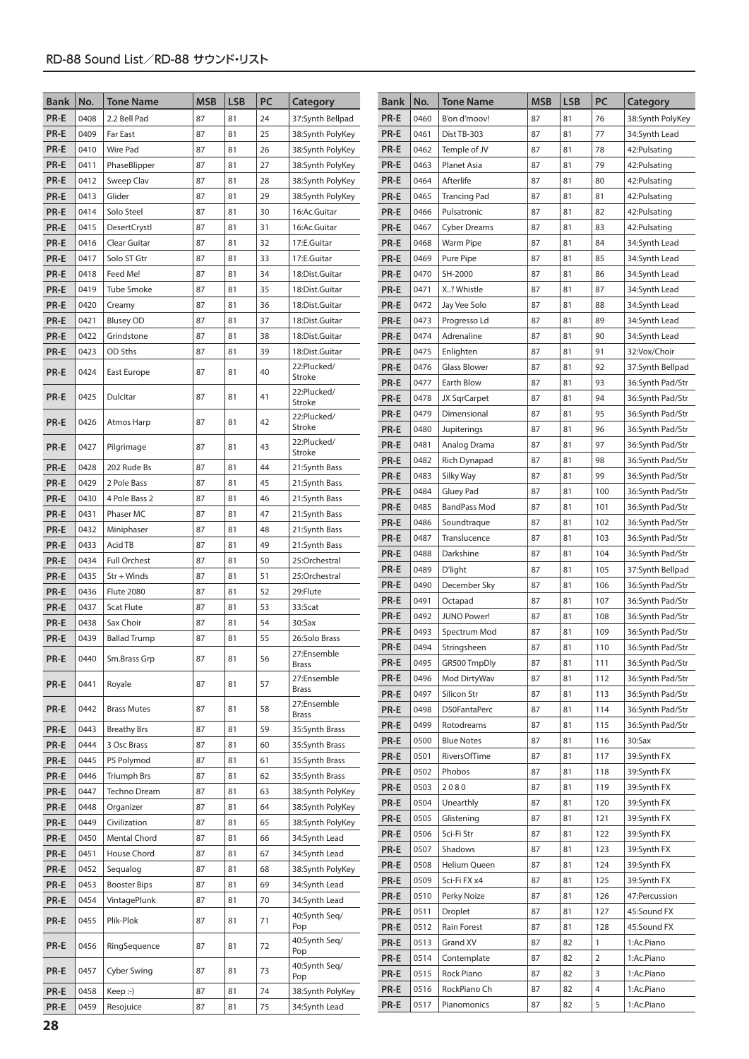## RD-88 Sound List／RD-88 サウンド・リスト

| Bank | No. | Tone Name | MSB | LSB | PC | Category |
|---|---|---|---|---|---|---|
| PR-E | 0408 | 2.2 Bell Pad | 87 | 81 | 24 | 37:Synth Bellpad |
| PR-E | 0409 | Far East | 87 | 81 | 25 | 38:Synth PolyKey |
| PR-E | 0410 | Wire Pad | 87 | 81 | 26 | 38:Synth PolyKey |
| PR-E | 0411 | PhaseBlipper | 87 | 81 | 27 | 38:Synth PolyKey |
| PR-E | 0412 | Sweep Clav | 87 | 81 | 28 | 38:Synth PolyKey |
| PR-E | 0413 | Glider | 87 | 81 | 29 | 38:Synth PolyKey |
| PR-E | 0414 | Solo Steel | 87 | 81 | 30 | 16:Ac.Guitar |
| PR-E | 0415 | DesertCrystl | 87 | 81 | 31 | 16:Ac.Guitar |
| PR-E | 0416 | Clear Guitar | 87 | 81 | 32 | 17:E.Guitar |
| PR-E | 0417 | Solo ST Gtr | 87 | 81 | 33 | 17:E.Guitar |
| PR-E | 0418 | Feed Me! | 87 | 81 | 34 | 18:Dist.Guitar |
| PR-E | 0419 | Tube Smoke | 87 | 81 | 35 | 18:Dist.Guitar |
| PR-E | 0420 | Creamy | 87 | 81 | 36 | 18:Dist.Guitar |
| PR-E | 0421 | Blusey OD | 87 | 81 | 37 | 18:Dist.Guitar |
| PR-E | 0422 | Grindstone | 87 | 81 | 38 | 18:Dist.Guitar |
| PR-E | 0423 | OD 5ths | 87 | 81 | 39 | 18:Dist.Guitar |
| PR-E | 0424 | East Europe | 87 | 81 | 40 | 22:Plucked/Stroke |
| PR-E | 0425 | Dulcitar | 87 | 81 | 41 | 22:Plucked/Stroke |
| PR-E | 0426 | Atmos Harp | 87 | 81 | 42 | 22:Plucked/Stroke |
| PR-E | 0427 | Pilgrimage | 87 | 81 | 43 | 22:Plucked/Stroke |
| PR-E | 0428 | 202 Rude Bs | 87 | 81 | 44 | 21:Synth Bass |
| PR-E | 0429 | 2 Pole Bass | 87 | 81 | 45 | 21:Synth Bass |
| PR-E | 0430 | 4 Pole Bass 2 | 87 | 81 | 46 | 21:Synth Bass |
| PR-E | 0431 | Phaser MC | 87 | 81 | 47 | 21:Synth Bass |
| PR-E | 0432 | Miniphaser | 87 | 81 | 48 | 21:Synth Bass |
| PR-E | 0433 | Acid TB | 87 | 81 | 49 | 21:Synth Bass |
| PR-E | 0434 | Full Orchest | 87 | 81 | 50 | 25:Orchestral |
| PR-E | 0435 | Str + Winds | 87 | 81 | 51 | 25:Orchestral |
| PR-E | 0436 | Flute 2080 | 87 | 81 | 52 | 29:Flute |
| PR-E | 0437 | Scat Flute | 87 | 81 | 53 | 33:Scat |
| PR-E | 0438 | Sax Choir | 87 | 81 | 54 | 30:Sax |
| PR-E | 0439 | Ballad Trump | 87 | 81 | 55 | 26:Solo Brass |
| PR-E | 0440 | Sm.Brass Grp | 87 | 81 | 56 | 27:Ensemble Brass |
| PR-E | 0441 | Royale | 87 | 81 | 57 | 27:Ensemble Brass |
| PR-E | 0442 | Brass Mutes | 87 | 81 | 58 | 27:Ensemble Brass |
| PR-E | 0443 | Breathy Brs | 87 | 81 | 59 | 35:Synth Brass |
| PR-E | 0444 | 3 Osc Brass | 87 | 81 | 60 | 35:Synth Brass |
| PR-E | 0445 | P5 Polymod | 87 | 81 | 61 | 35:Synth Brass |
| PR-E | 0446 | Triumph Brs | 87 | 81 | 62 | 35:Synth Brass |
| PR-E | 0447 | Techno Dream | 87 | 81 | 63 | 38:Synth PolyKey |
| PR-E | 0448 | Organizer | 87 | 81 | 64 | 38:Synth PolyKey |
| PR-E | 0449 | Civilization | 87 | 81 | 65 | 38:Synth PolyKey |
| PR-E | 0450 | Mental Chord | 87 | 81 | 66 | 34:Synth Lead |
| PR-E | 0451 | House Chord | 87 | 81 | 67 | 34:Synth Lead |
| PR-E | 0452 | Sequalog | 87 | 81 | 68 | 38:Synth PolyKey |
| PR-E | 0453 | Booster Bips | 87 | 81 | 69 | 34:Synth Lead |
| PR-E | 0454 | VintagePlunk | 87 | 81 | 70 | 34:Synth Lead |
| PR-E | 0455 | Plik-Plok | 87 | 81 | 71 | 40:Synth Seq/Pop |
| PR-E | 0456 | RingSequence | 87 | 81 | 72 | 40:Synth Seq/Pop |
| PR-E | 0457 | Cyber Swing | 87 | 81 | 73 | 40:Synth Seq/Pop |
| PR-E | 0458 | Keep :-) | 87 | 81 | 74 | 38:Synth PolyKey |
| PR-E | 0459 | Resojuice | 87 | 81 | 75 | 34:Synth Lead |
| PR-E | 0460 | B'on d'moov! | 87 | 81 | 76 | 38:Synth PolyKey |
| PR-E | 0461 | Dist TB-303 | 87 | 81 | 77 | 34:Synth Lead |
| PR-E | 0462 | Temple of JV | 87 | 81 | 78 | 42:Pulsating |
| PR-E | 0463 | Planet Asia | 87 | 81 | 79 | 42:Pulsating |
| PR-E | 0464 | Afterlife | 87 | 81 | 80 | 42:Pulsating |
| PR-E | 0465 | Trancing Pad | 87 | 81 | 81 | 42:Pulsating |
| PR-E | 0466 | Pulsatronic | 87 | 81 | 82 | 42:Pulsating |
| PR-E | 0467 | Cyber Dreams | 87 | 81 | 83 | 42:Pulsating |
| PR-E | 0468 | Warm Pipe | 87 | 81 | 84 | 34:Synth Lead |
| PR-E | 0469 | Pure Pipe | 87 | 81 | 85 | 34:Synth Lead |
| PR-E | 0470 | SH-2000 | 87 | 81 | 86 | 34:Synth Lead |
| PR-E | 0471 | X..? Whistle | 87 | 81 | 87 | 34:Synth Lead |
| PR-E | 0472 | Jay Vee Solo | 87 | 81 | 88 | 34:Synth Lead |
| PR-E | 0473 | Progresso Ld | 87 | 81 | 89 | 34:Synth Lead |
| PR-E | 0474 | Adrenaline | 87 | 81 | 90 | 34:Synth Lead |
| PR-E | 0475 | Enlighten | 87 | 81 | 91 | 32:Vox/Choir |
| PR-E | 0476 | Glass Blower | 87 | 81 | 92 | 37:Synth Bellpad |
| PR-E | 0477 | Earth Blow | 87 | 81 | 93 | 36:Synth Pad/Str |
| PR-E | 0478 | JX SqrCarpet | 87 | 81 | 94 | 36:Synth Pad/Str |
| PR-E | 0479 | Dimensional | 87 | 81 | 95 | 36:Synth Pad/Str |
| PR-E | 0480 | Jupiterings | 87 | 81 | 96 | 36:Synth Pad/Str |
| PR-E | 0481 | Analog Drama | 87 | 81 | 97 | 36:Synth Pad/Str |
| PR-E | 0482 | Rich Dynapad | 87 | 81 | 98 | 36:Synth Pad/Str |
| PR-E | 0483 | Silky Way | 87 | 81 | 99 | 36:Synth Pad/Str |
| PR-E | 0484 | Gluey Pad | 87 | 81 | 100 | 36:Synth Pad/Str |
| PR-E | 0485 | BandPass Mod | 87 | 81 | 101 | 36:Synth Pad/Str |
| PR-E | 0486 | Soundtraque | 87 | 81 | 102 | 36:Synth Pad/Str |
| PR-E | 0487 | Translucence | 87 | 81 | 103 | 36:Synth Pad/Str |
| PR-E | 0488 | Darkshine | 87 | 81 | 104 | 36:Synth Pad/Str |
| PR-E | 0489 | D'light | 87 | 81 | 105 | 37:Synth Bellpad |
| PR-E | 0490 | December Sky | 87 | 81 | 106 | 36:Synth Pad/Str |
| PR-E | 0491 | Octapad | 87 | 81 | 107 | 36:Synth Pad/Str |
| PR-E | 0492 | JUNO Power! | 87 | 81 | 108 | 36:Synth Pad/Str |
| PR-E | 0493 | Spectrum Mod | 87 | 81 | 109 | 36:Synth Pad/Str |
| PR-E | 0494 | Stringsheen | 87 | 81 | 110 | 36:Synth Pad/Str |
| PR-E | 0495 | GR500 TmpDly | 87 | 81 | 111 | 36:Synth Pad/Str |
| PR-E | 0496 | Mod DirtyWav | 87 | 81 | 112 | 36:Synth Pad/Str |
| PR-E | 0497 | Silicon Str | 87 | 81 | 113 | 36:Synth Pad/Str |
| PR-E | 0498 | D50FantaPerc | 87 | 81 | 114 | 36:Synth Pad/Str |
| PR-E | 0499 | Rotodreams | 87 | 81 | 115 | 36:Synth Pad/Str |
| PR-E | 0500 | Blue Notes | 87 | 81 | 116 | 30:Sax |
| PR-E | 0501 | RiversOfTime | 87 | 81 | 117 | 39:Synth FX |
| PR-E | 0502 | Phobos | 87 | 81 | 118 | 39:Synth FX |
| PR-E | 0503 | 2 0 8 0 | 87 | 81 | 119 | 39:Synth FX |
| PR-E | 0504 | Unearthly | 87 | 81 | 120 | 39:Synth FX |
| PR-E | 0505 | Glistening | 87 | 81 | 121 | 39:Synth FX |
| PR-E | 0506 | Sci-Fi Str | 87 | 81 | 122 | 39:Synth FX |
| PR-E | 0507 | Shadows | 87 | 81 | 123 | 39:Synth FX |
| PR-E | 0508 | Helium Queen | 87 | 81 | 124 | 39:Synth FX |
| PR-E | 0509 | Sci-Fi FX x4 | 87 | 81 | 125 | 39:Synth FX |
| PR-E | 0510 | Perky Noize | 87 | 81 | 126 | 47:Percussion |
| PR-E | 0511 | Droplet | 87 | 81 | 127 | 45:Sound FX |
| PR-E | 0512 | Rain Forest | 87 | 81 | 128 | 45:Sound FX |
| PR-E | 0513 | Grand XV | 87 | 82 | 1 | 1:Ac.Piano |
| PR-E | 0514 | Contemplate | 87 | 82 | 2 | 1:Ac.Piano |
| PR-E | 0515 | Rock Piano | 87 | 82 | 3 | 1:Ac.Piano |
| PR-E | 0516 | RockPiano Ch | 87 | 82 | 4 | 1:Ac.Piano |
| PR-E | 0517 | Pianomonics | 87 | 82 | 5 | 1:Ac.Piano |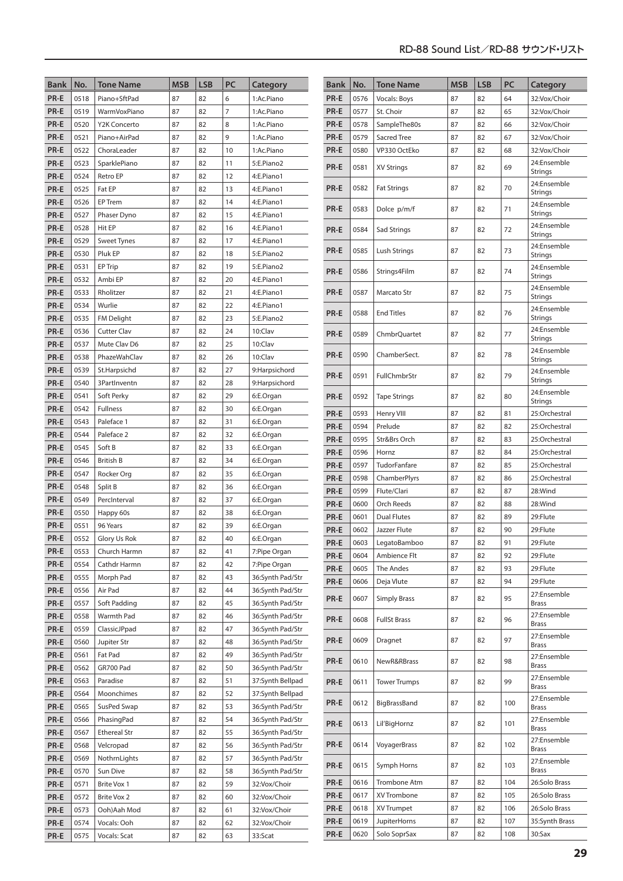| Bank | No. | Tone Name | MSB | LSB | PC | Category |
|---|---|---|---|---|---|---|
| PR-E | 0518 | Piano+SftPad | 87 | 82 | 6 | 1:Ac.Piano |
| PR-E | 0519 | WarmVoxPiano | 87 | 82 | 7 | 1:Ac.Piano |
| PR-E | 0520 | Y2K Concerto | 87 | 82 | 8 | 1:Ac.Piano |
| PR-E | 0521 | Piano+AirPad | 87 | 82 | 9 | 1:Ac.Piano |
| PR-E | 0522 | ChoraLeader | 87 | 82 | 10 | 1:Ac.Piano |
| PR-E | 0523 | SparklePiano | 87 | 82 | 11 | 5:E.Piano2 |
| PR-E | 0524 | Retro EP | 87 | 82 | 12 | 4:E.Piano1 |
| PR-E | 0525 | Fat EP | 87 | 82 | 13 | 4:E.Piano1 |
| PR-E | 0526 | EP Trem | 87 | 82 | 14 | 4:E.Piano1 |
| PR-E | 0527 | Phaser Dyno | 87 | 82 | 15 | 4:E.Piano1 |
| PR-E | 0528 | Hit EP | 87 | 82 | 16 | 4:E.Piano1 |
| PR-E | 0529 | Sweet Tynes | 87 | 82 | 17 | 4:E.Piano1 |
| PR-E | 0530 | Pluk EP | 87 | 82 | 18 | 5:E.Piano2 |
| PR-E | 0531 | EP Trip | 87 | 82 | 19 | 5:E.Piano2 |
| PR-E | 0532 | Ambi EP | 87 | 82 | 20 | 4:E.Piano1 |
| PR-E | 0533 | Rholitzer | 87 | 82 | 21 | 4:E.Piano1 |
| PR-E | 0534 | Wurlie | 87 | 82 | 22 | 4:E.Piano1 |
| PR-E | 0535 | FM Delight | 87 | 82 | 23 | 5:E.Piano2 |
| PR-E | 0536 | Cutter Clav | 87 | 82 | 24 | 10:Clav |
| PR-E | 0537 | Mute Clav D6 | 87 | 82 | 25 | 10:Clav |
| PR-E | 0538 | PhazeWahClav | 87 | 82 | 26 | 10:Clav |
| PR-E | 0539 | St.Harpsichd | 87 | 82 | 27 | 9:Harpsichord |
| PR-E | 0540 | 3PartInventn | 87 | 82 | 28 | 9:Harpsichord |
| PR-E | 0541 | Soft Perky | 87 | 82 | 29 | 6:E.Organ |
| PR-E | 0542 | Fullness | 87 | 82 | 30 | 6:E.Organ |
| PR-E | 0543 | Paleface 1 | 87 | 82 | 31 | 6:E.Organ |
| PR-E | 0544 | Paleface 2 | 87 | 82 | 32 | 6:E.Organ |
| PR-E | 0545 | Soft B | 87 | 82 | 33 | 6:E.Organ |
| PR-E | 0546 | British B | 87 | 82 | 34 | 6:E.Organ |
| PR-E | 0547 | Rocker Org | 87 | 82 | 35 | 6:E.Organ |
| PR-E | 0548 | Split B | 87 | 82 | 36 | 6:E.Organ |
| PR-E | 0549 | PercInterval | 87 | 82 | 37 | 6:E.Organ |
| PR-E | 0550 | Happy 60s | 87 | 82 | 38 | 6:E.Organ |
| PR-E | 0551 | 96 Years | 87 | 82 | 39 | 6:E.Organ |
| PR-E | 0552 | Glory Us Rok | 87 | 82 | 40 | 6:E.Organ |
| PR-E | 0553 | Church Harmn | 87 | 82 | 41 | 7:Pipe Organ |
| PR-E | 0554 | Cathdr Harmn | 87 | 82 | 42 | 7:Pipe Organ |
| PR-E | 0555 | Morph Pad | 87 | 82 | 43 | 36:Synth Pad/Str |
| PR-E | 0556 | Air Pad | 87 | 82 | 44 | 36:Synth Pad/Str |
| PR-E | 0557 | Soft Padding | 87 | 82 | 45 | 36:Synth Pad/Str |
| PR-E | 0558 | Warmth Pad | 87 | 82 | 46 | 36:Synth Pad/Str |
| PR-E | 0559 | ClassicJPpad | 87 | 82 | 47 | 36:Synth Pad/Str |
| PR-E | 0560 | Jupiter Str | 87 | 82 | 48 | 36:Synth Pad/Str |
| PR-E | 0561 | Fat Pad | 87 | 82 | 49 | 36:Synth Pad/Str |
| PR-E | 0562 | GR700 Pad | 87 | 82 | 50 | 36:Synth Pad/Str |
| PR-E | 0563 | Paradise | 87 | 82 | 51 | 37:Synth Bellpad |
| PR-E | 0564 | Moonchimes | 87 | 82 | 52 | 37:Synth Bellpad |
| PR-E | 0565 | SusPed Swap | 87 | 82 | 53 | 36:Synth Pad/Str |
| PR-E | 0566 | PhasingPad | 87 | 82 | 54 | 36:Synth Pad/Str |
| PR-E | 0567 | Ethereal Str | 87 | 82 | 55 | 36:Synth Pad/Str |
| PR-E | 0568 | Velcropad | 87 | 82 | 56 | 36:Synth Pad/Str |
| PR-E | 0569 | NothrnLights | 87 | 82 | 57 | 36:Synth Pad/Str |
| PR-E | 0570 | Sun Dive | 87 | 82 | 58 | 36:Synth Pad/Str |
| PR-E | 0571 | Brite Vox 1 | 87 | 82 | 59 | 32:Vox/Choir |
| PR-E | 0572 | Brite Vox 2 | 87 | 82 | 60 | 32:Vox/Choir |
| PR-E | 0573 | Ooh)Aah Mod | 87 | 82 | 61 | 32:Vox/Choir |
| PR-E | 0574 | Vocals: Ooh | 87 | 82 | 62 | 32:Vox/Choir |
| PR-E | 0575 | Vocals: Scat | 87 | 82 | 63 | 33:Scat |
| PR-E | 0576 | Vocals: Boys | 87 | 82 | 64 | 32:Vox/Choir |
| PR-E | 0577 | St. Choir | 87 | 82 | 65 | 32:Vox/Choir |
| PR-E | 0578 | SampleThe80s | 87 | 82 | 66 | 32:Vox/Choir |
| PR-E | 0579 | Sacred Tree | 87 | 82 | 67 | 32:Vox/Choir |
| PR-E | 0580 | VP330 OctEko | 87 | 82 | 68 | 32:Vox/Choir |
| PR-E | 0581 | XV Strings | 87 | 82 | 69 | 24:Ensemble Strings |
| PR-E | 0582 | Fat Strings | 87 | 82 | 70 | 24:Ensemble Strings |
| PR-E | 0583 | Dolce p/m/f | 87 | 82 | 71 | 24:Ensemble Strings |
| PR-E | 0584 | Sad Strings | 87 | 82 | 72 | 24:Ensemble Strings |
| PR-E | 0585 | Lush Strings | 87 | 82 | 73 | 24:Ensemble Strings |
| PR-E | 0586 | Strings4Film | 87 | 82 | 74 | 24:Ensemble Strings |
| PR-E | 0587 | Marcato Str | 87 | 82 | 75 | 24:Ensemble Strings |
| PR-E | 0588 | End Titles | 87 | 82 | 76 | 24:Ensemble Strings |
| PR-E | 0589 | ChmbrQuartet | 87 | 82 | 77 | 24:Ensemble Strings |
| PR-E | 0590 | ChamberSect. | 87 | 82 | 78 | 24:Ensemble Strings |
| PR-E | 0591 | FullChmbrStr | 87 | 82 | 79 | 24:Ensemble Strings |
| PR-E | 0592 | Tape Strings | 87 | 82 | 80 | 24:Ensemble Strings |
| PR-E | 0593 | Henry VIII | 87 | 82 | 81 | 25:Orchestral |
| PR-E | 0594 | Prelude | 87 | 82 | 82 | 25:Orchestral |
| PR-E | 0595 | Str&Brs Orch | 87 | 82 | 83 | 25:Orchestral |
| PR-E | 0596 | Hornz | 87 | 82 | 84 | 25:Orchestral |
| PR-E | 0597 | TudorFanfare | 87 | 82 | 85 | 25:Orchestral |
| PR-E | 0598 | ChamberPlyrs | 87 | 82 | 86 | 25:Orchestral |
| PR-E | 0599 | Flute/Clari | 87 | 82 | 87 | 28:Wind |
| PR-E | 0600 | Orch Reeds | 87 | 82 | 88 | 28:Wind |
| PR-E | 0601 | Dual Flutes | 87 | 82 | 89 | 29:Flute |
| PR-E | 0602 | Jazzer Flute | 87 | 82 | 90 | 29:Flute |
| PR-E | 0603 | LegatoBamboo | 87 | 82 | 91 | 29:Flute |
| PR-E | 0604 | Ambience Flt | 87 | 82 | 92 | 29:Flute |
| PR-E | 0605 | The Andes | 87 | 82 | 93 | 29:Flute |
| PR-E | 0606 | Deja Vlute | 87 | 82 | 94 | 29:Flute |
| PR-E | 0607 | Simply Brass | 87 | 82 | 95 | 27:Ensemble Brass |
| PR-E | 0608 | FullSt Brass | 87 | 82 | 96 | 27:Ensemble Brass |
| PR-E | 0609 | Dragnet | 87 | 82 | 97 | 27:Ensemble Brass |
| PR-E | 0610 | NewR&RBrass | 87 | 82 | 98 | 27:Ensemble Brass |
| PR-E | 0611 | Tower Trumps | 87 | 82 | 99 | 27:Ensemble Brass |
| PR-E | 0612 | BigBrassBand | 87 | 82 | 100 | 27:Ensemble Brass |
| PR-E | 0613 | Lil'BigHornz | 87 | 82 | 101 | 27:Ensemble Brass |
| PR-E | 0614 | VoyagerBrass | 87 | 82 | 102 | 27:Ensemble Brass |
| PR-E | 0615 | Symph Horns | 87 | 82 | 103 | 27:Ensemble Brass |
| PR-E | 0616 | Trombone Atm | 87 | 82 | 104 | 26:Solo Brass |
| PR-E | 0617 | XV Trombone | 87 | 82 | 105 | 26:Solo Brass |
| PR-E | 0618 | XV Trumpet | 87 | 82 | 106 | 26:Solo Brass |
| PR-E | 0619 | JupiterHorns | 87 | 82 | 107 | 35:Synth Brass |
| PR-E | 0620 | Solo SoprSax | 87 | 82 | 108 | 30:Sax |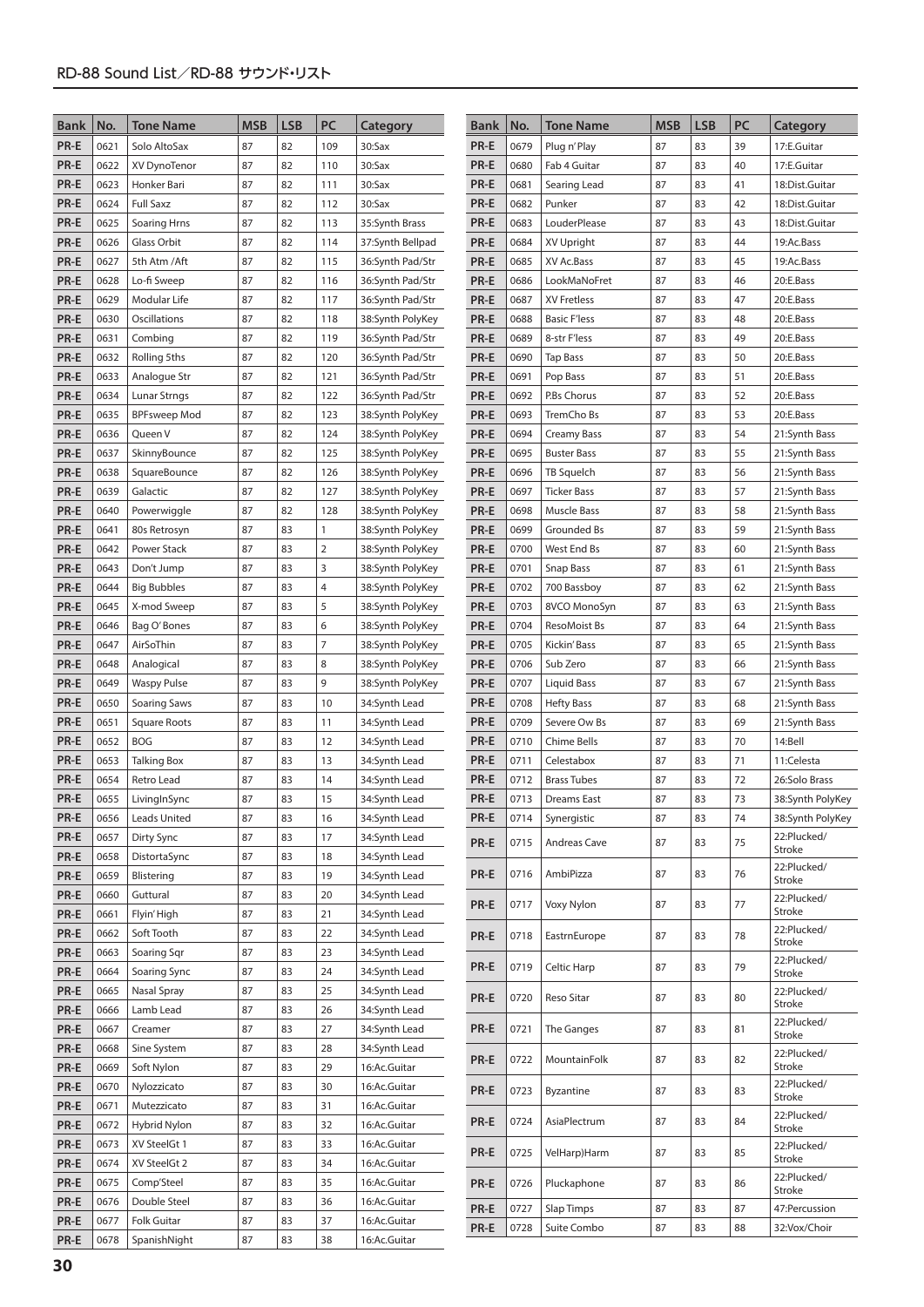| Bank | No. | Tone Name | MSB | LSB | PC | Category |
|---|---|---|---|---|---|---|
| PR-E | 0621 | Solo AltoSax | 87 | 82 | 109 | 30:Sax |
| PR-E | 0622 | XV DynoTenor | 87 | 82 | 110 | 30:Sax |
| PR-E | 0623 | Honker Bari | 87 | 82 | 111 | 30:Sax |
| PR-E | 0624 | Full Saxz | 87 | 82 | 112 | 30:Sax |
| PR-E | 0625 | Soaring Hrns | 87 | 82 | 113 | 35:Synth Brass |
| PR-E | 0626 | Glass Orbit | 87 | 82 | 114 | 37:Synth Bellpad |
| PR-E | 0627 | 5th Atm /Aft | 87 | 82 | 115 | 36:Synth Pad/Str |
| PR-E | 0628 | Lo-fi Sweep | 87 | 82 | 116 | 36:Synth Pad/Str |
| PR-E | 0629 | Modular Life | 87 | 82 | 117 | 36:Synth Pad/Str |
| PR-E | 0630 | Oscillations | 87 | 82 | 118 | 38:Synth PolyKey |
| PR-E | 0631 | Combing | 87 | 82 | 119 | 36:Synth Pad/Str |
| PR-E | 0632 | Rolling 5ths | 87 | 82 | 120 | 36:Synth Pad/Str |
| PR-E | 0633 | Analogue Str | 87 | 82 | 121 | 36:Synth Pad/Str |
| PR-E | 0634 | Lunar Strngs | 87 | 82 | 122 | 36:Synth Pad/Str |
| PR-E | 0635 | BPFsweep Mod | 87 | 82 | 123 | 38:Synth PolyKey |
| PR-E | 0636 | Queen V | 87 | 82 | 124 | 38:Synth PolyKey |
| PR-E | 0637 | SkinnyBounce | 87 | 82 | 125 | 38:Synth PolyKey |
| PR-E | 0638 | SquareBounce | 87 | 82 | 126 | 38:Synth PolyKey |
| PR-E | 0639 | Galactic | 87 | 82 | 127 | 38:Synth PolyKey |
| PR-E | 0640 | Powerwiggle | 87 | 82 | 128 | 38:Synth PolyKey |
| PR-E | 0641 | 80s Retrosyn | 87 | 83 | 1 | 38:Synth PolyKey |
| PR-E | 0642 | Power Stack | 87 | 83 | 2 | 38:Synth PolyKey |
| PR-E | 0643 | Don't Jump | 87 | 83 | 3 | 38:Synth PolyKey |
| PR-E | 0644 | Big Bubbles | 87 | 83 | 4 | 38:Synth PolyKey |
| PR-E | 0645 | X-mod Sweep | 87 | 83 | 5 | 38:Synth PolyKey |
| PR-E | 0646 | Bag O' Bones | 87 | 83 | 6 | 38:Synth PolyKey |
| PR-E | 0647 | AirSoThin | 87 | 83 | 7 | 38:Synth PolyKey |
| PR-E | 0648 | Analogical | 87 | 83 | 8 | 38:Synth PolyKey |
| PR-E | 0649 | Waspy Pulse | 87 | 83 | 9 | 38:Synth PolyKey |
| PR-E | 0650 | Soaring Saws | 87 | 83 | 10 | 34:Synth Lead |
| PR-E | 0651 | Square Roots | 87 | 83 | 11 | 34:Synth Lead |
| PR-E | 0652 | BOG | 87 | 83 | 12 | 34:Synth Lead |
| PR-E | 0653 | Talking Box | 87 | 83 | 13 | 34:Synth Lead |
| PR-E | 0654 | Retro Lead | 87 | 83 | 14 | 34:Synth Lead |
| PR-E | 0655 | LivingInSync | 87 | 83 | 15 | 34:Synth Lead |
| PR-E | 0656 | Leads United | 87 | 83 | 16 | 34:Synth Lead |
| PR-E | 0657 | Dirty Sync | 87 | 83 | 17 | 34:Synth Lead |
| PR-E | 0658 | DistortaSync | 87 | 83 | 18 | 34:Synth Lead |
| PR-E | 0659 | Blistering | 87 | 83 | 19 | 34:Synth Lead |
| PR-E | 0660 | Guttural | 87 | 83 | 20 | 34:Synth Lead |
| PR-E | 0661 | Flyin' High | 87 | 83 | 21 | 34:Synth Lead |
| PR-E | 0662 | Soft Tooth | 87 | 83 | 22 | 34:Synth Lead |
| PR-E | 0663 | Soaring Sqr | 87 | 83 | 23 | 34:Synth Lead |
| PR-E | 0664 | Soaring Sync | 87 | 83 | 24 | 34:Synth Lead |
| PR-E | 0665 | Nasal Spray | 87 | 83 | 25 | 34:Synth Lead |
| PR-E | 0666 | Lamb Lead | 87 | 83 | 26 | 34:Synth Lead |
| PR-E | 0667 | Creamer | 87 | 83 | 27 | 34:Synth Lead |
| PR-E | 0668 | Sine System | 87 | 83 | 28 | 34:Synth Lead |
| PR-E | 0669 | Soft Nylon | 87 | 83 | 29 | 16:Ac.Guitar |
| PR-E | 0670 | Nylozzicato | 87 | 83 | 30 | 16:Ac.Guitar |
| PR-E | 0671 | Mutezzicato | 87 | 83 | 31 | 16:Ac.Guitar |
| PR-E | 0672 | Hybrid Nylon | 87 | 83 | 32 | 16:Ac.Guitar |
| PR-E | 0673 | XV SteelGt 1 | 87 | 83 | 33 | 16:Ac.Guitar |
| PR-E | 0674 | XV SteelGt 2 | 87 | 83 | 34 | 16:Ac.Guitar |
| PR-E | 0675 | Comp'Steel | 87 | 83 | 35 | 16:Ac.Guitar |
| PR-E | 0676 | Double Steel | 87 | 83 | 36 | 16:Ac.Guitar |
| PR-E | 0677 | Folk Guitar | 87 | 83 | 37 | 16:Ac.Guitar |
| PR-E | 0678 | SpanishNight | 87 | 83 | 38 | 16:Ac.Guitar |
| PR-E | 0679 | Plug n' Play | 87 | 83 | 39 | 17:E.Guitar |
| PR-E | 0680 | Fab 4 Guitar | 87 | 83 | 40 | 17:E.Guitar |
| PR-E | 0681 | Searing Lead | 87 | 83 | 41 | 18:Dist.Guitar |
| PR-E | 0682 | Punker | 87 | 83 | 42 | 18:Dist.Guitar |
| PR-E | 0683 | LouderPlease | 87 | 83 | 43 | 18:Dist.Guitar |
| PR-E | 0684 | XV Upright | 87 | 83 | 44 | 19:Ac.Bass |
| PR-E | 0685 | XV Ac.Bass | 87 | 83 | 45 | 19:Ac.Bass |
| PR-E | 0686 | LookMaNoFret | 87 | 83 | 46 | 20:E.Bass |
| PR-E | 0687 | XV Fretless | 87 | 83 | 47 | 20:E.Bass |
| PR-E | 0688 | Basic F'less | 87 | 83 | 48 | 20:E.Bass |
| PR-E | 0689 | 8-str F'less | 87 | 83 | 49 | 20:E.Bass |
| PR-E | 0690 | Tap Bass | 87 | 83 | 50 | 20:E.Bass |
| PR-E | 0691 | Pop Bass | 87 | 83 | 51 | 20:E.Bass |
| PR-E | 0692 | P.Bs Chorus | 87 | 83 | 52 | 20:E.Bass |
| PR-E | 0693 | TremCho Bs | 87 | 83 | 53 | 20:E.Bass |
| PR-E | 0694 | Creamy Bass | 87 | 83 | 54 | 21:Synth Bass |
| PR-E | 0695 | Buster Bass | 87 | 83 | 55 | 21:Synth Bass |
| PR-E | 0696 | TB Squelch | 87 | 83 | 56 | 21:Synth Bass |
| PR-E | 0697 | Ticker Bass | 87 | 83 | 57 | 21:Synth Bass |
| PR-E | 0698 | Muscle Bass | 87 | 83 | 58 | 21:Synth Bass |
| PR-E | 0699 | Grounded Bs | 87 | 83 | 59 | 21:Synth Bass |
| PR-E | 0700 | West End Bs | 87 | 83 | 60 | 21:Synth Bass |
| PR-E | 0701 | Snap Bass | 87 | 83 | 61 | 21:Synth Bass |
| PR-E | 0702 | 700 Bassboy | 87 | 83 | 62 | 21:Synth Bass |
| PR-E | 0703 | 8VCO MonoSyn | 87 | 83 | 63 | 21:Synth Bass |
| PR-E | 0704 | ResoMoist Bs | 87 | 83 | 64 | 21:Synth Bass |
| PR-E | 0705 | Kickin' Bass | 87 | 83 | 65 | 21:Synth Bass |
| PR-E | 0706 | Sub Zero | 87 | 83 | 66 | 21:Synth Bass |
| PR-E | 0707 | Liquid Bass | 87 | 83 | 67 | 21:Synth Bass |
| PR-E | 0708 | Hefty Bass | 87 | 83 | 68 | 21:Synth Bass |
| PR-E | 0709 | Severe Ow Bs | 87 | 83 | 69 | 21:Synth Bass |
| PR-E | 0710 | Chime Bells | 87 | 83 | 70 | 14:Bell |
| PR-E | 0711 | Celestabox | 87 | 83 | 71 | 11:Celesta |
| PR-E | 0712 | Brass Tubes | 87 | 83 | 72 | 26:Solo Brass |
| PR-E | 0713 | Dreams East | 87 | 83 | 73 | 38:Synth PolyKey |
| PR-E | 0714 | Synergistic | 87 | 83 | 74 | 38:Synth PolyKey |
| PR-E | 0715 | Andreas Cave | 87 | 83 | 75 | 22:Plucked/Stroke |
| PR-E | 0716 | AmbiPizza | 87 | 83 | 76 | 22:Plucked/Stroke |
| PR-E | 0717 | Voxy Nylon | 87 | 83 | 77 | 22:Plucked/Stroke |
| PR-E | 0718 | EastrnEurope | 87 | 83 | 78 | 22:Plucked/Stroke |
| PR-E | 0719 | Celtic Harp | 87 | 83 | 79 | 22:Plucked/Stroke |
| PR-E | 0720 | Reso Sitar | 87 | 83 | 80 | 22:Plucked/Stroke |
| PR-E | 0721 | The Ganges | 87 | 83 | 81 | 22:Plucked/Stroke |
| PR-E | 0722 | MountainFolk | 87 | 83 | 82 | 22:Plucked/Stroke |
| PR-E | 0723 | Byzantine | 87 | 83 | 83 | 22:Plucked/Stroke |
| PR-E | 0724 | AsiaPlectrum | 87 | 83 | 84 | 22:Plucked/Stroke |
| PR-E | 0725 | VelHarp)Harm | 87 | 83 | 85 | 22:Plucked/Stroke |
| PR-E | 0726 | Pluckaphone | 87 | 83 | 86 | 22:Plucked/Stroke |
| PR-E | 0727 | Slap Timps | 87 | 83 | 87 | 47:Percussion |
| PR-E | 0728 | Suite Combo | 87 | 83 | 88 | 32:Vox/Choir |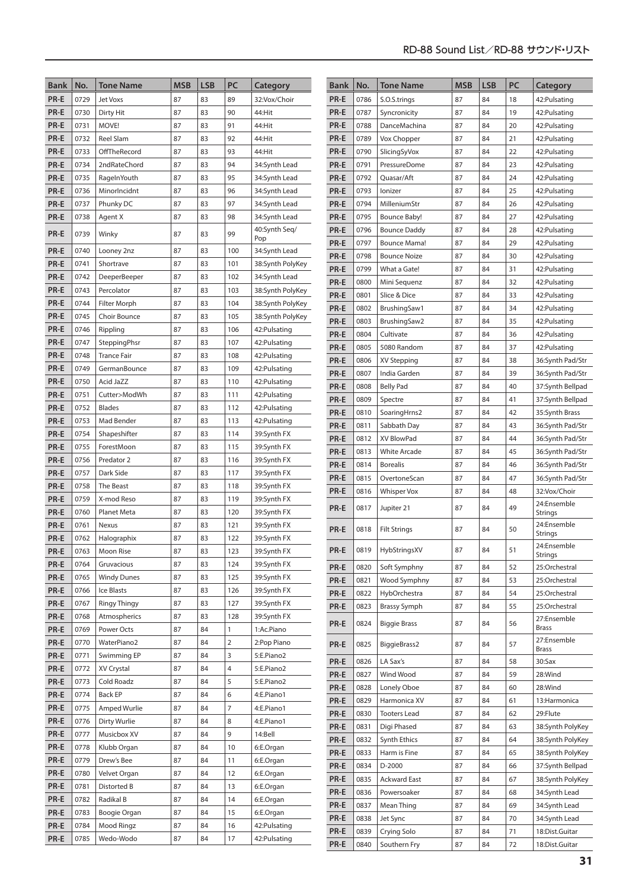| Bank | No. | Tone Name | MSB | LSB | PC | Category |
|---|---|---|---|---|---|---|
| PR-E | 0729 | Jet Voxs | 87 | 83 | 89 | 32:Vox/Choir |
| PR-E | 0730 | Dirty Hit | 87 | 83 | 90 | 44:Hit |
| PR-E | 0731 | MOVE! | 87 | 83 | 91 | 44:Hit |
| PR-E | 0732 | Reel Slam | 87 | 83 | 92 | 44:Hit |
| PR-E | 0733 | OffTheRecord | 87 | 83 | 93 | 44:Hit |
| PR-E | 0734 | 2ndRateChord | 87 | 83 | 94 | 34:Synth Lead |
| PR-E | 0735 | RageInYouth | 87 | 83 | 95 | 34:Synth Lead |
| PR-E | 0736 | MinorIncidnt | 87 | 83 | 96 | 34:Synth Lead |
| PR-E | 0737 | Phunky DC | 87 | 83 | 97 | 34:Synth Lead |
| PR-E | 0738 | Agent X | 87 | 83 | 98 | 34:Synth Lead |
| PR-E | 0739 | Winky | 87 | 83 | 99 | 40:Synth Seq/Pop |
| PR-E | 0740 | Looney 2nz | 87 | 83 | 100 | 34:Synth Lead |
| PR-E | 0741 | Shortrave | 87 | 83 | 101 | 38:Synth PolyKey |
| PR-E | 0742 | DeeperBeeper | 87 | 83 | 102 | 34:Synth Lead |
| PR-E | 0743 | Percolator | 87 | 83 | 103 | 38:Synth PolyKey |
| PR-E | 0744 | Filter Morph | 87 | 83 | 104 | 38:Synth PolyKey |
| PR-E | 0745 | Choir Bounce | 87 | 83 | 105 | 38:Synth PolyKey |
| PR-E | 0746 | Rippling | 87 | 83 | 106 | 42:Pulsating |
| PR-E | 0747 | SteppingPhsr | 87 | 83 | 107 | 42:Pulsating |
| PR-E | 0748 | Trance Fair | 87 | 83 | 108 | 42:Pulsating |
| PR-E | 0749 | GermanBounce | 87 | 83 | 109 | 42:Pulsating |
| PR-E | 0750 | Acid JaZZ | 87 | 83 | 110 | 42:Pulsating |
| PR-E | 0751 | Cutter>ModWh | 87 | 83 | 111 | 42:Pulsating |
| PR-E | 0752 | Blades | 87 | 83 | 112 | 42:Pulsating |
| PR-E | 0753 | Mad Bender | 87 | 83 | 113 | 42:Pulsating |
| PR-E | 0754 | Shapeshifter | 87 | 83 | 114 | 39:Synth FX |
| PR-E | 0755 | ForestMoon | 87 | 83 | 115 | 39:Synth FX |
| PR-E | 0756 | Predator 2 | 87 | 83 | 116 | 39:Synth FX |
| PR-E | 0757 | Dark Side | 87 | 83 | 117 | 39:Synth FX |
| PR-E | 0758 | The Beast | 87 | 83 | 118 | 39:Synth FX |
| PR-E | 0759 | X-mod Reso | 87 | 83 | 119 | 39:Synth FX |
| PR-E | 0760 | Planet Meta | 87 | 83 | 120 | 39:Synth FX |
| PR-E | 0761 | Nexus | 87 | 83 | 121 | 39:Synth FX |
| PR-E | 0762 | Halographix | 87 | 83 | 122 | 39:Synth FX |
| PR-E | 0763 | Moon Rise | 87 | 83 | 123 | 39:Synth FX |
| PR-E | 0764 | Gruvacious | 87 | 83 | 124 | 39:Synth FX |
| PR-E | 0765 | Windy Dunes | 87 | 83 | 125 | 39:Synth FX |
| PR-E | 0766 | Ice Blasts | 87 | 83 | 126 | 39:Synth FX |
| PR-E | 0767 | Ringy Thingy | 87 | 83 | 127 | 39:Synth FX |
| PR-E | 0768 | Atmospherics | 87 | 83 | 128 | 39:Synth FX |
| PR-E | 0769 | Power Octs | 87 | 84 | 1 | 1:Ac.Piano |
| PR-E | 0770 | WaterPiano2 | 87 | 84 | 2 | 2:Pop Piano |
| PR-E | 0771 | Swimming EP | 87 | 84 | 3 | 5:E.Piano2 |
| PR-E | 0772 | XV Crystal | 87 | 84 | 4 | 5:E.Piano2 |
| PR-E | 0773 | Cold Roadz | 87 | 84 | 5 | 5:E.Piano2 |
| PR-E | 0774 | Back EP | 87 | 84 | 6 | 4:E.Piano1 |
| PR-E | 0775 | Amped Wurlie | 87 | 84 | 7 | 4:E.Piano1 |
| PR-E | 0776 | Dirty Wurlie | 87 | 84 | 8 | 4:E.Piano1 |
| PR-E | 0777 | Musicbox XV | 87 | 84 | 9 | 14:Bell |
| PR-E | 0778 | Klubb Organ | 87 | 84 | 10 | 6:E.Organ |
| PR-E | 0779 | Drew's Bee | 87 | 84 | 11 | 6:E.Organ |
| PR-E | 0780 | Velvet Organ | 87 | 84 | 12 | 6:E.Organ |
| PR-E | 0781 | Distorted B | 87 | 84 | 13 | 6:E.Organ |
| PR-E | 0782 | Radikal B | 87 | 84 | 14 | 6:E.Organ |
| PR-E | 0783 | Boogie Organ | 87 | 84 | 15 | 6:E.Organ |
| PR-E | 0784 | Mood Ringz | 87 | 84 | 16 | 42:Pulsating |
| PR-E | 0785 | Wedo-Wodo | 87 | 84 | 17 | 42:Pulsating |
| PR-E | 0786 | S.O.S.trings | 87 | 84 | 18 | 42:Pulsating |
| PR-E | 0787 | Syncronicity | 87 | 84 | 19 | 42:Pulsating |
| PR-E | 0788 | DanceMachina | 87 | 84 | 20 | 42:Pulsating |
| PR-E | 0789 | Vox Chopper | 87 | 84 | 21 | 42:Pulsating |
| PR-E | 0790 | SlicingSyVox | 87 | 84 | 22 | 42:Pulsating |
| PR-E | 0791 | PressureDome | 87 | 84 | 23 | 42:Pulsating |
| PR-E | 0792 | Quasar/Aft | 87 | 84 | 24 | 42:Pulsating |
| PR-E | 0793 | Ionizer | 87 | 84 | 25 | 42:Pulsating |
| PR-E | 0794 | MilleniumStr | 87 | 84 | 26 | 42:Pulsating |
| PR-E | 0795 | Bounce Baby! | 87 | 84 | 27 | 42:Pulsating |
| PR-E | 0796 | Bounce Daddy | 87 | 84 | 28 | 42:Pulsating |
| PR-E | 0797 | Bounce Mama! | 87 | 84 | 29 | 42:Pulsating |
| PR-E | 0798 | Bounce Noize | 87 | 84 | 30 | 42:Pulsating |
| PR-E | 0799 | What a Gate! | 87 | 84 | 31 | 42:Pulsating |
| PR-E | 0800 | Mini Sequenz | 87 | 84 | 32 | 42:Pulsating |
| PR-E | 0801 | Slice & Dice | 87 | 84 | 33 | 42:Pulsating |
| PR-E | 0802 | BrushingSaw1 | 87 | 84 | 34 | 42:Pulsating |
| PR-E | 0803 | BrushingSaw2 | 87 | 84 | 35 | 42:Pulsating |
| PR-E | 0804 | Cultivate | 87 | 84 | 36 | 42:Pulsating |
| PR-E | 0805 | 5080 Random | 87 | 84 | 37 | 42:Pulsating |
| PR-E | 0806 | XV Stepping | 87 | 84 | 38 | 36:Synth Pad/Str |
| PR-E | 0807 | India Garden | 87 | 84 | 39 | 36:Synth Pad/Str |
| PR-E | 0808 | Belly Pad | 87 | 84 | 40 | 37:Synth Bellpad |
| PR-E | 0809 | Spectre | 87 | 84 | 41 | 37:Synth Bellpad |
| PR-E | 0810 | SoaringHrns2 | 87 | 84 | 42 | 35:Synth Brass |
| PR-E | 0811 | Sabbath Day | 87 | 84 | 43 | 36:Synth Pad/Str |
| PR-E | 0812 | XV BlowPad | 87 | 84 | 44 | 36:Synth Pad/Str |
| PR-E | 0813 | White Arcade | 87 | 84 | 45 | 36:Synth Pad/Str |
| PR-E | 0814 | Borealis | 87 | 84 | 46 | 36:Synth Pad/Str |
| PR-E | 0815 | OvertoneScan | 87 | 84 | 47 | 36:Synth Pad/Str |
| PR-E | 0816 | Whisper Vox | 87 | 84 | 48 | 32:Vox/Choir |
| PR-E | 0817 | Jupiter 21 | 87 | 84 | 49 | 24:Ensemble Strings |
| PR-E | 0818 | Filt Strings | 87 | 84 | 50 | 24:Ensemble Strings |
| PR-E | 0819 | HybStringsXV | 87 | 84 | 51 | 24:Ensemble Strings |
| PR-E | 0820 | Soft Symphny | 87 | 84 | 52 | 25:Orchestral |
| PR-E | 0821 | Wood Symphny | 87 | 84 | 53 | 25:Orchestral |
| PR-E | 0822 | HybOrchestra | 87 | 84 | 54 | 25:Orchestral |
| PR-E | 0823 | Brassy Symph | 87 | 84 | 55 | 25:Orchestral |
| PR-E | 0824 | Biggie Brass | 87 | 84 | 56 | 27:Ensemble Brass |
| PR-E | 0825 | BiggieBrass2 | 87 | 84 | 57 | 27:Ensemble Brass |
| PR-E | 0826 | LA Sax's | 87 | 84 | 58 | 30:Sax |
| PR-E | 0827 | Wind Wood | 87 | 84 | 59 | 28:Wind |
| PR-E | 0828 | Lonely Oboe | 87 | 84 | 60 | 28:Wind |
| PR-E | 0829 | Harmonica XV | 87 | 84 | 61 | 13:Harmonica |
| PR-E | 0830 | Tooters Lead | 87 | 84 | 62 | 29:Flute |
| PR-E | 0831 | Digi Phased | 87 | 84 | 63 | 38:Synth PolyKey |
| PR-E | 0832 | Synth Ethics | 87 | 84 | 64 | 38:Synth PolyKey |
| PR-E | 0833 | Harm is Fine | 87 | 84 | 65 | 38:Synth PolyKey |
| PR-E | 0834 | D-2000 | 87 | 84 | 66 | 37:Synth Bellpad |
| PR-E | 0835 | Ackward East | 87 | 84 | 67 | 38:Synth PolyKey |
| PR-E | 0836 | Powersoaker | 87 | 84 | 68 | 34:Synth Lead |
| PR-E | 0837 | Mean Thing | 87 | 84 | 69 | 34:Synth Lead |
| PR-E | 0838 | Jet Sync | 87 | 84 | 70 | 34:Synth Lead |
| PR-E | 0839 | Crying Solo | 87 | 84 | 71 | 18:Dist.Guitar |
| PR-E | 0840 | Southern Fry | 87 | 84 | 72 | 18:Dist.Guitar |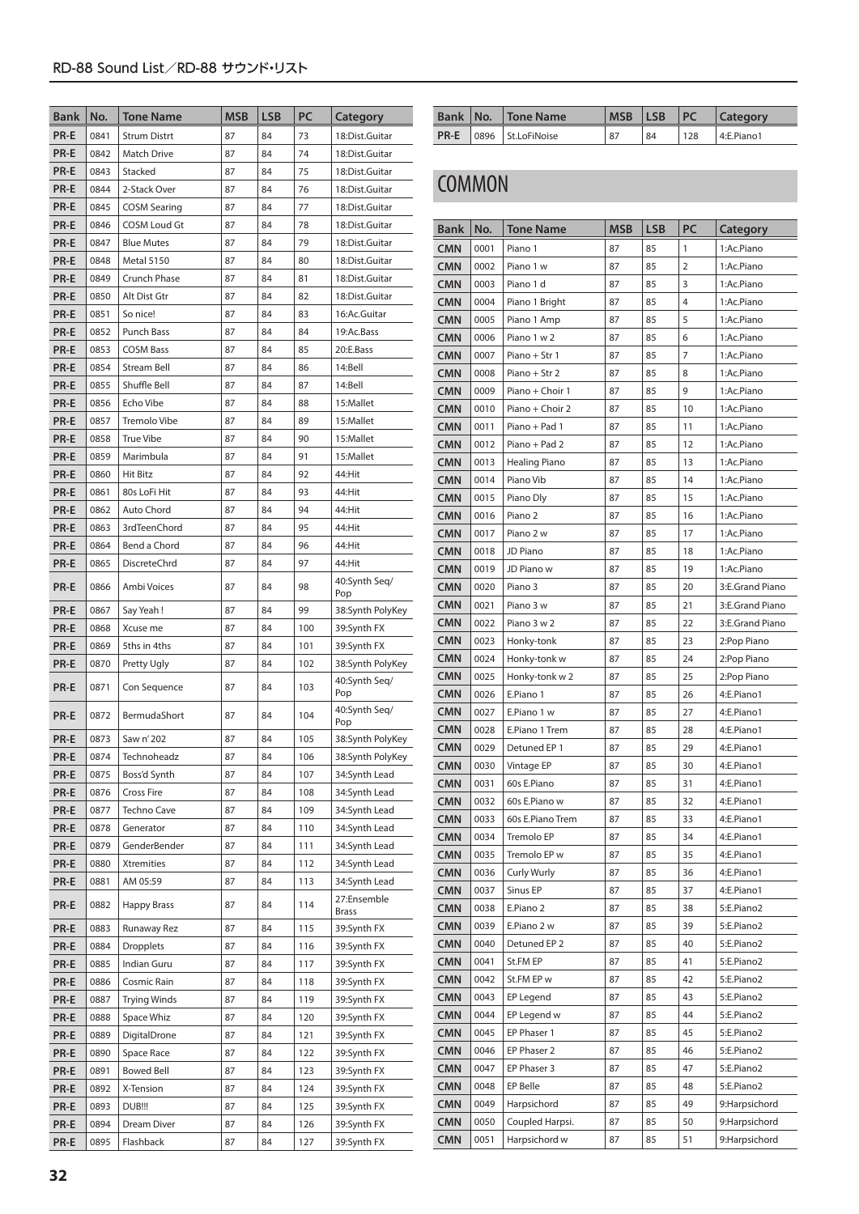| Bank | No. | Tone Name | MSB | LSB | PC | Category |
|---|---|---|---|---|---|---|
| PR-E | 0841 | Strum Distrt | 87 | 84 | 73 | 18:Dist.Guitar |
| PR-E | 0842 | Match Drive | 87 | 84 | 74 | 18:Dist.Guitar |
| PR-E | 0843 | Stacked | 87 | 84 | 75 | 18:Dist.Guitar |
| PR-E | 0844 | 2-Stack Over | 87 | 84 | 76 | 18:Dist.Guitar |
| PR-E | 0845 | COSM Searing | 87 | 84 | 77 | 18:Dist.Guitar |
| PR-E | 0846 | COSM Loud Gt | 87 | 84 | 78 | 18:Dist.Guitar |
| PR-E | 0847 | Blue Mutes | 87 | 84 | 79 | 18:Dist.Guitar |
| PR-E | 0848 | Metal 5150 | 87 | 84 | 80 | 18:Dist.Guitar |
| PR-E | 0849 | Crunch Phase | 87 | 84 | 81 | 18:Dist.Guitar |
| PR-E | 0850 | Alt Dist Gtr | 87 | 84 | 82 | 18:Dist.Guitar |
| PR-E | 0851 | So nice! | 87 | 84 | 83 | 16:Ac.Guitar |
| PR-E | 0852 | Punch Bass | 87 | 84 | 84 | 19:Ac.Bass |
| PR-E | 0853 | COSM Bass | 87 | 84 | 85 | 20:E.Bass |
| PR-E | 0854 | Stream Bell | 87 | 84 | 86 | 14:Bell |
| PR-E | 0855 | Shuffle Bell | 87 | 84 | 87 | 14:Bell |
| PR-E | 0856 | Echo Vibe | 87 | 84 | 88 | 15:Mallet |
| PR-E | 0857 | Tremolo Vibe | 87 | 84 | 89 | 15:Mallet |
| PR-E | 0858 | True Vibe | 87 | 84 | 90 | 15:Mallet |
| PR-E | 0859 | Marimbula | 87 | 84 | 91 | 15:Mallet |
| PR-E | 0860 | Hit Bitz | 87 | 84 | 92 | 44:Hit |
| PR-E | 0861 | 80s LoFi Hit | 87 | 84 | 93 | 44:Hit |
| PR-E | 0862 | Auto Chord | 87 | 84 | 94 | 44:Hit |
| PR-E | 0863 | 3rdTeenChord | 87 | 84 | 95 | 44:Hit |
| PR-E | 0864 | Bend a Chord | 87 | 84 | 96 | 44:Hit |
| PR-E | 0865 | DiscreteChrd | 87 | 84 | 97 | 44:Hit |
| PR-E | 0866 | Ambi Voices | 87 | 84 | 98 | 40:Synth Seq/Pop |
| PR-E | 0867 | Say Yeah ! | 87 | 84 | 99 | 38:Synth PolyKey |
| PR-E | 0868 | Xcuse me | 87 | 84 | 100 | 39:Synth FX |
| PR-E | 0869 | 5ths in 4ths | 87 | 84 | 101 | 39:Synth FX |
| PR-E | 0870 | Pretty Ugly | 87 | 84 | 102 | 38:Synth PolyKey |
| PR-E | 0871 | Con Sequence | 87 | 84 | 103 | 40:Synth Seq/Pop |
| PR-E | 0872 | BermudaShort | 87 | 84 | 104 | 40:Synth Seq/Pop |
| PR-E | 0873 | Saw n' 202 | 87 | 84 | 105 | 38:Synth PolyKey |
| PR-E | 0874 | Technoheadz | 87 | 84 | 106 | 38:Synth PolyKey |
| PR-E | 0875 | Boss'd Synth | 87 | 84 | 107 | 34:Synth Lead |
| PR-E | 0876 | Cross Fire | 87 | 84 | 108 | 34:Synth Lead |
| PR-E | 0877 | Techno Cave | 87 | 84 | 109 | 34:Synth Lead |
| PR-E | 0878 | Generator | 87 | 84 | 110 | 34:Synth Lead |
| PR-E | 0879 | GenderBender | 87 | 84 | 111 | 34:Synth Lead |
| PR-E | 0880 | Xtremities | 87 | 84 | 112 | 34:Synth Lead |
| PR-E | 0881 | AM 05:59 | 87 | 84 | 113 | 34:Synth Lead |
| PR-E | 0882 | Happy Brass | 87 | 84 | 114 | 27:Ensemble Brass |
| PR-E | 0883 | Runaway Rez | 87 | 84 | 115 | 39:Synth FX |
| PR-E | 0884 | Dropplets | 87 | 84 | 116 | 39:Synth FX |
| PR-E | 0885 | Indian Guru | 87 | 84 | 117 | 39:Synth FX |
| PR-E | 0886 | Cosmic Rain | 87 | 84 | 118 | 39:Synth FX |
| PR-E | 0887 | Trying Winds | 87 | 84 | 119 | 39:Synth FX |
| PR-E | 0888 | Space Whiz | 87 | 84 | 120 | 39:Synth FX |
| PR-E | 0889 | DigitalDrone | 87 | 84 | 121 | 39:Synth FX |
| PR-E | 0890 | Space Race | 87 | 84 | 122 | 39:Synth FX |
| PR-E | 0891 | Bowed Bell | 87 | 84 | 123 | 39:Synth FX |
| PR-E | 0892 | X-Tension | 87 | 84 | 124 | 39:Synth FX |
| PR-E | 0893 | DUB!!! | 87 | 84 | 125 | 39:Synth FX |
| PR-E | 0894 | Dream Diver | 87 | 84 | 126 | 39:Synth FX |
| PR-E | 0895 | Flashback | 87 | 84 | 127 | 39:Synth FX |
| PR-E | 0896 | St.LoFiNoise | 87 | 84 | 128 | 4:E.Piano1 |

## COMMON

| Bank | No. | Tone Name | MSB | LSB | PC | Category |
|---|---|---|---|---|---|---|
| CMN | 0001 | Piano 1 | 87 | 85 | 1 | 1:Ac.Piano |
| CMN | 0002 | Piano 1 w | 87 | 85 | 2 | 1:Ac.Piano |
| CMN | 0003 | Piano 1 d | 87 | 85 | 3 | 1:Ac.Piano |
| CMN | 0004 | Piano 1 Bright | 87 | 85 | 4 | 1:Ac.Piano |
| CMN | 0005 | Piano 1 Amp | 87 | 85 | 5 | 1:Ac.Piano |
| CMN | 0006 | Piano 1 w 2 | 87 | 85 | 6 | 1:Ac.Piano |
| CMN | 0007 | Piano + Str 1 | 87 | 85 | 7 | 1:Ac.Piano |
| CMN | 0008 | Piano + Str 2 | 87 | 85 | 8 | 1:Ac.Piano |
| CMN | 0009 | Piano + Choir 1 | 87 | 85 | 9 | 1:Ac.Piano |
| CMN | 0010 | Piano + Choir 2 | 87 | 85 | 10 | 1:Ac.Piano |
| CMN | 0011 | Piano + Pad 1 | 87 | 85 | 11 | 1:Ac.Piano |
| CMN | 0012 | Piano + Pad 2 | 87 | 85 | 12 | 1:Ac.Piano |
| CMN | 0013 | Healing Piano | 87 | 85 | 13 | 1:Ac.Piano |
| CMN | 0014 | Piano Vib | 87 | 85 | 14 | 1:Ac.Piano |
| CMN | 0015 | Piano Dly | 87 | 85 | 15 | 1:Ac.Piano |
| CMN | 0016 | Piano 2 | 87 | 85 | 16 | 1:Ac.Piano |
| CMN | 0017 | Piano 2 w | 87 | 85 | 17 | 1:Ac.Piano |
| CMN | 0018 | JD Piano | 87 | 85 | 18 | 1:Ac.Piano |
| CMN | 0019 | JD Piano w | 87 | 85 | 19 | 1:Ac.Piano |
| CMN | 0020 | Piano 3 | 87 | 85 | 20 | 3:E.Grand Piano |
| CMN | 0021 | Piano 3 w | 87 | 85 | 21 | 3:E.Grand Piano |
| CMN | 0022 | Piano 3 w 2 | 87 | 85 | 22 | 3:E.Grand Piano |
| CMN | 0023 | Honky-tonk | 87 | 85 | 23 | 2:Pop Piano |
| CMN | 0024 | Honky-tonk w | 87 | 85 | 24 | 2:Pop Piano |
| CMN | 0025 | Honky-tonk w 2 | 87 | 85 | 25 | 2:Pop Piano |
| CMN | 0026 | E.Piano 1 | 87 | 85 | 26 | 4:E.Piano1 |
| CMN | 0027 | E.Piano 1 w | 87 | 85 | 27 | 4:E.Piano1 |
| CMN | 0028 | E.Piano 1 Trem | 87 | 85 | 28 | 4:E.Piano1 |
| CMN | 0029 | Detuned EP 1 | 87 | 85 | 29 | 4:E.Piano1 |
| CMN | 0030 | Vintage EP | 87 | 85 | 30 | 4:E.Piano1 |
| CMN | 0031 | 60s E.Piano | 87 | 85 | 31 | 4:E.Piano1 |
| CMN | 0032 | 60s E.Piano w | 87 | 85 | 32 | 4:E.Piano1 |
| CMN | 0033 | 60s E.Piano Trem | 87 | 85 | 33 | 4:E.Piano1 |
| CMN | 0034 | Tremolo EP | 87 | 85 | 34 | 4:E.Piano1 |
| CMN | 0035 | Tremolo EP w | 87 | 85 | 35 | 4:E.Piano1 |
| CMN | 0036 | Curly Wurly | 87 | 85 | 36 | 4:E.Piano1 |
| CMN | 0037 | Sinus EP | 87 | 85 | 37 | 4:E.Piano1 |
| CMN | 0038 | E.Piano 2 | 87 | 85 | 38 | 5:E.Piano2 |
| CMN | 0039 | E.Piano 2 w | 87 | 85 | 39 | 5:E.Piano2 |
| CMN | 0040 | Detuned EP 2 | 87 | 85 | 40 | 5:E.Piano2 |
| CMN | 0041 | St.FM EP | 87 | 85 | 41 | 5:E.Piano2 |
| CMN | 0042 | St.FM EP w | 87 | 85 | 42 | 5:E.Piano2 |
| CMN | 0043 | EP Legend | 87 | 85 | 43 | 5:E.Piano2 |
| CMN | 0044 | EP Legend w | 87 | 85 | 44 | 5:E.Piano2 |
| CMN | 0045 | EP Phaser 1 | 87 | 85 | 45 | 5:E.Piano2 |
| CMN | 0046 | EP Phaser 2 | 87 | 85 | 46 | 5:E.Piano2 |
| CMN | 0047 | EP Phaser 3 | 87 | 85 | 47 | 5:E.Piano2 |
| CMN | 0048 | EP Belle | 87 | 85 | 48 | 5:E.Piano2 |
| CMN | 0049 | Harpsichord | 87 | 85 | 49 | 9:Harpsichord |
| CMN | 0050 | Coupled Harpsi. | 87 | 85 | 50 | 9:Harpsichord |
| CMN | 0051 | Harpsichord w | 87 | 85 | 51 | 9:Harpsichord |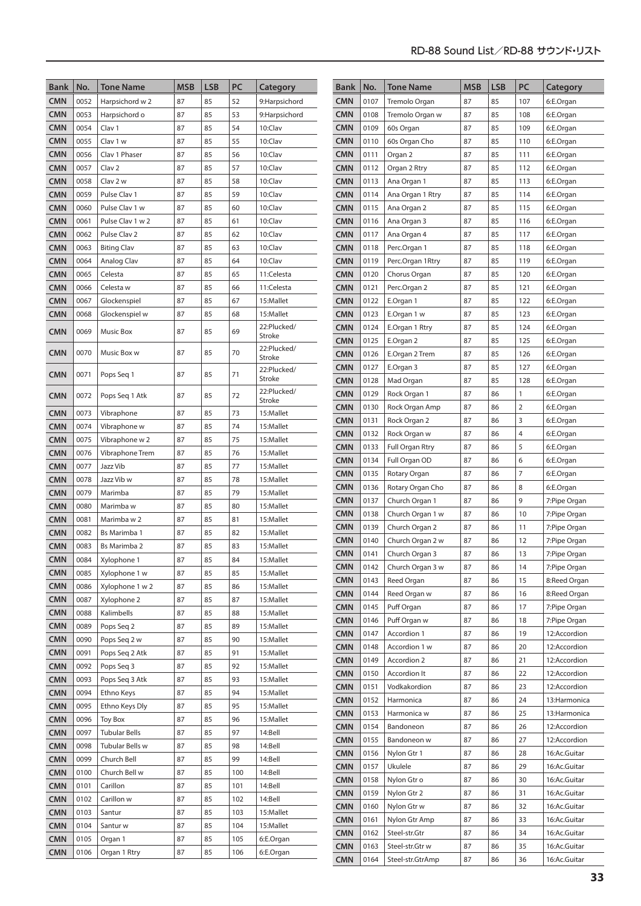| Bank | No. | Tone Name | MSB | LSB | PC | Category |
|---|---|---|---|---|---|---|
| CMN | 0052 | Harpsichord w 2 | 87 | 85 | 52 | 9:Harpsichord |
| CMN | 0053 | Harpsichord o | 87 | 85 | 53 | 9:Harpsichord |
| CMN | 0054 | Clav 1 | 87 | 85 | 54 | 10:Clav |
| CMN | 0055 | Clav 1 w | 87 | 85 | 55 | 10:Clav |
| CMN | 0056 | Clav 1 Phaser | 87 | 85 | 56 | 10:Clav |
| CMN | 0057 | Clav 2 | 87 | 85 | 57 | 10:Clav |
| CMN | 0058 | Clav 2 w | 87 | 85 | 58 | 10:Clav |
| CMN | 0059 | Pulse Clav 1 | 87 | 85 | 59 | 10:Clav |
| CMN | 0060 | Pulse Clav 1 w | 87 | 85 | 60 | 10:Clav |
| CMN | 0061 | Pulse Clav 1 w 2 | 87 | 85 | 61 | 10:Clav |
| CMN | 0062 | Pulse Clav 2 | 87 | 85 | 62 | 10:Clav |
| CMN | 0063 | Biting Clav | 87 | 85 | 63 | 10:Clav |
| CMN | 0064 | Analog Clav | 87 | 85 | 64 | 10:Clav |
| CMN | 0065 | Celesta | 87 | 85 | 65 | 11:Celesta |
| CMN | 0066 | Celesta w | 87 | 85 | 66 | 11:Celesta |
| CMN | 0067 | Glockenspiel | 87 | 85 | 67 | 15:Mallet |
| CMN | 0068 | Glockenspiel w | 87 | 85 | 68 | 15:Mallet |
| CMN | 0069 | Music Box | 87 | 85 | 69 | 22:Plucked/Stroke |
| CMN | 0070 | Music Box w | 87 | 85 | 70 | 22:Plucked/Stroke |
| CMN | 0071 | Pops Seq 1 | 87 | 85 | 71 | 22:Plucked/Stroke |
| CMN | 0072 | Pops Seq 1 Atk | 87 | 85 | 72 | 22:Plucked/Stroke |
| CMN | 0073 | Vibraphone | 87 | 85 | 73 | 15:Mallet |
| CMN | 0074 | Vibraphone w | 87 | 85 | 74 | 15:Mallet |
| CMN | 0075 | Vibraphone w 2 | 87 | 85 | 75 | 15:Mallet |
| CMN | 0076 | Vibraphone Trem | 87 | 85 | 76 | 15:Mallet |
| CMN | 0077 | Jazz Vib | 87 | 85 | 77 | 15:Mallet |
| CMN | 0078 | Jazz Vib w | 87 | 85 | 78 | 15:Mallet |
| CMN | 0079 | Marimba | 87 | 85 | 79 | 15:Mallet |
| CMN | 0080 | Marimba w | 87 | 85 | 80 | 15:Mallet |
| CMN | 0081 | Marimba w 2 | 87 | 85 | 81 | 15:Mallet |
| CMN | 0082 | Bs Marimba 1 | 87 | 85 | 82 | 15:Mallet |
| CMN | 0083 | Bs Marimba 2 | 87 | 85 | 83 | 15:Mallet |
| CMN | 0084 | Xylophone 1 | 87 | 85 | 84 | 15:Mallet |
| CMN | 0085 | Xylophone 1 w | 87 | 85 | 85 | 15:Mallet |
| CMN | 0086 | Xylophone 1 w 2 | 87 | 85 | 86 | 15:Mallet |
| CMN | 0087 | Xylophone 2 | 87 | 85 | 87 | 15:Mallet |
| CMN | 0088 | Kalimbells | 87 | 85 | 88 | 15:Mallet |
| CMN | 0089 | Pops Seq 2 | 87 | 85 | 89 | 15:Mallet |
| CMN | 0090 | Pops Seq 2 w | 87 | 85 | 90 | 15:Mallet |
| CMN | 0091 | Pops Seq 2 Atk | 87 | 85 | 91 | 15:Mallet |
| CMN | 0092 | Pops Seq 3 | 87 | 85 | 92 | 15:Mallet |
| CMN | 0093 | Pops Seq 3 Atk | 87 | 85 | 93 | 15:Mallet |
| CMN | 0094 | Ethno Keys | 87 | 85 | 94 | 15:Mallet |
| CMN | 0095 | Ethno Keys Dly | 87 | 85 | 95 | 15:Mallet |
| CMN | 0096 | Toy Box | 87 | 85 | 96 | 15:Mallet |
| CMN | 0097 | Tubular Bells | 87 | 85 | 97 | 14:Bell |
| CMN | 0098 | Tubular Bells w | 87 | 85 | 98 | 14:Bell |
| CMN | 0099 | Church Bell | 87 | 85 | 99 | 14:Bell |
| CMN | 0100 | Church Bell w | 87 | 85 | 100 | 14:Bell |
| CMN | 0101 | Carillon | 87 | 85 | 101 | 14:Bell |
| CMN | 0102 | Carillon w | 87 | 85 | 102 | 14:Bell |
| CMN | 0103 | Santur | 87 | 85 | 103 | 15:Mallet |
| CMN | 0104 | Santur w | 87 | 85 | 104 | 15:Mallet |
| CMN | 0105 | Organ 1 | 87 | 85 | 105 | 6:E.Organ |
| CMN | 0106 | Organ 1 Rtry | 87 | 85 | 106 | 6:E.Organ |
| CMN | 0107 | Tremolo Organ | 87 | 85 | 107 | 6:E.Organ |
| CMN | 0108 | Tremolo Organ w | 87 | 85 | 108 | 6:E.Organ |
| CMN | 0109 | 60s Organ | 87 | 85 | 109 | 6:E.Organ |
| CMN | 0110 | 60s Organ Cho | 87 | 85 | 110 | 6:E.Organ |
| CMN | 0111 | Organ 2 | 87 | 85 | 111 | 6:E.Organ |
| CMN | 0112 | Organ 2 Rtry | 87 | 85 | 112 | 6:E.Organ |
| CMN | 0113 | Ana Organ 1 | 87 | 85 | 113 | 6:E.Organ |
| CMN | 0114 | Ana Organ 1 Rtry | 87 | 85 | 114 | 6:E.Organ |
| CMN | 0115 | Ana Organ 2 | 87 | 85 | 115 | 6:E.Organ |
| CMN | 0116 | Ana Organ 3 | 87 | 85 | 116 | 6:E.Organ |
| CMN | 0117 | Ana Organ 4 | 87 | 85 | 117 | 6:E.Organ |
| CMN | 0118 | Perc.Organ 1 | 87 | 85 | 118 | 6:E.Organ |
| CMN | 0119 | Perc.Organ 1Rtry | 87 | 85 | 119 | 6:E.Organ |
| CMN | 0120 | Chorus Organ | 87 | 85 | 120 | 6:E.Organ |
| CMN | 0121 | Perc.Organ 2 | 87 | 85 | 121 | 6:E.Organ |
| CMN | 0122 | E.Organ 1 | 87 | 85 | 122 | 6:E.Organ |
| CMN | 0123 | E.Organ 1 w | 87 | 85 | 123 | 6:E.Organ |
| CMN | 0124 | E.Organ 1 Rtry | 87 | 85 | 124 | 6:E.Organ |
| CMN | 0125 | E.Organ 2 | 87 | 85 | 125 | 6:E.Organ |
| CMN | 0126 | E.Organ 2 Trem | 87 | 85 | 126 | 6:E.Organ |
| CMN | 0127 | E.Organ 3 | 87 | 85 | 127 | 6:E.Organ |
| CMN | 0128 | Mad Organ | 87 | 85 | 128 | 6:E.Organ |
| CMN | 0129 | Rock Organ 1 | 87 | 86 | 1 | 6:E.Organ |
| CMN | 0130 | Rock Organ Amp | 87 | 86 | 2 | 6:E.Organ |
| CMN | 0131 | Rock Organ 2 | 87 | 86 | 3 | 6:E.Organ |
| CMN | 0132 | Rock Organ w | 87 | 86 | 4 | 6:E.Organ |
| CMN | 0133 | Full Organ Rtry | 87 | 86 | 5 | 6:E.Organ |
| CMN | 0134 | Full Organ OD | 87 | 86 | 6 | 6:E.Organ |
| CMN | 0135 | Rotary Organ | 87 | 86 | 7 | 6:E.Organ |
| CMN | 0136 | Rotary Organ Cho | 87 | 86 | 8 | 6:E.Organ |
| CMN | 0137 | Church Organ 1 | 87 | 86 | 9 | 7:Pipe Organ |
| CMN | 0138 | Church Organ 1 w | 87 | 86 | 10 | 7:Pipe Organ |
| CMN | 0139 | Church Organ 2 | 87 | 86 | 11 | 7:Pipe Organ |
| CMN | 0140 | Church Organ 2 w | 87 | 86 | 12 | 7:Pipe Organ |
| CMN | 0141 | Church Organ 3 | 87 | 86 | 13 | 7:Pipe Organ |
| CMN | 0142 | Church Organ 3 w | 87 | 86 | 14 | 7:Pipe Organ |
| CMN | 0143 | Reed Organ | 87 | 86 | 15 | 8:Reed Organ |
| CMN | 0144 | Reed Organ w | 87 | 86 | 16 | 8:Reed Organ |
| CMN | 0145 | Puff Organ | 87 | 86 | 17 | 7:Pipe Organ |
| CMN | 0146 | Puff Organ w | 87 | 86 | 18 | 7:Pipe Organ |
| CMN | 0147 | Accordion 1 | 87 | 86 | 19 | 12:Accordion |
| CMN | 0148 | Accordion 1 w | 87 | 86 | 20 | 12:Accordion |
| CMN | 0149 | Accordion 2 | 87 | 86 | 21 | 12:Accordion |
| CMN | 0150 | Accordion It | 87 | 86 | 22 | 12:Accordion |
| CMN | 0151 | Vodkakordion | 87 | 86 | 23 | 12:Accordion |
| CMN | 0152 | Harmonica | 87 | 86 | 24 | 13:Harmonica |
| CMN | 0153 | Harmonica w | 87 | 86 | 25 | 13:Harmonica |
| CMN | 0154 | Bandoneon | 87 | 86 | 26 | 12:Accordion |
| CMN | 0155 | Bandoneon w | 87 | 86 | 27 | 12:Accordion |
| CMN | 0156 | Nylon Gtr 1 | 87 | 86 | 28 | 16:Ac.Guitar |
| CMN | 0157 | Ukulele | 87 | 86 | 29 | 16:Ac.Guitar |
| CMN | 0158 | Nylon Gtr o | 87 | 86 | 30 | 16:Ac.Guitar |
| CMN | 0159 | Nylon Gtr 2 | 87 | 86 | 31 | 16:Ac.Guitar |
| CMN | 0160 | Nylon Gtr w | 87 | 86 | 32 | 16:Ac.Guitar |
| CMN | 0161 | Nylon Gtr Amp | 87 | 86 | 33 | 16:Ac.Guitar |
| CMN | 0162 | Steel-str.Gtr | 87 | 86 | 34 | 16:Ac.Guitar |
| CMN | 0163 | Steel-str.Gtr w | 87 | 86 | 35 | 16:Ac.Guitar |
| CMN | 0164 | Steel-str.GtrAmp | 87 | 86 | 36 | 16:Ac.Guitar |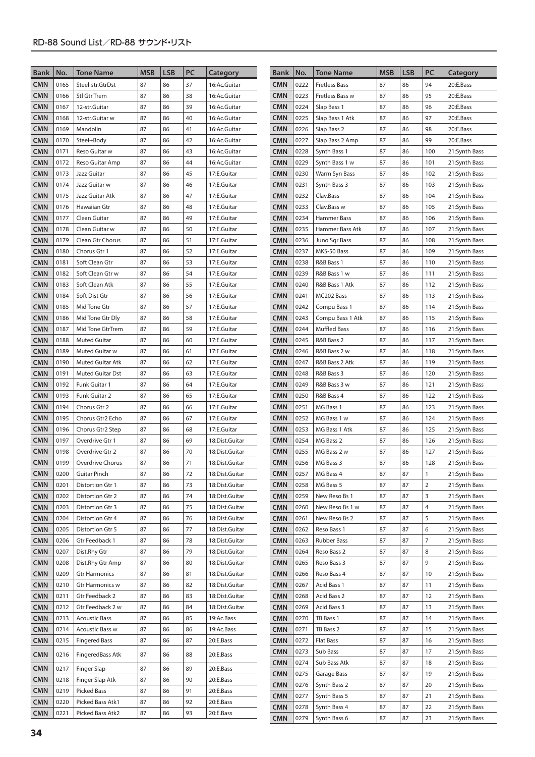| Bank | No. | Tone Name | MSB | LSB | PC | Category |
|---|---|---|---|---|---|---|
| CMN | 0165 | Steel-str.GtrDst | 87 | 86 | 37 | 16:Ac.Guitar |
| CMN | 0166 | Stl Gtr Trem | 87 | 86 | 38 | 16:Ac.Guitar |
| CMN | 0167 | 12-str.Guitar | 87 | 86 | 39 | 16:Ac.Guitar |
| CMN | 0168 | 12-str.Guitar w | 87 | 86 | 40 | 16:Ac.Guitar |
| CMN | 0169 | Mandolin | 87 | 86 | 41 | 16:Ac.Guitar |
| CMN | 0170 | Steel+Body | 87 | 86 | 42 | 16:Ac.Guitar |
| CMN | 0171 | Reso Guitar w | 87 | 86 | 43 | 16:Ac.Guitar |
| CMN | 0172 | Reso Guitar Amp | 87 | 86 | 44 | 16:Ac.Guitar |
| CMN | 0173 | Jazz Guitar | 87 | 86 | 45 | 17:E.Guitar |
| CMN | 0174 | Jazz Guitar w | 87 | 86 | 46 | 17:E.Guitar |
| CMN | 0175 | Jazz Guitar Atk | 87 | 86 | 47 | 17:E.Guitar |
| CMN | 0176 | Hawaiian Gtr | 87 | 86 | 48 | 17:E.Guitar |
| CMN | 0177 | Clean Guitar | 87 | 86 | 49 | 17:E.Guitar |
| CMN | 0178 | Clean Guitar w | 87 | 86 | 50 | 17:E.Guitar |
| CMN | 0179 | Clean Gtr Chorus | 87 | 86 | 51 | 17:E.Guitar |
| CMN | 0180 | Chorus Gtr 1 | 87 | 86 | 52 | 17:E.Guitar |
| CMN | 0181 | Soft Clean Gtr | 87 | 86 | 53 | 17:E.Guitar |
| CMN | 0182 | Soft Clean Gtr w | 87 | 86 | 54 | 17:E.Guitar |
| CMN | 0183 | Soft Clean Atk | 87 | 86 | 55 | 17:E.Guitar |
| CMN | 0184 | Soft Dist Gtr | 87 | 86 | 56 | 17:E.Guitar |
| CMN | 0185 | Mid Tone Gtr | 87 | 86 | 57 | 17:E.Guitar |
| CMN | 0186 | Mid Tone Gtr Dly | 87 | 86 | 58 | 17:E.Guitar |
| CMN | 0187 | Mid Tone GtrTrem | 87 | 86 | 59 | 17:E.Guitar |
| CMN | 0188 | Muted Guitar | 87 | 86 | 60 | 17:E.Guitar |
| CMN | 0189 | Muted Guitar w | 87 | 86 | 61 | 17:E.Guitar |
| CMN | 0190 | Muted Guitar Atk | 87 | 86 | 62 | 17:E.Guitar |
| CMN | 0191 | Muted Guitar Dst | 87 | 86 | 63 | 17:E.Guitar |
| CMN | 0192 | Funk Guitar 1 | 87 | 86 | 64 | 17:E.Guitar |
| CMN | 0193 | Funk Guitar 2 | 87 | 86 | 65 | 17:E.Guitar |
| CMN | 0194 | Chorus Gtr 2 | 87 | 86 | 66 | 17:E.Guitar |
| CMN | 0195 | Chorus Gtr2 Echo | 87 | 86 | 67 | 17:E.Guitar |
| CMN | 0196 | Chorus Gtr2 Step | 87 | 86 | 68 | 17:E.Guitar |
| CMN | 0197 | Overdrive Gtr 1 | 87 | 86 | 69 | 18:Dist.Guitar |
| CMN | 0198 | Overdrive Gtr 2 | 87 | 86 | 70 | 18:Dist.Guitar |
| CMN | 0199 | Overdrive Chorus | 87 | 86 | 71 | 18:Dist.Guitar |
| CMN | 0200 | Guitar Pinch | 87 | 86 | 72 | 18:Dist.Guitar |
| CMN | 0201 | Distortion Gtr 1 | 87 | 86 | 73 | 18:Dist.Guitar |
| CMN | 0202 | Distortion Gtr 2 | 87 | 86 | 74 | 18:Dist.Guitar |
| CMN | 0203 | Distortion Gtr 3 | 87 | 86 | 75 | 18:Dist.Guitar |
| CMN | 0204 | Distortion Gtr 4 | 87 | 86 | 76 | 18:Dist.Guitar |
| CMN | 0205 | Distortion Gtr 5 | 87 | 86 | 77 | 18:Dist.Guitar |
| CMN | 0206 | Gtr Feedback 1 | 87 | 86 | 78 | 18:Dist.Guitar |
| CMN | 0207 | Dist.Rhy Gtr | 87 | 86 | 79 | 18:Dist.Guitar |
| CMN | 0208 | Dist.Rhy Gtr Amp | 87 | 86 | 80 | 18:Dist.Guitar |
| CMN | 0209 | Gtr Harmonics | 87 | 86 | 81 | 18:Dist.Guitar |
| CMN | 0210 | Gtr Harmonics w | 87 | 86 | 82 | 18:Dist.Guitar |
| CMN | 0211 | Gtr Feedback 2 | 87 | 86 | 83 | 18:Dist.Guitar |
| CMN | 0212 | Gtr Feedback 2 w | 87 | 86 | 84 | 18:Dist.Guitar |
| CMN | 0213 | Acoustic Bass | 87 | 86 | 85 | 19:Ac.Bass |
| CMN | 0214 | Acoustic Bass w | 87 | 86 | 86 | 19:Ac.Bass |
| CMN | 0215 | Fingered Bass | 87 | 86 | 87 | 20:E.Bass |
| CMN | 0216 | FingeredBass Atk | 87 | 86 | 88 | 20:E.Bass |
| CMN | 0217 | Finger Slap | 87 | 86 | 89 | 20:E.Bass |
| CMN | 0218 | Finger Slap Atk | 87 | 86 | 90 | 20:E.Bass |
| CMN | 0219 | Picked Bass | 87 | 86 | 91 | 20:E.Bass |
| CMN | 0220 | Picked Bass Atk1 | 87 | 86 | 92 | 20:E.Bass |
| CMN | 0221 | Picked Bass Atk2 | 87 | 86 | 93 | 20:E.Bass |
| CMN | 0222 | Fretless Bass | 87 | 86 | 94 | 20:E.Bass |
| CMN | 0223 | Fretless Bass w | 87 | 86 | 95 | 20:E.Bass |
| CMN | 0224 | Slap Bass 1 | 87 | 86 | 96 | 20:E.Bass |
| CMN | 0225 | Slap Bass 1 Atk | 87 | 86 | 97 | 20:E.Bass |
| CMN | 0226 | Slap Bass 2 | 87 | 86 | 98 | 20:E.Bass |
| CMN | 0227 | Slap Bass 2 Amp | 87 | 86 | 99 | 20:E.Bass |
| CMN | 0228 | Synth Bass 1 | 87 | 86 | 100 | 21:Synth Bass |
| CMN | 0229 | Synth Bass 1 w | 87 | 86 | 101 | 21:Synth Bass |
| CMN | 0230 | Warm Syn Bass | 87 | 86 | 102 | 21:Synth Bass |
| CMN | 0231 | Synth Bass 3 | 87 | 86 | 103 | 21:Synth Bass |
| CMN | 0232 | Clav.Bass | 87 | 86 | 104 | 21:Synth Bass |
| CMN | 0233 | Clav.Bass w | 87 | 86 | 105 | 21:Synth Bass |
| CMN | 0234 | Hammer Bass | 87 | 86 | 106 | 21:Synth Bass |
| CMN | 0235 | Hammer Bass Atk | 87 | 86 | 107 | 21:Synth Bass |
| CMN | 0236 | Juno Sqr Bass | 87 | 86 | 108 | 21:Synth Bass |
| CMN | 0237 | MKS-50 Bass | 87 | 86 | 109 | 21:Synth Bass |
| CMN | 0238 | R&B Bass 1 | 87 | 86 | 110 | 21:Synth Bass |
| CMN | 0239 | R&B Bass 1 w | 87 | 86 | 111 | 21:Synth Bass |
| CMN | 0240 | R&B Bass 1 Atk | 87 | 86 | 112 | 21:Synth Bass |
| CMN | 0241 | MC202 Bass | 87 | 86 | 113 | 21:Synth Bass |
| CMN | 0242 | Compu Bass 1 | 87 | 86 | 114 | 21:Synth Bass |
| CMN | 0243 | Compu Bass 1 Atk | 87 | 86 | 115 | 21:Synth Bass |
| CMN | 0244 | Muffled Bass | 87 | 86 | 116 | 21:Synth Bass |
| CMN | 0245 | R&B Bass 2 | 87 | 86 | 117 | 21:Synth Bass |
| CMN | 0246 | R&B Bass 2 w | 87 | 86 | 118 | 21:Synth Bass |
| CMN | 0247 | R&B Bass 2 Atk | 87 | 86 | 119 | 21:Synth Bass |
| CMN | 0248 | R&B Bass 3 | 87 | 86 | 120 | 21:Synth Bass |
| CMN | 0249 | R&B Bass 3 w | 87 | 86 | 121 | 21:Synth Bass |
| CMN | 0250 | R&B Bass 4 | 87 | 86 | 122 | 21:Synth Bass |
| CMN | 0251 | MG Bass 1 | 87 | 86 | 123 | 21:Synth Bass |
| CMN | 0252 | MG Bass 1 w | 87 | 86 | 124 | 21:Synth Bass |
| CMN | 0253 | MG Bass 1 Atk | 87 | 86 | 125 | 21:Synth Bass |
| CMN | 0254 | MG Bass 2 | 87 | 86 | 126 | 21:Synth Bass |
| CMN | 0255 | MG Bass 2 w | 87 | 86 | 127 | 21:Synth Bass |
| CMN | 0256 | MG Bass 3 | 87 | 86 | 128 | 21:Synth Bass |
| CMN | 0257 | MG Bass 4 | 87 | 87 | 1 | 21:Synth Bass |
| CMN | 0258 | MG Bass 5 | 87 | 87 | 2 | 21:Synth Bass |
| CMN | 0259 | New Reso Bs 1 | 87 | 87 | 3 | 21:Synth Bass |
| CMN | 0260 | New Reso Bs 1 w | 87 | 87 | 4 | 21:Synth Bass |
| CMN | 0261 | New Reso Bs 2 | 87 | 87 | 5 | 21:Synth Bass |
| CMN | 0262 | Reso Bass 1 | 87 | 87 | 6 | 21:Synth Bass |
| CMN | 0263 | Rubber Bass | 87 | 87 | 7 | 21:Synth Bass |
| CMN | 0264 | Reso Bass 2 | 87 | 87 | 8 | 21:Synth Bass |
| CMN | 0265 | Reso Bass 3 | 87 | 87 | 9 | 21:Synth Bass |
| CMN | 0266 | Reso Bass 4 | 87 | 87 | 10 | 21:Synth Bass |
| CMN | 0267 | Acid Bass 1 | 87 | 87 | 11 | 21:Synth Bass |
| CMN | 0268 | Acid Bass 2 | 87 | 87 | 12 | 21:Synth Bass |
| CMN | 0269 | Acid Bass 3 | 87 | 87 | 13 | 21:Synth Bass |
| CMN | 0270 | TB Bass 1 | 87 | 87 | 14 | 21:Synth Bass |
| CMN | 0271 | TB Bass 2 | 87 | 87 | 15 | 21:Synth Bass |
| CMN | 0272 | Flat Bass | 87 | 87 | 16 | 21:Synth Bass |
| CMN | 0273 | Sub Bass | 87 | 87 | 17 | 21:Synth Bass |
| CMN | 0274 | Sub Bass Atk | 87 | 87 | 18 | 21:Synth Bass |
| CMN | 0275 | Garage Bass | 87 | 87 | 19 | 21:Synth Bass |
| CMN | 0276 | Synth Bass 2 | 87 | 87 | 20 | 21:Synth Bass |
| CMN | 0277 | Synth Bass 5 | 87 | 87 | 21 | 21:Synth Bass |
| CMN | 0278 | Synth Bass 4 | 87 | 87 | 22 | 21:Synth Bass |
| CMN | 0279 | Synth Bass 6 | 87 | 87 | 23 | 21:Synth Bass |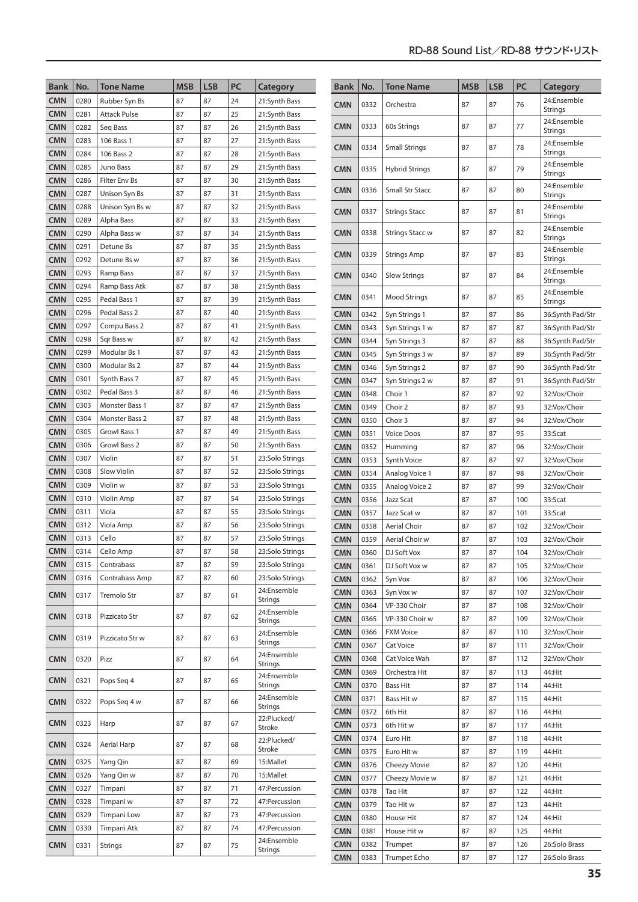| Bank | No. | Tone Name | MSB | LSB | PC | Category |
|---|---|---|---|---|---|---|
| CMN | 0280 | Rubber Syn Bs | 87 | 87 | 24 | 21:Synth Bass |
| CMN | 0281 | Attack Pulse | 87 | 87 | 25 | 21:Synth Bass |
| CMN | 0282 | Seq Bass | 87 | 87 | 26 | 21:Synth Bass |
| CMN | 0283 | 106 Bass 1 | 87 | 87 | 27 | 21:Synth Bass |
| CMN | 0284 | 106 Bass 2 | 87 | 87 | 28 | 21:Synth Bass |
| CMN | 0285 | Juno Bass | 87 | 87 | 29 | 21:Synth Bass |
| CMN | 0286 | Filter Env Bs | 87 | 87 | 30 | 21:Synth Bass |
| CMN | 0287 | Unison Syn Bs | 87 | 87 | 31 | 21:Synth Bass |
| CMN | 0288 | Unison Syn Bs w | 87 | 87 | 32 | 21:Synth Bass |
| CMN | 0289 | Alpha Bass | 87 | 87 | 33 | 21:Synth Bass |
| CMN | 0290 | Alpha Bass w | 87 | 87 | 34 | 21:Synth Bass |
| CMN | 0291 | Detune Bs | 87 | 87 | 35 | 21:Synth Bass |
| CMN | 0292 | Detune Bs w | 87 | 87 | 36 | 21:Synth Bass |
| CMN | 0293 | Ramp Bass | 87 | 87 | 37 | 21:Synth Bass |
| CMN | 0294 | Ramp Bass Atk | 87 | 87 | 38 | 21:Synth Bass |
| CMN | 0295 | Pedal Bass 1 | 87 | 87 | 39 | 21:Synth Bass |
| CMN | 0296 | Pedal Bass 2 | 87 | 87 | 40 | 21:Synth Bass |
| CMN | 0297 | Compu Bass 2 | 87 | 87 | 41 | 21:Synth Bass |
| CMN | 0298 | Sqr Bass w | 87 | 87 | 42 | 21:Synth Bass |
| CMN | 0299 | Modular Bs 1 | 87 | 87 | 43 | 21:Synth Bass |
| CMN | 0300 | Modular Bs 2 | 87 | 87 | 44 | 21:Synth Bass |
| CMN | 0301 | Synth Bass 7 | 87 | 87 | 45 | 21:Synth Bass |
| CMN | 0302 | Pedal Bass 3 | 87 | 87 | 46 | 21:Synth Bass |
| CMN | 0303 | Monster Bass 1 | 87 | 87 | 47 | 21:Synth Bass |
| CMN | 0304 | Monster Bass 2 | 87 | 87 | 48 | 21:Synth Bass |
| CMN | 0305 | Growl Bass 1 | 87 | 87 | 49 | 21:Synth Bass |
| CMN | 0306 | Growl Bass 2 | 87 | 87 | 50 | 21:Synth Bass |
| CMN | 0307 | Violin | 87 | 87 | 51 | 23:Solo Strings |
| CMN | 0308 | Slow Violin | 87 | 87 | 52 | 23:Solo Strings |
| CMN | 0309 | Violin w | 87 | 87 | 53 | 23:Solo Strings |
| CMN | 0310 | Violin Amp | 87 | 87 | 54 | 23:Solo Strings |
| CMN | 0311 | Viola | 87 | 87 | 55 | 23:Solo Strings |
| CMN | 0312 | Viola Amp | 87 | 87 | 56 | 23:Solo Strings |
| CMN | 0313 | Cello | 87 | 87 | 57 | 23:Solo Strings |
| CMN | 0314 | Cello Amp | 87 | 87 | 58 | 23:Solo Strings |
| CMN | 0315 | Contrabass | 87 | 87 | 59 | 23:Solo Strings |
| CMN | 0316 | Contrabass Amp | 87 | 87 | 60 | 23:Solo Strings |
| CMN | 0317 | Tremolo Str | 87 | 87 | 61 | 24:Ensemble Strings |
| CMN | 0318 | Pizzicato Str | 87 | 87 | 62 | 24:Ensemble Strings |
| CMN | 0319 | Pizzicato Str w | 87 | 87 | 63 | 24:Ensemble Strings |
| CMN | 0320 | Pizz | 87 | 87 | 64 | 24:Ensemble Strings |
| CMN | 0321 | Pops Seq 4 | 87 | 87 | 65 | 24:Ensemble Strings |
| CMN | 0322 | Pops Seq 4 w | 87 | 87 | 66 | 24:Ensemble Strings |
| CMN | 0323 | Harp | 87 | 87 | 67 | 22:Plucked/Stroke |
| CMN | 0324 | Aerial Harp | 87 | 87 | 68 | 22:Plucked/Stroke |
| CMN | 0325 | Yang Qin | 87 | 87 | 69 | 15:Mallet |
| CMN | 0326 | Yang Qin w | 87 | 87 | 70 | 15:Mallet |
| CMN | 0327 | Timpani | 87 | 87 | 71 | 47:Percussion |
| CMN | 0328 | Timpani w | 87 | 87 | 72 | 47:Percussion |
| CMN | 0329 | Timpani Low | 87 | 87 | 73 | 47:Percussion |
| CMN | 0330 | Timpani Atk | 87 | 87 | 74 | 47:Percussion |
| CMN | 0331 | Strings | 87 | 87 | 75 | 24:Ensemble Strings |
| CMN | 0332 | Orchestra | 87 | 87 | 76 | 24:Ensemble Strings |
| CMN | 0333 | 60s Strings | 87 | 87 | 77 | 24:Ensemble Strings |
| CMN | 0334 | Small Strings | 87 | 87 | 78 | 24:Ensemble Strings |
| CMN | 0335 | Hybrid Strings | 87 | 87 | 79 | 24:Ensemble Strings |
| CMN | 0336 | Small Str Stacc | 87 | 87 | 80 | 24:Ensemble Strings |
| CMN | 0337 | Strings Stacc | 87 | 87 | 81 | 24:Ensemble Strings |
| CMN | 0338 | Strings Stacc w | 87 | 87 | 82 | 24:Ensemble Strings |
| CMN | 0339 | Strings Amp | 87 | 87 | 83 | 24:Ensemble Strings |
| CMN | 0340 | Slow Strings | 87 | 87 | 84 | 24:Ensemble Strings |
| CMN | 0341 | Mood Strings | 87 | 87 | 85 | 24:Ensemble Strings |
| CMN | 0342 | Syn Strings 1 | 87 | 87 | 86 | 36:Synth Pad/Str |
| CMN | 0343 | Syn Strings 1 w | 87 | 87 | 87 | 36:Synth Pad/Str |
| CMN | 0344 | Syn Strings 3 | 87 | 87 | 88 | 36:Synth Pad/Str |
| CMN | 0345 | Syn Strings 3 w | 87 | 87 | 89 | 36:Synth Pad/Str |
| CMN | 0346 | Syn Strings 2 | 87 | 87 | 90 | 36:Synth Pad/Str |
| CMN | 0347 | Syn Strings 2 w | 87 | 87 | 91 | 36:Synth Pad/Str |
| CMN | 0348 | Choir 1 | 87 | 87 | 92 | 32:Vox/Choir |
| CMN | 0349 | Choir 2 | 87 | 87 | 93 | 32:Vox/Choir |
| CMN | 0350 | Choir 3 | 87 | 87 | 94 | 32:Vox/Choir |
| CMN | 0351 | Voice Doos | 87 | 87 | 95 | 33:Scat |
| CMN | 0352 | Humming | 87 | 87 | 96 | 32:Vox/Choir |
| CMN | 0353 | Synth Voice | 87 | 87 | 97 | 32:Vox/Choir |
| CMN | 0354 | Analog Voice 1 | 87 | 87 | 98 | 32:Vox/Choir |
| CMN | 0355 | Analog Voice 2 | 87 | 87 | 99 | 32:Vox/Choir |
| CMN | 0356 | Jazz Scat | 87 | 87 | 100 | 33:Scat |
| CMN | 0357 | Jazz Scat w | 87 | 87 | 101 | 33:Scat |
| CMN | 0358 | Aerial Choir | 87 | 87 | 102 | 32:Vox/Choir |
| CMN | 0359 | Aerial Choir w | 87 | 87 | 103 | 32:Vox/Choir |
| CMN | 0360 | DJ Soft Vox | 87 | 87 | 104 | 32:Vox/Choir |
| CMN | 0361 | DJ Soft Vox w | 87 | 87 | 105 | 32:Vox/Choir |
| CMN | 0362 | Syn Vox | 87 | 87 | 106 | 32:Vox/Choir |
| CMN | 0363 | Syn Vox w | 87 | 87 | 107 | 32:Vox/Choir |
| CMN | 0364 | VP-330 Choir | 87 | 87 | 108 | 32:Vox/Choir |
| CMN | 0365 | VP-330 Choir w | 87 | 87 | 109 | 32:Vox/Choir |
| CMN | 0366 | FXM Voice | 87 | 87 | 110 | 32:Vox/Choir |
| CMN | 0367 | Cat Voice | 87 | 87 | 111 | 32:Vox/Choir |
| CMN | 0368 | Cat Voice Wah | 87 | 87 | 112 | 32:Vox/Choir |
| CMN | 0369 | Orchestra Hit | 87 | 87 | 113 | 44:Hit |
| CMN | 0370 | Bass Hit | 87 | 87 | 114 | 44:Hit |
| CMN | 0371 | Bass Hit w | 87 | 87 | 115 | 44:Hit |
| CMN | 0372 | 6th Hit | 87 | 87 | 116 | 44:Hit |
| CMN | 0373 | 6th Hit w | 87 | 87 | 117 | 44:Hit |
| CMN | 0374 | Euro Hit | 87 | 87 | 118 | 44:Hit |
| CMN | 0375 | Euro Hit w | 87 | 87 | 119 | 44:Hit |
| CMN | 0376 | Cheezy Movie | 87 | 87 | 120 | 44:Hit |
| CMN | 0377 | Cheezy Movie w | 87 | 87 | 121 | 44:Hit |
| CMN | 0378 | Tao Hit | 87 | 87 | 122 | 44:Hit |
| CMN | 0379 | Tao Hit w | 87 | 87 | 123 | 44:Hit |
| CMN | 0380 | House Hit | 87 | 87 | 124 | 44:Hit |
| CMN | 0381 | House Hit w | 87 | 87 | 125 | 44:Hit |
| CMN | 0382 | Trumpet | 87 | 87 | 126 | 26:Solo Brass |
| CMN | 0383 | Trumpet Echo | 87 | 87 | 127 | 26:Solo Brass |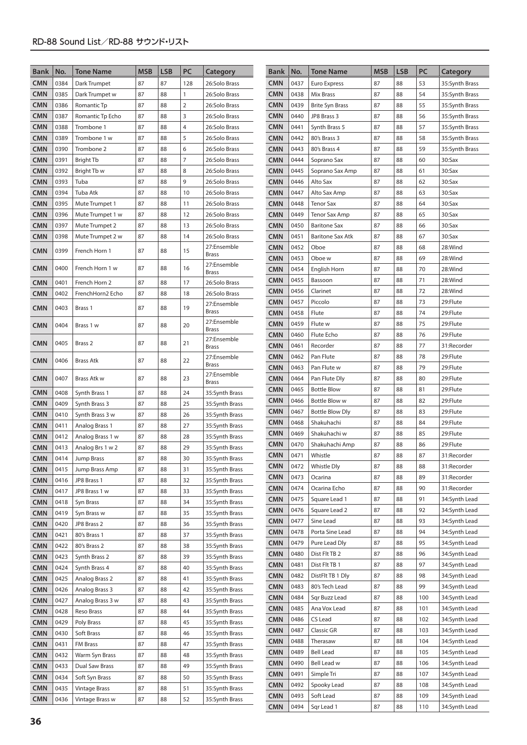| Bank | No. | Tone Name | MSB | LSB | PC | Category |
|---|---|---|---|---|---|---|
| CMN | 0384 | Dark Trumpet | 87 | 87 | 128 | 26:Solo Brass |
| CMN | 0385 | Dark Trumpet w | 87 | 88 | 1 | 26:Solo Brass |
| CMN | 0386 | Romantic Tp | 87 | 88 | 2 | 26:Solo Brass |
| CMN | 0387 | Romantic Tp Echo | 87 | 88 | 3 | 26:Solo Brass |
| CMN | 0388 | Trombone 1 | 87 | 88 | 4 | 26:Solo Brass |
| CMN | 0389 | Trombone 1 w | 87 | 88 | 5 | 26:Solo Brass |
| CMN | 0390 | Trombone 2 | 87 | 88 | 6 | 26:Solo Brass |
| CMN | 0391 | Bright Tb | 87 | 88 | 7 | 26:Solo Brass |
| CMN | 0392 | Bright Tb w | 87 | 88 | 8 | 26:Solo Brass |
| CMN | 0393 | Tuba | 87 | 88 | 9 | 26:Solo Brass |
| CMN | 0394 | Tuba Atk | 87 | 88 | 10 | 26:Solo Brass |
| CMN | 0395 | Mute Trumpet 1 | 87 | 88 | 11 | 26:Solo Brass |
| CMN | 0396 | Mute Trumpet 1 w | 87 | 88 | 12 | 26:Solo Brass |
| CMN | 0397 | Mute Trumpet 2 | 87 | 88 | 13 | 26:Solo Brass |
| CMN | 0398 | Mute Trumpet 2 w | 87 | 88 | 14 | 26:Solo Brass |
| CMN | 0399 | French Horn 1 | 87 | 88 | 15 | 27:Ensemble Brass |
| CMN | 0400 | French Horn 1 w | 87 | 88 | 16 | 27:Ensemble Brass |
| CMN | 0401 | French Horn 2 | 87 | 88 | 17 | 26:Solo Brass |
| CMN | 0402 | FrenchHorn2 Echo | 87 | 88 | 18 | 26:Solo Brass |
| CMN | 0403 | Brass 1 | 87 | 88 | 19 | 27:Ensemble Brass |
| CMN | 0404 | Brass 1 w | 87 | 88 | 20 | 27:Ensemble Brass |
| CMN | 0405 | Brass 2 | 87 | 88 | 21 | 27:Ensemble Brass |
| CMN | 0406 | Brass Atk | 87 | 88 | 22 | 27:Ensemble Brass |
| CMN | 0407 | Brass Atk w | 87 | 88 | 23 | 27:Ensemble Brass |
| CMN | 0408 | Synth Brass 1 | 87 | 88 | 24 | 35:Synth Brass |
| CMN | 0409 | Synth Brass 3 | 87 | 88 | 25 | 35:Synth Brass |
| CMN | 0410 | Synth Brass 3 w | 87 | 88 | 26 | 35:Synth Brass |
| CMN | 0411 | Analog Brass 1 | 87 | 88 | 27 | 35:Synth Brass |
| CMN | 0412 | Analog Brass 1 w | 87 | 88 | 28 | 35:Synth Brass |
| CMN | 0413 | Analog Brs 1 w 2 | 87 | 88 | 29 | 35:Synth Brass |
| CMN | 0414 | Jump Brass | 87 | 88 | 30 | 35:Synth Brass |
| CMN | 0415 | Jump Brass Amp | 87 | 88 | 31 | 35:Synth Brass |
| CMN | 0416 | JP8 Brass 1 | 87 | 88 | 32 | 35:Synth Brass |
| CMN | 0417 | JP8 Brass 1 w | 87 | 88 | 33 | 35:Synth Brass |
| CMN | 0418 | Syn Brass | 87 | 88 | 34 | 35:Synth Brass |
| CMN | 0419 | Syn Brass w | 87 | 88 | 35 | 35:Synth Brass |
| CMN | 0420 | JP8 Brass 2 | 87 | 88 | 36 | 35:Synth Brass |
| CMN | 0421 | 80's Brass 1 | 87 | 88 | 37 | 35:Synth Brass |
| CMN | 0422 | 80's Brass 2 | 87 | 88 | 38 | 35:Synth Brass |
| CMN | 0423 | Synth Brass 2 | 87 | 88 | 39 | 35:Synth Brass |
| CMN | 0424 | Synth Brass 4 | 87 | 88 | 40 | 35:Synth Brass |
| CMN | 0425 | Analog Brass 2 | 87 | 88 | 41 | 35:Synth Brass |
| CMN | 0426 | Analog Brass 3 | 87 | 88 | 42 | 35:Synth Brass |
| CMN | 0427 | Analog Brass 3 w | 87 | 88 | 43 | 35:Synth Brass |
| CMN | 0428 | Reso Brass | 87 | 88 | 44 | 35:Synth Brass |
| CMN | 0429 | Poly Brass | 87 | 88 | 45 | 35:Synth Brass |
| CMN | 0430 | Soft Brass | 87 | 88 | 46 | 35:Synth Brass |
| CMN | 0431 | FM Brass | 87 | 88 | 47 | 35:Synth Brass |
| CMN | 0432 | Warm Syn Brass | 87 | 88 | 48 | 35:Synth Brass |
| CMN | 0433 | Dual Saw Brass | 87 | 88 | 49 | 35:Synth Brass |
| CMN | 0434 | Soft Syn Brass | 87 | 88 | 50 | 35:Synth Brass |
| CMN | 0435 | Vintage Brass | 87 | 88 | 51 | 35:Synth Brass |
| CMN | 0436 | Vintage Brass w | 87 | 88 | 52 | 35:Synth Brass |
| CMN | 0437 | Euro Express | 87 | 88 | 53 | 35:Synth Brass |
| CMN | 0438 | Mix Brass | 87 | 88 | 54 | 35:Synth Brass |
| CMN | 0439 | Brite Syn Brass | 87 | 88 | 55 | 35:Synth Brass |
| CMN | 0440 | JP8 Brass 3 | 87 | 88 | 56 | 35:Synth Brass |
| CMN | 0441 | Synth Brass 5 | 87 | 88 | 57 | 35:Synth Brass |
| CMN | 0442 | 80's Brass 3 | 87 | 88 | 58 | 35:Synth Brass |
| CMN | 0443 | 80's Brass 4 | 87 | 88 | 59 | 35:Synth Brass |
| CMN | 0444 | Soprano Sax | 87 | 88 | 60 | 30:Sax |
| CMN | 0445 | Soprano Sax Amp | 87 | 88 | 61 | 30:Sax |
| CMN | 0446 | Alto Sax | 87 | 88 | 62 | 30:Sax |
| CMN | 0447 | Alto Sax Amp | 87 | 88 | 63 | 30:Sax |
| CMN | 0448 | Tenor Sax | 87 | 88 | 64 | 30:Sax |
| CMN | 0449 | Tenor Sax Amp | 87 | 88 | 65 | 30:Sax |
| CMN | 0450 | Baritone Sax | 87 | 88 | 66 | 30:Sax |
| CMN | 0451 | Baritone Sax Atk | 87 | 88 | 67 | 30:Sax |
| CMN | 0452 | Oboe | 87 | 88 | 68 | 28:Wind |
| CMN | 0453 | Oboe w | 87 | 88 | 69 | 28:Wind |
| CMN | 0454 | English Horn | 87 | 88 | 70 | 28:Wind |
| CMN | 0455 | Bassoon | 87 | 88 | 71 | 28:Wind |
| CMN | 0456 | Clarinet | 87 | 88 | 72 | 28:Wind |
| CMN | 0457 | Piccolo | 87 | 88 | 73 | 29:Flute |
| CMN | 0458 | Flute | 87 | 88 | 74 | 29:Flute |
| CMN | 0459 | Flute w | 87 | 88 | 75 | 29:Flute |
| CMN | 0460 | Flute Echo | 87 | 88 | 76 | 29:Flute |
| CMN | 0461 | Recorder | 87 | 88 | 77 | 31:Recorder |
| CMN | 0462 | Pan Flute | 87 | 88 | 78 | 29:Flute |
| CMN | 0463 | Pan Flute w | 87 | 88 | 79 | 29:Flute |
| CMN | 0464 | Pan Flute Dly | 87 | 88 | 80 | 29:Flute |
| CMN | 0465 | Bottle Blow | 87 | 88 | 81 | 29:Flute |
| CMN | 0466 | Bottle Blow w | 87 | 88 | 82 | 29:Flute |
| CMN | 0467 | Bottle Blow Dly | 87 | 88 | 83 | 29:Flute |
| CMN | 0468 | Shakuhachi | 87 | 88 | 84 | 29:Flute |
| CMN | 0469 | Shakuhachi w | 87 | 88 | 85 | 29:Flute |
| CMN | 0470 | Shakuhachi Amp | 87 | 88 | 86 | 29:Flute |
| CMN | 0471 | Whistle | 87 | 88 | 87 | 31:Recorder |
| CMN | 0472 | Whistle Dly | 87 | 88 | 88 | 31:Recorder |
| CMN | 0473 | Ocarina | 87 | 88 | 89 | 31:Recorder |
| CMN | 0474 | Ocarina Echo | 87 | 88 | 90 | 31:Recorder |
| CMN | 0475 | Square Lead 1 | 87 | 88 | 91 | 34:Synth Lead |
| CMN | 0476 | Square Lead 2 | 87 | 88 | 92 | 34:Synth Lead |
| CMN | 0477 | Sine Lead | 87 | 88 | 93 | 34:Synth Lead |
| CMN | 0478 | Porta Sine Lead | 87 | 88 | 94 | 34:Synth Lead |
| CMN | 0479 | Pure Lead Dly | 87 | 88 | 95 | 34:Synth Lead |
| CMN | 0480 | Dist Flt TB 2 | 87 | 88 | 96 | 34:Synth Lead |
| CMN | 0481 | Dist Flt TB 1 | 87 | 88 | 97 | 34:Synth Lead |
| CMN | 0482 | DistFlt TB 1 Dly | 87 | 88 | 98 | 34:Synth Lead |
| CMN | 0483 | 80's Tech Lead | 87 | 88 | 99 | 34:Synth Lead |
| CMN | 0484 | Sqr Buzz Lead | 87 | 88 | 100 | 34:Synth Lead |
| CMN | 0485 | Ana Vox Lead | 87 | 88 | 101 | 34:Synth Lead |
| CMN | 0486 | CS Lead | 87 | 88 | 102 | 34:Synth Lead |
| CMN | 0487 | Classic GR | 87 | 88 | 103 | 34:Synth Lead |
| CMN | 0488 | Therasaw | 87 | 88 | 104 | 34:Synth Lead |
| CMN | 0489 | Bell Lead | 87 | 88 | 105 | 34:Synth Lead |
| CMN | 0490 | Bell Lead w | 87 | 88 | 106 | 34:Synth Lead |
| CMN | 0491 | Simple Tri | 87 | 88 | 107 | 34:Synth Lead |
| CMN | 0492 | Spooky Lead | 87 | 88 | 108 | 34:Synth Lead |
| CMN | 0493 | Soft Lead | 87 | 88 | 109 | 34:Synth Lead |
| CMN | 0494 | Sqr Lead 1 | 87 | 88 | 110 | 34:Synth Lead |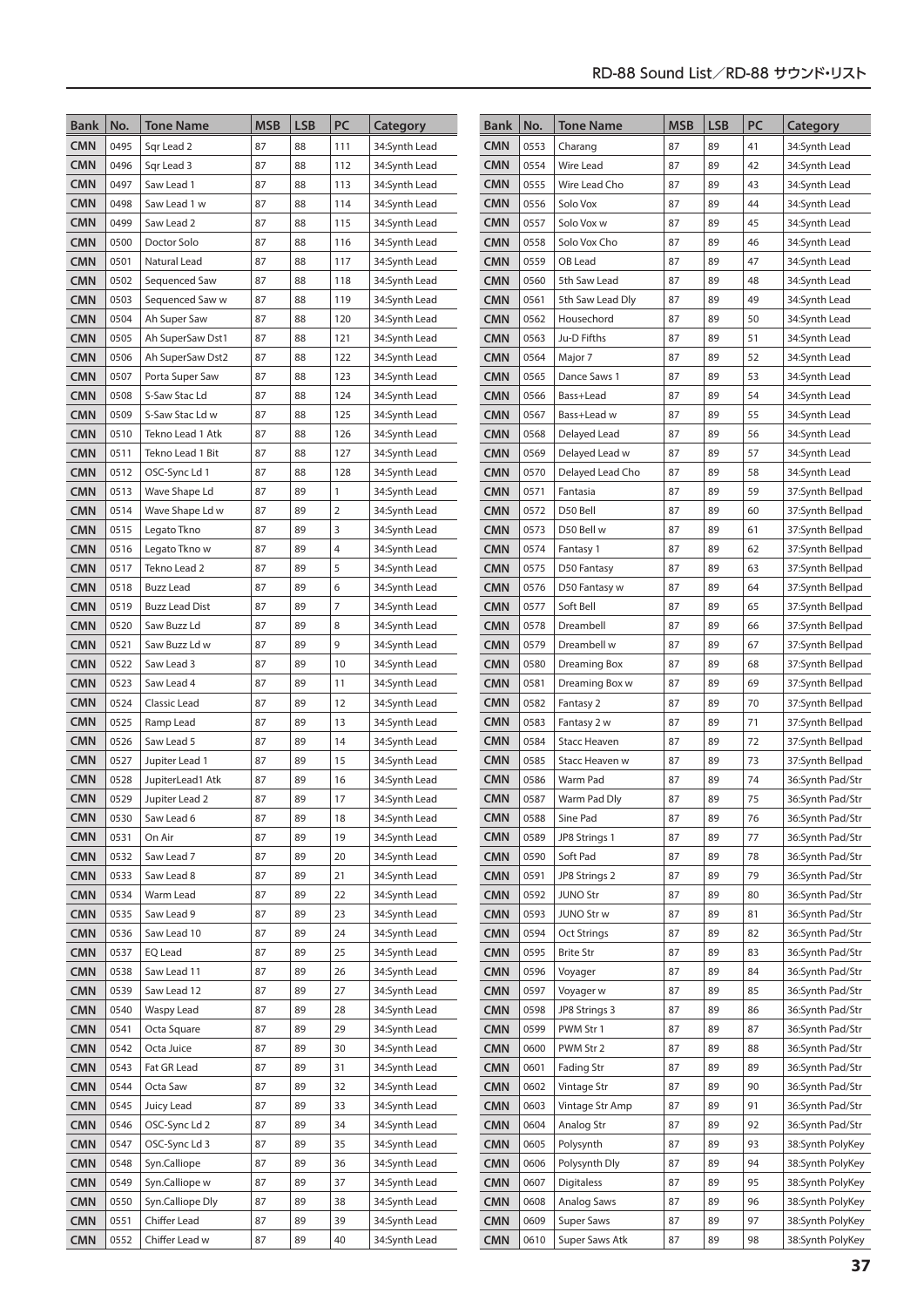| Bank | No. | Tone Name | MSB | LSB | PC | Category |
|---|---|---|---|---|---|---|
| CMN | 0495 | Sqr Lead 2 | 87 | 88 | 111 | 34:Synth Lead |
| CMN | 0496 | Sqr Lead 3 | 87 | 88 | 112 | 34:Synth Lead |
| CMN | 0497 | Saw Lead 1 | 87 | 88 | 113 | 34:Synth Lead |
| CMN | 0498 | Saw Lead 1 w | 87 | 88 | 114 | 34:Synth Lead |
| CMN | 0499 | Saw Lead 2 | 87 | 88 | 115 | 34:Synth Lead |
| CMN | 0500 | Doctor Solo | 87 | 88 | 116 | 34:Synth Lead |
| CMN | 0501 | Natural Lead | 87 | 88 | 117 | 34:Synth Lead |
| CMN | 0502 | Sequenced Saw | 87 | 88 | 118 | 34:Synth Lead |
| CMN | 0503 | Sequenced Saw w | 87 | 88 | 119 | 34:Synth Lead |
| CMN | 0504 | Ah Super Saw | 87 | 88 | 120 | 34:Synth Lead |
| CMN | 0505 | Ah SuperSaw Dst1 | 87 | 88 | 121 | 34:Synth Lead |
| CMN | 0506 | Ah SuperSaw Dst2 | 87 | 88 | 122 | 34:Synth Lead |
| CMN | 0507 | Porta Super Saw | 87 | 88 | 123 | 34:Synth Lead |
| CMN | 0508 | S-Saw Stac Ld | 87 | 88 | 124 | 34:Synth Lead |
| CMN | 0509 | S-Saw Stac Ld w | 87 | 88 | 125 | 34:Synth Lead |
| CMN | 0510 | Tekno Lead 1 Atk | 87 | 88 | 126 | 34:Synth Lead |
| CMN | 0511 | Tekno Lead 1 Bit | 87 | 88 | 127 | 34:Synth Lead |
| CMN | 0512 | OSC-Sync Ld 1 | 87 | 88 | 128 | 34:Synth Lead |
| CMN | 0513 | Wave Shape Ld | 87 | 89 | 1 | 34:Synth Lead |
| CMN | 0514 | Wave Shape Ld w | 87 | 89 | 2 | 34:Synth Lead |
| CMN | 0515 | Legato Tkno | 87 | 89 | 3 | 34:Synth Lead |
| CMN | 0516 | Legato Tkno w | 87 | 89 | 4 | 34:Synth Lead |
| CMN | 0517 | Tekno Lead 2 | 87 | 89 | 5 | 34:Synth Lead |
| CMN | 0518 | Buzz Lead | 87 | 89 | 6 | 34:Synth Lead |
| CMN | 0519 | Buzz Lead Dist | 87 | 89 | 7 | 34:Synth Lead |
| CMN | 0520 | Saw Buzz Ld | 87 | 89 | 8 | 34:Synth Lead |
| CMN | 0521 | Saw Buzz Ld w | 87 | 89 | 9 | 34:Synth Lead |
| CMN | 0522 | Saw Lead 3 | 87 | 89 | 10 | 34:Synth Lead |
| CMN | 0523 | Saw Lead 4 | 87 | 89 | 11 | 34:Synth Lead |
| CMN | 0524 | Classic Lead | 87 | 89 | 12 | 34:Synth Lead |
| CMN | 0525 | Ramp Lead | 87 | 89 | 13 | 34:Synth Lead |
| CMN | 0526 | Saw Lead 5 | 87 | 89 | 14 | 34:Synth Lead |
| CMN | 0527 | Jupiter Lead 1 | 87 | 89 | 15 | 34:Synth Lead |
| CMN | 0528 | JupiterLead1 Atk | 87 | 89 | 16 | 34:Synth Lead |
| CMN | 0529 | Jupiter Lead 2 | 87 | 89 | 17 | 34:Synth Lead |
| CMN | 0530 | Saw Lead 6 | 87 | 89 | 18 | 34:Synth Lead |
| CMN | 0531 | On Air | 87 | 89 | 19 | 34:Synth Lead |
| CMN | 0532 | Saw Lead 7 | 87 | 89 | 20 | 34:Synth Lead |
| CMN | 0533 | Saw Lead 8 | 87 | 89 | 21 | 34:Synth Lead |
| CMN | 0534 | Warm Lead | 87 | 89 | 22 | 34:Synth Lead |
| CMN | 0535 | Saw Lead 9 | 87 | 89 | 23 | 34:Synth Lead |
| CMN | 0536 | Saw Lead 10 | 87 | 89 | 24 | 34:Synth Lead |
| CMN | 0537 | EQ Lead | 87 | 89 | 25 | 34:Synth Lead |
| CMN | 0538 | Saw Lead 11 | 87 | 89 | 26 | 34:Synth Lead |
| CMN | 0539 | Saw Lead 12 | 87 | 89 | 27 | 34:Synth Lead |
| CMN | 0540 | Waspy Lead | 87 | 89 | 28 | 34:Synth Lead |
| CMN | 0541 | Octa Square | 87 | 89 | 29 | 34:Synth Lead |
| CMN | 0542 | Octa Juice | 87 | 89 | 30 | 34:Synth Lead |
| CMN | 0543 | Fat GR Lead | 87 | 89 | 31 | 34:Synth Lead |
| CMN | 0544 | Octa Saw | 87 | 89 | 32 | 34:Synth Lead |
| CMN | 0545 | Juicy Lead | 87 | 89 | 33 | 34:Synth Lead |
| CMN | 0546 | OSC-Sync Ld 2 | 87 | 89 | 34 | 34:Synth Lead |
| CMN | 0547 | OSC-Sync Ld 3 | 87 | 89 | 35 | 34:Synth Lead |
| CMN | 0548 | Syn.Calliope | 87 | 89 | 36 | 34:Synth Lead |
| CMN | 0549 | Syn.Calliope w | 87 | 89 | 37 | 34:Synth Lead |
| CMN | 0550 | Syn.Calliope Dly | 87 | 89 | 38 | 34:Synth Lead |
| CMN | 0551 | Chiffer Lead | 87 | 89 | 39 | 34:Synth Lead |
| CMN | 0552 | Chiffer Lead w | 87 | 89 | 40 | 34:Synth Lead |
| CMN | 0553 | Charang | 87 | 89 | 41 | 34:Synth Lead |
| CMN | 0554 | Wire Lead | 87 | 89 | 42 | 34:Synth Lead |
| CMN | 0555 | Wire Lead Cho | 87 | 89 | 43 | 34:Synth Lead |
| CMN | 0556 | Solo Vox | 87 | 89 | 44 | 34:Synth Lead |
| CMN | 0557 | Solo Vox w | 87 | 89 | 45 | 34:Synth Lead |
| CMN | 0558 | Solo Vox Cho | 87 | 89 | 46 | 34:Synth Lead |
| CMN | 0559 | OB Lead | 87 | 89 | 47 | 34:Synth Lead |
| CMN | 0560 | 5th Saw Lead | 87 | 89 | 48 | 34:Synth Lead |
| CMN | 0561 | 5th Saw Lead Dly | 87 | 89 | 49 | 34:Synth Lead |
| CMN | 0562 | Housechord | 87 | 89 | 50 | 34:Synth Lead |
| CMN | 0563 | Ju-D Fifths | 87 | 89 | 51 | 34:Synth Lead |
| CMN | 0564 | Major 7 | 87 | 89 | 52 | 34:Synth Lead |
| CMN | 0565 | Dance Saws 1 | 87 | 89 | 53 | 34:Synth Lead |
| CMN | 0566 | Bass+Lead | 87 | 89 | 54 | 34:Synth Lead |
| CMN | 0567 | Bass+Lead w | 87 | 89 | 55 | 34:Synth Lead |
| CMN | 0568 | Delayed Lead | 87 | 89 | 56 | 34:Synth Lead |
| CMN | 0569 | Delayed Lead w | 87 | 89 | 57 | 34:Synth Lead |
| CMN | 0570 | Delayed Lead Cho | 87 | 89 | 58 | 34:Synth Lead |
| CMN | 0571 | Fantasia | 87 | 89 | 59 | 37:Synth Bellpad |
| CMN | 0572 | D50 Bell | 87 | 89 | 60 | 37:Synth Bellpad |
| CMN | 0573 | D50 Bell w | 87 | 89 | 61 | 37:Synth Bellpad |
| CMN | 0574 | Fantasy 1 | 87 | 89 | 62 | 37:Synth Bellpad |
| CMN | 0575 | D50 Fantasy | 87 | 89 | 63 | 37:Synth Bellpad |
| CMN | 0576 | D50 Fantasy w | 87 | 89 | 64 | 37:Synth Bellpad |
| CMN | 0577 | Soft Bell | 87 | 89 | 65 | 37:Synth Bellpad |
| CMN | 0578 | Dreambell | 87 | 89 | 66 | 37:Synth Bellpad |
| CMN | 0579 | Dreambell w | 87 | 89 | 67 | 37:Synth Bellpad |
| CMN | 0580 | Dreaming Box | 87 | 89 | 68 | 37:Synth Bellpad |
| CMN | 0581 | Dreaming Box w | 87 | 89 | 69 | 37:Synth Bellpad |
| CMN | 0582 | Fantasy 2 | 87 | 89 | 70 | 37:Synth Bellpad |
| CMN | 0583 | Fantasy 2 w | 87 | 89 | 71 | 37:Synth Bellpad |
| CMN | 0584 | Stacc Heaven | 87 | 89 | 72 | 37:Synth Bellpad |
| CMN | 0585 | Stacc Heaven w | 87 | 89 | 73 | 37:Synth Bellpad |
| CMN | 0586 | Warm Pad | 87 | 89 | 74 | 36:Synth Pad/Str |
| CMN | 0587 | Warm Pad Dly | 87 | 89 | 75 | 36:Synth Pad/Str |
| CMN | 0588 | Sine Pad | 87 | 89 | 76 | 36:Synth Pad/Str |
| CMN | 0589 | JP8 Strings 1 | 87 | 89 | 77 | 36:Synth Pad/Str |
| CMN | 0590 | Soft Pad | 87 | 89 | 78 | 36:Synth Pad/Str |
| CMN | 0591 | JP8 Strings 2 | 87 | 89 | 79 | 36:Synth Pad/Str |
| CMN | 0592 | JUNO Str | 87 | 89 | 80 | 36:Synth Pad/Str |
| CMN | 0593 | JUNO Str w | 87 | 89 | 81 | 36:Synth Pad/Str |
| CMN | 0594 | Oct Strings | 87 | 89 | 82 | 36:Synth Pad/Str |
| CMN | 0595 | Brite Str | 87 | 89 | 83 | 36:Synth Pad/Str |
| CMN | 0596 | Voyager | 87 | 89 | 84 | 36:Synth Pad/Str |
| CMN | 0597 | Voyager w | 87 | 89 | 85 | 36:Synth Pad/Str |
| CMN | 0598 | JP8 Strings 3 | 87 | 89 | 86 | 36:Synth Pad/Str |
| CMN | 0599 | PWM Str 1 | 87 | 89 | 87 | 36:Synth Pad/Str |
| CMN | 0600 | PWM Str 2 | 87 | 89 | 88 | 36:Synth Pad/Str |
| CMN | 0601 | Fading Str | 87 | 89 | 89 | 36:Synth Pad/Str |
| CMN | 0602 | Vintage Str | 87 | 89 | 90 | 36:Synth Pad/Str |
| CMN | 0603 | Vintage Str Amp | 87 | 89 | 91 | 36:Synth Pad/Str |
| CMN | 0604 | Analog Str | 87 | 89 | 92 | 36:Synth Pad/Str |
| CMN | 0605 | Polysynth | 87 | 89 | 93 | 38:Synth PolyKey |
| CMN | 0606 | Polysynth Dly | 87 | 89 | 94 | 38:Synth PolyKey |
| CMN | 0607 | Digitaless | 87 | 89 | 95 | 38:Synth PolyKey |
| CMN | 0608 | Analog Saws | 87 | 89 | 96 | 38:Synth PolyKey |
| CMN | 0609 | Super Saws | 87 | 89 | 97 | 38:Synth PolyKey |
| CMN | 0610 | Super Saws Atk | 87 | 89 | 98 | 38:Synth PolyKey |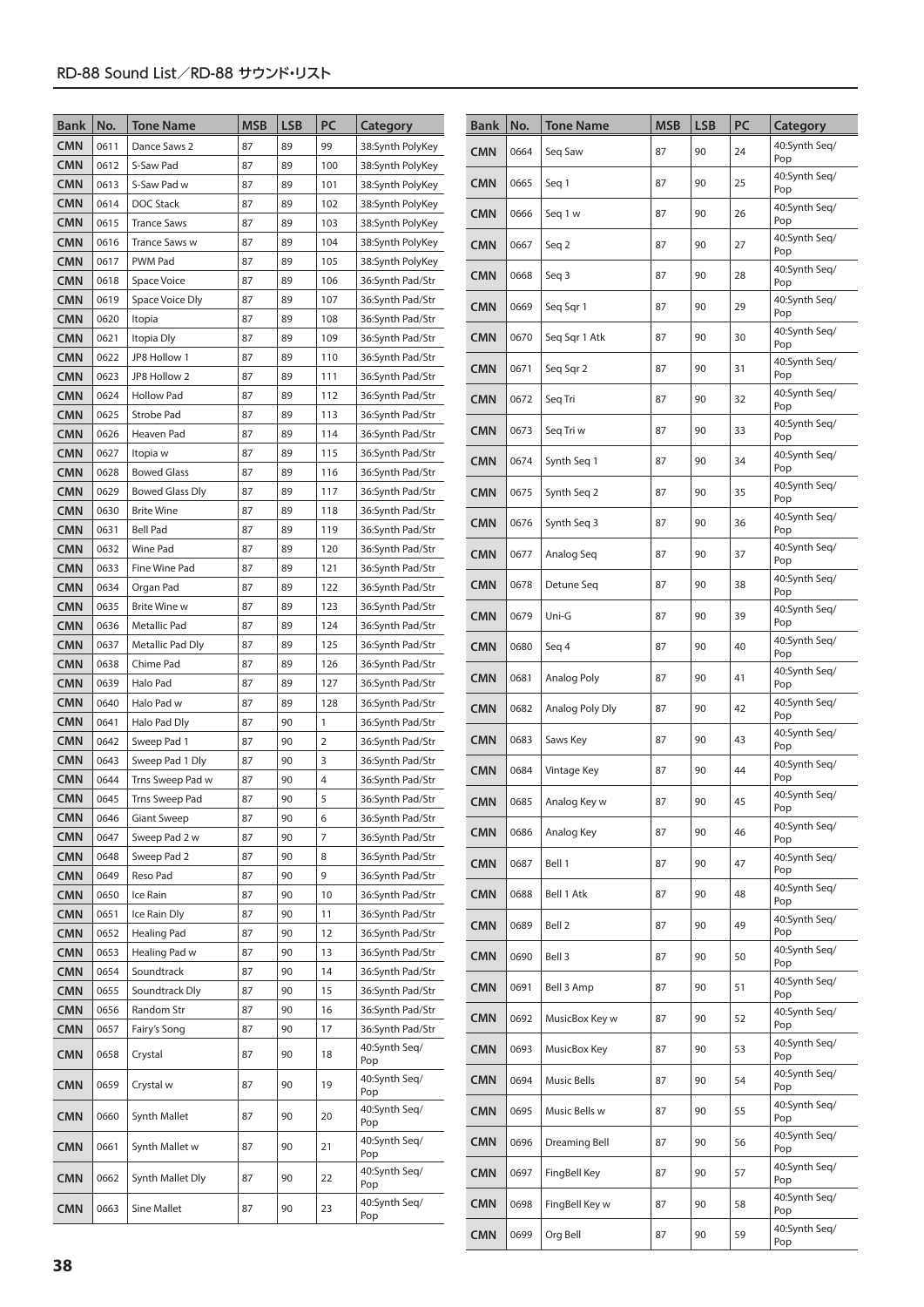| Bank | No. | Tone Name | MSB | LSB | PC | Category |
|---|---|---|---|---|---|---|
| CMN | 0611 | Dance Saws 2 | 87 | 89 | 99 | 38:Synth PolyKey |
| CMN | 0612 | S-Saw Pad | 87 | 89 | 100 | 38:Synth PolyKey |
| CMN | 0613 | S-Saw Pad w | 87 | 89 | 101 | 38:Synth PolyKey |
| CMN | 0614 | DOC Stack | 87 | 89 | 102 | 38:Synth PolyKey |
| CMN | 0615 | Trance Saws | 87 | 89 | 103 | 38:Synth PolyKey |
| CMN | 0616 | Trance Saws w | 87 | 89 | 104 | 38:Synth PolyKey |
| CMN | 0617 | PWM Pad | 87 | 89 | 105 | 38:Synth PolyKey |
| CMN | 0618 | Space Voice | 87 | 89 | 106 | 36:Synth Pad/Str |
| CMN | 0619 | Space Voice Dly | 87 | 89 | 107 | 36:Synth Pad/Str |
| CMN | 0620 | Itopia | 87 | 89 | 108 | 36:Synth Pad/Str |
| CMN | 0621 | Itopia Dly | 87 | 89 | 109 | 36:Synth Pad/Str |
| CMN | 0622 | JP8 Hollow 1 | 87 | 89 | 110 | 36:Synth Pad/Str |
| CMN | 0623 | JP8 Hollow 2 | 87 | 89 | 111 | 36:Synth Pad/Str |
| CMN | 0624 | Hollow Pad | 87 | 89 | 112 | 36:Synth Pad/Str |
| CMN | 0625 | Strobe Pad | 87 | 89 | 113 | 36:Synth Pad/Str |
| CMN | 0626 | Heaven Pad | 87 | 89 | 114 | 36:Synth Pad/Str |
| CMN | 0627 | Itopia w | 87 | 89 | 115 | 36:Synth Pad/Str |
| CMN | 0628 | Bowed Glass | 87 | 89 | 116 | 36:Synth Pad/Str |
| CMN | 0629 | Bowed Glass Dly | 87 | 89 | 117 | 36:Synth Pad/Str |
| CMN | 0630 | Brite Wine | 87 | 89 | 118 | 36:Synth Pad/Str |
| CMN | 0631 | Bell Pad | 87 | 89 | 119 | 36:Synth Pad/Str |
| CMN | 0632 | Wine Pad | 87 | 89 | 120 | 36:Synth Pad/Str |
| CMN | 0633 | Fine Wine Pad | 87 | 89 | 121 | 36:Synth Pad/Str |
| CMN | 0634 | Organ Pad | 87 | 89 | 122 | 36:Synth Pad/Str |
| CMN | 0635 | Brite Wine w | 87 | 89 | 123 | 36:Synth Pad/Str |
| CMN | 0636 | Metallic Pad | 87 | 89 | 124 | 36:Synth Pad/Str |
| CMN | 0637 | Metallic Pad Dly | 87 | 89 | 125 | 36:Synth Pad/Str |
| CMN | 0638 | Chime Pad | 87 | 89 | 126 | 36:Synth Pad/Str |
| CMN | 0639 | Halo Pad | 87 | 89 | 127 | 36:Synth Pad/Str |
| CMN | 0640 | Halo Pad w | 87 | 89 | 128 | 36:Synth Pad/Str |
| CMN | 0641 | Halo Pad Dly | 87 | 90 | 1 | 36:Synth Pad/Str |
| CMN | 0642 | Sweep Pad 1 | 87 | 90 | 2 | 36:Synth Pad/Str |
| CMN | 0643 | Sweep Pad 1 Dly | 87 | 90 | 3 | 36:Synth Pad/Str |
| CMN | 0644 | Trns Sweep Pad w | 87 | 90 | 4 | 36:Synth Pad/Str |
| CMN | 0645 | Trns Sweep Pad | 87 | 90 | 5 | 36:Synth Pad/Str |
| CMN | 0646 | Giant Sweep | 87 | 90 | 6 | 36:Synth Pad/Str |
| CMN | 0647 | Sweep Pad 2 w | 87 | 90 | 7 | 36:Synth Pad/Str |
| CMN | 0648 | Sweep Pad 2 | 87 | 90 | 8 | 36:Synth Pad/Str |
| CMN | 0649 | Reso Pad | 87 | 90 | 9 | 36:Synth Pad/Str |
| CMN | 0650 | Ice Rain | 87 | 90 | 10 | 36:Synth Pad/Str |
| CMN | 0651 | Ice Rain Dly | 87 | 90 | 11 | 36:Synth Pad/Str |
| CMN | 0652 | Healing Pad | 87 | 90 | 12 | 36:Synth Pad/Str |
| CMN | 0653 | Healing Pad w | 87 | 90 | 13 | 36:Synth Pad/Str |
| CMN | 0654 | Soundtrack | 87 | 90 | 14 | 36:Synth Pad/Str |
| CMN | 0655 | Soundtrack Dly | 87 | 90 | 15 | 36:Synth Pad/Str |
| CMN | 0656 | Random Str | 87 | 90 | 16 | 36:Synth Pad/Str |
| CMN | 0657 | Fairy's Song | 87 | 90 | 17 | 36:Synth Pad/Str |
| CMN | 0658 | Crystal | 87 | 90 | 18 | 40:Synth Seq/Pop |
| CMN | 0659 | Crystal w | 87 | 90 | 19 | 40:Synth Seq/Pop |
| CMN | 0660 | Synth Mallet | 87 | 90 | 20 | 40:Synth Seq/Pop |
| CMN | 0661 | Synth Mallet w | 87 | 90 | 21 | 40:Synth Seq/Pop |
| CMN | 0662 | Synth Mallet Dly | 87 | 90 | 22 | 40:Synth Seq/Pop |
| CMN | 0663 | Sine Mallet | 87 | 90 | 23 | 40:Synth Seq/Pop |
| CMN | 0664 | Seq Saw | 87 | 90 | 24 | 40:Synth Seq/Pop |
| CMN | 0665 | Seq 1 | 87 | 90 | 25 | 40:Synth Seq/Pop |
| CMN | 0666 | Seq 1 w | 87 | 90 | 26 | 40:Synth Seq/Pop |
| CMN | 0667 | Seq 2 | 87 | 90 | 27 | 40:Synth Seq/Pop |
| CMN | 0668 | Seq 3 | 87 | 90 | 28 | 40:Synth Seq/Pop |
| CMN | 0669 | Seq Sqr 1 | 87 | 90 | 29 | 40:Synth Seq/Pop |
| CMN | 0670 | Seq Sqr 1 Atk | 87 | 90 | 30 | 40:Synth Seq/Pop |
| CMN | 0671 | Seq Sqr 2 | 87 | 90 | 31 | 40:Synth Seq/Pop |
| CMN | 0672 | Seq Tri | 87 | 90 | 32 | 40:Synth Seq/Pop |
| CMN | 0673 | Seq Tri w | 87 | 90 | 33 | 40:Synth Seq/Pop |
| CMN | 0674 | Synth Seq 1 | 87 | 90 | 34 | 40:Synth Seq/Pop |
| CMN | 0675 | Synth Seq 2 | 87 | 90 | 35 | 40:Synth Seq/Pop |
| CMN | 0676 | Synth Seq 3 | 87 | 90 | 36 | 40:Synth Seq/Pop |
| CMN | 0677 | Analog Seq | 87 | 90 | 37 | 40:Synth Seq/Pop |
| CMN | 0678 | Detune Seq | 87 | 90 | 38 | 40:Synth Seq/Pop |
| CMN | 0679 | Uni-G | 87 | 90 | 39 | 40:Synth Seq/Pop |
| CMN | 0680 | Seq 4 | 87 | 90 | 40 | 40:Synth Seq/Pop |
| CMN | 0681 | Analog Poly | 87 | 90 | 41 | 40:Synth Seq/Pop |
| CMN | 0682 | Analog Poly Dly | 87 | 90 | 42 | 40:Synth Seq/Pop |
| CMN | 0683 | Saws Key | 87 | 90 | 43 | 40:Synth Seq/Pop |
| CMN | 0684 | Vintage Key | 87 | 90 | 44 | 40:Synth Seq/Pop |
| CMN | 0685 | Analog Key w | 87 | 90 | 45 | 40:Synth Seq/Pop |
| CMN | 0686 | Analog Key | 87 | 90 | 46 | 40:Synth Seq/Pop |
| CMN | 0687 | Bell 1 | 87 | 90 | 47 | 40:Synth Seq/Pop |
| CMN | 0688 | Bell 1 Atk | 87 | 90 | 48 | 40:Synth Seq/Pop |
| CMN | 0689 | Bell 2 | 87 | 90 | 49 | 40:Synth Seq/Pop |
| CMN | 0690 | Bell 3 | 87 | 90 | 50 | 40:Synth Seq/Pop |
| CMN | 0691 | Bell 3 Amp | 87 | 90 | 51 | 40:Synth Seq/Pop |
| CMN | 0692 | MusicBox Key w | 87 | 90 | 52 | 40:Synth Seq/Pop |
| CMN | 0693 | MusicBox Key | 87 | 90 | 53 | 40:Synth Seq/Pop |
| CMN | 0694 | Music Bells | 87 | 90 | 54 | 40:Synth Seq/Pop |
| CMN | 0695 | Music Bells w | 87 | 90 | 55 | 40:Synth Seq/Pop |
| CMN | 0696 | Dreaming Bell | 87 | 90 | 56 | 40:Synth Seq/Pop |
| CMN | 0697 | FingBell Key | 87 | 90 | 57 | 40:Synth Seq/Pop |
| CMN | 0698 | FingBell Key w | 87 | 90 | 58 | 40:Synth Seq/Pop |
| CMN | 0699 | Org Bell | 87 | 90 | 59 | 40:Synth Seq/Pop |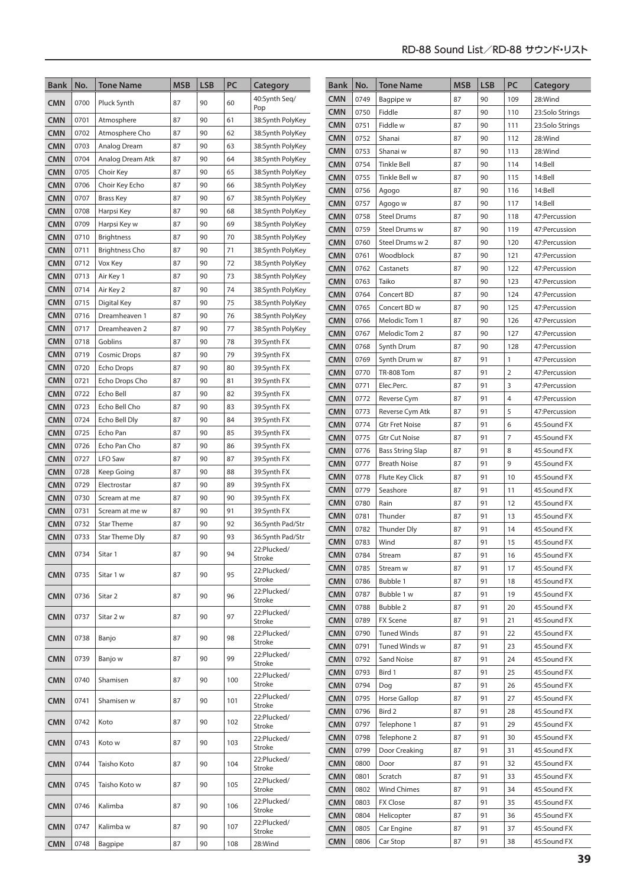| Bank | No. | Tone Name | MSB | LSB | PC | Category |
|---|---|---|---|---|---|---|
| CMN | 0700 | Pluck Synth | 87 | 90 | 60 | 40:Synth Seq/Pop |
| CMN | 0701 | Atmosphere | 87 | 90 | 61 | 38:Synth PolyKey |
| CMN | 0702 | Atmosphere Cho | 87 | 90 | 62 | 38:Synth PolyKey |
| CMN | 0703 | Analog Dream | 87 | 90 | 63 | 38:Synth PolyKey |
| CMN | 0704 | Analog Dream Atk | 87 | 90 | 64 | 38:Synth PolyKey |
| CMN | 0705 | Choir Key | 87 | 90 | 65 | 38:Synth PolyKey |
| CMN | 0706 | Choir Key Echo | 87 | 90 | 66 | 38:Synth PolyKey |
| CMN | 0707 | Brass Key | 87 | 90 | 67 | 38:Synth PolyKey |
| CMN | 0708 | Harpsi Key | 87 | 90 | 68 | 38:Synth PolyKey |
| CMN | 0709 | Harpsi Key w | 87 | 90 | 69 | 38:Synth PolyKey |
| CMN | 0710 | Brightness | 87 | 90 | 70 | 38:Synth PolyKey |
| CMN | 0711 | Brightness Cho | 87 | 90 | 71 | 38:Synth PolyKey |
| CMN | 0712 | Vox Key | 87 | 90 | 72 | 38:Synth PolyKey |
| CMN | 0713 | Air Key 1 | 87 | 90 | 73 | 38:Synth PolyKey |
| CMN | 0714 | Air Key 2 | 87 | 90 | 74 | 38:Synth PolyKey |
| CMN | 0715 | Digital Key | 87 | 90 | 75 | 38:Synth PolyKey |
| CMN | 0716 | Dreamheaven 1 | 87 | 90 | 76 | 38:Synth PolyKey |
| CMN | 0717 | Dreamheaven 2 | 87 | 90 | 77 | 38:Synth PolyKey |
| CMN | 0718 | Goblins | 87 | 90 | 78 | 39:Synth FX |
| CMN | 0719 | Cosmic Drops | 87 | 90 | 79 | 39:Synth FX |
| CMN | 0720 | Echo Drops | 87 | 90 | 80 | 39:Synth FX |
| CMN | 0721 | Echo Drops Cho | 87 | 90 | 81 | 39:Synth FX |
| CMN | 0722 | Echo Bell | 87 | 90 | 82 | 39:Synth FX |
| CMN | 0723 | Echo Bell Cho | 87 | 90 | 83 | 39:Synth FX |
| CMN | 0724 | Echo Bell Dly | 87 | 90 | 84 | 39:Synth FX |
| CMN | 0725 | Echo Pan | 87 | 90 | 85 | 39:Synth FX |
| CMN | 0726 | Echo Pan Cho | 87 | 90 | 86 | 39:Synth FX |
| CMN | 0727 | LFO Saw | 87 | 90 | 87 | 39:Synth FX |
| CMN | 0728 | Keep Going | 87 | 90 | 88 | 39:Synth FX |
| CMN | 0729 | Electrostar | 87 | 90 | 89 | 39:Synth FX |
| CMN | 0730 | Scream at me | 87 | 90 | 90 | 39:Synth FX |
| CMN | 0731 | Scream at me w | 87 | 90 | 91 | 39:Synth FX |
| CMN | 0732 | Star Theme | 87 | 90 | 92 | 36:Synth Pad/Str |
| CMN | 0733 | Star Theme Dly | 87 | 90 | 93 | 36:Synth Pad/Str |
| CMN | 0734 | Sitar 1 | 87 | 90 | 94 | 22:Plucked/Stroke |
| CMN | 0735 | Sitar 1 w | 87 | 90 | 95 | 22:Plucked/Stroke |
| CMN | 0736 | Sitar 2 | 87 | 90 | 96 | 22:Plucked/Stroke |
| CMN | 0737 | Sitar 2 w | 87 | 90 | 97 | 22:Plucked/Stroke |
| CMN | 0738 | Banjo | 87 | 90 | 98 | 22:Plucked/Stroke |
| CMN | 0739 | Banjo w | 87 | 90 | 99 | 22:Plucked/Stroke |
| CMN | 0740 | Shamisen | 87 | 90 | 100 | 22:Plucked/Stroke |
| CMN | 0741 | Shamisen w | 87 | 90 | 101 | 22:Plucked/Stroke |
| CMN | 0742 | Koto | 87 | 90 | 102 | 22:Plucked/Stroke |
| CMN | 0743 | Koto w | 87 | 90 | 103 | 22:Plucked/Stroke |
| CMN | 0744 | Taisho Koto | 87 | 90 | 104 | 22:Plucked/Stroke |
| CMN | 0745 | Taisho Koto w | 87 | 90 | 105 | 22:Plucked/Stroke |
| CMN | 0746 | Kalimba | 87 | 90 | 106 | 22:Plucked/Stroke |
| CMN | 0747 | Kalimba w | 87 | 90 | 107 | 22:Plucked/Stroke |
| CMN | 0748 | Bagpipe | 87 | 90 | 108 | 28:Wind |
| CMN | 0749 | Bagpipe w | 87 | 90 | 109 | 28:Wind |
| CMN | 0750 | Fiddle | 87 | 90 | 110 | 23:Solo Strings |
| CMN | 0751 | Fiddle w | 87 | 90 | 111 | 23:Solo Strings |
| CMN | 0752 | Shanai | 87 | 90 | 112 | 28:Wind |
| CMN | 0753 | Shanai w | 87 | 90 | 113 | 28:Wind |
| CMN | 0754 | Tinkle Bell | 87 | 90 | 114 | 14:Bell |
| CMN | 0755 | Tinkle Bell w | 87 | 90 | 115 | 14:Bell |
| CMN | 0756 | Agogo | 87 | 90 | 116 | 14:Bell |
| CMN | 0757 | Agogo w | 87 | 90 | 117 | 14:Bell |
| CMN | 0758 | Steel Drums | 87 | 90 | 118 | 47:Percussion |
| CMN | 0759 | Steel Drums w | 87 | 90 | 119 | 47:Percussion |
| CMN | 0760 | Steel Drums w 2 | 87 | 90 | 120 | 47:Percussion |
| CMN | 0761 | Woodblock | 87 | 90 | 121 | 47:Percussion |
| CMN | 0762 | Castanets | 87 | 90 | 122 | 47:Percussion |
| CMN | 0763 | Taiko | 87 | 90 | 123 | 47:Percussion |
| CMN | 0764 | Concert BD | 87 | 90 | 124 | 47:Percussion |
| CMN | 0765 | Concert BD w | 87 | 90 | 125 | 47:Percussion |
| CMN | 0766 | Melodic Tom 1 | 87 | 90 | 126 | 47:Percussion |
| CMN | 0767 | Melodic Tom 2 | 87 | 90 | 127 | 47:Percussion |
| CMN | 0768 | Synth Drum | 87 | 90 | 128 | 47:Percussion |
| CMN | 0769 | Synth Drum w | 87 | 91 | 1 | 47:Percussion |
| CMN | 0770 | TR-808 Tom | 87 | 91 | 2 | 47:Percussion |
| CMN | 0771 | Elec.Perc. | 87 | 91 | 3 | 47:Percussion |
| CMN | 0772 | Reverse Cym | 87 | 91 | 4 | 47:Percussion |
| CMN | 0773 | Reverse Cym Atk | 87 | 91 | 5 | 47:Percussion |
| CMN | 0774 | Gtr Fret Noise | 87 | 91 | 6 | 45:Sound FX |
| CMN | 0775 | Gtr Cut Noise | 87 | 91 | 7 | 45:Sound FX |
| CMN | 0776 | Bass String Slap | 87 | 91 | 8 | 45:Sound FX |
| CMN | 0777 | Breath Noise | 87 | 91 | 9 | 45:Sound FX |
| CMN | 0778 | Flute Key Click | 87 | 91 | 10 | 45:Sound FX |
| CMN | 0779 | Seashore | 87 | 91 | 11 | 45:Sound FX |
| CMN | 0780 | Rain | 87 | 91 | 12 | 45:Sound FX |
| CMN | 0781 | Thunder | 87 | 91 | 13 | 45:Sound FX |
| CMN | 0782 | Thunder Dly | 87 | 91 | 14 | 45:Sound FX |
| CMN | 0783 | Wind | 87 | 91 | 15 | 45:Sound FX |
| CMN | 0784 | Stream | 87 | 91 | 16 | 45:Sound FX |
| CMN | 0785 | Stream w | 87 | 91 | 17 | 45:Sound FX |
| CMN | 0786 | Bubble 1 | 87 | 91 | 18 | 45:Sound FX |
| CMN | 0787 | Bubble 1 w | 87 | 91 | 19 | 45:Sound FX |
| CMN | 0788 | Bubble 2 | 87 | 91 | 20 | 45:Sound FX |
| CMN | 0789 | FX Scene | 87 | 91 | 21 | 45:Sound FX |
| CMN | 0790 | Tuned Winds | 87 | 91 | 22 | 45:Sound FX |
| CMN | 0791 | Tuned Winds w | 87 | 91 | 23 | 45:Sound FX |
| CMN | 0792 | Sand Noise | 87 | 91 | 24 | 45:Sound FX |
| CMN | 0793 | Bird 1 | 87 | 91 | 25 | 45:Sound FX |
| CMN | 0794 | Dog | 87 | 91 | 26 | 45:Sound FX |
| CMN | 0795 | Horse Gallop | 87 | 91 | 27 | 45:Sound FX |
| CMN | 0796 | Bird 2 | 87 | 91 | 28 | 45:Sound FX |
| CMN | 0797 | Telephone 1 | 87 | 91 | 29 | 45:Sound FX |
| CMN | 0798 | Telephone 2 | 87 | 91 | 30 | 45:Sound FX |
| CMN | 0799 | Door Creaking | 87 | 91 | 31 | 45:Sound FX |
| CMN | 0800 | Door | 87 | 91 | 32 | 45:Sound FX |
| CMN | 0801 | Scratch | 87 | 91 | 33 | 45:Sound FX |
| CMN | 0802 | Wind Chimes | 87 | 91 | 34 | 45:Sound FX |
| CMN | 0803 | FX Close | 87 | 91 | 35 | 45:Sound FX |
| CMN | 0804 | Helicopter | 87 | 91 | 36 | 45:Sound FX |
| CMN | 0805 | Car Engine | 87 | 91 | 37 | 45:Sound FX |
| CMN | 0806 | Car Stop | 87 | 91 | 38 | 45:Sound FX |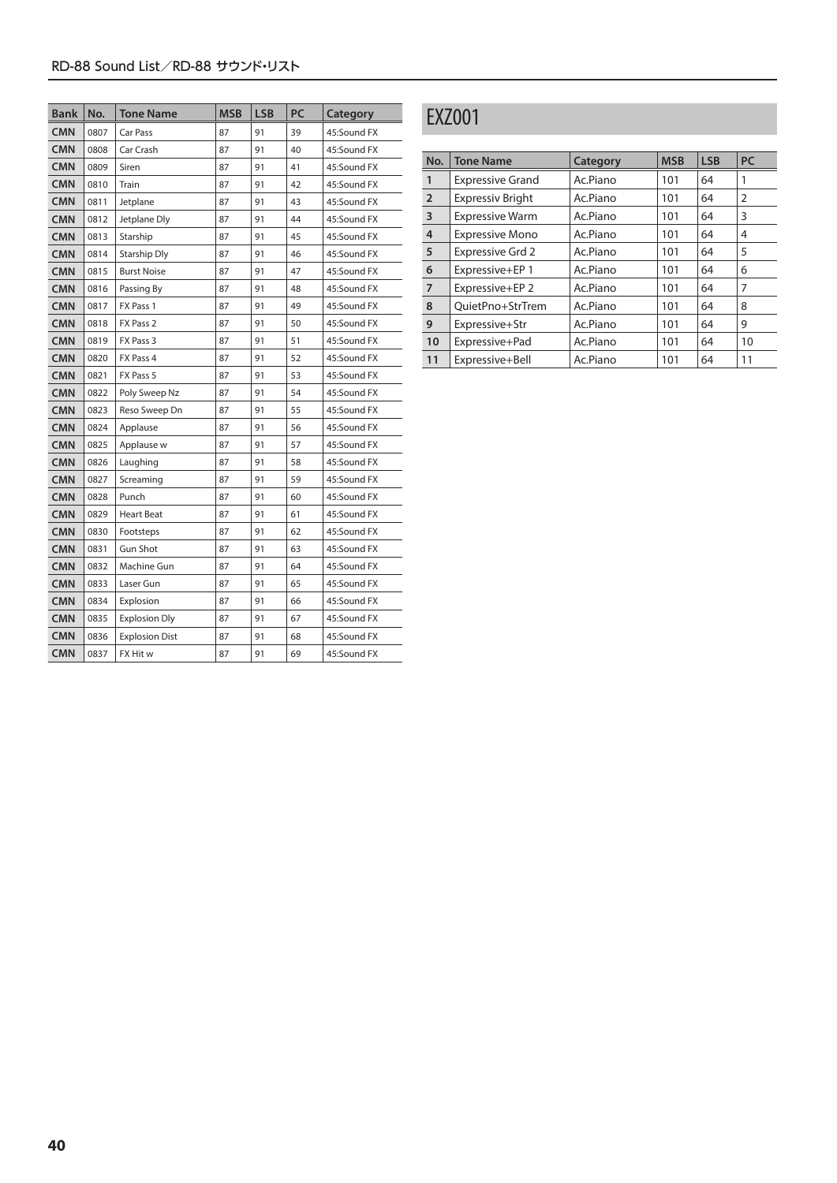| Bank | No. | Tone Name | MSB | LSB | PC | Category |
|---|---|---|---|---|---|---|
| CMN | 0807 | Car Pass | 87 | 91 | 39 | 45:Sound FX |
| CMN | 0808 | Car Crash | 87 | 91 | 40 | 45:Sound FX |
| CMN | 0809 | Siren | 87 | 91 | 41 | 45:Sound FX |
| CMN | 0810 | Train | 87 | 91 | 42 | 45:Sound FX |
| CMN | 0811 | Jetplane | 87 | 91 | 43 | 45:Sound FX |
| CMN | 0812 | Jetplane Dly | 87 | 91 | 44 | 45:Sound FX |
| CMN | 0813 | Starship | 87 | 91 | 45 | 45:Sound FX |
| CMN | 0814 | Starship Dly | 87 | 91 | 46 | 45:Sound FX |
| CMN | 0815 | Burst Noise | 87 | 91 | 47 | 45:Sound FX |
| CMN | 0816 | Passing By | 87 | 91 | 48 | 45:Sound FX |
| CMN | 0817 | FX Pass 1 | 87 | 91 | 49 | 45:Sound FX |
| CMN | 0818 | FX Pass 2 | 87 | 91 | 50 | 45:Sound FX |
| CMN | 0819 | FX Pass 3 | 87 | 91 | 51 | 45:Sound FX |
| CMN | 0820 | FX Pass 4 | 87 | 91 | 52 | 45:Sound FX |
| CMN | 0821 | FX Pass 5 | 87 | 91 | 53 | 45:Sound FX |
| CMN | 0822 | Poly Sweep Nz | 87 | 91 | 54 | 45:Sound FX |
| CMN | 0823 | Reso Sweep Dn | 87 | 91 | 55 | 45:Sound FX |
| CMN | 0824 | Applause | 87 | 91 | 56 | 45:Sound FX |
| CMN | 0825 | Applause w | 87 | 91 | 57 | 45:Sound FX |
| CMN | 0826 | Laughing | 87 | 91 | 58 | 45:Sound FX |
| CMN | 0827 | Screaming | 87 | 91 | 59 | 45:Sound FX |
| CMN | 0828 | Punch | 87 | 91 | 60 | 45:Sound FX |
| CMN | 0829 | Heart Beat | 87 | 91 | 61 | 45:Sound FX |
| CMN | 0830 | Footsteps | 87 | 91 | 62 | 45:Sound FX |
| CMN | 0831 | Gun Shot | 87 | 91 | 63 | 45:Sound FX |
| CMN | 0832 | Machine Gun | 87 | 91 | 64 | 45:Sound FX |
| CMN | 0833 | Laser Gun | 87 | 91 | 65 | 45:Sound FX |
| CMN | 0834 | Explosion | 87 | 91 | 66 | 45:Sound FX |
| CMN | 0835 | Explosion Dly | 87 | 91 | 67 | 45:Sound FX |
| CMN | 0836 | Explosion Dist | 87 | 91 | 68 | 45:Sound FX |
| CMN | 0837 | FX Hit w | 87 | 91 | 69 | 45:Sound FX |

# EXZ001

| No. | Tone Name | Category | MSB | LSB | PC |
|---|---|---|---|---|---|
| 1 | Expressive Grand | Ac.Piano | 101 | 64 | 1 |
| 2 | Expressiv Bright | Ac.Piano | 101 | 64 | 2 |
| 3 | Expressive Warm | Ac.Piano | 101 | 64 | 3 |
| 4 | Expressive Mono | Ac.Piano | 101 | 64 | 4 |
| 5 | Expressive Grd 2 | Ac.Piano | 101 | 64 | 5 |
| 6 | Expressive+EP 1 | Ac.Piano | 101 | 64 | 6 |
| 7 | Expressive+EP 2 | Ac.Piano | 101 | 64 | 7 |
| 8 | QuietPno+StrTrem | Ac.Piano | 101 | 64 | 8 |
| 9 | Expressive+Str | Ac.Piano | 101 | 64 | 9 |
| 10 | Expressive+Pad | Ac.Piano | 101 | 64 | 10 |
| 11 | Expressive+Bell | Ac.Piano | 101 | 64 | 11 |